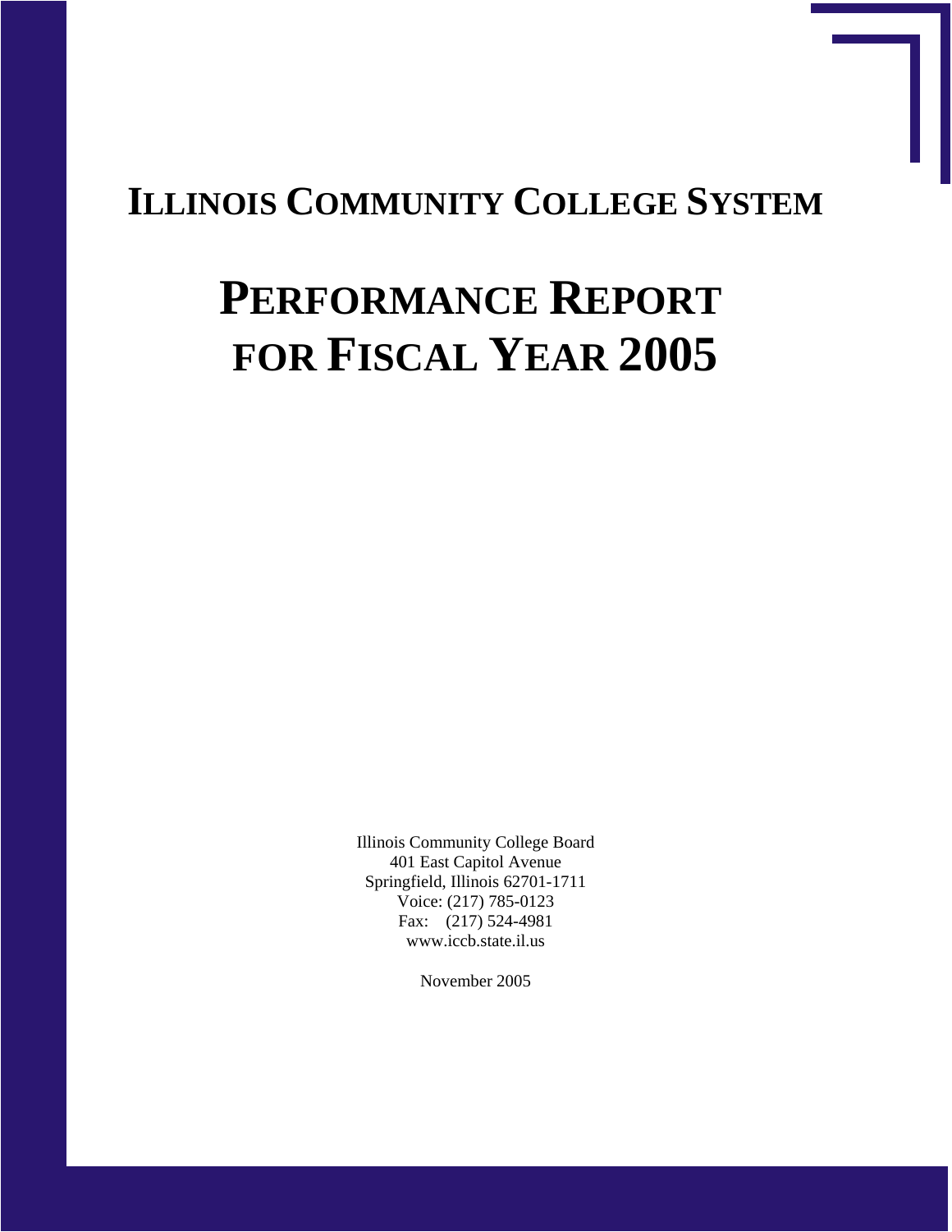# ILLINOIS COMMUNITY COLLEGE SYSTEM

# PERFORMANCE REPORT FOR FISCAL YEAR 2005

Illinois Community College Board
401 East Capitol Avenue
Springfield, Illinois 62701-1711
Voice: (217) 785-0123
Fax: (217) 524-4981
www.iccb.state.il.us

November 2005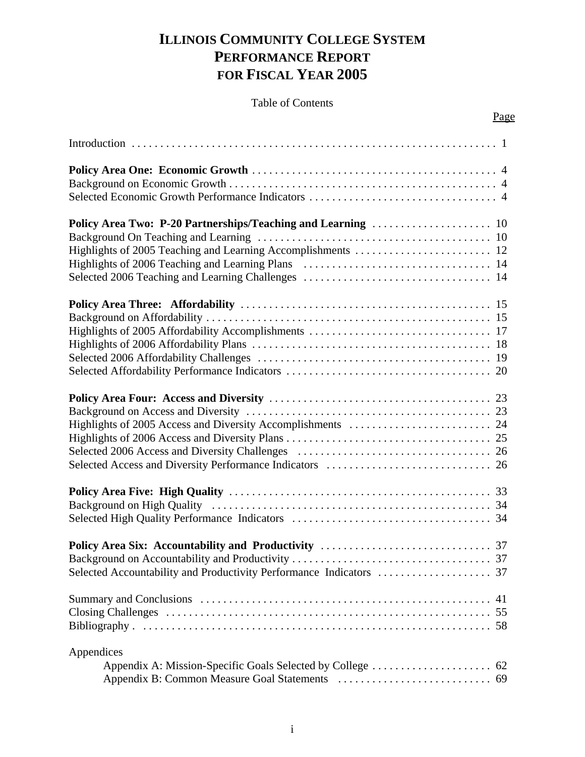# ILLINOIS COMMUNITY COLLEGE SYSTEM PERFORMANCE REPORT FOR FISCAL YEAR 2005

Table of Contents

| | Page |
|---|---|
| Introduction | 1 |
| **Policy Area One: Economic Growth** | 4 |
| Background on Economic Growth | 4 |
| Selected Economic Growth Performance Indicators | 4 |
| **Policy Area Two: P-20 Partnerships/Teaching and Learning** | 10 |
| Background On Teaching and Learning | 10 |
| Highlights of 2005 Teaching and Learning Accomplishments | 12 |
| Highlights of 2006 Teaching and Learning Plans | 14 |
| Selected 2006 Teaching and Learning Challenges | 14 |
| **Policy Area Three: Affordability** | 15 |
| Background on Affordability | 15 |
| Highlights of 2005 Affordability Accomplishments | 17 |
| Highlights of 2006 Affordability Plans | 18 |
| Selected 2006 Affordability Challenges | 19 |
| Selected Affordability Performance Indicators | 20 |
| **Policy Area Four: Access and Diversity** | 23 |
| Background on Access and Diversity | 23 |
| Highlights of 2005 Access and Diversity Accomplishments | 24 |
| Highlights of 2006 Access and Diversity Plans | 25 |
| Selected 2006 Access and Diversity Challenges | 26 |
| Selected Access and Diversity Performance Indicators | 26 |
| **Policy Area Five: High Quality** | 33 |
| Background on High Quality | 34 |
| Selected High Quality Performance Indicators | 34 |
| **Policy Area Six: Accountability and Productivity** | 37 |
| Background on Accountability and Productivity | 37 |
| Selected Accountability and Productivity Performance Indicators | 37 |
| Summary and Conclusions | 41 |
| Closing Challenges | 55 |
| Bibliography | 58 |
| Appendices | |
| Appendix A: Mission-Specific Goals Selected by College | 62 |
| Appendix B: Common Measure Goal Statements | 69 |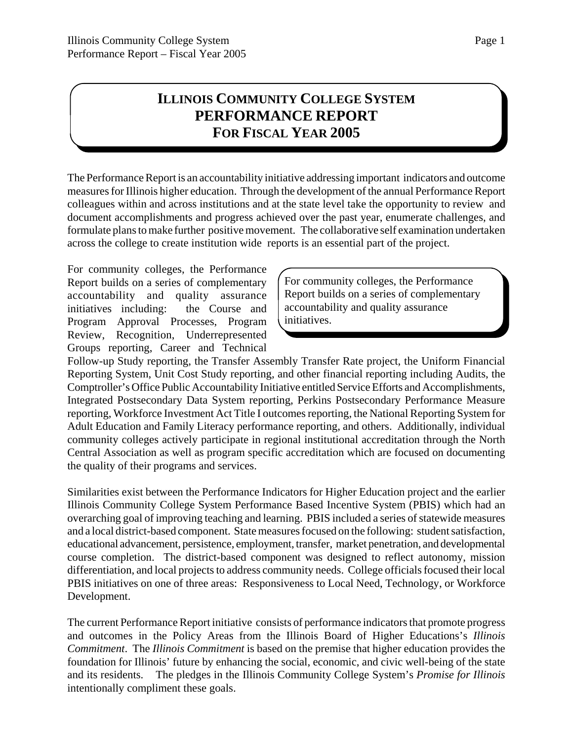# ILLINOIS COMMUNITY COLLEGE SYSTEM PERFORMANCE REPORT FOR FISCAL YEAR 2005

The Performance Report is an accountability initiative addressing important indicators and outcome measures for Illinois higher education. Through the development of the annual Performance Report colleagues within and across institutions and at the state level take the opportunity to review and document accomplishments and progress achieved over the past year, enumerate challenges, and formulate plans to make further positive movement. The collaborative self examination undertaken across the college to create institution wide reports is an essential part of the project.

> For community colleges, the Performance Report builds on a series of complementary accountability and quality assurance initiatives.

For community colleges, the Performance Report builds on a series of complementary accountability and quality assurance initiatives including: the Course and Program Approval Processes, Program Review, Recognition, Underrepresented Groups reporting, Career and Technical Follow-up Study reporting, the Transfer Assembly Transfer Rate project, the Uniform Financial Reporting System, Unit Cost Study reporting, and other financial reporting including Audits, the Comptroller's Office Public Accountability Initiative entitled Service Efforts and Accomplishments, Integrated Postsecondary Data System reporting, Perkins Postsecondary Performance Measure reporting, Workforce Investment Act Title I outcomes reporting, the National Reporting System for Adult Education and Family Literacy performance reporting, and others. Additionally, individual community colleges actively participate in regional institutional accreditation through the North Central Association as well as program specific accreditation which are focused on documenting the quality of their programs and services.

Similarities exist between the Performance Indicators for Higher Education project and the earlier Illinois Community College System Performance Based Incentive System (PBIS) which had an overarching goal of improving teaching and learning. PBIS included a series of statewide measures and a local district-based component. State measures focused on the following: student satisfaction, educational advancement, persistence, employment, transfer, market penetration, and developmental course completion. The district-based component was designed to reflect autonomy, mission differentiation, and local projects to address community needs. College officials focused their local PBIS initiatives on one of three areas: Responsiveness to Local Need, Technology, or Workforce Development.

The current Performance Report initiative consists of performance indicators that promote progress and outcomes in the Policy Areas from the Illinois Board of Higher Educations's *Illinois Commitment*. The *Illinois Commitment* is based on the premise that higher education provides the foundation for Illinois' future by enhancing the social, economic, and civic well-being of the state and its residents. The pledges in the Illinois Community College System's *Promise for Illinois* intentionally compliment these goals.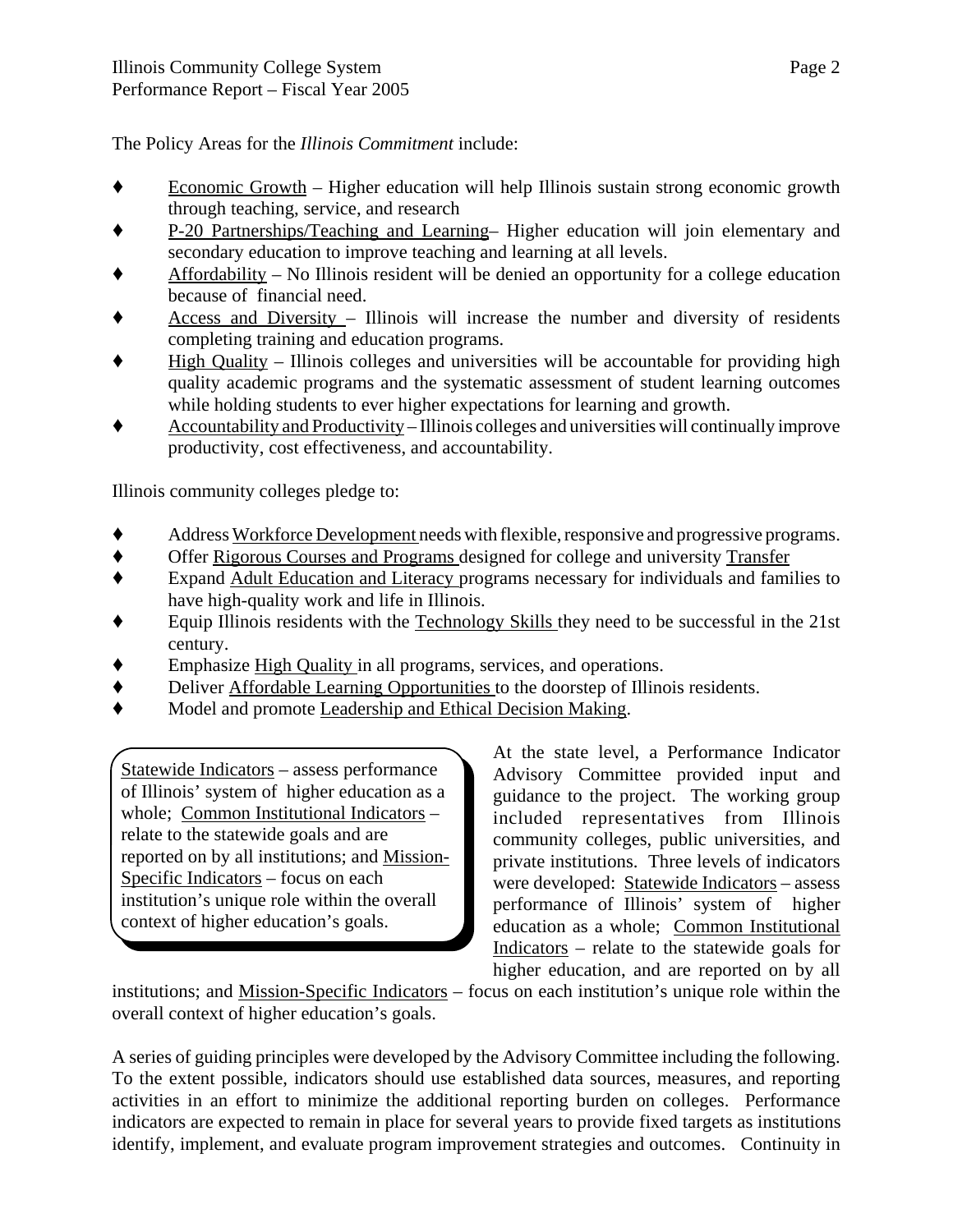The Policy Areas for the *Illinois Commitment* include:

- Economic Growth – Higher education will help Illinois sustain strong economic growth through teaching, service, and research
- P-20 Partnerships/Teaching and Learning– Higher education will join elementary and secondary education to improve teaching and learning at all levels.
- Affordability – No Illinois resident will be denied an opportunity for a college education because of financial need.
- Access and Diversity – Illinois will increase the number and diversity of residents completing training and education programs.
- High Quality – Illinois colleges and universities will be accountable for providing high quality academic programs and the systematic assessment of student learning outcomes while holding students to ever higher expectations for learning and growth.
- Accountability and Productivity – Illinois colleges and universities will continually improve productivity, cost effectiveness, and accountability.

Illinois community colleges pledge to:

- Address Workforce Development needs with flexible, responsive and progressive programs.
- Offer Rigorous Courses and Programs designed for college and university Transfer
- Expand Adult Education and Literacy programs necessary for individuals and families to have high-quality work and life in Illinois.
- Equip Illinois residents with the Technology Skills they need to be successful in the 21st century.
- Emphasize High Quality in all programs, services, and operations.
- Deliver Affordable Learning Opportunities to the doorstep of Illinois residents.
- Model and promote Leadership and Ethical Decision Making.

> Statewide Indicators – assess performance of Illinois' system of higher education as a whole; Common Institutional Indicators – relate to the statewide goals and are reported on by all institutions; and Mission-Specific Indicators – focus on each institution's unique role within the overall context of higher education's goals.

At the state level, a Performance Indicator Advisory Committee provided input and guidance to the project. The working group included representatives from Illinois community colleges, public universities, and private institutions. Three levels of indicators were developed: Statewide Indicators – assess performance of Illinois' system of higher education as a whole; Common Institutional Indicators – relate to the statewide goals for higher education, and are reported on by all institutions; and Mission-Specific Indicators – focus on each institution's unique role within the overall context of higher education's goals.

A series of guiding principles were developed by the Advisory Committee including the following. To the extent possible, indicators should use established data sources, measures, and reporting activities in an effort to minimize the additional reporting burden on colleges. Performance indicators are expected to remain in place for several years to provide fixed targets as institutions identify, implement, and evaluate program improvement strategies and outcomes. Continuity in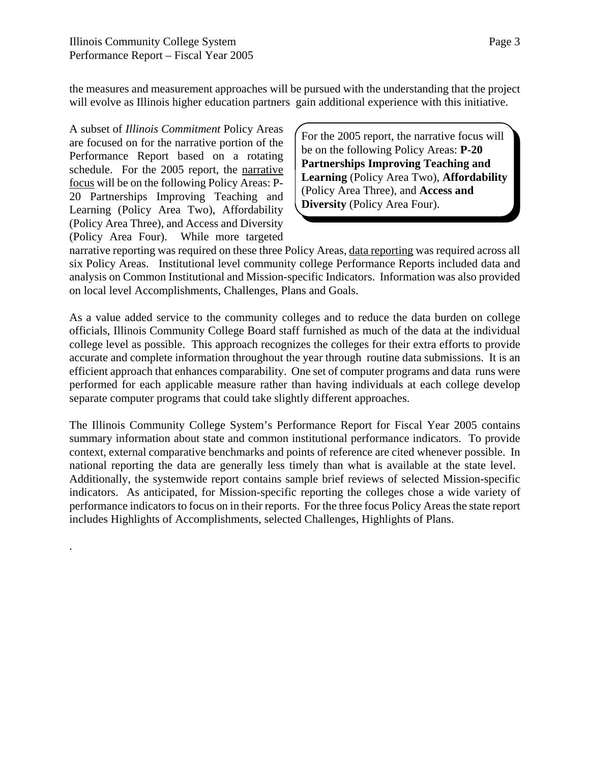the measures and measurement approaches will be pursued with the understanding that the project will evolve as Illinois higher education partners gain additional experience with this initiative.

A subset of *Illinois Commitment* Policy Areas are focused on for the narrative portion of the Performance Report based on a rotating schedule. For the 2005 report, the narrative focus will be on the following Policy Areas: P-20 Partnerships Improving Teaching and Learning (Policy Area Two), Affordability (Policy Area Three), and Access and Diversity (Policy Area Four). While more targeted narrative reporting was required on these three Policy Areas, data reporting was required across all six Policy Areas. Institutional level community college Performance Reports included data and analysis on Common Institutional and Mission-specific Indicators. Information was also provided on local level Accomplishments, Challenges, Plans and Goals.

> For the 2005 report, the narrative focus will be on the following Policy Areas: **P-20 Partnerships Improving Teaching and Learning** (Policy Area Two), **Affordability** (Policy Area Three), and **Access and Diversity** (Policy Area Four).

As a value added service to the community colleges and to reduce the data burden on college officials, Illinois Community College Board staff furnished as much of the data at the individual college level as possible. This approach recognizes the colleges for their extra efforts to provide accurate and complete information throughout the year through routine data submissions. It is an efficient approach that enhances comparability. One set of computer programs and data runs were performed for each applicable measure rather than having individuals at each college develop separate computer programs that could take slightly different approaches.

The Illinois Community College System's Performance Report for Fiscal Year 2005 contains summary information about state and common institutional performance indicators. To provide context, external comparative benchmarks and points of reference are cited whenever possible. In national reporting the data are generally less timely than what is available at the state level. Additionally, the systemwide report contains sample brief reviews of selected Mission-specific indicators. As anticipated, for Mission-specific reporting the colleges chose a wide variety of performance indicators to focus on in their reports. For the three focus Policy Areas the state report includes Highlights of Accomplishments, selected Challenges, Highlights of Plans.

.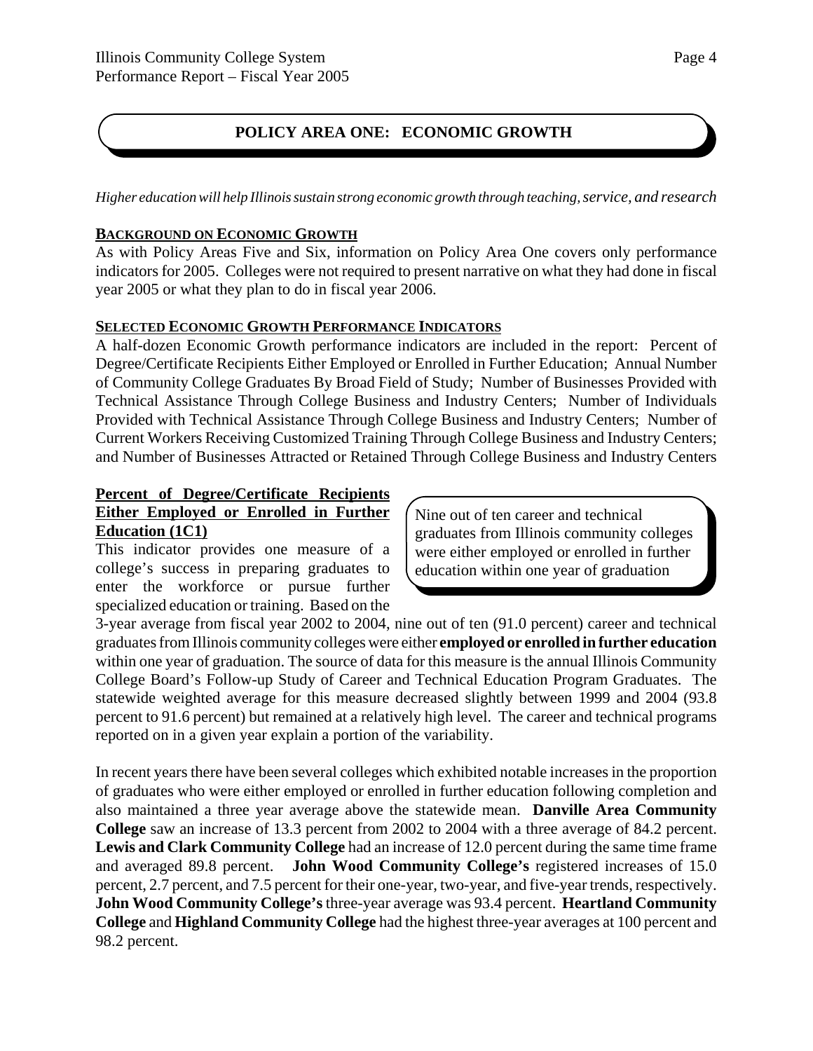## POLICY AREA ONE: ECONOMIC GROWTH

*Higher education will help Illinois sustain strong economic growth through teaching, service, and research*

### BACKGROUND ON ECONOMIC GROWTH

As with Policy Areas Five and Six, information on Policy Area One covers only performance indicators for 2005. Colleges were not required to present narrative on what they had done in fiscal year 2005 or what they plan to do in fiscal year 2006.

### SELECTED ECONOMIC GROWTH PERFORMANCE INDICATORS

A half-dozen Economic Growth performance indicators are included in the report: Percent of Degree/Certificate Recipients Either Employed or Enrolled in Further Education; Annual Number of Community College Graduates By Broad Field of Study; Number of Businesses Provided with Technical Assistance Through College Business and Industry Centers; Number of Individuals Provided with Technical Assistance Through College Business and Industry Centers; Number of Current Workers Receiving Customized Training Through College Business and Industry Centers; and Number of Businesses Attracted or Retained Through College Business and Industry Centers

### Percent of Degree/Certificate Recipients Either Employed or Enrolled in Further Education (1C1)

> Nine out of ten career and technical graduates from Illinois community colleges were either employed or enrolled in further education within one year of graduation

This indicator provides one measure of a college's success in preparing graduates to enter the workforce or pursue further specialized education or training. Based on the 3-year average from fiscal year 2002 to 2004, nine out of ten (91.0 percent) career and technical graduates from Illinois community colleges were either **employed or enrolled in further education** within one year of graduation. The source of data for this measure is the annual Illinois Community College Board's Follow-up Study of Career and Technical Education Program Graduates. The statewide weighted average for this measure decreased slightly between 1999 and 2004 (93.8 percent to 91.6 percent) but remained at a relatively high level. The career and technical programs reported on in a given year explain a portion of the variability.

In recent years there have been several colleges which exhibited notable increases in the proportion of graduates who were either employed or enrolled in further education following completion and also maintained a three year average above the statewide mean. **Danville Area Community College** saw an increase of 13.3 percent from 2002 to 2004 with a three average of 84.2 percent. **Lewis and Clark Community College** had an increase of 12.0 percent during the same time frame and averaged 89.8 percent. **John Wood Community College's** registered increases of 15.0 percent, 2.7 percent, and 7.5 percent for their one-year, two-year, and five-year trends, respectively. **John Wood Community College's** three-year average was 93.4 percent. **Heartland Community College** and **Highland Community College** had the highest three-year averages at 100 percent and 98.2 percent.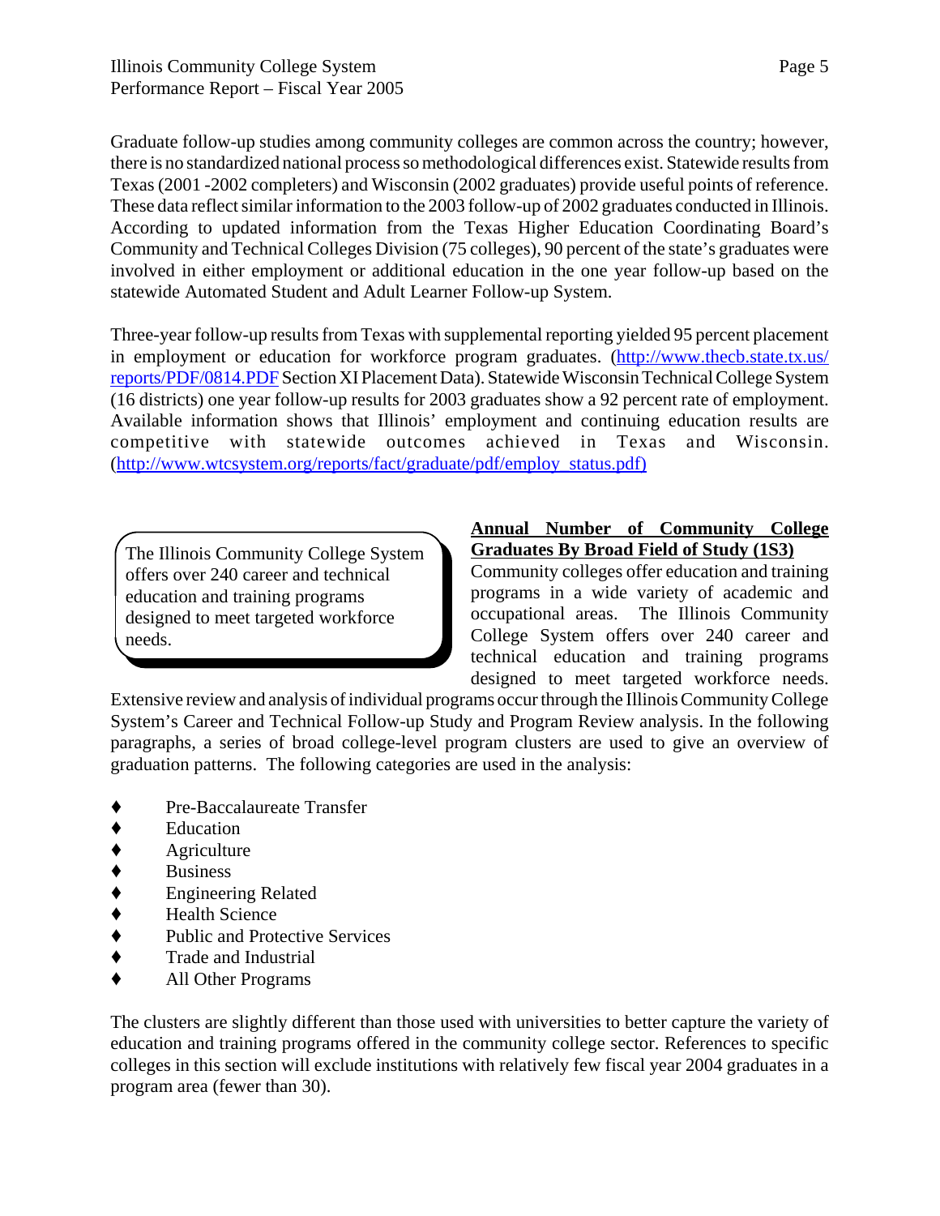Graduate follow-up studies among community colleges are common across the country; however, there is no standardized national process so methodological differences exist. Statewide results from Texas (2001 -2002 completers) and Wisconsin (2002 graduates) provide useful points of reference. These data reflect similar information to the 2003 follow-up of 2002 graduates conducted in Illinois. According to updated information from the Texas Higher Education Coordinating Board's Community and Technical Colleges Division (75 colleges), 90 percent of the state's graduates were involved in either employment or additional education in the one year follow-up based on the statewide Automated Student and Adult Learner Follow-up System.

Three-year follow-up results from Texas with supplemental reporting yielded 95 percent placement in employment or education for workforce program graduates. (http://www.thecb.state.tx.us/reports/PDF/0814.PDF Section XI Placement Data). Statewide Wisconsin Technical College System (16 districts) one year follow-up results for 2003 graduates show a 92 percent rate of employment. Available information shows that Illinois' employment and continuing education results are competitive with statewide outcomes achieved in Texas and Wisconsin. (http://www.wtcsystem.org/reports/fact/graduate/pdf/employ_status.pdf)

> The Illinois Community College System offers over 240 career and technical education and training programs designed to meet targeted workforce needs.

**Annual Number of Community College Graduates By Broad Field of Study (1S3)**

Community colleges offer education and training programs in a wide variety of academic and occupational areas. The Illinois Community College System offers over 240 career and technical education and training programs designed to meet targeted workforce needs. Extensive review and analysis of individual programs occur through the Illinois Community College System's Career and Technical Follow-up Study and Program Review analysis. In the following paragraphs, a series of broad college-level program clusters are used to give an overview of graduation patterns. The following categories are used in the analysis:

- Pre-Baccalaureate Transfer
- Education
- Agriculture
- Business
- Engineering Related
- Health Science
- Public and Protective Services
- Trade and Industrial
- All Other Programs

The clusters are slightly different than those used with universities to better capture the variety of education and training programs offered in the community college sector. References to specific colleges in this section will exclude institutions with relatively few fiscal year 2004 graduates in a program area (fewer than 30).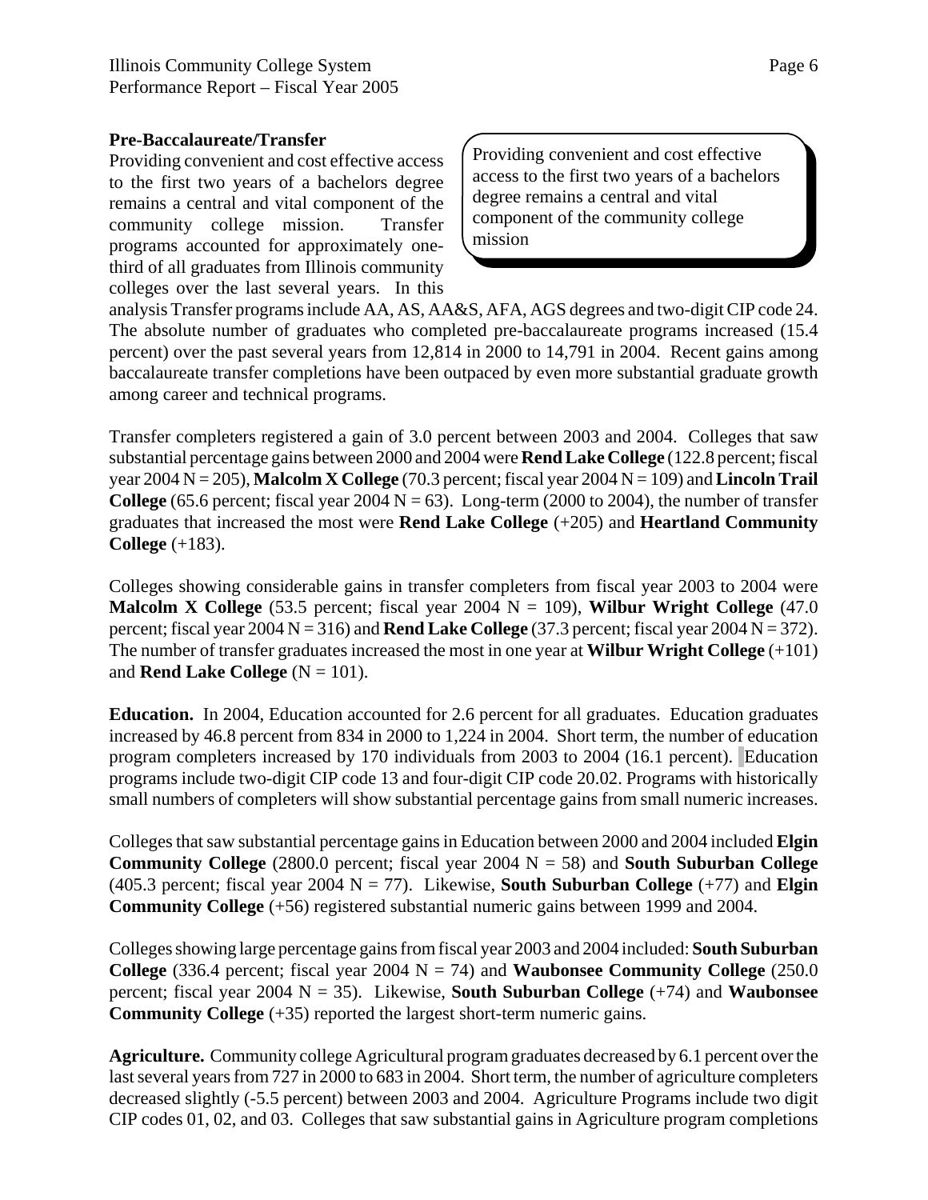**Pre-Baccalaureate/Transfer**

Providing convenient and cost effective access to the first two years of a bachelors degree remains a central and vital component of the community college mission. Transfer programs accounted for approximately one-third of all graduates from Illinois community colleges over the last several years. In this analysis Transfer programs include AA, AS, AA&S, AFA, AGS degrees and two-digit CIP code 24. The absolute number of graduates who completed pre-baccalaureate programs increased (15.4 percent) over the past several years from 12,814 in 2000 to 14,791 in 2004. Recent gains among baccalaureate transfer completions have been outpaced by even more substantial graduate growth among career and technical programs.

> Providing convenient and cost effective access to the first two years of a bachelors degree remains a central and vital component of the community college mission

Transfer completers registered a gain of 3.0 percent between 2003 and 2004. Colleges that saw substantial percentage gains between 2000 and 2004 were **Rend Lake College** (122.8 percent; fiscal year 2004 N = 205), **Malcolm X College** (70.3 percent; fiscal year 2004 N = 109) and **Lincoln Trail College** (65.6 percent; fiscal year 2004 N = 63). Long-term (2000 to 2004), the number of transfer graduates that increased the most were **Rend Lake College** (+205) and **Heartland Community College** (+183).

Colleges showing considerable gains in transfer completers from fiscal year 2003 to 2004 were **Malcolm X College** (53.5 percent; fiscal year 2004 N = 109), **Wilbur Wright College** (47.0 percent; fiscal year 2004 N = 316) and **Rend Lake College** (37.3 percent; fiscal year 2004 N = 372). The number of transfer graduates increased the most in one year at **Wilbur Wright College** (+101) and **Rend Lake College** (N = 101).

**Education.** In 2004, Education accounted for 2.6 percent for all graduates. Education graduates increased by 46.8 percent from 834 in 2000 to 1,224 in 2004. Short term, the number of education program completers increased by 170 individuals from 2003 to 2004 (16.1 percent). Education programs include two-digit CIP code 13 and four-digit CIP code 20.02. Programs with historically small numbers of completers will show substantial percentage gains from small numeric increases.

Colleges that saw substantial percentage gains in Education between 2000 and 2004 included **Elgin Community College** (2800.0 percent; fiscal year 2004 N = 58) and **South Suburban College** (405.3 percent; fiscal year 2004 N = 77). Likewise, **South Suburban College** (+77) and **Elgin Community College** (+56) registered substantial numeric gains between 1999 and 2004.

Colleges showing large percentage gains from fiscal year 2003 and 2004 included: **South Suburban College** (336.4 percent; fiscal year 2004 N = 74) and **Waubonsee Community College** (250.0 percent; fiscal year 2004 N = 35). Likewise, **South Suburban College** (+74) and **Waubonsee Community College** (+35) reported the largest short-term numeric gains.

**Agriculture.** Community college Agricultural program graduates decreased by 6.1 percent over the last several years from 727 in 2000 to 683 in 2004. Short term, the number of agriculture completers decreased slightly (-5.5 percent) between 2003 and 2004. Agriculture Programs include two digit CIP codes 01, 02, and 03. Colleges that saw substantial gains in Agriculture program completions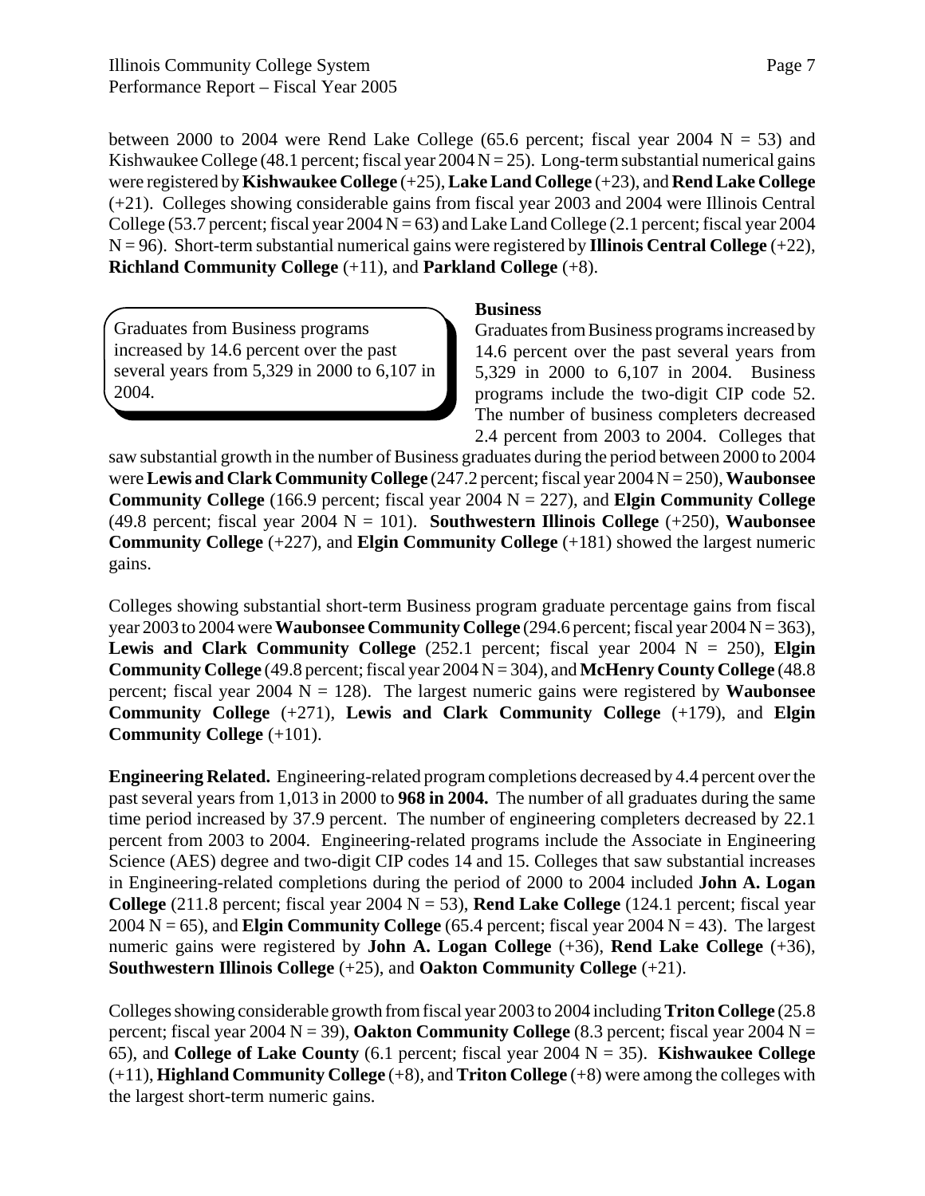between 2000 to 2004 were Rend Lake College (65.6 percent; fiscal year 2004 N = 53) and Kishwaukee College (48.1 percent; fiscal year 2004 N = 25). Long-term substantial numerical gains were registered by **Kishwaukee College** (+25), **Lake Land College** (+23), and **Rend Lake College** (+21). Colleges showing considerable gains from fiscal year 2003 and 2004 were Illinois Central College (53.7 percent; fiscal year 2004 N = 63) and Lake Land College (2.1 percent; fiscal year 2004 N = 96). Short-term substantial numerical gains were registered by **Illinois Central College** (+22), **Richland Community College** (+11), and **Parkland College** (+8).

> Graduates from Business programs increased by 14.6 percent over the past several years from 5,329 in 2000 to 6,107 in 2004.

**Business**

Graduates from Business programs increased by 14.6 percent over the past several years from 5,329 in 2000 to 6,107 in 2004. Business programs include the two-digit CIP code 52. The number of business completers decreased 2.4 percent from 2003 to 2004. Colleges that saw substantial growth in the number of Business graduates during the period between 2000 to 2004 were **Lewis and Clark Community College** (247.2 percent; fiscal year 2004 N = 250), **Waubonsee Community College** (166.9 percent; fiscal year 2004 N = 227), and **Elgin Community College** (49.8 percent; fiscal year 2004 N = 101). **Southwestern Illinois College** (+250), **Waubonsee Community College** (+227), and **Elgin Community College** (+181) showed the largest numeric gains.

Colleges showing substantial short-term Business program graduate percentage gains from fiscal year 2003 to 2004 were **Waubonsee Community College** (294.6 percent; fiscal year 2004 N = 363), **Lewis and Clark Community College** (252.1 percent; fiscal year 2004 N = 250), **Elgin Community College** (49.8 percent; fiscal year 2004 N = 304), and **McHenry County College** (48.8 percent; fiscal year 2004 N = 128). The largest numeric gains were registered by **Waubonsee Community College** (+271), **Lewis and Clark Community College** (+179), and **Elgin Community College** (+101).

**Engineering Related.** Engineering-related program completions decreased by 4.4 percent over the past several years from 1,013 in 2000 to **968 in 2004.** The number of all graduates during the same time period increased by 37.9 percent. The number of engineering completers decreased by 22.1 percent from 2003 to 2004. Engineering-related programs include the Associate in Engineering Science (AES) degree and two-digit CIP codes 14 and 15. Colleges that saw substantial increases in Engineering-related completions during the period of 2000 to 2004 included **John A. Logan College** (211.8 percent; fiscal year 2004 N = 53), **Rend Lake College** (124.1 percent; fiscal year 2004 N = 65), and **Elgin Community College** (65.4 percent; fiscal year 2004 N = 43). The largest numeric gains were registered by **John A. Logan College** (+36), **Rend Lake College** (+36), **Southwestern Illinois College** (+25), and **Oakton Community College** (+21).

Colleges showing considerable growth from fiscal year 2003 to 2004 including **Triton College** (25.8 percent; fiscal year 2004 N = 39), **Oakton Community College** (8.3 percent; fiscal year 2004 N = 65), and **College of Lake County** (6.1 percent; fiscal year 2004 N = 35). **Kishwaukee College** (+11), **Highland Community College** (+8), and **Triton College** (+8) were among the colleges with the largest short-term numeric gains.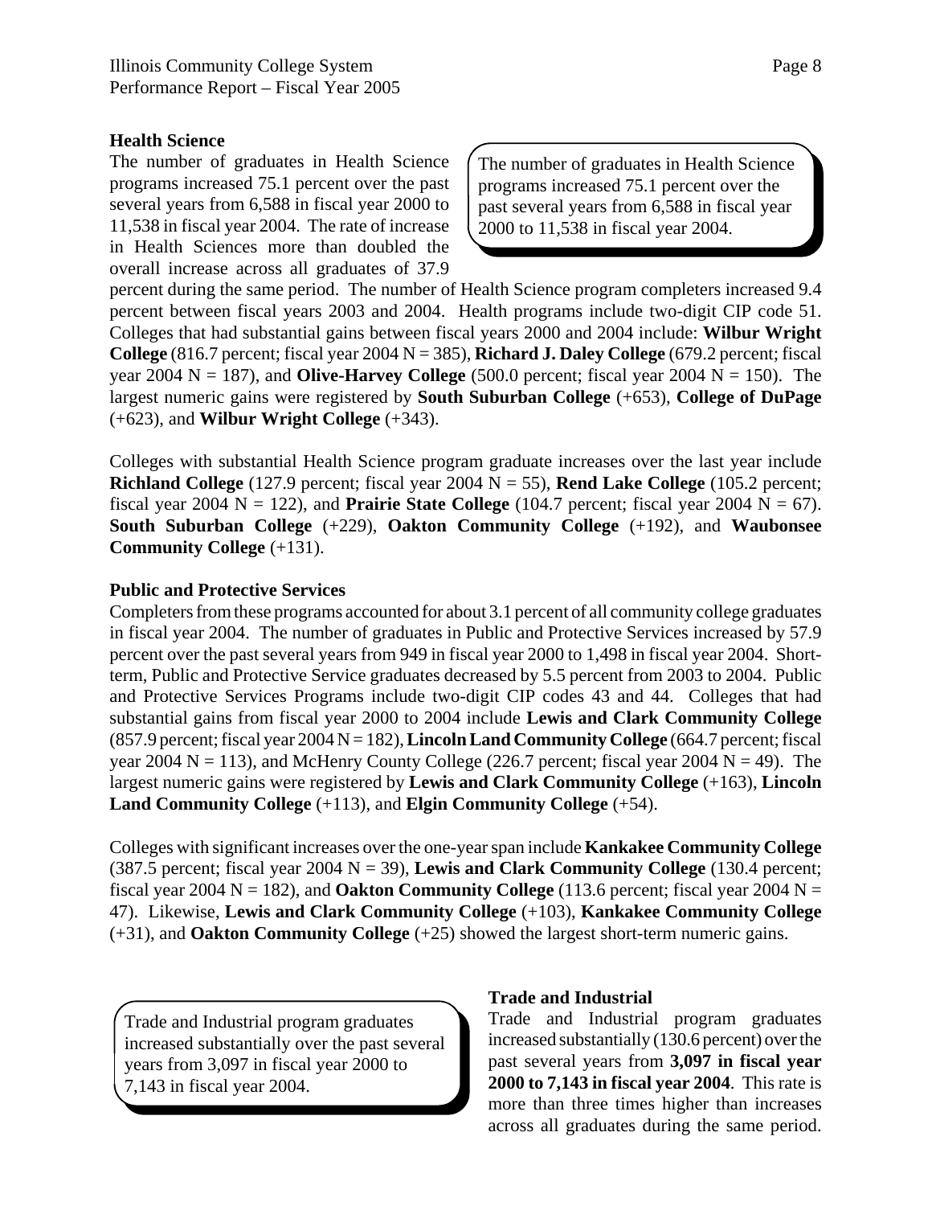### Health Science

The number of graduates in Health Science programs increased 75.1 percent over the past several years from 6,588 in fiscal year 2000 to 11,538 in fiscal year 2004. The rate of increase in Health Sciences more than doubled the overall increase across all graduates of 37.9 percent during the same period. The number of Health Science program completers increased 9.4 percent between fiscal years 2003 and 2004. Health programs include two-digit CIP code 51. Colleges that had substantial gains between fiscal years 2000 and 2004 include: **Wilbur Wright College** (816.7 percent; fiscal year 2004 N = 385), **Richard J. Daley College** (679.2 percent; fiscal year 2004 N = 187), and **Olive-Harvey College** (500.0 percent; fiscal year 2004 N = 150). The largest numeric gains were registered by **South Suburban College** (+653), **College of DuPage** (+623), and **Wilbur Wright College** (+343).

> The number of graduates in Health Science programs increased 75.1 percent over the past several years from 6,588 in fiscal year 2000 to 11,538 in fiscal year 2004.

Colleges with substantial Health Science program graduate increases over the last year include **Richland College** (127.9 percent; fiscal year 2004 N = 55), **Rend Lake College** (105.2 percent; fiscal year 2004 N = 122), and **Prairie State College** (104.7 percent; fiscal year 2004 N = 67). **South Suburban College** (+229), **Oakton Community College** (+192), and **Waubonsee Community College** (+131).

### Public and Protective Services

Completers from these programs accounted for about 3.1 percent of all community college graduates in fiscal year 2004. The number of graduates in Public and Protective Services increased by 57.9 percent over the past several years from 949 in fiscal year 2000 to 1,498 in fiscal year 2004. Short-term, Public and Protective Service graduates decreased by 5.5 percent from 2003 to 2004. Public and Protective Services Programs include two-digit CIP codes 43 and 44. Colleges that had substantial gains from fiscal year 2000 to 2004 include **Lewis and Clark Community College** (857.9 percent; fiscal year 2004 N = 182), **Lincoln Land Community College** (664.7 percent; fiscal year 2004 N = 113), and McHenry County College (226.7 percent; fiscal year 2004 N = 49). The largest numeric gains were registered by **Lewis and Clark Community College** (+163), **Lincoln Land Community College** (+113), and **Elgin Community College** (+54).

Colleges with significant increases over the one-year span include **Kankakee Community College** (387.5 percent; fiscal year 2004 N = 39), **Lewis and Clark Community College** (130.4 percent; fiscal year 2004 N = 182), and **Oakton Community College** (113.6 percent; fiscal year 2004 N = 47). Likewise, **Lewis and Clark Community College** (+103), **Kankakee Community College** (+31), and **Oakton Community College** (+25) showed the largest short-term numeric gains.

> Trade and Industrial program graduates increased substantially over the past several years from 3,097 in fiscal year 2000 to 7,143 in fiscal year 2004.

### Trade and Industrial

Trade and Industrial program graduates increased substantially (130.6 percent) over the past several years from **3,097 in fiscal year 2000 to 7,143 in fiscal year 2004**. This rate is more than three times higher than increases across all graduates during the same period.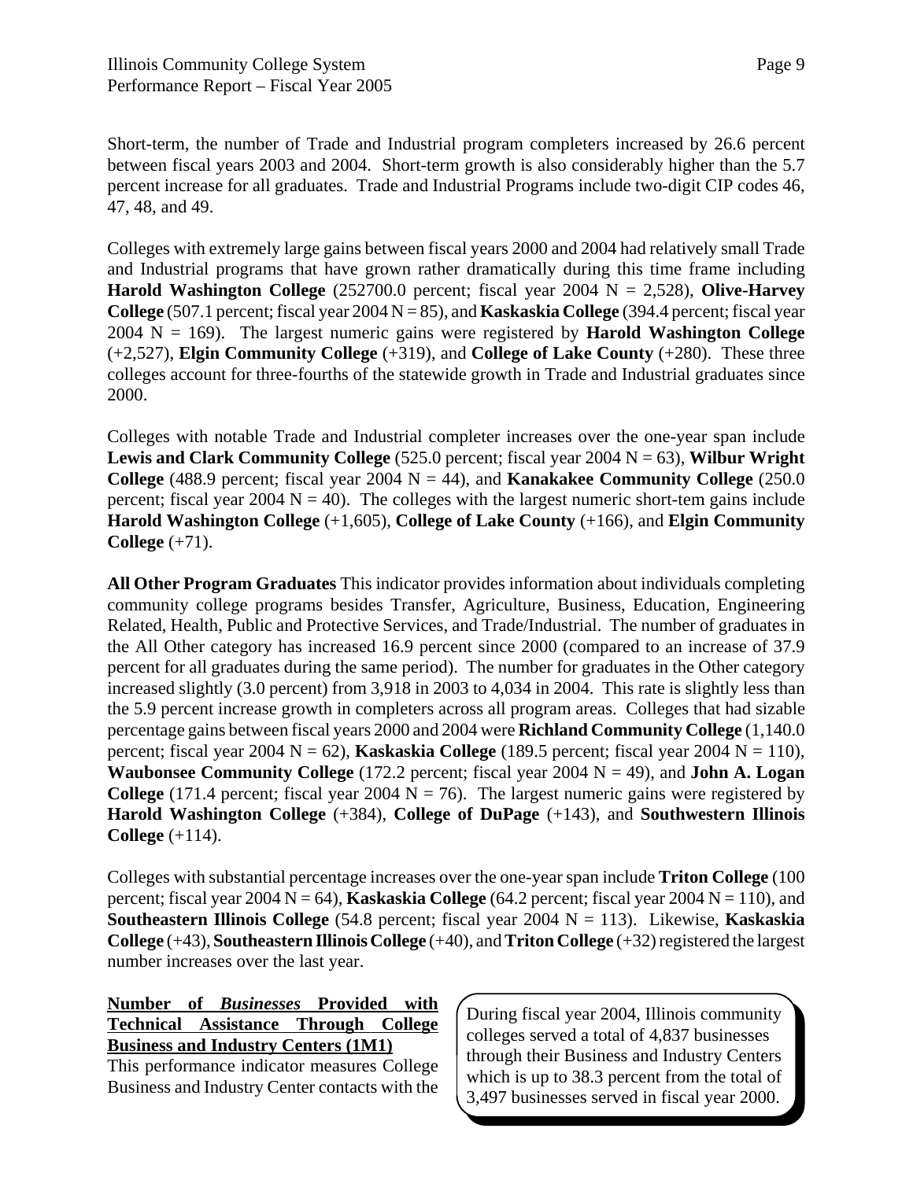Short-term, the number of Trade and Industrial program completers increased by 26.6 percent between fiscal years 2003 and 2004. Short-term growth is also considerably higher than the 5.7 percent increase for all graduates. Trade and Industrial Programs include two-digit CIP codes 46, 47, 48, and 49.

Colleges with extremely large gains between fiscal years 2000 and 2004 had relatively small Trade and Industrial programs that have grown rather dramatically during this time frame including **Harold Washington College** (252700.0 percent; fiscal year 2004 N = 2,528), **Olive-Harvey College** (507.1 percent; fiscal year 2004 N = 85), and **Kaskaskia College** (394.4 percent; fiscal year 2004 N = 169). The largest numeric gains were registered by **Harold Washington College** (+2,527), **Elgin Community College** (+319), and **College of Lake County** (+280). These three colleges account for three-fourths of the statewide growth in Trade and Industrial graduates since 2000.

Colleges with notable Trade and Industrial completer increases over the one-year span include **Lewis and Clark Community College** (525.0 percent; fiscal year 2004 N = 63), **Wilbur Wright College** (488.9 percent; fiscal year 2004 N = 44), and **Kanakakee Community College** (250.0 percent; fiscal year 2004 N = 40). The colleges with the largest numeric short-tem gains include **Harold Washington College** (+1,605), **College of Lake County** (+166), and **Elgin Community College** (+71).

**All Other Program Graduates** This indicator provides information about individuals completing community college programs besides Transfer, Agriculture, Business, Education, Engineering Related, Health, Public and Protective Services, and Trade/Industrial. The number of graduates in the All Other category has increased 16.9 percent since 2000 (compared to an increase of 37.9 percent for all graduates during the same period). The number for graduates in the Other category increased slightly (3.0 percent) from 3,918 in 2003 to 4,034 in 2004. This rate is slightly less than the 5.9 percent increase growth in completers across all program areas. Colleges that had sizable percentage gains between fiscal years 2000 and 2004 were **Richland Community College** (1,140.0 percent; fiscal year 2004 N = 62), **Kaskaskia College** (189.5 percent; fiscal year 2004 N = 110), **Waubonsee Community College** (172.2 percent; fiscal year 2004 N = 49), and **John A. Logan College** (171.4 percent; fiscal year 2004 N = 76). The largest numeric gains were registered by **Harold Washington College** (+384), **College of DuPage** (+143), and **Southwestern Illinois College** (+114).

Colleges with substantial percentage increases over the one-year span include **Triton College** (100 percent; fiscal year 2004 N = 64), **Kaskaskia College** (64.2 percent; fiscal year 2004 N = 110), and **Southeastern Illinois College** (54.8 percent; fiscal year 2004 N = 113). Likewise, **Kaskaskia College** (+43), **Southeastern Illinois College** (+40), and **Triton College** (+32) registered the largest number increases over the last year.

**Number of *Businesses* Provided with Technical Assistance Through College Business and Industry Centers (1M1)**

> During fiscal year 2004, Illinois community colleges served a total of 4,837 businesses through their Business and Industry Centers which is up to 38.3 percent from the total of 3,497 businesses served in fiscal year 2000.

This performance indicator measures College Business and Industry Center contacts with the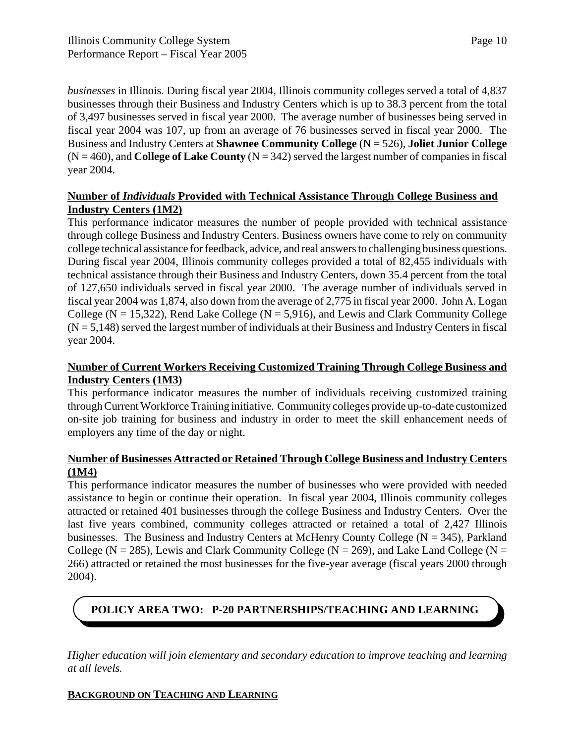*businesses* in Illinois. During fiscal year 2004, Illinois community colleges served a total of 4,837 businesses through their Business and Industry Centers which is up to 38.3 percent from the total of 3,497 businesses served in fiscal year 2000. The average number of businesses being served in fiscal year 2004 was 107, up from an average of 76 businesses served in fiscal year 2000. The Business and Industry Centers at **Shawnee Community College** (N = 526), **Joliet Junior College** (N = 460), and **College of Lake County** (N = 342) served the largest number of companies in fiscal year 2004.

**Number of *Individuals* Provided with Technical Assistance Through College Business and Industry Centers (1M2)**

This performance indicator measures the number of people provided with technical assistance through college Business and Industry Centers. Business owners have come to rely on community college technical assistance for feedback, advice, and real answers to challenging business questions. During fiscal year 2004, Illinois community colleges provided a total of 82,455 individuals with technical assistance through their Business and Industry Centers, down 35.4 percent from the total of 127,650 individuals served in fiscal year 2000. The average number of individuals served in fiscal year 2004 was 1,874, also down from the average of 2,775 in fiscal year 2000. John A. Logan College (N = 15,322), Rend Lake College (N = 5,916), and Lewis and Clark Community College (N = 5,148) served the largest number of individuals at their Business and Industry Centers in fiscal year 2004.

**Number of Current Workers Receiving Customized Training Through College Business and Industry Centers (1M3)**

This performance indicator measures the number of individuals receiving customized training through Current Workforce Training initiative. Community colleges provide up-to-date customized on-site job training for business and industry in order to meet the skill enhancement needs of employers any time of the day or night.

**Number of Businesses Attracted or Retained Through College Business and Industry Centers (1M4)**

This performance indicator measures the number of businesses who were provided with needed assistance to begin or continue their operation. In fiscal year 2004, Illinois community colleges attracted or retained 401 businesses through the college Business and Industry Centers. Over the last five years combined, community colleges attracted or retained a total of 2,427 Illinois businesses. The Business and Industry Centers at McHenry County College (N = 345), Parkland College (N = 285), Lewis and Clark Community College (N = 269), and Lake Land College (N = 266) attracted or retained the most businesses for the five-year average (fiscal years 2000 through 2004).

## POLICY AREA TWO: P-20 PARTNERSHIPS/TEACHING AND LEARNING

*Higher education will join elementary and secondary education to improve teaching and learning at all levels.*

### BACKGROUND ON TEACHING AND LEARNING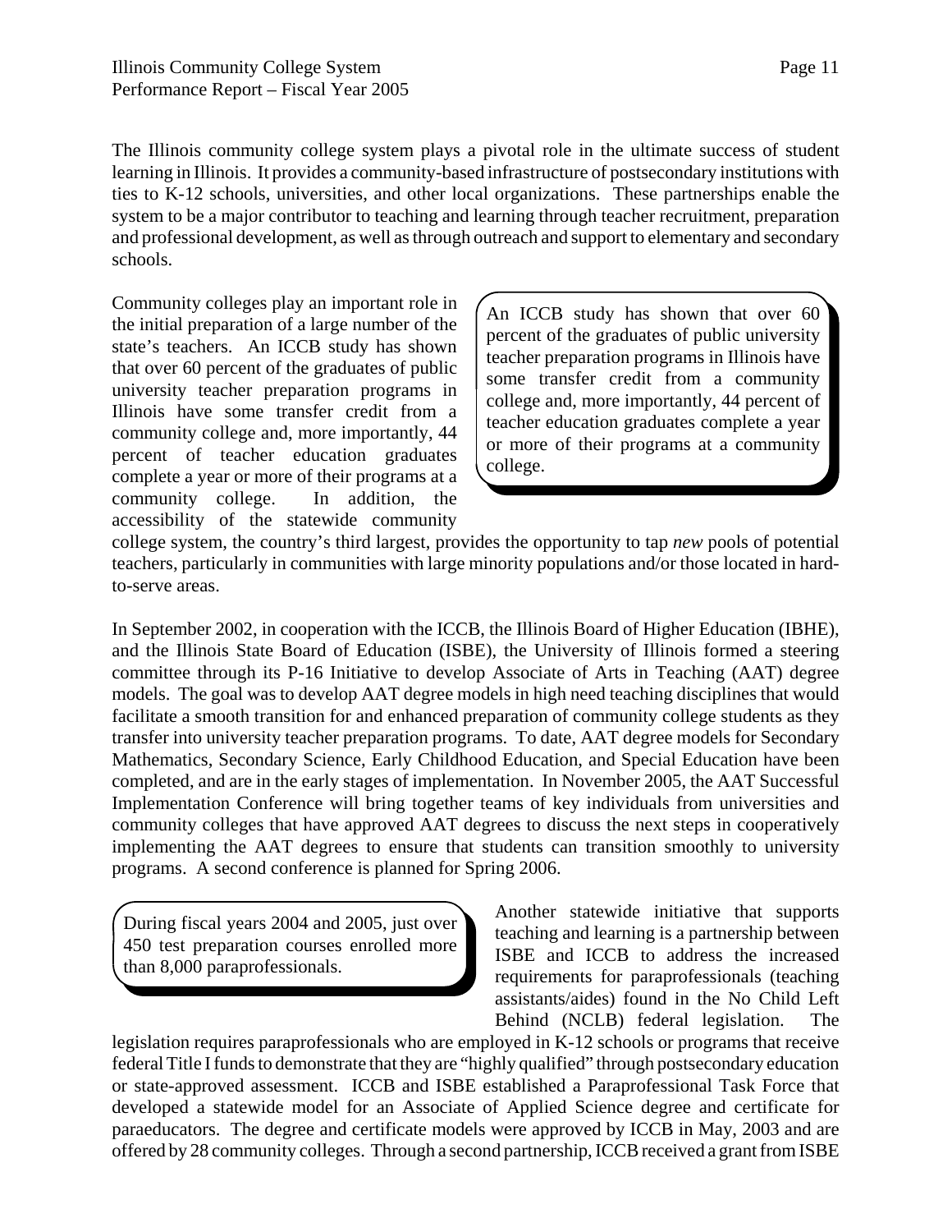The Illinois community college system plays a pivotal role in the ultimate success of student learning in Illinois. It provides a community-based infrastructure of postsecondary institutions with ties to K-12 schools, universities, and other local organizations. These partnerships enable the system to be a major contributor to teaching and learning through teacher recruitment, preparation and professional development, as well as through outreach and support to elementary and secondary schools.

Community colleges play an important role in the initial preparation of a large number of the state's teachers. An ICCB study has shown that over 60 percent of the graduates of public university teacher preparation programs in Illinois have some transfer credit from a community college and, more importantly, 44 percent of teacher education graduates complete a year or more of their programs at a community college. In addition, the accessibility of the statewide community college system, the country's third largest, provides the opportunity to tap *new* pools of potential teachers, particularly in communities with large minority populations and/or those located in hard-to-serve areas.

> An ICCB study has shown that over 60 percent of the graduates of public university teacher preparation programs in Illinois have some transfer credit from a community college and, more importantly, 44 percent of teacher education graduates complete a year or more of their programs at a community college.

In September 2002, in cooperation with the ICCB, the Illinois Board of Higher Education (IBHE), and the Illinois State Board of Education (ISBE), the University of Illinois formed a steering committee through its P-16 Initiative to develop Associate of Arts in Teaching (AAT) degree models. The goal was to develop AAT degree models in high need teaching disciplines that would facilitate a smooth transition for and enhanced preparation of community college students as they transfer into university teacher preparation programs. To date, AAT degree models for Secondary Mathematics, Secondary Science, Early Childhood Education, and Special Education have been completed, and are in the early stages of implementation. In November 2005, the AAT Successful Implementation Conference will bring together teams of key individuals from universities and community colleges that have approved AAT degrees to discuss the next steps in cooperatively implementing the AAT degrees to ensure that students can transition smoothly to university programs. A second conference is planned for Spring 2006.

> During fiscal years 2004 and 2005, just over 450 test preparation courses enrolled more than 8,000 paraprofessionals.

Another statewide initiative that supports teaching and learning is a partnership between ISBE and ICCB to address the increased requirements for paraprofessionals (teaching assistants/aides) found in the No Child Left Behind (NCLB) federal legislation. The legislation requires paraprofessionals who are employed in K-12 schools or programs that receive federal Title I funds to demonstrate that they are "highly qualified" through postsecondary education or state-approved assessment. ICCB and ISBE established a Paraprofessional Task Force that developed a statewide model for an Associate of Applied Science degree and certificate for paraeducators. The degree and certificate models were approved by ICCB in May, 2003 and are offered by 28 community colleges. Through a second partnership, ICCB received a grant from ISBE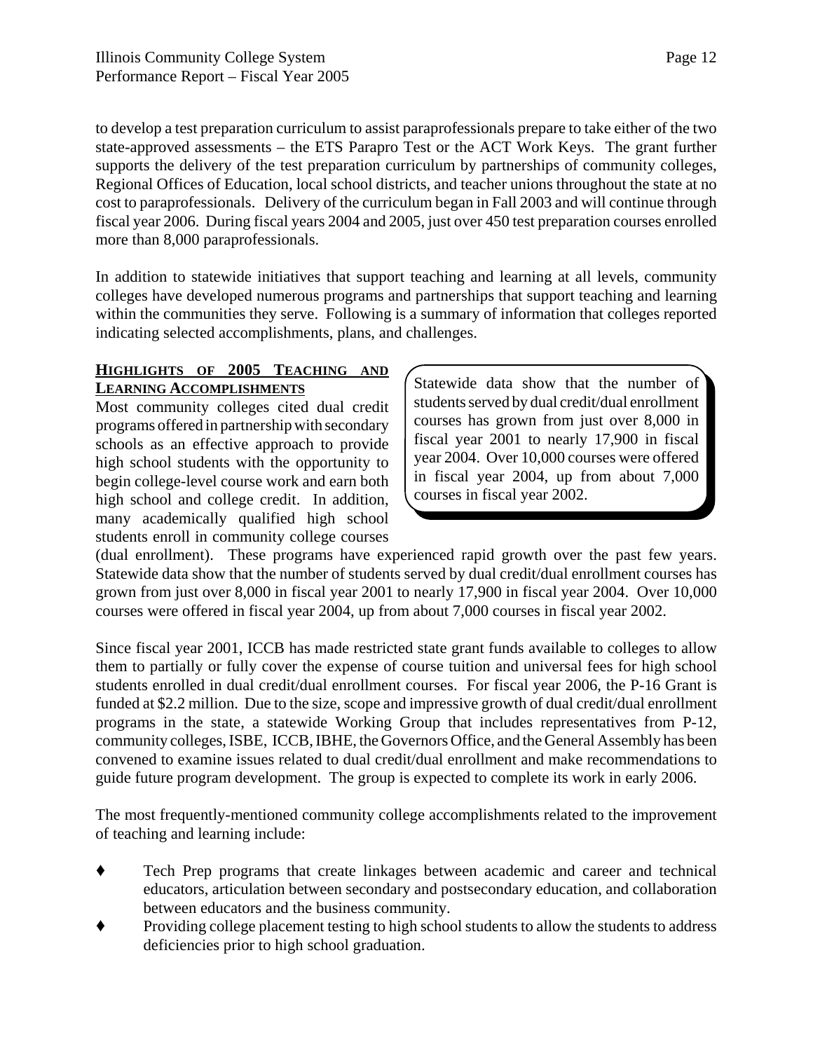to develop a test preparation curriculum to assist paraprofessionals prepare to take either of the two state-approved assessments – the ETS Parapro Test or the ACT Work Keys. The grant further supports the delivery of the test preparation curriculum by partnerships of community colleges, Regional Offices of Education, local school districts, and teacher unions throughout the state at no cost to paraprofessionals. Delivery of the curriculum began in Fall 2003 and will continue through fiscal year 2006. During fiscal years 2004 and 2005, just over 450 test preparation courses enrolled more than 8,000 paraprofessionals.

In addition to statewide initiatives that support teaching and learning at all levels, community colleges have developed numerous programs and partnerships that support teaching and learning within the communities they serve. Following is a summary of information that colleges reported indicating selected accomplishments, plans, and challenges.

## HIGHLIGHTS OF 2005 TEACHING AND LEARNING ACCOMPLISHMENTS

> Statewide data show that the number of students served by dual credit/dual enrollment courses has grown from just over 8,000 in fiscal year 2001 to nearly 17,900 in fiscal year 2004. Over 10,000 courses were offered in fiscal year 2004, up from about 7,000 courses in fiscal year 2002.

Most community colleges cited dual credit programs offered in partnership with secondary schools as an effective approach to provide high school students with the opportunity to begin college-level course work and earn both high school and college credit. In addition, many academically qualified high school students enroll in community college courses (dual enrollment). These programs have experienced rapid growth over the past few years. Statewide data show that the number of students served by dual credit/dual enrollment courses has grown from just over 8,000 in fiscal year 2001 to nearly 17,900 in fiscal year 2004. Over 10,000 courses were offered in fiscal year 2004, up from about 7,000 courses in fiscal year 2002.

Since fiscal year 2001, ICCB has made restricted state grant funds available to colleges to allow them to partially or fully cover the expense of course tuition and universal fees for high school students enrolled in dual credit/dual enrollment courses. For fiscal year 2006, the P-16 Grant is funded at $2.2 million. Due to the size, scope and impressive growth of dual credit/dual enrollment programs in the state, a statewide Working Group that includes representatives from P-12, community colleges, ISBE, ICCB, IBHE, the Governors Office, and the General Assembly has been convened to examine issues related to dual credit/dual enrollment and make recommendations to guide future program development. The group is expected to complete its work in early 2006.

The most frequently-mentioned community college accomplishments related to the improvement of teaching and learning include:

- Tech Prep programs that create linkages between academic and career and technical educators, articulation between secondary and postsecondary education, and collaboration between educators and the business community.
- Providing college placement testing to high school students to allow the students to address deficiencies prior to high school graduation.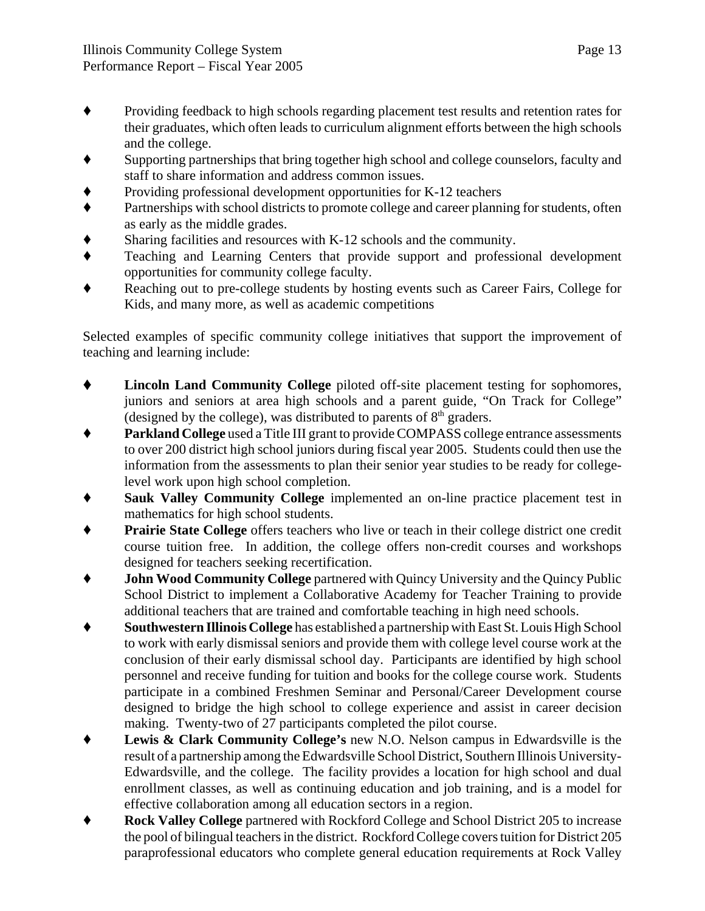- Providing feedback to high schools regarding placement test results and retention rates for their graduates, which often leads to curriculum alignment efforts between the high schools and the college.
- Supporting partnerships that bring together high school and college counselors, faculty and staff to share information and address common issues.
- Providing professional development opportunities for K-12 teachers
- Partnerships with school districts to promote college and career planning for students, often as early as the middle grades.
- Sharing facilities and resources with K-12 schools and the community.
- Teaching and Learning Centers that provide support and professional development opportunities for community college faculty.
- Reaching out to pre-college students by hosting events such as Career Fairs, College for Kids, and many more, as well as academic competitions

Selected examples of specific community college initiatives that support the improvement of teaching and learning include:

- **Lincoln Land Community College** piloted off-site placement testing for sophomores, juniors and seniors at area high schools and a parent guide, "On Track for College" (designed by the college), was distributed to parents of 8th graders.
- **Parkland College** used a Title III grant to provide COMPASS college entrance assessments to over 200 district high school juniors during fiscal year 2005. Students could then use the information from the assessments to plan their senior year studies to be ready for college-level work upon high school completion.
- **Sauk Valley Community College** implemented an on-line practice placement test in mathematics for high school students.
- **Prairie State College** offers teachers who live or teach in their college district one credit course tuition free. In addition, the college offers non-credit courses and workshops designed for teachers seeking recertification.
- **John Wood Community College** partnered with Quincy University and the Quincy Public School District to implement a Collaborative Academy for Teacher Training to provide additional teachers that are trained and comfortable teaching in high need schools.
- **Southwestern Illinois College** has established a partnership with East St. Louis High School to work with early dismissal seniors and provide them with college level course work at the conclusion of their early dismissal school day. Participants are identified by high school personnel and receive funding for tuition and books for the college course work. Students participate in a combined Freshmen Seminar and Personal/Career Development course designed to bridge the high school to college experience and assist in career decision making. Twenty-two of 27 participants completed the pilot course.
- **Lewis & Clark Community College's** new N.O. Nelson campus in Edwardsville is the result of a partnership among the Edwardsville School District, Southern Illinois University-Edwardsville, and the college. The facility provides a location for high school and dual enrollment classes, as well as continuing education and job training, and is a model for effective collaboration among all education sectors in a region.
- **Rock Valley College** partnered with Rockford College and School District 205 to increase the pool of bilingual teachers in the district. Rockford College covers tuition for District 205 paraprofessional educators who complete general education requirements at Rock Valley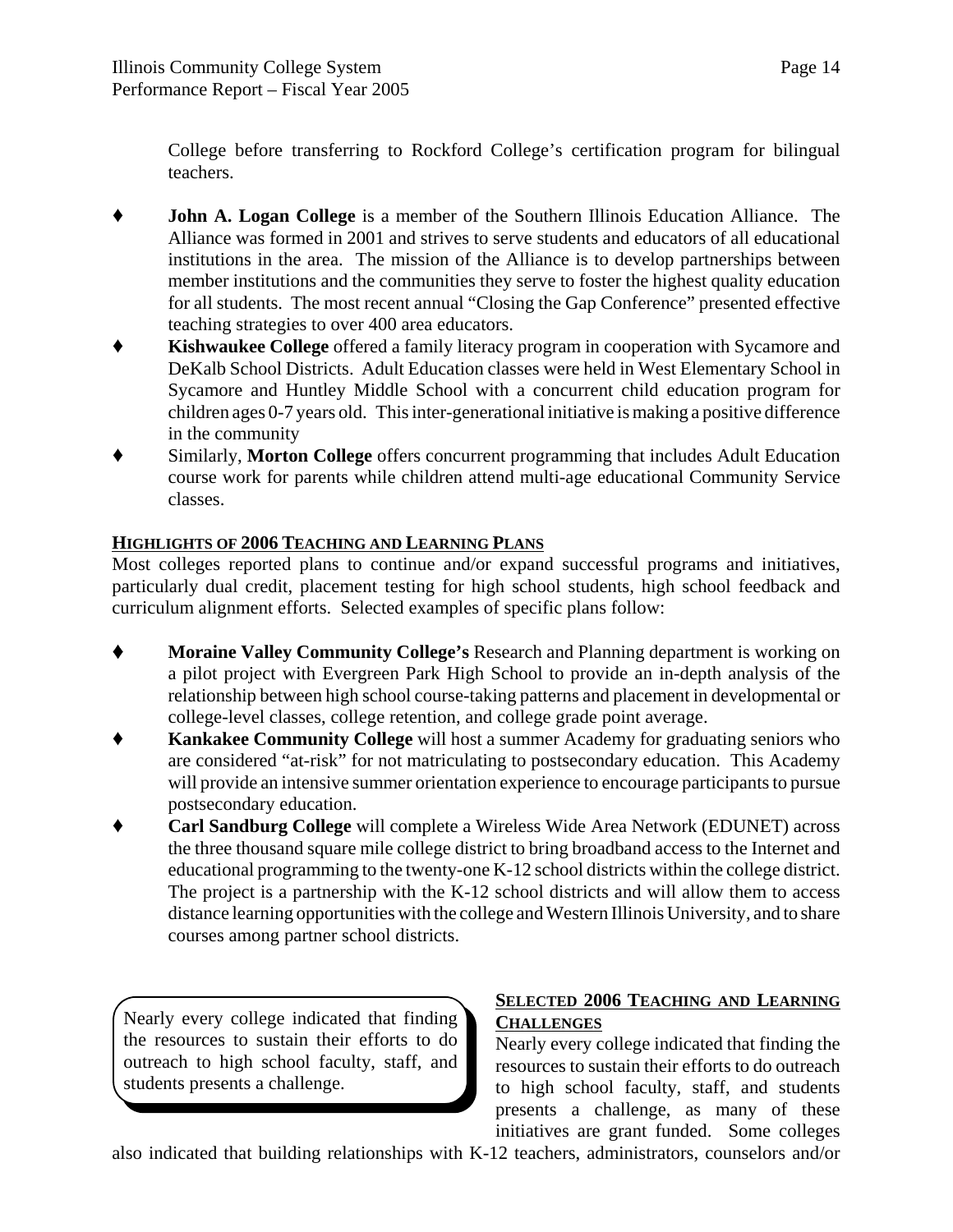College before transferring to Rockford College's certification program for bilingual teachers.

- **John A. Logan College** is a member of the Southern Illinois Education Alliance. The Alliance was formed in 2001 and strives to serve students and educators of all educational institutions in the area. The mission of the Alliance is to develop partnerships between member institutions and the communities they serve to foster the highest quality education for all students. The most recent annual "Closing the Gap Conference" presented effective teaching strategies to over 400 area educators.
- **Kishwaukee College** offered a family literacy program in cooperation with Sycamore and DeKalb School Districts. Adult Education classes were held in West Elementary School in Sycamore and Huntley Middle School with a concurrent child education program for children ages 0-7 years old. This inter-generational initiative is making a positive difference in the community
- Similarly, **Morton College** offers concurrent programming that includes Adult Education course work for parents while children attend multi-age educational Community Service classes.

## HIGHLIGHTS OF 2006 TEACHING AND LEARNING PLANS

Most colleges reported plans to continue and/or expand successful programs and initiatives, particularly dual credit, placement testing for high school students, high school feedback and curriculum alignment efforts. Selected examples of specific plans follow:

- **Moraine Valley Community College's** Research and Planning department is working on a pilot project with Evergreen Park High School to provide an in-depth analysis of the relationship between high school course-taking patterns and placement in developmental or college-level classes, college retention, and college grade point average.
- **Kankakee Community College** will host a summer Academy for graduating seniors who are considered "at-risk" for not matriculating to postsecondary education. This Academy will provide an intensive summer orientation experience to encourage participants to pursue postsecondary education.
- **Carl Sandburg College** will complete a Wireless Wide Area Network (EDUNET) across the three thousand square mile college district to bring broadband access to the Internet and educational programming to the twenty-one K-12 school districts within the college district. The project is a partnership with the K-12 school districts and will allow them to access distance learning opportunities with the college and Western Illinois University, and to share courses among partner school districts.

> Nearly every college indicated that finding the resources to sustain their efforts to do outreach to high school faculty, staff, and students presents a challenge.

## SELECTED 2006 TEACHING AND LEARNING CHALLENGES

Nearly every college indicated that finding the resources to sustain their efforts to do outreach to high school faculty, staff, and students presents a challenge, as many of these initiatives are grant funded. Some colleges also indicated that building relationships with K-12 teachers, administrators, counselors and/or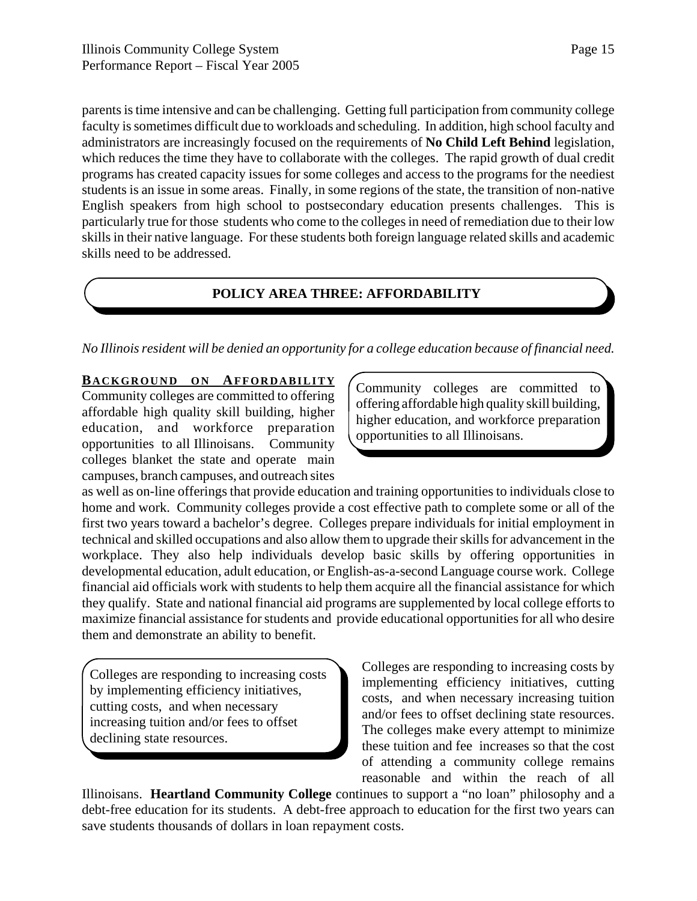parents is time intensive and can be challenging. Getting full participation from community college faculty is sometimes difficult due to workloads and scheduling. In addition, high school faculty and administrators are increasingly focused on the requirements of **No Child Left Behind** legislation, which reduces the time they have to collaborate with the colleges. The rapid growth of dual credit programs has created capacity issues for some colleges and access to the programs for the neediest students is an issue in some areas. Finally, in some regions of the state, the transition of non-native English speakers from high school to postsecondary education presents challenges. This is particularly true for those students who come to the colleges in need of remediation due to their low skills in their native language. For these students both foreign language related skills and academic skills need to be addressed.

## POLICY AREA THREE: AFFORDABILITY

*No Illinois resident will be denied an opportunity for a college education because of financial need.*

### BACKGROUND ON AFFORDABILITY

> Community colleges are committed to offering affordable high quality skill building, higher education, and workforce preparation opportunities to all Illinoisans.

Community colleges are committed to offering affordable high quality skill building, higher education, and workforce preparation opportunities to all Illinoisans. Community colleges blanket the state and operate main campuses, branch campuses, and outreach sites as well as on-line offerings that provide education and training opportunities to individuals close to home and work. Community colleges provide a cost effective path to complete some or all of the first two years toward a bachelor's degree. Colleges prepare individuals for initial employment in technical and skilled occupations and also allow them to upgrade their skills for advancement in the workplace. They also help individuals develop basic skills by offering opportunities in developmental education, adult education, or English-as-a-second Language course work. College financial aid officials work with students to help them acquire all the financial assistance for which they qualify. State and national financial aid programs are supplemented by local college efforts to maximize financial assistance for students and provide educational opportunities for all who desire them and demonstrate an ability to benefit.

> Colleges are responding to increasing costs by implementing efficiency initiatives, cutting costs, and when necessary increasing tuition and/or fees to offset declining state resources.

Colleges are responding to increasing costs by implementing efficiency initiatives, cutting costs, and when necessary increasing tuition and/or fees to offset declining state resources. The colleges make every attempt to minimize these tuition and fee increases so that the cost of attending a community college remains reasonable and within the reach of all Illinoisans. **Heartland Community College** continues to support a "no loan" philosophy and a debt-free education for its students. A debt-free approach to education for the first two years can save students thousands of dollars in loan repayment costs.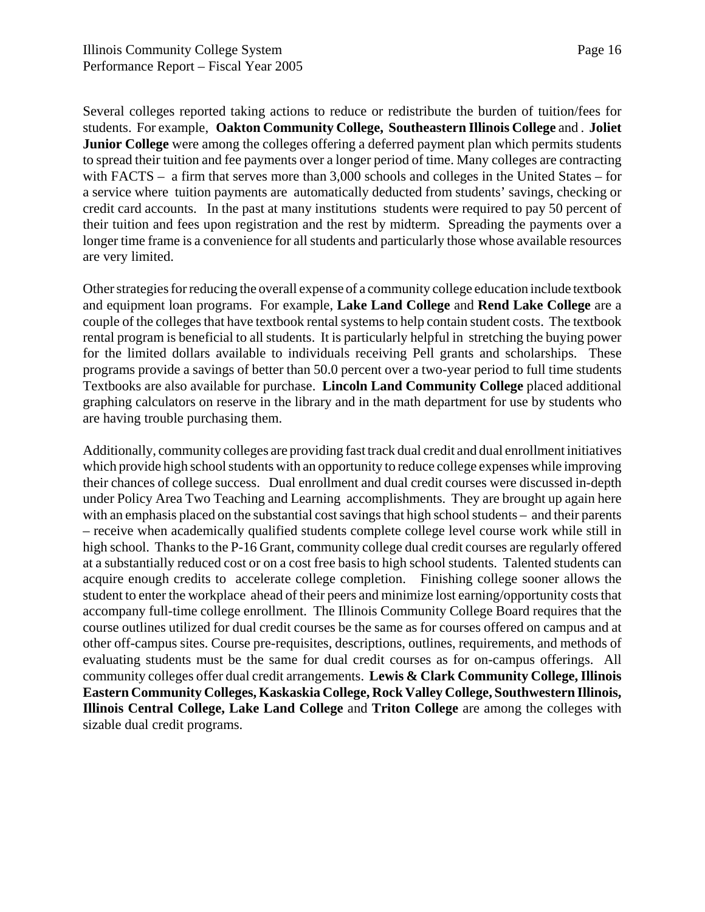Several colleges reported taking actions to reduce or redistribute the burden of tuition/fees for students. For example, **Oakton Community College, Southeastern Illinois College** and . **Joliet Junior College** were among the colleges offering a deferred payment plan which permits students to spread their tuition and fee payments over a longer period of time. Many colleges are contracting with FACTS – a firm that serves more than 3,000 schools and colleges in the United States – for a service where tuition payments are automatically deducted from students' savings, checking or credit card accounts. In the past at many institutions students were required to pay 50 percent of their tuition and fees upon registration and the rest by midterm. Spreading the payments over a longer time frame is a convenience for all students and particularly those whose available resources are very limited.

Other strategies for reducing the overall expense of a community college education include textbook and equipment loan programs. For example, **Lake Land College** and **Rend Lake College** are a couple of the colleges that have textbook rental systems to help contain student costs. The textbook rental program is beneficial to all students. It is particularly helpful in stretching the buying power for the limited dollars available to individuals receiving Pell grants and scholarships. These programs provide a savings of better than 50.0 percent over a two-year period to full time students Textbooks are also available for purchase. **Lincoln Land Community College** placed additional graphing calculators on reserve in the library and in the math department for use by students who are having trouble purchasing them.

Additionally, community colleges are providing fast track dual credit and dual enrollment initiatives which provide high school students with an opportunity to reduce college expenses while improving their chances of college success. Dual enrollment and dual credit courses were discussed in-depth under Policy Area Two Teaching and Learning accomplishments. They are brought up again here with an emphasis placed on the substantial cost savings that high school students – and their parents – receive when academically qualified students complete college level course work while still in high school. Thanks to the P-16 Grant, community college dual credit courses are regularly offered at a substantially reduced cost or on a cost free basis to high school students. Talented students can acquire enough credits to accelerate college completion. Finishing college sooner allows the student to enter the workplace ahead of their peers and minimize lost earning/opportunity costs that accompany full-time college enrollment. The Illinois Community College Board requires that the course outlines utilized for dual credit courses be the same as for courses offered on campus and at other off-campus sites. Course pre-requisites, descriptions, outlines, requirements, and methods of evaluating students must be the same for dual credit courses as for on-campus offerings. All community colleges offer dual credit arrangements. **Lewis & Clark Community College, Illinois Eastern Community Colleges, Kaskaskia College, Rock Valley College, Southwestern Illinois, Illinois Central College, Lake Land College** and **Triton College** are among the colleges with sizable dual credit programs.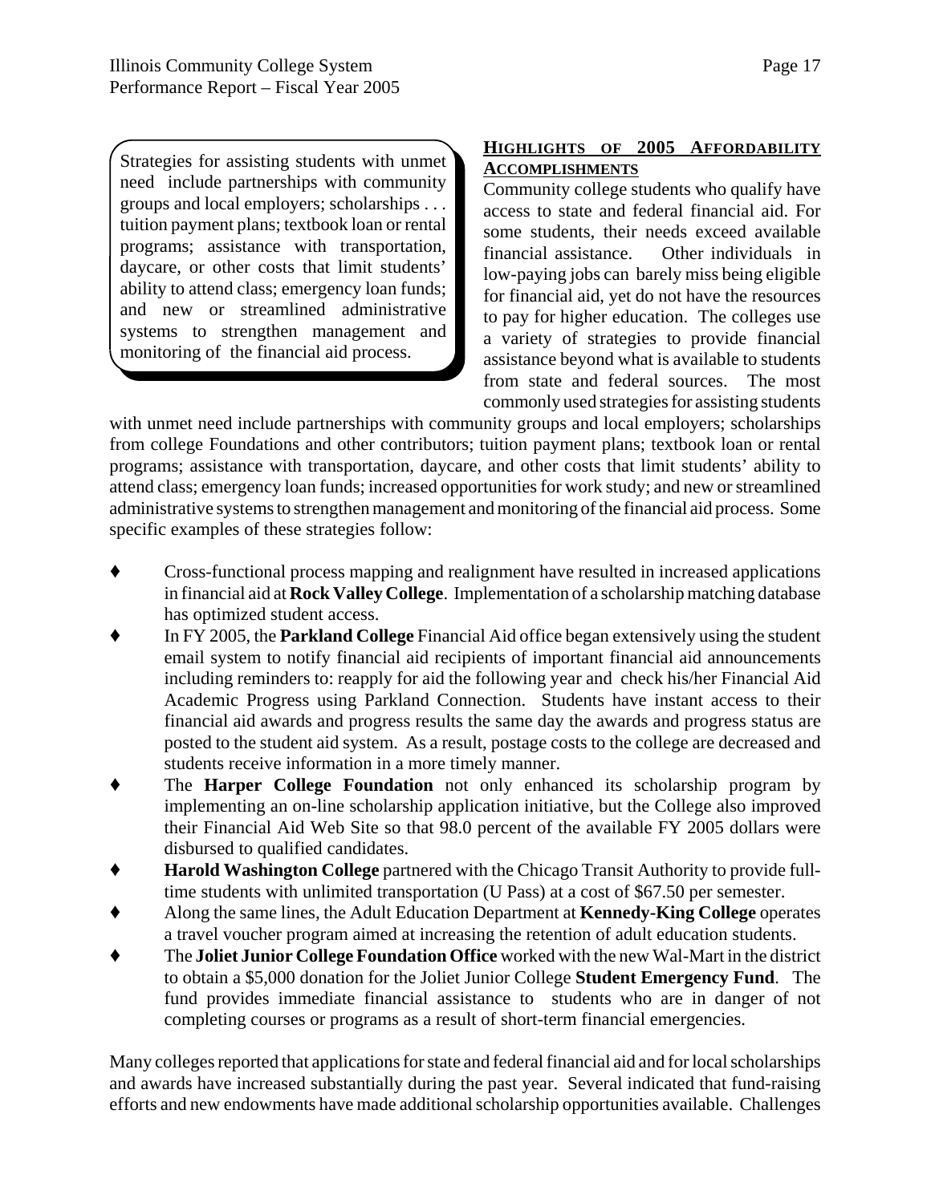> Strategies for assisting students with unmet need include partnerships with community groups and local employers; scholarships . . . tuition payment plans; textbook loan or rental programs; assistance with transportation, daycare, or other costs that limit students' ability to attend class; emergency loan funds; and new or streamlined administrative systems to strengthen management and monitoring of the financial aid process.

## HIGHLIGHTS OF 2005 AFFORDABILITY ACCOMPLISHMENTS

Community college students who qualify have access to state and federal financial aid. For some students, their needs exceed available financial assistance. Other individuals in low-paying jobs can barely miss being eligible for financial aid, yet do not have the resources to pay for higher education. The colleges use a variety of strategies to provide financial assistance beyond what is available to students from state and federal sources. The most commonly used strategies for assisting students with unmet need include partnerships with community groups and local employers; scholarships from college Foundations and other contributors; tuition payment plans; textbook loan or rental programs; assistance with transportation, daycare, and other costs that limit students' ability to attend class; emergency loan funds; increased opportunities for work study; and new or streamlined administrative systems to strengthen management and monitoring of the financial aid process. Some specific examples of these strategies follow:

- Cross-functional process mapping and realignment have resulted in increased applications in financial aid at **Rock Valley College**. Implementation of a scholarship matching database has optimized student access.
- In FY 2005, the **Parkland College** Financial Aid office began extensively using the student email system to notify financial aid recipients of important financial aid announcements including reminders to: reapply for aid the following year and check his/her Financial Aid Academic Progress using Parkland Connection. Students have instant access to their financial aid awards and progress results the same day the awards and progress status are posted to the student aid system. As a result, postage costs to the college are decreased and students receive information in a more timely manner.
- The **Harper College Foundation** not only enhanced its scholarship program by implementing an on-line scholarship application initiative, but the College also improved their Financial Aid Web Site so that 98.0 percent of the available FY 2005 dollars were disbursed to qualified candidates.
- **Harold Washington College** partnered with the Chicago Transit Authority to provide full-time students with unlimited transportation (U Pass) at a cost of $67.50 per semester.
- Along the same lines, the Adult Education Department at **Kennedy-King College** operates a travel voucher program aimed at increasing the retention of adult education students.
- The **Joliet Junior College Foundation Office** worked with the new Wal-Mart in the district to obtain a $5,000 donation for the Joliet Junior College **Student Emergency Fund**. The fund provides immediate financial assistance to students who are in danger of not completing courses or programs as a result of short-term financial emergencies.

Many colleges reported that applications for state and federal financial aid and for local scholarships and awards have increased substantially during the past year. Several indicated that fund-raising efforts and new endowments have made additional scholarship opportunities available. Challenges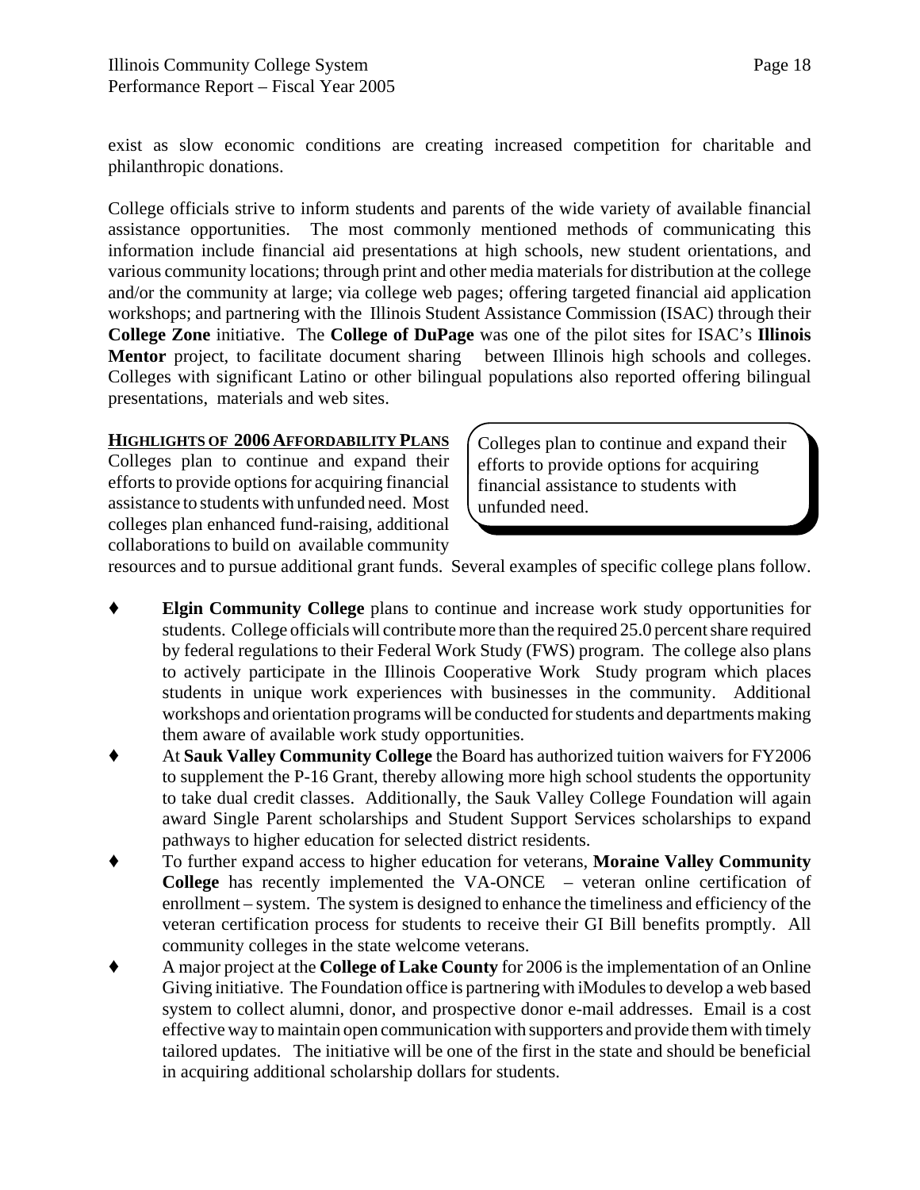exist as slow economic conditions are creating increased competition for charitable and philanthropic donations.

College officials strive to inform students and parents of the wide variety of available financial assistance opportunities. The most commonly mentioned methods of communicating this information include financial aid presentations at high schools, new student orientations, and various community locations; through print and other media materials for distribution at the college and/or the community at large; via college web pages; offering targeted financial aid application workshops; and partnering with the Illinois Student Assistance Commission (ISAC) through their **College Zone** initiative. The **College of DuPage** was one of the pilot sites for ISAC's **Illinois Mentor** project, to facilitate document sharing between Illinois high schools and colleges. Colleges with significant Latino or other bilingual populations also reported offering bilingual presentations, materials and web sites.

**HIGHLIGHTS OF 2006 AFFORDABILITY PLANS**

Colleges plan to continue and expand their efforts to provide options for acquiring financial assistance to students with unfunded need. Most colleges plan enhanced fund-raising, additional collaborations to build on available community resources and to pursue additional grant funds. Several examples of specific college plans follow.

> Colleges plan to continue and expand their efforts to provide options for acquiring financial assistance to students with unfunded need.

- **Elgin Community College** plans to continue and increase work study opportunities for students. College officials will contribute more than the required 25.0 percent share required by federal regulations to their Federal Work Study (FWS) program. The college also plans to actively participate in the Illinois Cooperative Work Study program which places students in unique work experiences with businesses in the community. Additional workshops and orientation programs will be conducted for students and departments making them aware of available work study opportunities.
- At **Sauk Valley Community College** the Board has authorized tuition waivers for FY2006 to supplement the P-16 Grant, thereby allowing more high school students the opportunity to take dual credit classes. Additionally, the Sauk Valley College Foundation will again award Single Parent scholarships and Student Support Services scholarships to expand pathways to higher education for selected district residents.
- To further expand access to higher education for veterans, **Moraine Valley Community College** has recently implemented the VA-ONCE – veteran online certification of enrollment – system. The system is designed to enhance the timeliness and efficiency of the veteran certification process for students to receive their GI Bill benefits promptly. All community colleges in the state welcome veterans.
- A major project at the **College of Lake County** for 2006 is the implementation of an Online Giving initiative. The Foundation office is partnering with iModules to develop a web based system to collect alumni, donor, and prospective donor e-mail addresses. Email is a cost effective way to maintain open communication with supporters and provide them with timely tailored updates. The initiative will be one of the first in the state and should be beneficial in acquiring additional scholarship dollars for students.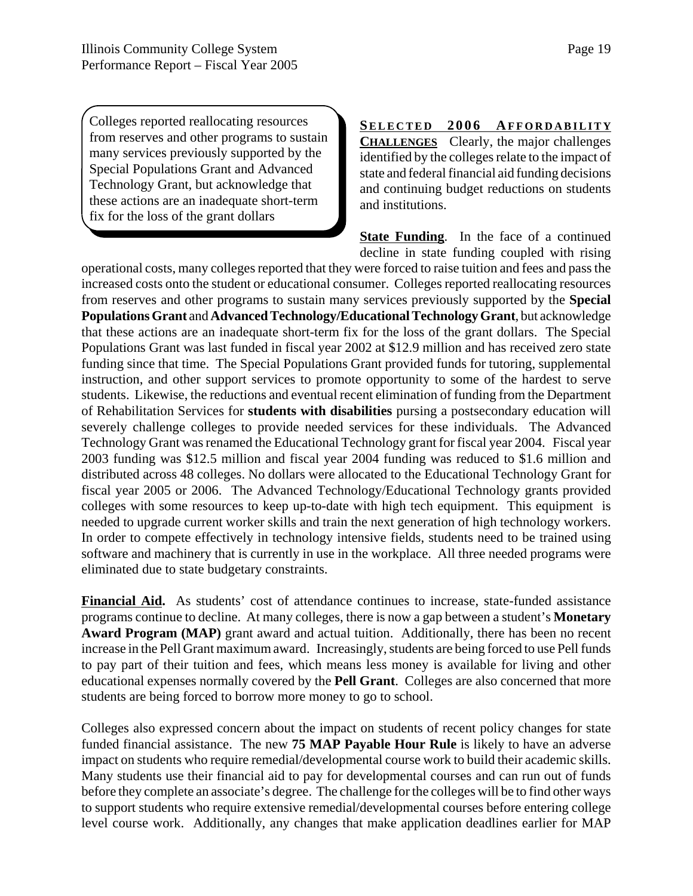> Colleges reported reallocating resources from reserves and other programs to sustain many services previously supported by the Special Populations Grant and Advanced Technology Grant, but acknowledge that these actions are an inadequate short-term fix for the loss of the grant dollars

**SELECTED 2006 AFFORDABILITY CHALLENGES** Clearly, the major challenges identified by the colleges relate to the impact of state and federal financial aid funding decisions and continuing budget reductions on students and institutions.

**State Funding**. In the face of a continued decline in state funding coupled with rising operational costs, many colleges reported that they were forced to raise tuition and fees and pass the increased costs onto the student or educational consumer. Colleges reported reallocating resources from reserves and other programs to sustain many services previously supported by the **Special Populations Grant** and **Advanced Technology/Educational Technology Grant**, but acknowledge that these actions are an inadequate short-term fix for the loss of the grant dollars. The Special Populations Grant was last funded in fiscal year 2002 at $12.9 million and has received zero state funding since that time. The Special Populations Grant provided funds for tutoring, supplemental instruction, and other support services to promote opportunity to some of the hardest to serve students. Likewise, the reductions and eventual recent elimination of funding from the Department of Rehabilitation Services for **students with disabilities** pursing a postsecondary education will severely challenge colleges to provide needed services for these individuals. The Advanced Technology Grant was renamed the Educational Technology grant for fiscal year 2004. Fiscal year 2003 funding was $12.5 million and fiscal year 2004 funding was reduced to $1.6 million and distributed across 48 colleges. No dollars were allocated to the Educational Technology Grant for fiscal year 2005 or 2006. The Advanced Technology/Educational Technology grants provided colleges with some resources to keep up-to-date with high tech equipment. This equipment is needed to upgrade current worker skills and train the next generation of high technology workers. In order to compete effectively in technology intensive fields, students need to be trained using software and machinery that is currently in use in the workplace. All three needed programs were eliminated due to state budgetary constraints.

**Financial Aid.** As students' cost of attendance continues to increase, state-funded assistance programs continue to decline. At many colleges, there is now a gap between a student's **Monetary Award Program (MAP)** grant award and actual tuition. Additionally, there has been no recent increase in the Pell Grant maximum award. Increasingly, students are being forced to use Pell funds to pay part of their tuition and fees, which means less money is available for living and other educational expenses normally covered by the **Pell Grant**. Colleges are also concerned that more students are being forced to borrow more money to go to school.

Colleges also expressed concern about the impact on students of recent policy changes for state funded financial assistance. The new **75 MAP Payable Hour Rule** is likely to have an adverse impact on students who require remedial/developmental course work to build their academic skills. Many students use their financial aid to pay for developmental courses and can run out of funds before they complete an associate's degree. The challenge for the colleges will be to find other ways to support students who require extensive remedial/developmental courses before entering college level course work. Additionally, any changes that make application deadlines earlier for MAP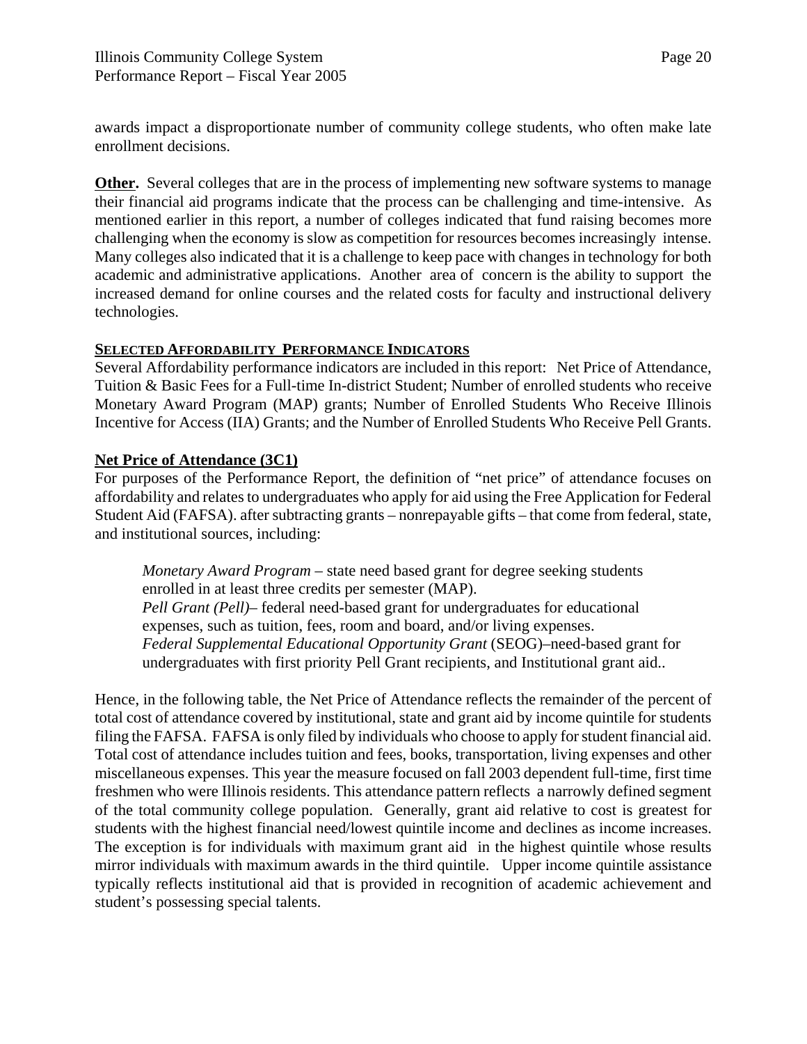awards impact a disproportionate number of community college students, who often make late enrollment decisions.

**Other.** Several colleges that are in the process of implementing new software systems to manage their financial aid programs indicate that the process can be challenging and time-intensive. As mentioned earlier in this report, a number of colleges indicated that fund raising becomes more challenging when the economy is slow as competition for resources becomes increasingly intense. Many colleges also indicated that it is a challenge to keep pace with changes in technology for both academic and administrative applications. Another area of concern is the ability to support the increased demand for online courses and the related costs for faculty and instructional delivery technologies.

## SELECTED AFFORDABILITY PERFORMANCE INDICATORS

Several Affordability performance indicators are included in this report: Net Price of Attendance, Tuition & Basic Fees for a Full-time In-district Student; Number of enrolled students who receive Monetary Award Program (MAP) grants; Number of Enrolled Students Who Receive Illinois Incentive for Access (IIA) Grants; and the Number of Enrolled Students Who Receive Pell Grants.

### Net Price of Attendance (3C1)

For purposes of the Performance Report, the definition of "net price" of attendance focuses on affordability and relates to undergraduates who apply for aid using the Free Application for Federal Student Aid (FAFSA). after subtracting grants – nonrepayable gifts – that come from federal, state, and institutional sources, including:

> *Monetary Award Program* – state need based grant for degree seeking students enrolled in at least three credits per semester (MAP).
> *Pell Grant (Pell)*– federal need-based grant for undergraduates for educational expenses, such as tuition, fees, room and board, and/or living expenses.
> *Federal Supplemental Educational Opportunity Grant* (SEOG)–need-based grant for undergraduates with first priority Pell Grant recipients, and Institutional grant aid..

Hence, in the following table, the Net Price of Attendance reflects the remainder of the percent of total cost of attendance covered by institutional, state and grant aid by income quintile for students filing the FAFSA. FAFSA is only filed by individuals who choose to apply for student financial aid. Total cost of attendance includes tuition and fees, books, transportation, living expenses and other miscellaneous expenses. This year the measure focused on fall 2003 dependent full-time, first time freshmen who were Illinois residents. This attendance pattern reflects a narrowly defined segment of the total community college population. Generally, grant aid relative to cost is greatest for students with the highest financial need/lowest quintile income and declines as income increases. The exception is for individuals with maximum grant aid in the highest quintile whose results mirror individuals with maximum awards in the third quintile. Upper income quintile assistance typically reflects institutional aid that is provided in recognition of academic achievement and student's possessing special talents.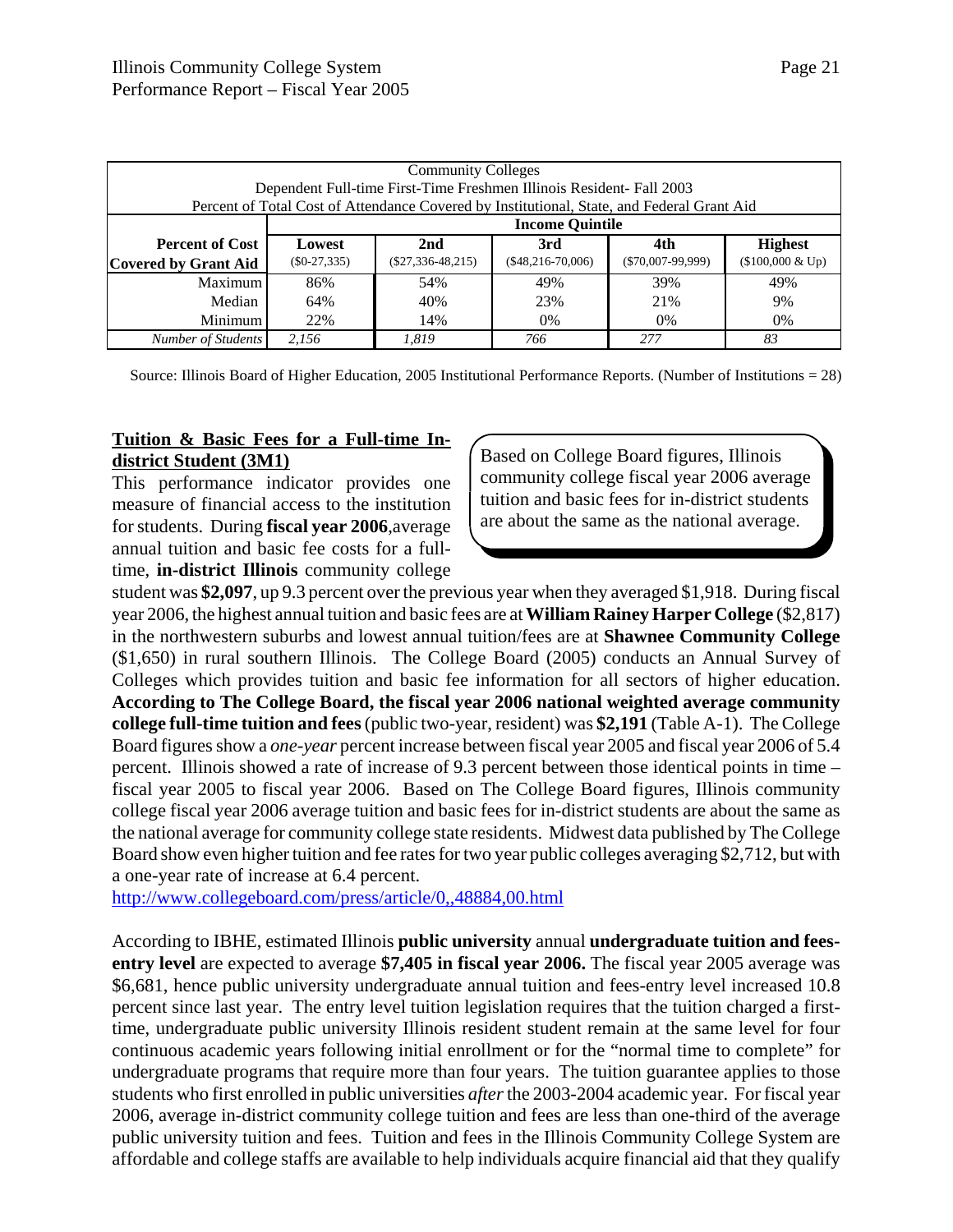| Community Colleges<br>Dependent Full-time First-Time Freshmen Illinois Resident- Fall 2003<br>Percent of Total Cost of Attendance Covered by Institutional, State, and Federal Grant Aid | | | | | |
|---|---|---|---|---|---|
| | **Income Quintile** | | | | |
| **Percent of Cost Covered by Grant Aid** | **Lowest** ($0-27,335) | **2nd** ($27,336-48,215) | **3rd** ($48,216-70,006) | **4th** ($70,007-99,999) | **Highest** ($100,000 & Up) |
| Maximum | 86% | 54% | 49% | 39% | 49% |
| Median | 64% | 40% | 23% | 21% | 9% |
| Minimum | 22% | 14% | 0% | 0% | 0% |
| *Number of Students* | *2,156* | *1,819* | *766* | *277* | *83* |

Source: Illinois Board of Higher Education, 2005 Institutional Performance Reports. (Number of Institutions = 28)

**Tuition & Basic Fees for a Full-time In-district Student (3M1)**

> Based on College Board figures, Illinois community college fiscal year 2006 average tuition and basic fees for in-district students are about the same as the national average.

This performance indicator provides one measure of financial access to the institution for students. During **fiscal year 2006**,average annual tuition and basic fee costs for a full-time, **in-district Illinois** community college student was **$2,097**, up 9.3 percent over the previous year when they averaged $1,918. During fiscal year 2006, the highest annual tuition and basic fees are at **William Rainey Harper College** ($2,817) in the northwestern suburbs and lowest annual tuition/fees are at **Shawnee Community College** ($1,650) in rural southern Illinois. The College Board (2005) conducts an Annual Survey of Colleges which provides tuition and basic fee information for all sectors of higher education. **According to The College Board, the fiscal year 2006 national weighted average community college full-time tuition and fees** (public two-year, resident) was **$2,191** (Table A-1). The College Board figures show a *one-year* percent increase between fiscal year 2005 and fiscal year 2006 of 5.4 percent. Illinois showed a rate of increase of 9.3 percent between those identical points in time – fiscal year 2005 to fiscal year 2006. Based on The College Board figures, Illinois community college fiscal year 2006 average tuition and basic fees for in-district students are about the same as the national average for community college state residents. Midwest data published by The College Board show even higher tuition and fee rates for two year public colleges averaging $2,712, but with a one-year rate of increase at 6.4 percent.
http://www.collegeboard.com/press/article/0,,48884,00.html

According to IBHE, estimated Illinois **public university** annual **undergraduate tuition and fees-entry level** are expected to average **$7,405 in fiscal year 2006.** The fiscal year 2005 average was $6,681, hence public university undergraduate annual tuition and fees-entry level increased 10.8 percent since last year. The entry level tuition legislation requires that the tuition charged a first-time, undergraduate public university Illinois resident student remain at the same level for four continuous academic years following initial enrollment or for the "normal time to complete" for undergraduate programs that require more than four years. The tuition guarantee applies to those students who first enrolled in public universities *after* the 2003-2004 academic year. For fiscal year 2006, average in-district community college tuition and fees are less than one-third of the average public university tuition and fees. Tuition and fees in the Illinois Community College System are affordable and college staffs are available to help individuals acquire financial aid that they qualify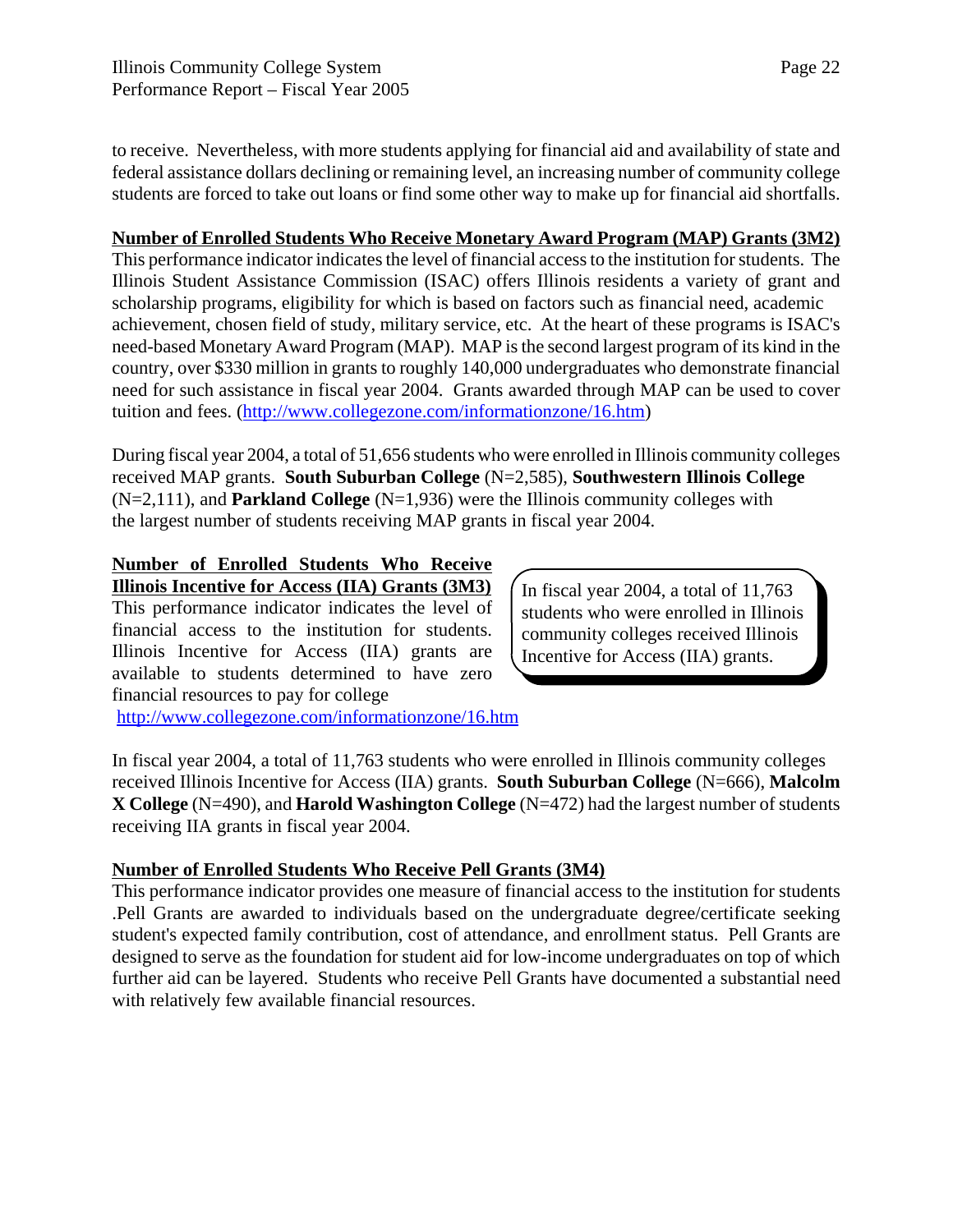to receive. Nevertheless, with more students applying for financial aid and availability of state and federal assistance dollars declining or remaining level, an increasing number of community college students are forced to take out loans or find some other way to make up for financial aid shortfalls.

**Number of Enrolled Students Who Receive Monetary Award Program (MAP) Grants (3M2)**

This performance indicator indicates the level of financial access to the institution for students. The Illinois Student Assistance Commission (ISAC) offers Illinois residents a variety of grant and scholarship programs, eligibility for which is based on factors such as financial need, academic achievement, chosen field of study, military service, etc. At the heart of these programs is ISAC's need-based Monetary Award Program (MAP). MAP is the second largest program of its kind in the country, over $330 million in grants to roughly 140,000 undergraduates who demonstrate financial need for such assistance in fiscal year 2004. Grants awarded through MAP can be used to cover tuition and fees. (http://www.collegezone.com/informationzone/16.htm)

During fiscal year 2004, a total of 51,656 students who were enrolled in Illinois community colleges received MAP grants. **South Suburban College** (N=2,585), **Southwestern Illinois College** (N=2,111), and **Parkland College** (N=1,936) were the Illinois community colleges with the largest number of students receiving MAP grants in fiscal year 2004.

**Number of Enrolled Students Who Receive Illinois Incentive for Access (IIA) Grants (3M3)**

This performance indicator indicates the level of financial access to the institution for students. Illinois Incentive for Access (IIA) grants are available to students determined to have zero financial resources to pay for college http://www.collegezone.com/informationzone/16.htm

> In fiscal year 2004, a total of 11,763 students who were enrolled in Illinois community colleges received Illinois Incentive for Access (IIA) grants.

In fiscal year 2004, a total of 11,763 students who were enrolled in Illinois community colleges received Illinois Incentive for Access (IIA) grants. **South Suburban College** (N=666), **Malcolm X College** (N=490), and **Harold Washington College** (N=472) had the largest number of students receiving IIA grants in fiscal year 2004.

**Number of Enrolled Students Who Receive Pell Grants (3M4)**

This performance indicator provides one measure of financial access to the institution for students .Pell Grants are awarded to individuals based on the undergraduate degree/certificate seeking student's expected family contribution, cost of attendance, and enrollment status. Pell Grants are designed to serve as the foundation for student aid for low-income undergraduates on top of which further aid can be layered. Students who receive Pell Grants have documented a substantial need with relatively few available financial resources.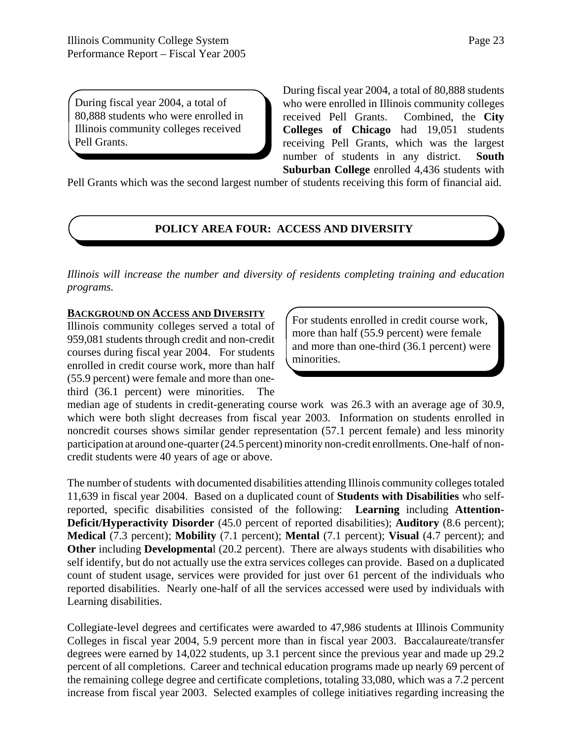> During fiscal year 2004, a total of 80,888 students who were enrolled in Illinois community colleges received Pell Grants.

During fiscal year 2004, a total of 80,888 students who were enrolled in Illinois community colleges received Pell Grants. Combined, the **City Colleges of Chicago** had 19,051 students receiving Pell Grants, which was the largest number of students in any district. **South Suburban College** enrolled 4,436 students with Pell Grants which was the second largest number of students receiving this form of financial aid.

## POLICY AREA FOUR: ACCESS AND DIVERSITY

*Illinois will increase the number and diversity of residents completing training and education programs.*

**BACKGROUND ON ACCESS AND DIVERSITY**

> For students enrolled in credit course work, more than half (55.9 percent) were female and more than one-third (36.1 percent) were minorities.

Illinois community colleges served a total of 959,081 students through credit and non-credit courses during fiscal year 2004. For students enrolled in credit course work, more than half (55.9 percent) were female and more than one-third (36.1 percent) were minorities. The median age of students in credit-generating course work was 26.3 with an average age of 30.9, which were both slight decreases from fiscal year 2003. Information on students enrolled in noncredit courses shows similar gender representation (57.1 percent female) and less minority participation at around one-quarter (24.5 percent) minority non-credit enrollments. One-half of non-credit students were 40 years of age or above.

The number of students with documented disabilities attending Illinois community colleges totaled 11,639 in fiscal year 2004. Based on a duplicated count of **Students with Disabilities** who self-reported, specific disabilities consisted of the following: **Learning** including **Attention-Deficit/Hyperactivity Disorder** (45.0 percent of reported disabilities); **Auditory** (8.6 percent); **Medical** (7.3 percent); **Mobility** (7.1 percent); **Mental** (7.1 percent); **Visual** (4.7 percent); and **Other** including **Developmenta**l (20.2 percent). There are always students with disabilities who self identify, but do not actually use the extra services colleges can provide. Based on a duplicated count of student usage, services were provided for just over 61 percent of the individuals who reported disabilities. Nearly one-half of all the services accessed were used by individuals with Learning disabilities.

Collegiate-level degrees and certificates were awarded to 47,986 students at Illinois Community Colleges in fiscal year 2004, 5.9 percent more than in fiscal year 2003. Baccalaureate/transfer degrees were earned by 14,022 students, up 3.1 percent since the previous year and made up 29.2 percent of all completions. Career and technical education programs made up nearly 69 percent of the remaining college degree and certificate completions, totaling 33,080, which was a 7.2 percent increase from fiscal year 2003. Selected examples of college initiatives regarding increasing the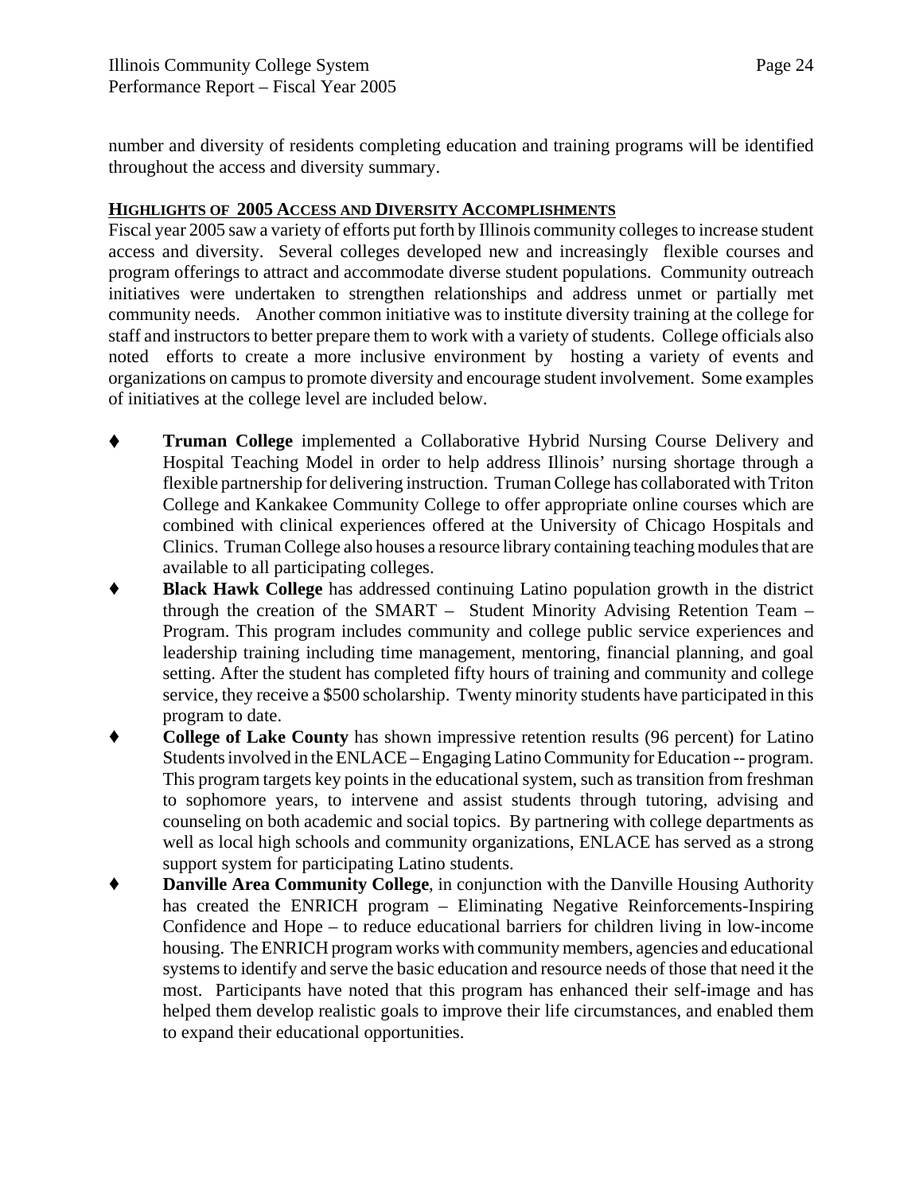number and diversity of residents completing education and training programs will be identified throughout the access and diversity summary.

## HIGHLIGHTS OF 2005 ACCESS AND DIVERSITY ACCOMPLISHMENTS

Fiscal year 2005 saw a variety of efforts put forth by Illinois community colleges to increase student access and diversity. Several colleges developed new and increasingly flexible courses and program offerings to attract and accommodate diverse student populations. Community outreach initiatives were undertaken to strengthen relationships and address unmet or partially met community needs. Another common initiative was to institute diversity training at the college for staff and instructors to better prepare them to work with a variety of students. College officials also noted efforts to create a more inclusive environment by hosting a variety of events and organizations on campus to promote diversity and encourage student involvement. Some examples of initiatives at the college level are included below.

- **Truman College** implemented a Collaborative Hybrid Nursing Course Delivery and Hospital Teaching Model in order to help address Illinois' nursing shortage through a flexible partnership for delivering instruction. Truman College has collaborated with Triton College and Kankakee Community College to offer appropriate online courses which are combined with clinical experiences offered at the University of Chicago Hospitals and Clinics. Truman College also houses a resource library containing teaching modules that are available to all participating colleges.
- **Black Hawk College** has addressed continuing Latino population growth in the district through the creation of the SMART – Student Minority Advising Retention Team – Program. This program includes community and college public service experiences and leadership training including time management, mentoring, financial planning, and goal setting. After the student has completed fifty hours of training and community and college service, they receive a $500 scholarship. Twenty minority students have participated in this program to date.
- **College of Lake County** has shown impressive retention results (96 percent) for Latino Students involved in the ENLACE – Engaging Latino Community for Education -- program. This program targets key points in the educational system, such as transition from freshman to sophomore years, to intervene and assist students through tutoring, advising and counseling on both academic and social topics. By partnering with college departments as well as local high schools and community organizations, ENLACE has served as a strong support system for participating Latino students.
- **Danville Area Community College**, in conjunction with the Danville Housing Authority has created the ENRICH program – Eliminating Negative Reinforcements-Inspiring Confidence and Hope – to reduce educational barriers for children living in low-income housing. The ENRICH program works with community members, agencies and educational systems to identify and serve the basic education and resource needs of those that need it the most. Participants have noted that this program has enhanced their self-image and has helped them develop realistic goals to improve their life circumstances, and enabled them to expand their educational opportunities.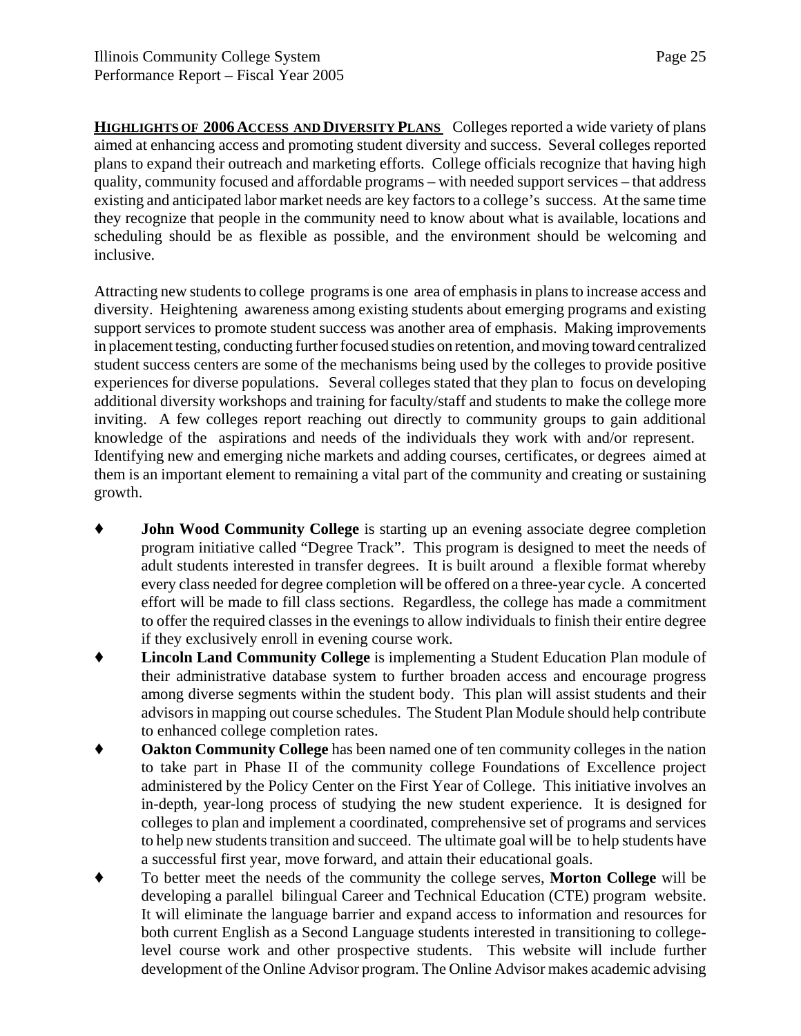**HIGHLIGHTS OF 2006 ACCESS AND DIVERSITY PLANS** Colleges reported a wide variety of plans aimed at enhancing access and promoting student diversity and success. Several colleges reported plans to expand their outreach and marketing efforts. College officials recognize that having high quality, community focused and affordable programs – with needed support services – that address existing and anticipated labor market needs are key factors to a college's success. At the same time they recognize that people in the community need to know about what is available, locations and scheduling should be as flexible as possible, and the environment should be welcoming and inclusive.

Attracting new students to college programs is one area of emphasis in plans to increase access and diversity. Heightening awareness among existing students about emerging programs and existing support services to promote student success was another area of emphasis. Making improvements in placement testing, conducting further focused studies on retention, and moving toward centralized student success centers are some of the mechanisms being used by the colleges to provide positive experiences for diverse populations. Several colleges stated that they plan to focus on developing additional diversity workshops and training for faculty/staff and students to make the college more inviting. A few colleges report reaching out directly to community groups to gain additional knowledge of the aspirations and needs of the individuals they work with and/or represent. Identifying new and emerging niche markets and adding courses, certificates, or degrees aimed at them is an important element to remaining a vital part of the community and creating or sustaining growth.

- **John Wood Community College** is starting up an evening associate degree completion program initiative called "Degree Track". This program is designed to meet the needs of adult students interested in transfer degrees. It is built around a flexible format whereby every class needed for degree completion will be offered on a three-year cycle. A concerted effort will be made to fill class sections. Regardless, the college has made a commitment to offer the required classes in the evenings to allow individuals to finish their entire degree if they exclusively enroll in evening course work.
- **Lincoln Land Community College** is implementing a Student Education Plan module of their administrative database system to further broaden access and encourage progress among diverse segments within the student body. This plan will assist students and their advisors in mapping out course schedules. The Student Plan Module should help contribute to enhanced college completion rates.
- **Oakton Community College** has been named one of ten community colleges in the nation to take part in Phase II of the community college Foundations of Excellence project administered by the Policy Center on the First Year of College. This initiative involves an in-depth, year-long process of studying the new student experience. It is designed for colleges to plan and implement a coordinated, comprehensive set of programs and services to help new students transition and succeed. The ultimate goal will be to help students have a successful first year, move forward, and attain their educational goals.
- To better meet the needs of the community the college serves, **Morton College** will be developing a parallel bilingual Career and Technical Education (CTE) program website. It will eliminate the language barrier and expand access to information and resources for both current English as a Second Language students interested in transitioning to college-level course work and other prospective students. This website will include further development of the Online Advisor program. The Online Advisor makes academic advising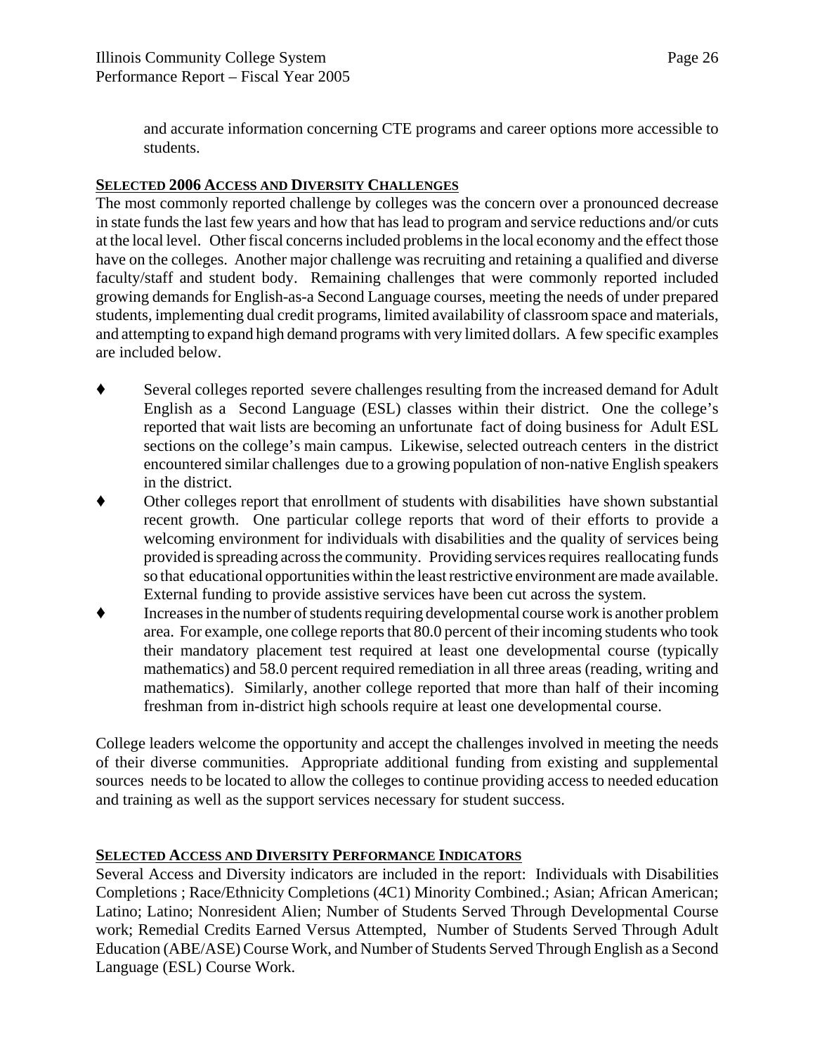and accurate information concerning CTE programs and career options more accessible to students.

## SELECTED 2006 ACCESS AND DIVERSITY CHALLENGES

The most commonly reported challenge by colleges was the concern over a pronounced decrease in state funds the last few years and how that has lead to program and service reductions and/or cuts at the local level. Other fiscal concerns included problems in the local economy and the effect those have on the colleges. Another major challenge was recruiting and retaining a qualified and diverse faculty/staff and student body. Remaining challenges that were commonly reported included growing demands for English-as-a Second Language courses, meeting the needs of under prepared students, implementing dual credit programs, limited availability of classroom space and materials, and attempting to expand high demand programs with very limited dollars. A few specific examples are included below.

- Several colleges reported severe challenges resulting from the increased demand for Adult English as a Second Language (ESL) classes within their district. One the college's reported that wait lists are becoming an unfortunate fact of doing business for Adult ESL sections on the college's main campus. Likewise, selected outreach centers in the district encountered similar challenges due to a growing population of non-native English speakers in the district.
- Other colleges report that enrollment of students with disabilities have shown substantial recent growth. One particular college reports that word of their efforts to provide a welcoming environment for individuals with disabilities and the quality of services being provided is spreading across the community. Providing services requires reallocating funds so that educational opportunities within the least restrictive environment are made available. External funding to provide assistive services have been cut across the system.
- Increases in the number of students requiring developmental course work is another problem area. For example, one college reports that 80.0 percent of their incoming students who took their mandatory placement test required at least one developmental course (typically mathematics) and 58.0 percent required remediation in all three areas (reading, writing and mathematics). Similarly, another college reported that more than half of their incoming freshman from in-district high schools require at least one developmental course.

College leaders welcome the opportunity and accept the challenges involved in meeting the needs of their diverse communities. Appropriate additional funding from existing and supplemental sources needs to be located to allow the colleges to continue providing access to needed education and training as well as the support services necessary for student success.

## SELECTED ACCESS AND DIVERSITY PERFORMANCE INDICATORS

Several Access and Diversity indicators are included in the report: Individuals with Disabilities Completions ; Race/Ethnicity Completions (4C1) Minority Combined.; Asian; African American; Latino; Latino; Nonresident Alien; Number of Students Served Through Developmental Course work; Remedial Credits Earned Versus Attempted, Number of Students Served Through Adult Education (ABE/ASE) Course Work, and Number of Students Served Through English as a Second Language (ESL) Course Work.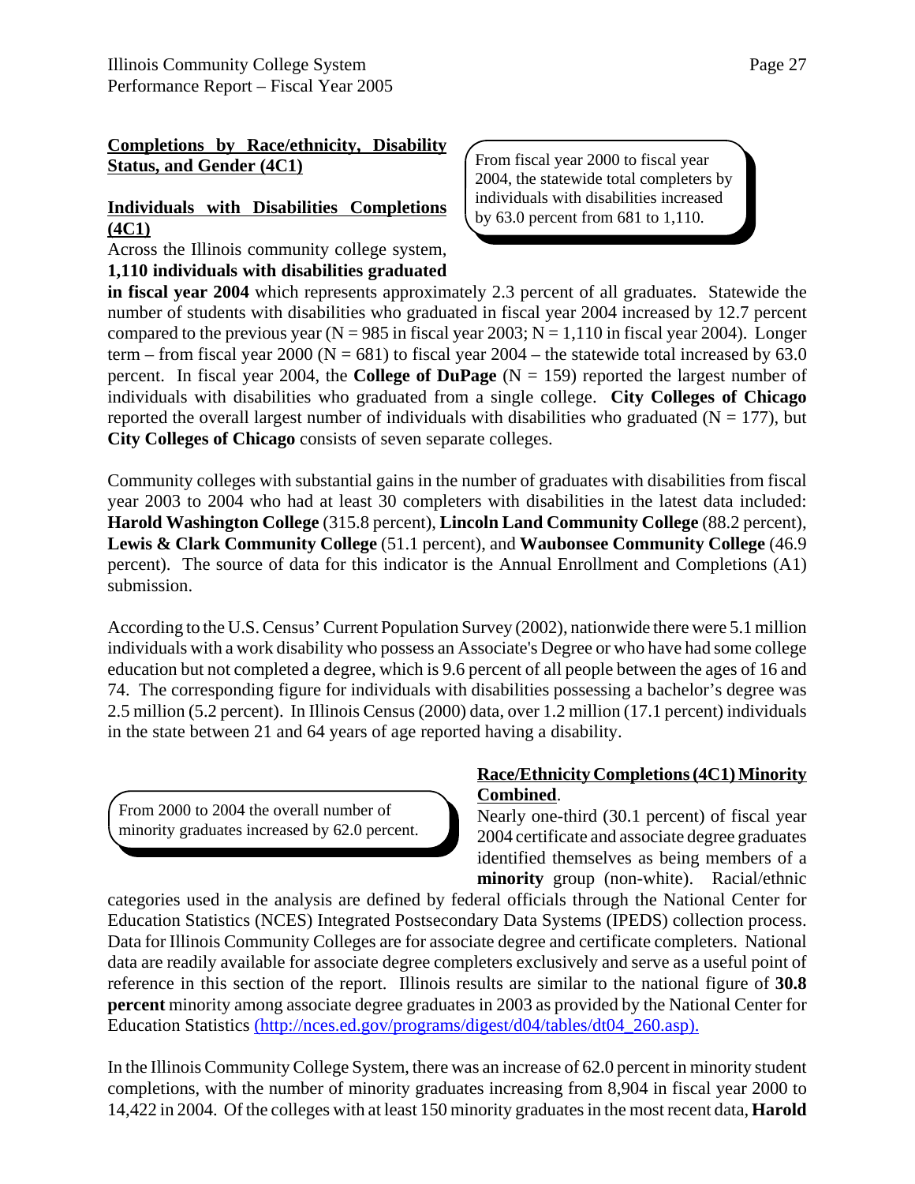## Completions by Race/ethnicity, Disability Status, and Gender (4C1)

> From fiscal year 2000 to fiscal year 2004, the statewide total completers by individuals with disabilities increased by 63.0 percent from 681 to 1,110.

### Individuals with Disabilities Completions (4C1)

Across the Illinois community college system, **1,110 individuals with disabilities graduated in fiscal year 2004** which represents approximately 2.3 percent of all graduates. Statewide the number of students with disabilities who graduated in fiscal year 2004 increased by 12.7 percent compared to the previous year (N = 985 in fiscal year 2003; N = 1,110 in fiscal year 2004). Longer term – from fiscal year 2000 (N = 681) to fiscal year 2004 – the statewide total increased by 63.0 percent. In fiscal year 2004, the **College of DuPage** (N = 159) reported the largest number of individuals with disabilities who graduated from a single college. **City Colleges of Chicago** reported the overall largest number of individuals with disabilities who graduated (N = 177), but **City Colleges of Chicago** consists of seven separate colleges.

Community colleges with substantial gains in the number of graduates with disabilities from fiscal year 2003 to 2004 who had at least 30 completers with disabilities in the latest data included: **Harold Washington College** (315.8 percent), **Lincoln Land Community College** (88.2 percent), **Lewis & Clark Community College** (51.1 percent), and **Waubonsee Community College** (46.9 percent). The source of data for this indicator is the Annual Enrollment and Completions (A1) submission.

According to the U.S. Census' Current Population Survey (2002), nationwide there were 5.1 million individuals with a work disability who possess an Associate's Degree or who have had some college education but not completed a degree, which is 9.6 percent of all people between the ages of 16 and 74. The corresponding figure for individuals with disabilities possessing a bachelor's degree was 2.5 million (5.2 percent). In Illinois Census (2000) data, over 1.2 million (17.1 percent) individuals in the state between 21 and 64 years of age reported having a disability.

> From 2000 to 2004 the overall number of minority graduates increased by 62.0 percent.

### Race/Ethnicity Completions (4C1) Minority Combined.

Nearly one-third (30.1 percent) of fiscal year 2004 certificate and associate degree graduates identified themselves as being members of a **minority** group (non-white). Racial/ethnic categories used in the analysis are defined by federal officials through the National Center for Education Statistics (NCES) Integrated Postsecondary Data Systems (IPEDS) collection process. Data for Illinois Community Colleges are for associate degree and certificate completers. National data are readily available for associate degree completers exclusively and serve as a useful point of reference in this section of the report. Illinois results are similar to the national figure of **30.8 percent** minority among associate degree graduates in 2003 as provided by the National Center for Education Statistics (http://nces.ed.gov/programs/digest/d04/tables/dt04_260.asp).

In the Illinois Community College System, there was an increase of 62.0 percent in minority student completions, with the number of minority graduates increasing from 8,904 in fiscal year 2000 to 14,422 in 2004. Of the colleges with at least 150 minority graduates in the most recent data, **Harold**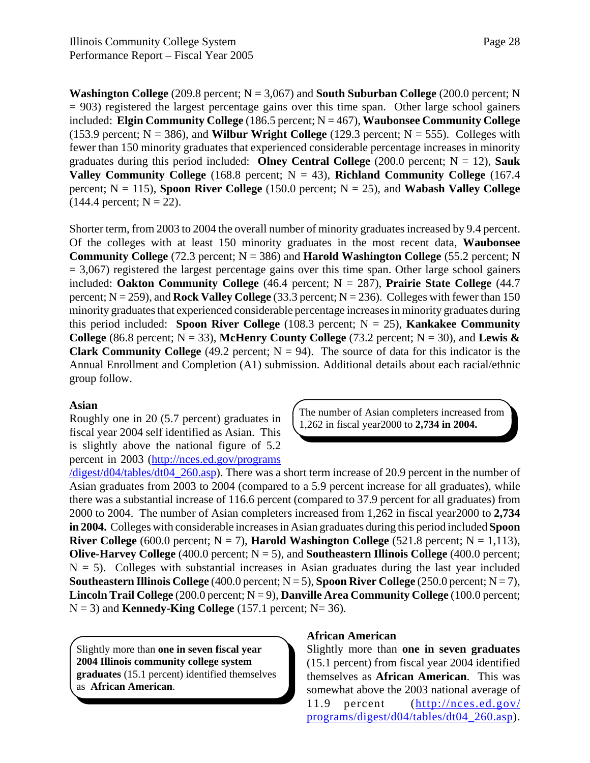**Washington College** (209.8 percent; N = 3,067) and **South Suburban College** (200.0 percent; N = 903) registered the largest percentage gains over this time span. Other large school gainers included: **Elgin Community College** (186.5 percent; N = 467), **Waubonsee Community College** (153.9 percent; N = 386), and **Wilbur Wright College** (129.3 percent; N = 555). Colleges with fewer than 150 minority graduates that experienced considerable percentage increases in minority graduates during this period included: **Olney Central College** (200.0 percent; N = 12), **Sauk Valley Community College** (168.8 percent; N = 43), **Richland Community College** (167.4 percent; N = 115), **Spoon River College** (150.0 percent; N = 25), and **Wabash Valley College** (144.4 percent; N = 22).

Shorter term, from 2003 to 2004 the overall number of minority graduates increased by 9.4 percent. Of the colleges with at least 150 minority graduates in the most recent data, **Waubonsee Community College** (72.3 percent; N = 386) and **Harold Washington College** (55.2 percent; N = 3,067) registered the largest percentage gains over this time span. Other large school gainers included: **Oakton Community College** (46.4 percent; N = 287), **Prairie State College** (44.7 percent; N = 259), and **Rock Valley College** (33.3 percent; N = 236). Colleges with fewer than 150 minority graduates that experienced considerable percentage increases in minority graduates during this period included: **Spoon River College** (108.3 percent; N = 25), **Kankakee Community College** (86.8 percent; N = 33), **McHenry County College** (73.2 percent; N = 30), and **Lewis & Clark Community College** (49.2 percent; N = 94). The source of data for this indicator is the Annual Enrollment and Completion (A1) submission. Additional details about each racial/ethnic group follow.

### Asian

> The number of Asian completers increased from 1,262 in fiscal year2000 to **2,734 in 2004.**

Roughly one in 20 (5.7 percent) graduates in fiscal year 2004 self identified as Asian. This is slightly above the national figure of 5.2 percent in 2003 (http://nces.ed.gov/programs/digest/d04/tables/dt04_260.asp). There was a short term increase of 20.9 percent in the number of Asian graduates from 2003 to 2004 (compared to a 5.9 percent increase for all graduates), while there was a substantial increase of 116.6 percent (compared to 37.9 percent for all graduates) from 2000 to 2004. The number of Asian completers increased from 1,262 in fiscal year2000 to **2,734 in 2004.** Colleges with considerable increases in Asian graduates during this period included **Spoon River College** (600.0 percent; N = 7), **Harold Washington College** (521.8 percent; N = 1,113), **Olive-Harvey College** (400.0 percent; N = 5), and **Southeastern Illinois College** (400.0 percent; N = 5). Colleges with substantial increases in Asian graduates during the last year included **Southeastern Illinois College** (400.0 percent; N = 5), **Spoon River College** (250.0 percent; N = 7), **Lincoln Trail College** (200.0 percent; N = 9), **Danville Area Community College** (100.0 percent; N = 3) and **Kennedy-King College** (157.1 percent; N= 36).

### African American

> Slightly more than **one in seven fiscal year 2004 Illinois community college system graduates** (15.1 percent) identified themselves as **African American**.

Slightly more than **one in seven graduates** (15.1 percent) from fiscal year 2004 identified themselves as **African American**. This was somewhat above the 2003 national average of 11.9 percent (http://nces.ed.gov/programs/digest/d04/tables/dt04_260.asp).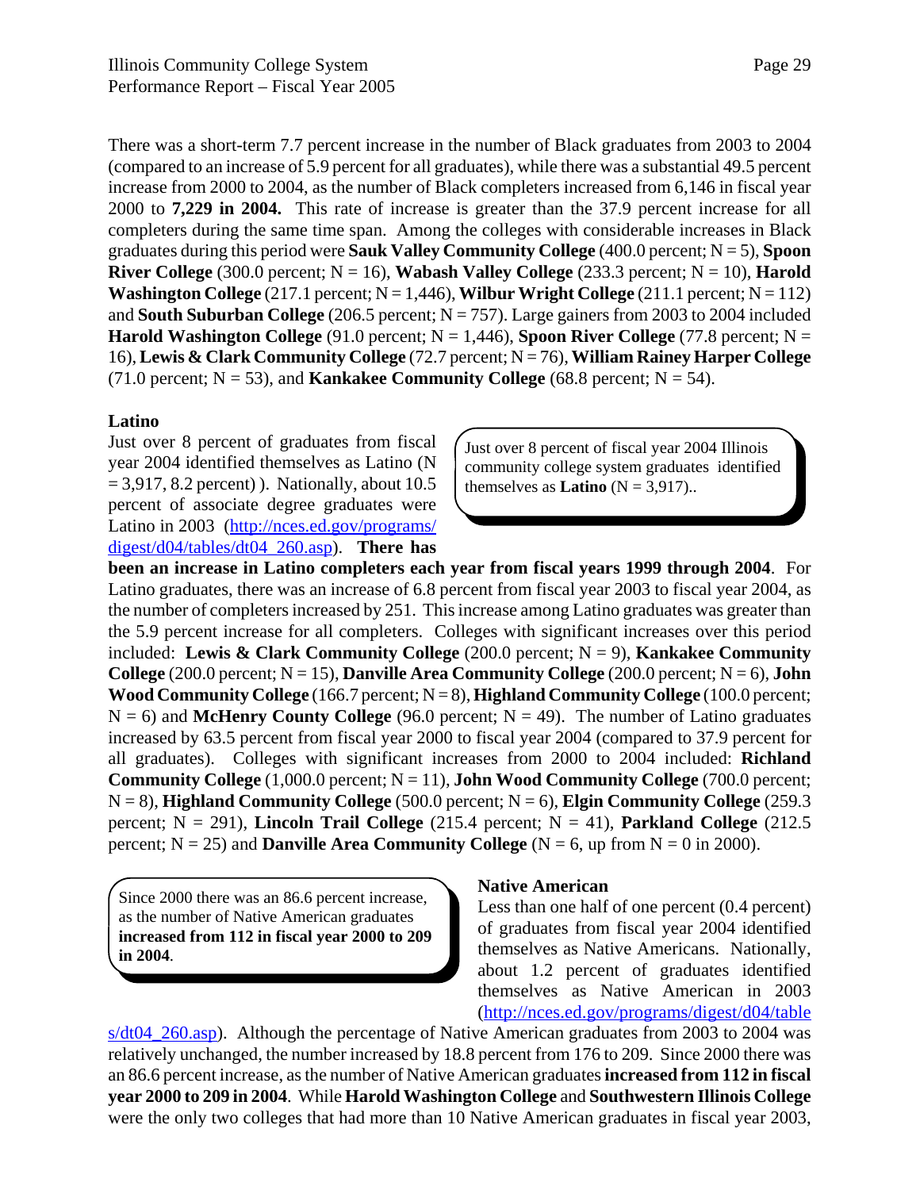There was a short-term 7.7 percent increase in the number of Black graduates from 2003 to 2004 (compared to an increase of 5.9 percent for all graduates), while there was a substantial 49.5 percent increase from 2000 to 2004, as the number of Black completers increased from 6,146 in fiscal year 2000 to **7,229 in 2004.** This rate of increase is greater than the 37.9 percent increase for all completers during the same time span. Among the colleges with considerable increases in Black graduates during this period were **Sauk Valley Community College** (400.0 percent; N = 5), **Spoon River College** (300.0 percent; N = 16), **Wabash Valley College** (233.3 percent; N = 10), **Harold Washington College** (217.1 percent; N = 1,446), **Wilbur Wright College** (211.1 percent; N = 112) and **South Suburban College** (206.5 percent; N = 757). Large gainers from 2003 to 2004 included **Harold Washington College** (91.0 percent; N = 1,446), **Spoon River College** (77.8 percent; N = 16), **Lewis & Clark Community College** (72.7 percent; N = 76), **William Rainey Harper College** (71.0 percent; N = 53), and **Kankakee Community College** (68.8 percent; N = 54).

### Latino

> Just over 8 percent of fiscal year 2004 Illinois community college system graduates identified themselves as **Latino** (N = 3,917)..

Just over 8 percent of graduates from fiscal year 2004 identified themselves as Latino (N = 3,917, 8.2 percent) ). Nationally, about 10.5 percent of associate degree graduates were Latino in 2003 (http://nces.ed.gov/programs/digest/d04/tables/dt04_260.asp). **There has been an increase in Latino completers each year from fiscal years 1999 through 2004**. For Latino graduates, there was an increase of 6.8 percent from fiscal year 2003 to fiscal year 2004, as the number of completers increased by 251. This increase among Latino graduates was greater than the 5.9 percent increase for all completers. Colleges with significant increases over this period included: **Lewis & Clark Community College** (200.0 percent; N = 9), **Kankakee Community College** (200.0 percent; N = 15), **Danville Area Community College** (200.0 percent; N = 6), **John Wood Community College** (166.7 percent; N = 8), **Highland Community College** (100.0 percent; N = 6) and **McHenry County College** (96.0 percent; N = 49). The number of Latino graduates increased by 63.5 percent from fiscal year 2000 to fiscal year 2004 (compared to 37.9 percent for all graduates). Colleges with significant increases from 2000 to 2004 included: **Richland Community College** (1,000.0 percent; N = 11), **John Wood Community College** (700.0 percent; N = 8), **Highland Community College** (500.0 percent; N = 6), **Elgin Community College** (259.3 percent; N = 291), **Lincoln Trail College** (215.4 percent; N = 41), **Parkland College** (212.5 percent; N = 25) and **Danville Area Community College** (N = 6, up from N = 0 in 2000).

### Native American

> Since 2000 there was an 86.6 percent increase, as the number of Native American graduates **increased from 112 in fiscal year 2000 to 209 in 2004**.

Less than one half of one percent (0.4 percent) of graduates from fiscal year 2004 identified themselves as Native Americans. Nationally, about 1.2 percent of graduates identified themselves as Native American in 2003 (http://nces.ed.gov/programs/digest/d04/tables/dt04_260.asp). Although the percentage of Native American graduates from 2003 to 2004 was relatively unchanged, the number increased by 18.8 percent from 176 to 209. Since 2000 there was an 86.6 percent increase, as the number of Native American graduates **increased from 112 in fiscal year 2000 to 209 in 2004**. While **Harold Washington College** and **Southwestern Illinois College** were the only two colleges that had more than 10 Native American graduates in fiscal year 2003,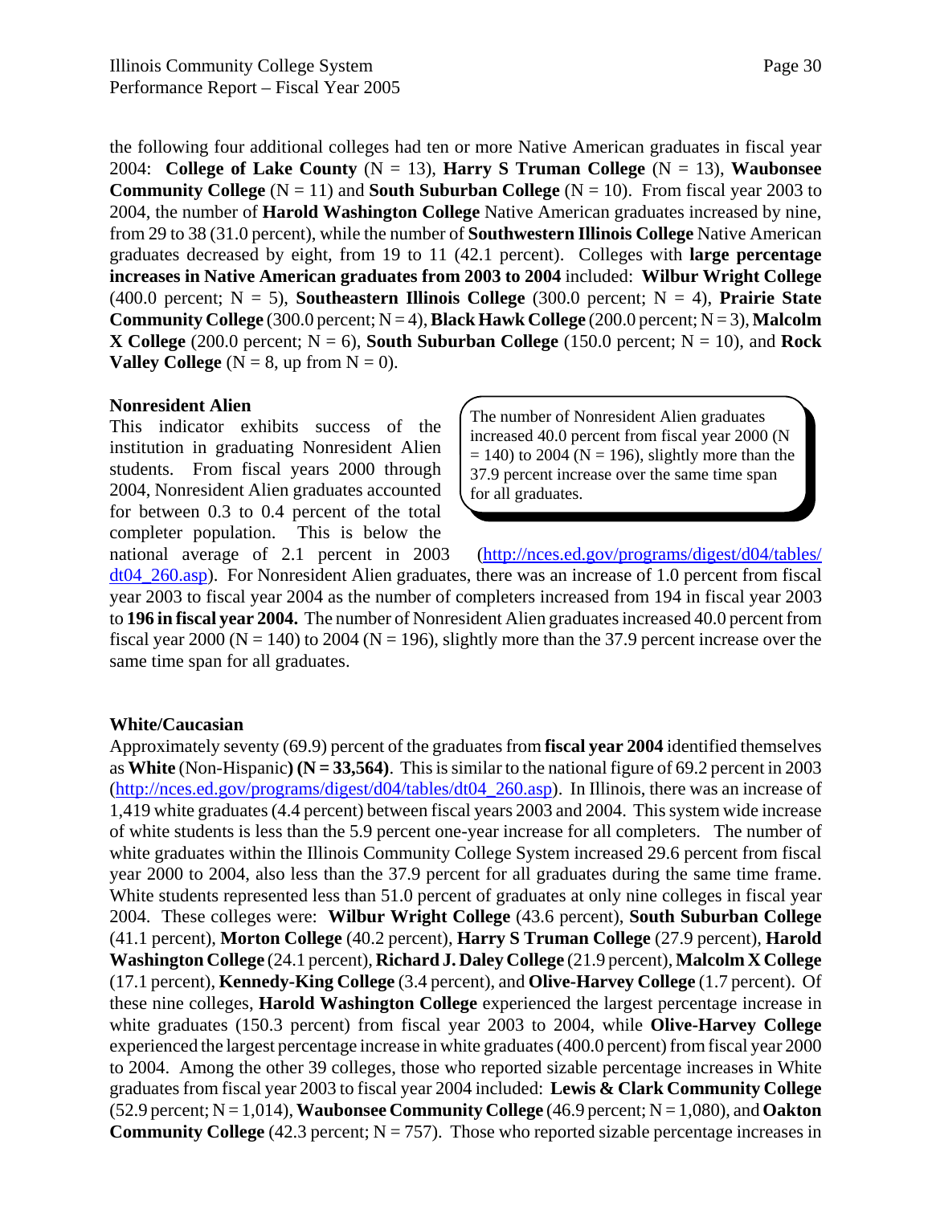the following four additional colleges had ten or more Native American graduates in fiscal year 2004: **College of Lake County** (N = 13), **Harry S Truman College** (N = 13), **Waubonsee Community College** (N = 11) and **South Suburban College** (N = 10). From fiscal year 2003 to 2004, the number of **Harold Washington College** Native American graduates increased by nine, from 29 to 38 (31.0 percent), while the number of **Southwestern Illinois College** Native American graduates decreased by eight, from 19 to 11 (42.1 percent). Colleges with **large percentage increases in Native American graduates from 2003 to 2004** included: **Wilbur Wright College** (400.0 percent; N = 5), **Southeastern Illinois College** (300.0 percent; N = 4), **Prairie State Community College** (300.0 percent; N = 4), **Black Hawk College** (200.0 percent; N = 3), **Malcolm X College** (200.0 percent; N = 6), **South Suburban College** (150.0 percent; N = 10), and **Rock Valley College** (N = 8, up from N = 0).

**Nonresident Alien**

> The number of Nonresident Alien graduates increased 40.0 percent from fiscal year 2000 (N = 140) to 2004 (N = 196), slightly more than the 37.9 percent increase over the same time span for all graduates.

This indicator exhibits success of the institution in graduating Nonresident Alien students. From fiscal years 2000 through 2004, Nonresident Alien graduates accounted for between 0.3 to 0.4 percent of the total completer population. This is below the national average of 2.1 percent in 2003 (http://nces.ed.gov/programs/digest/d04/tables/dt04_260.asp). For Nonresident Alien graduates, there was an increase of 1.0 percent from fiscal year 2003 to fiscal year 2004 as the number of completers increased from 194 in fiscal year 2003 to **196 in fiscal year 2004.** The number of Nonresident Alien graduates increased 40.0 percent from fiscal year 2000 (N = 140) to 2004 (N = 196), slightly more than the 37.9 percent increase over the same time span for all graduates.

**White/Caucasian**

Approximately seventy (69.9) percent of the graduates from **fiscal year 2004** identified themselves as **White** (Non-Hispanic**) (N = 33,564)**. This is similar to the national figure of 69.2 percent in 2003 (http://nces.ed.gov/programs/digest/d04/tables/dt04_260.asp). In Illinois, there was an increase of 1,419 white graduates (4.4 percent) between fiscal years 2003 and 2004. This system wide increase of white students is less than the 5.9 percent one-year increase for all completers. The number of white graduates within the Illinois Community College System increased 29.6 percent from fiscal year 2000 to 2004, also less than the 37.9 percent for all graduates during the same time frame. White students represented less than 51.0 percent of graduates at only nine colleges in fiscal year 2004. These colleges were: **Wilbur Wright College** (43.6 percent), **South Suburban College** (41.1 percent), **Morton College** (40.2 percent), **Harry S Truman College** (27.9 percent), **Harold Washington College** (24.1 percent), **Richard J. Daley College** (21.9 percent), **Malcolm X College** (17.1 percent), **Kennedy-King College** (3.4 percent), and **Olive-Harvey College** (1.7 percent). Of these nine colleges, **Harold Washington College** experienced the largest percentage increase in white graduates (150.3 percent) from fiscal year 2003 to 2004, while **Olive-Harvey College** experienced the largest percentage increase in white graduates (400.0 percent) from fiscal year 2000 to 2004. Among the other 39 colleges, those who reported sizable percentage increases in White graduates from fiscal year 2003 to fiscal year 2004 included: **Lewis & Clark Community College** (52.9 percent; N = 1,014), **Waubonsee Community College** (46.9 percent; N = 1,080), and **Oakton Community College** (42.3 percent; N = 757). Those who reported sizable percentage increases in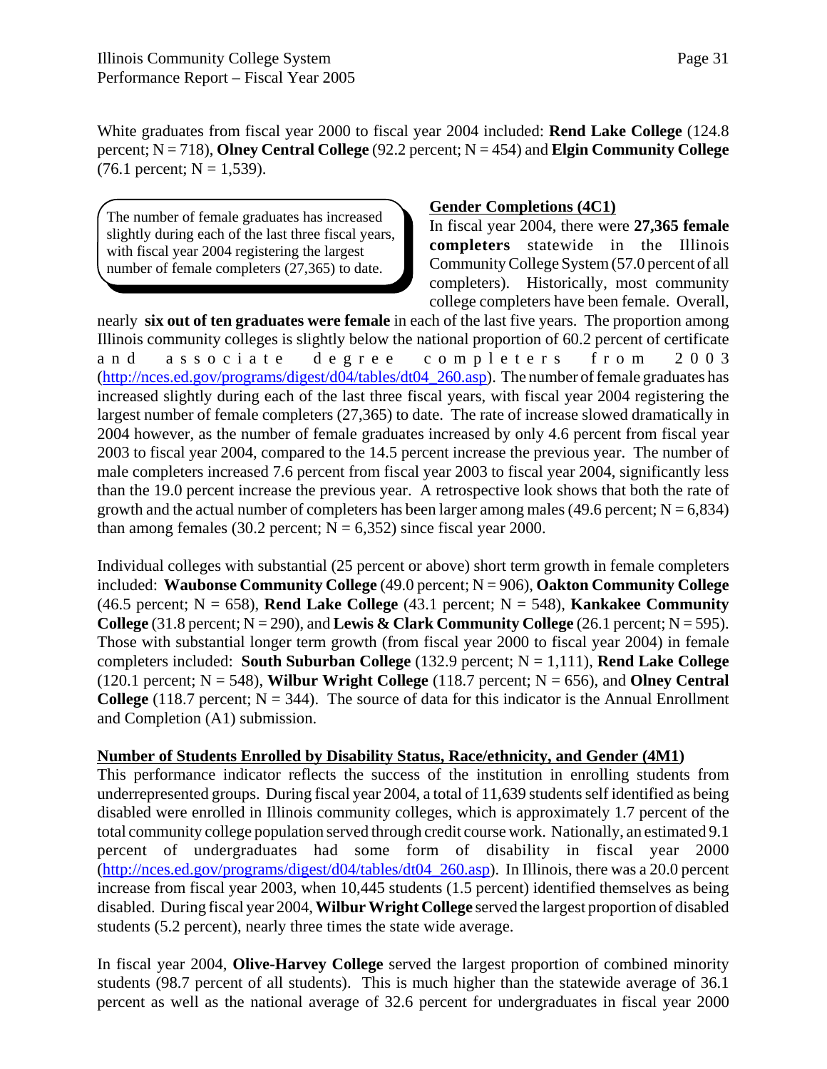White graduates from fiscal year 2000 to fiscal year 2004 included: **Rend Lake College** (124.8 percent; N = 718), **Olney Central College** (92.2 percent; N = 454) and **Elgin Community College** (76.1 percent; N = 1,539).

> The number of female graduates has increased slightly during each of the last three fiscal years, with fiscal year 2004 registering the largest number of female completers (27,365) to date.

**Gender Completions (4C1)**

In fiscal year 2004, there were **27,365 female completers** statewide in the Illinois Community College System (57.0 percent of all completers). Historically, most community college completers have been female. Overall, nearly **six out of ten graduates were female** in each of the last five years. The proportion among Illinois community colleges is slightly below the national proportion of 60.2 percent of certificate and associate degree completers from 2003 (http://nces.ed.gov/programs/digest/d04/tables/dt04_260.asp). The number of female graduates has increased slightly during each of the last three fiscal years, with fiscal year 2004 registering the largest number of female completers (27,365) to date. The rate of increase slowed dramatically in 2004 however, as the number of female graduates increased by only 4.6 percent from fiscal year 2003 to fiscal year 2004, compared to the 14.5 percent increase the previous year. The number of male completers increased 7.6 percent from fiscal year 2003 to fiscal year 2004, significantly less than the 19.0 percent increase the previous year. A retrospective look shows that both the rate of growth and the actual number of completers has been larger among males (49.6 percent; N = 6,834) than among females (30.2 percent; N = 6,352) since fiscal year 2000.

Individual colleges with substantial (25 percent or above) short term growth in female completers included: **Waubonse Community College** (49.0 percent; N = 906), **Oakton Community College** (46.5 percent; N = 658), **Rend Lake College** (43.1 percent; N = 548), **Kankakee Community College** (31.8 percent; N = 290), and **Lewis & Clark Community College** (26.1 percent; N = 595). Those with substantial longer term growth (from fiscal year 2000 to fiscal year 2004) in female completers included: **South Suburban College** (132.9 percent; N = 1,111), **Rend Lake College** (120.1 percent; N = 548), **Wilbur Wright College** (118.7 percent; N = 656), and **Olney Central College** (118.7 percent; N = 344). The source of data for this indicator is the Annual Enrollment and Completion (A1) submission.

**Number of Students Enrolled by Disability Status, Race/ethnicity, and Gender (4M1)**

This performance indicator reflects the success of the institution in enrolling students from underrepresented groups. During fiscal year 2004, a total of 11,639 students self identified as being disabled were enrolled in Illinois community colleges, which is approximately 1.7 percent of the total community college population served through credit course work. Nationally, an estimated 9.1 percent of undergraduates had some form of disability in fiscal year 2000 (http://nces.ed.gov/programs/digest/d04/tables/dt04_260.asp). In Illinois, there was a 20.0 percent increase from fiscal year 2003, when 10,445 students (1.5 percent) identified themselves as being disabled. During fiscal year 2004, **Wilbur Wright College** served the largest proportion of disabled students (5.2 percent), nearly three times the state wide average.

In fiscal year 2004, **Olive-Harvey College** served the largest proportion of combined minority students (98.7 percent of all students). This is much higher than the statewide average of 36.1 percent as well as the national average of 32.6 percent for undergraduates in fiscal year 2000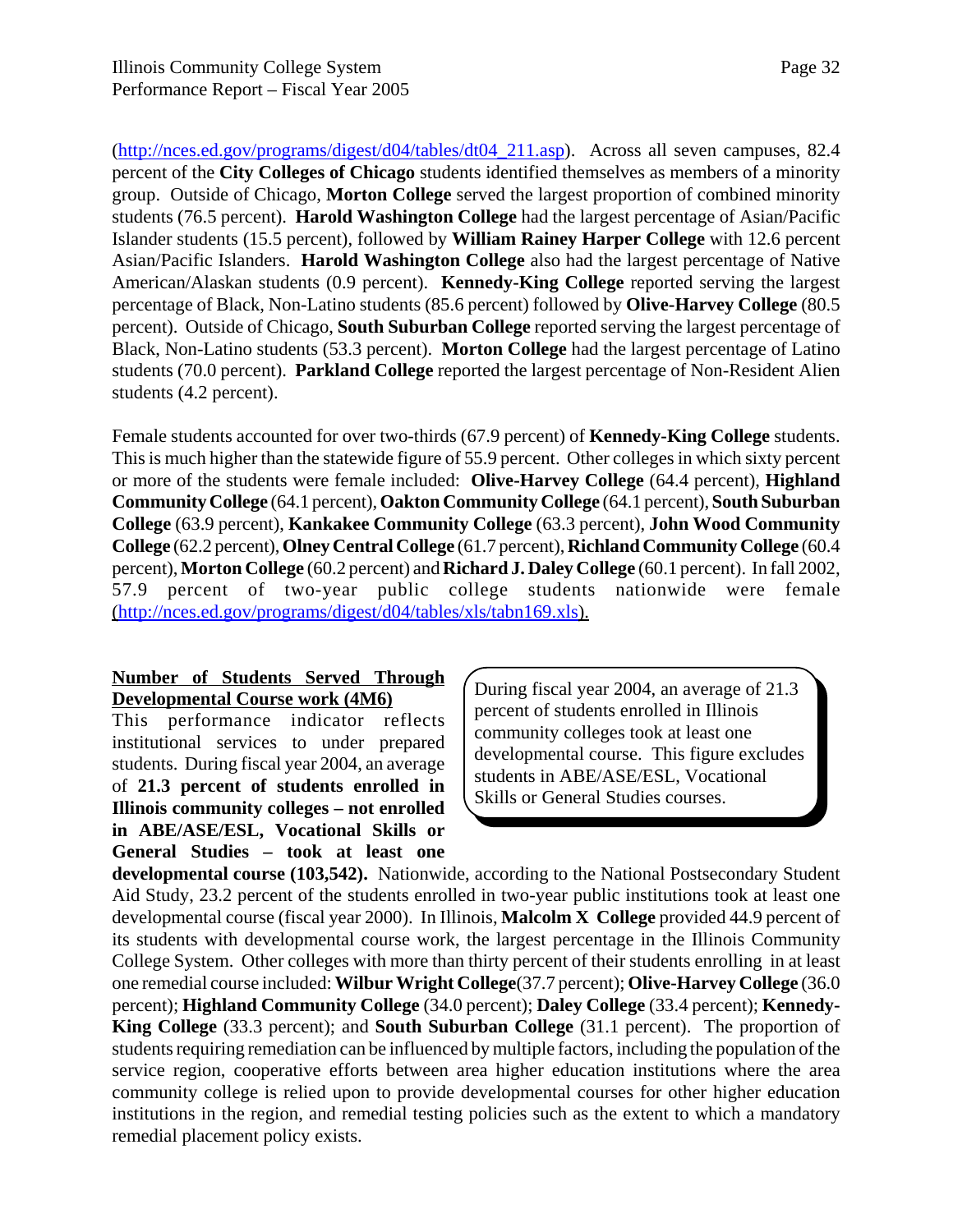(http://nces.ed.gov/programs/digest/d04/tables/dt04_211.asp). Across all seven campuses, 82.4 percent of the **City Colleges of Chicago** students identified themselves as members of a minority group. Outside of Chicago, **Morton College** served the largest proportion of combined minority students (76.5 percent). **Harold Washington College** had the largest percentage of Asian/Pacific Islander students (15.5 percent), followed by **William Rainey Harper College** with 12.6 percent Asian/Pacific Islanders. **Harold Washington College** also had the largest percentage of Native American/Alaskan students (0.9 percent). **Kennedy-King College** reported serving the largest percentage of Black, Non-Latino students (85.6 percent) followed by **Olive-Harvey College** (80.5 percent). Outside of Chicago, **South Suburban College** reported serving the largest percentage of Black, Non-Latino students (53.3 percent). **Morton College** had the largest percentage of Latino students (70.0 percent). **Parkland College** reported the largest percentage of Non-Resident Alien students (4.2 percent).

Female students accounted for over two-thirds (67.9 percent) of **Kennedy-King College** students. This is much higher than the statewide figure of 55.9 percent. Other colleges in which sixty percent or more of the students were female included: **Olive-Harvey College** (64.4 percent), **Highland Community College** (64.1 percent), **Oakton Community College** (64.1 percent), **South Suburban College** (63.9 percent), **Kankakee Community College** (63.3 percent), **John Wood Community College** (62.2 percent), **Olney Central College** (61.7 percent), **Richland Community College** (60.4 percent), **Morton College** (60.2 percent) and **Richard J. Daley College** (60.1 percent). In fall 2002, 57.9 percent of two-year public college students nationwide were female (http://nces.ed.gov/programs/digest/d04/tables/xls/tabn169.xls).

**Number of Students Served Through Developmental Course work (4M6)**

> During fiscal year 2004, an average of 21.3 percent of students enrolled in Illinois community colleges took at least one developmental course. This figure excludes students in ABE/ASE/ESL, Vocational Skills or General Studies courses.

This performance indicator reflects institutional services to under prepared students. During fiscal year 2004, an average of **21.3 percent of students enrolled in Illinois community colleges – not enrolled in ABE/ASE/ESL, Vocational Skills or General Studies – took at least one developmental course (103,542).** Nationwide, according to the National Postsecondary Student Aid Study, 23.2 percent of the students enrolled in two-year public institutions took at least one developmental course (fiscal year 2000). In Illinois, **Malcolm X College** provided 44.9 percent of its students with developmental course work, the largest percentage in the Illinois Community College System. Other colleges with more than thirty percent of their students enrolling in at least one remedial course included: **Wilbur Wright College**(37.7 percent); **Olive-Harvey College** (36.0 percent); **Highland Community College** (34.0 percent); **Daley College** (33.4 percent); **Kennedy-King College** (33.3 percent); and **South Suburban College** (31.1 percent). The proportion of students requiring remediation can be influenced by multiple factors, including the population of the service region, cooperative efforts between area higher education institutions where the area community college is relied upon to provide developmental courses for other higher education institutions in the region, and remedial testing policies such as the extent to which a mandatory remedial placement policy exists.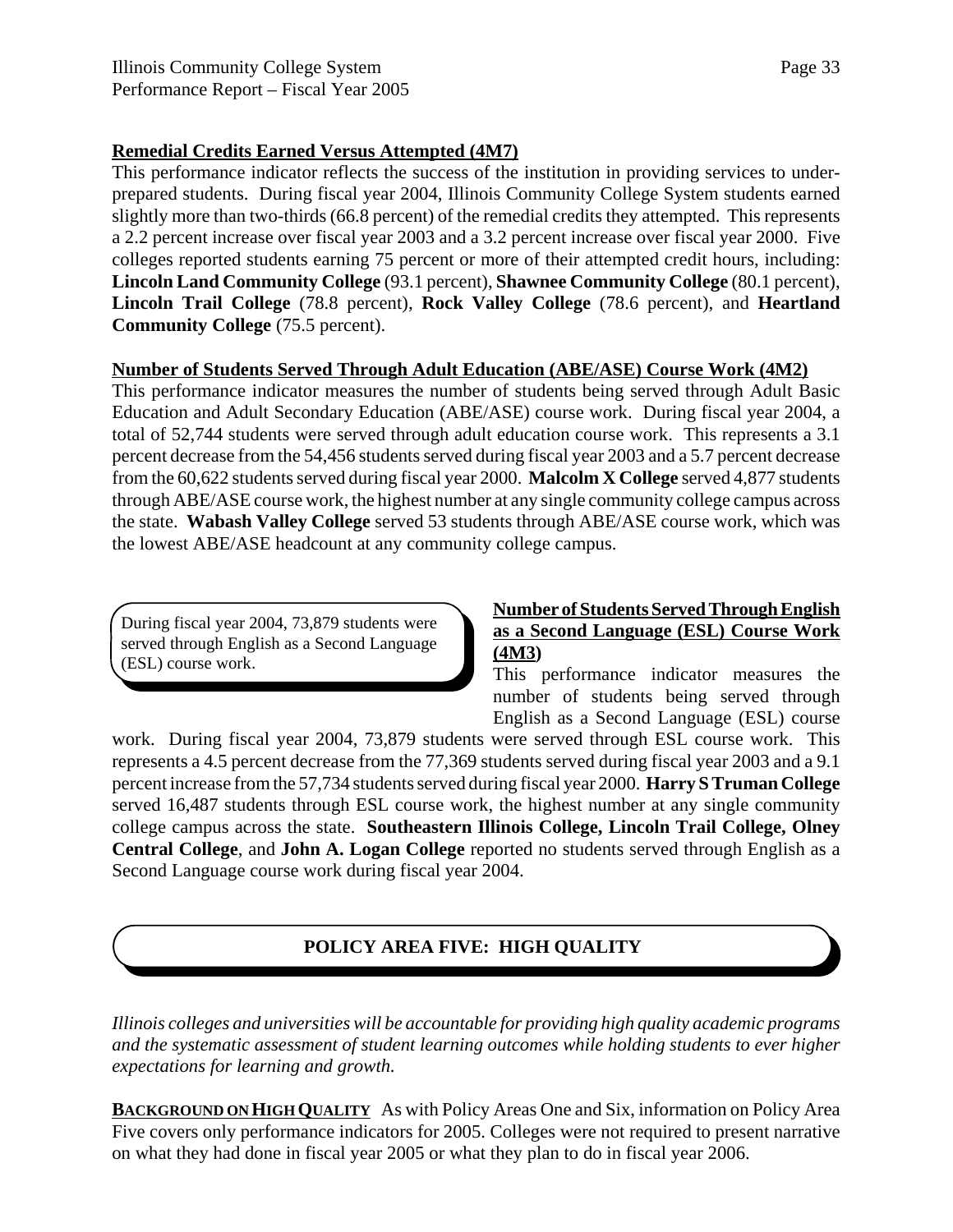**Remedial Credits Earned Versus Attempted (4M7)**

This performance indicator reflects the success of the institution in providing services to under-prepared students. During fiscal year 2004, Illinois Community College System students earned slightly more than two-thirds (66.8 percent) of the remedial credits they attempted. This represents a 2.2 percent increase over fiscal year 2003 and a 3.2 percent increase over fiscal year 2000. Five colleges reported students earning 75 percent or more of their attempted credit hours, including: **Lincoln Land Community College** (93.1 percent), **Shawnee Community College** (80.1 percent), **Lincoln Trail College** (78.8 percent), **Rock Valley College** (78.6 percent), and **Heartland Community College** (75.5 percent).

**Number of Students Served Through Adult Education (ABE/ASE) Course Work (4M2)**

This performance indicator measures the number of students being served through Adult Basic Education and Adult Secondary Education (ABE/ASE) course work. During fiscal year 2004, a total of 52,744 students were served through adult education course work. This represents a 3.1 percent decrease from the 54,456 students served during fiscal year 2003 and a 5.7 percent decrease from the 60,622 students served during fiscal year 2000. **Malcolm X College** served 4,877 students through ABE/ASE course work, the highest number at any single community college campus across the state. **Wabash Valley College** served 53 students through ABE/ASE course work, which was the lowest ABE/ASE headcount at any community college campus.

> During fiscal year 2004, 73,879 students were served through English as a Second Language (ESL) course work.

**Number of Students Served Through English as a Second Language (ESL) Course Work (4M3)**

This performance indicator measures the number of students being served through English as a Second Language (ESL) course work. During fiscal year 2004, 73,879 students were served through ESL course work. This represents a 4.5 percent decrease from the 77,369 students served during fiscal year 2003 and a 9.1 percent increase from the 57,734 students served during fiscal year 2000. **Harry S Truman College** served 16,487 students through ESL course work, the highest number at any single community college campus across the state. **Southeastern Illinois College, Lincoln Trail College, Olney Central College**, and **John A. Logan College** reported no students served through English as a Second Language course work during fiscal year 2004.

## POLICY AREA FIVE: HIGH QUALITY

*Illinois colleges and universities will be accountable for providing high quality academic programs and the systematic assessment of student learning outcomes while holding students to ever higher expectations for learning and growth.*

**BACKGROUND ON HIGH QUALITY** As with Policy Areas One and Six, information on Policy Area Five covers only performance indicators for 2005. Colleges were not required to present narrative on what they had done in fiscal year 2005 or what they plan to do in fiscal year 2006.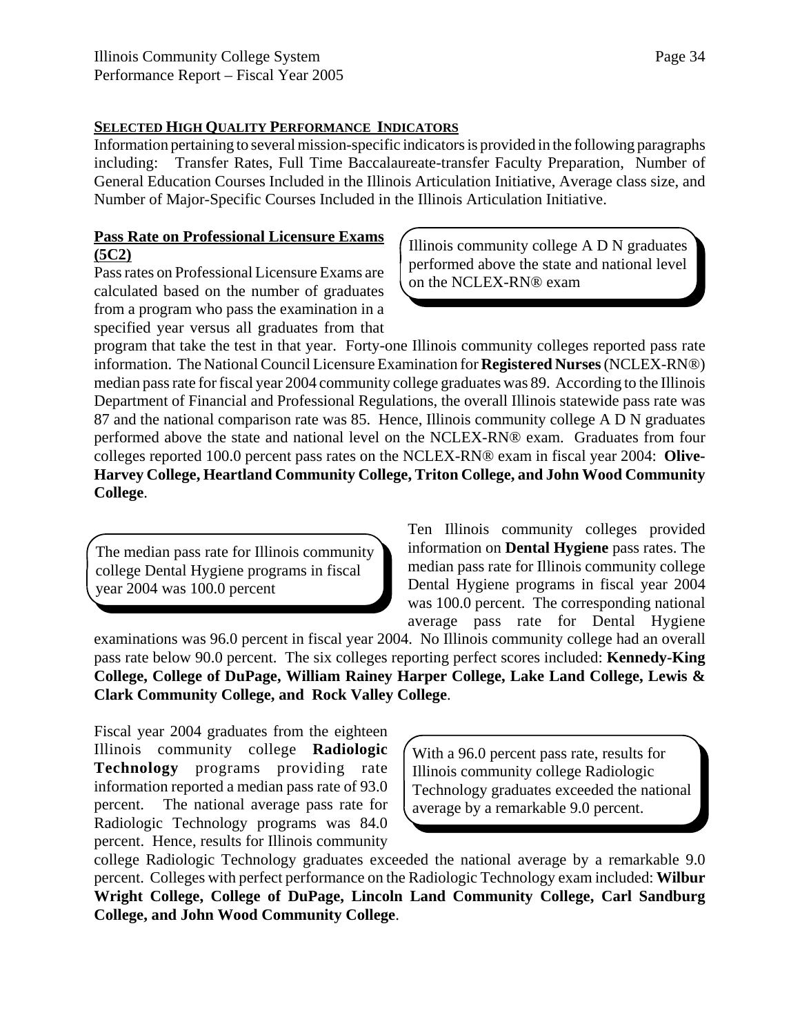**SELECTED HIGH QUALITY PERFORMANCE INDICATORS**

Information pertaining to several mission-specific indicators is provided in the following paragraphs including: Transfer Rates, Full Time Baccalaureate-transfer Faculty Preparation, Number of General Education Courses Included in the Illinois Articulation Initiative, Average class size, and Number of Major-Specific Courses Included in the Illinois Articulation Initiative.

**Pass Rate on Professional Licensure Exams (5C2)**

> Illinois community college A D N graduates performed above the state and national level on the NCLEX-RN® exam

Pass rates on Professional Licensure Exams are calculated based on the number of graduates from a program who pass the examination in a specified year versus all graduates from that program that take the test in that year. Forty-one Illinois community colleges reported pass rate information. The National Council Licensure Examination for **Registered Nurses** (NCLEX-RN®) median pass rate for fiscal year 2004 community college graduates was 89. According to the Illinois Department of Financial and Professional Regulations, the overall Illinois statewide pass rate was 87 and the national comparison rate was 85. Hence, Illinois community college A D N graduates performed above the state and national level on the NCLEX-RN® exam. Graduates from four colleges reported 100.0 percent pass rates on the NCLEX-RN® exam in fiscal year 2004: **Olive-Harvey College, Heartland Community College, Triton College, and John Wood Community College**.

> The median pass rate for Illinois community college Dental Hygiene programs in fiscal year 2004 was 100.0 percent

Ten Illinois community colleges provided information on **Dental Hygiene** pass rates. The median pass rate for Illinois community college Dental Hygiene programs in fiscal year 2004 was 100.0 percent. The corresponding national average pass rate for Dental Hygiene examinations was 96.0 percent in fiscal year 2004. No Illinois community college had an overall pass rate below 90.0 percent. The six colleges reporting perfect scores included: **Kennedy-King College, College of DuPage, William Rainey Harper College, Lake Land College, Lewis & Clark Community College, and Rock Valley College**.

> With a 96.0 percent pass rate, results for Illinois community college Radiologic Technology graduates exceeded the national average by a remarkable 9.0 percent.

Fiscal year 2004 graduates from the eighteen Illinois community college **Radiologic Technology** programs providing rate information reported a median pass rate of 93.0 percent. The national average pass rate for Radiologic Technology programs was 84.0 percent. Hence, results for Illinois community college Radiologic Technology graduates exceeded the national average by a remarkable 9.0 percent. Colleges with perfect performance on the Radiologic Technology exam included: **Wilbur Wright College, College of DuPage, Lincoln Land Community College, Carl Sandburg College, and John Wood Community College**.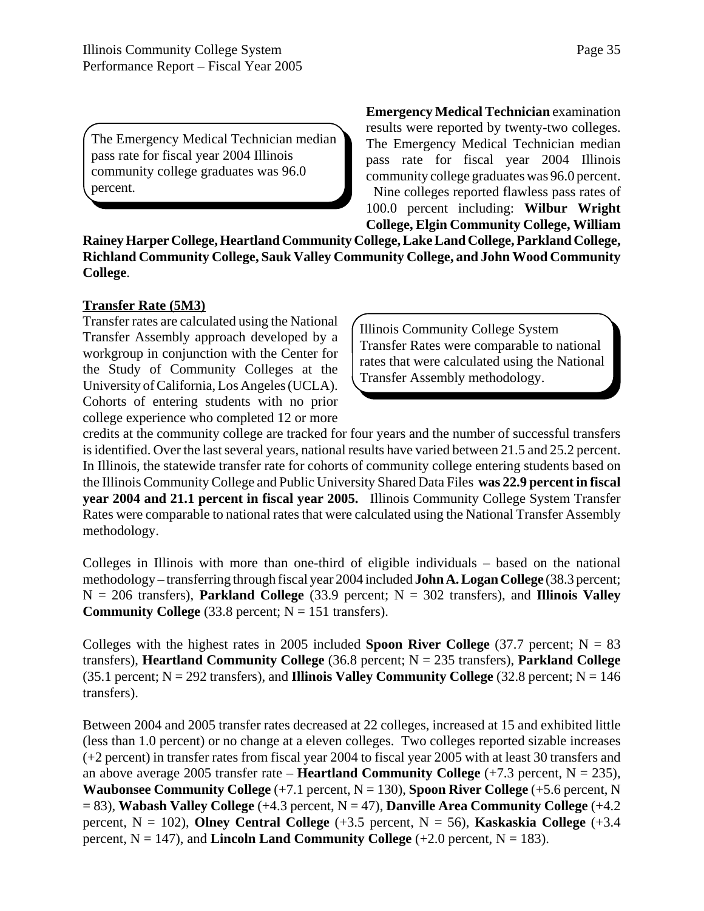> The Emergency Medical Technician median pass rate for fiscal year 2004 Illinois community college graduates was 96.0 percent.

**Emergency Medical Technician** examination results were reported by twenty-two colleges. The Emergency Medical Technician median pass rate for fiscal year 2004 Illinois community college graduates was 96.0 percent. Nine colleges reported flawless pass rates of 100.0 percent including: **Wilbur Wright College, Elgin Community College, William Rainey Harper College, Heartland Community College, Lake Land College, Parkland College, Richland Community College, Sauk Valley Community College, and John Wood Community College**.

**Transfer Rate (5M3)**

> Illinois Community College System Transfer Rates were comparable to national rates that were calculated using the National Transfer Assembly methodology.

Transfer rates are calculated using the National Transfer Assembly approach developed by a workgroup in conjunction with the Center for the Study of Community Colleges at the University of California, Los Angeles (UCLA). Cohorts of entering students with no prior college experience who completed 12 or more credits at the community college are tracked for four years and the number of successful transfers is identified. Over the last several years, national results have varied between 21.5 and 25.2 percent. In Illinois, the statewide transfer rate for cohorts of community college entering students based on the Illinois Community College and Public University Shared Data Files **was 22.9 percent in fiscal year 2004 and 21.1 percent in fiscal year 2005.** Illinois Community College System Transfer Rates were comparable to national rates that were calculated using the National Transfer Assembly methodology.

Colleges in Illinois with more than one-third of eligible individuals – based on the national methodology – transferring through fiscal year 2004 included **John A. Logan College** (38.3 percent; N = 206 transfers), **Parkland College** (33.9 percent; N = 302 transfers), and **Illinois Valley Community College** (33.8 percent; N = 151 transfers).

Colleges with the highest rates in 2005 included **Spoon River College** (37.7 percent; N = 83 transfers), **Heartland Community College** (36.8 percent; N = 235 transfers), **Parkland College** (35.1 percent; N = 292 transfers), and **Illinois Valley Community College** (32.8 percent; N = 146 transfers).

Between 2004 and 2005 transfer rates decreased at 22 colleges, increased at 15 and exhibited little (less than 1.0 percent) or no change at a eleven colleges. Two colleges reported sizable increases (+2 percent) in transfer rates from fiscal year 2004 to fiscal year 2005 with at least 30 transfers and an above average 2005 transfer rate – **Heartland Community College** (+7.3 percent, N = 235), **Waubonsee Community College** (+7.1 percent, N = 130), **Spoon River College** (+5.6 percent, N = 83), **Wabash Valley College** (+4.3 percent, N = 47), **Danville Area Community College** (+4.2 percent, N = 102), **Olney Central College** (+3.5 percent, N = 56), **Kaskaskia College** (+3.4 percent, N = 147), and **Lincoln Land Community College** (+2.0 percent, N = 183).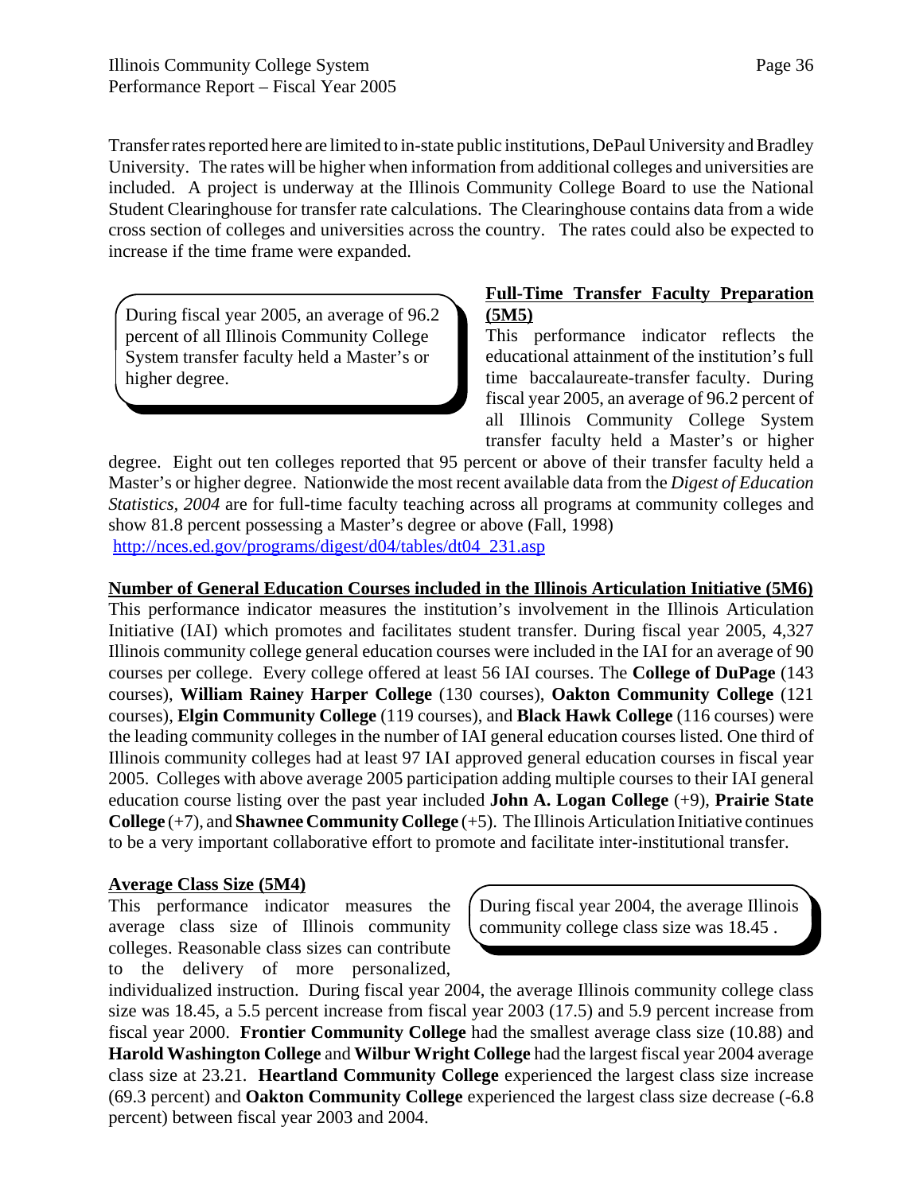Transfer rates reported here are limited to in-state public institutions, DePaul University and Bradley University. The rates will be higher when information from additional colleges and universities are included. A project is underway at the Illinois Community College Board to use the National Student Clearinghouse for transfer rate calculations. The Clearinghouse contains data from a wide cross section of colleges and universities across the country. The rates could also be expected to increase if the time frame were expanded.

> During fiscal year 2005, an average of 96.2 percent of all Illinois Community College System transfer faculty held a Master's or higher degree.

**Full-Time Transfer Faculty Preparation (5M5)**

This performance indicator reflects the educational attainment of the institution's full time baccalaureate-transfer faculty. During fiscal year 2005, an average of 96.2 percent of all Illinois Community College System transfer faculty held a Master's or higher degree. Eight out ten colleges reported that 95 percent or above of their transfer faculty held a Master's or higher degree. Nationwide the most recent available data from the *Digest of Education Statistics, 2004* are for full-time faculty teaching across all programs at community colleges and show 81.8 percent possessing a Master's degree or above (Fall, 1998) http://nces.ed.gov/programs/digest/d04/tables/dt04_231.asp

**Number of General Education Courses included in the Illinois Articulation Initiative (5M6)**

This performance indicator measures the institution's involvement in the Illinois Articulation Initiative (IAI) which promotes and facilitates student transfer. During fiscal year 2005, 4,327 Illinois community college general education courses were included in the IAI for an average of 90 courses per college. Every college offered at least 56 IAI courses. The **College of DuPage** (143 courses), **William Rainey Harper College** (130 courses), **Oakton Community College** (121 courses), **Elgin Community College** (119 courses), and **Black Hawk College** (116 courses) were the leading community colleges in the number of IAI general education courses listed. One third of Illinois community colleges had at least 97 IAI approved general education courses in fiscal year 2005. Colleges with above average 2005 participation adding multiple courses to their IAI general education course listing over the past year included **John A. Logan College** (+9), **Prairie State College** (+7), and **Shawnee Community College** (+5). The Illinois Articulation Initiative continues to be a very important collaborative effort to promote and facilitate inter-institutional transfer.

**Average Class Size (5M4)**

> During fiscal year 2004, the average Illinois community college class size was 18.45 .

This performance indicator measures the average class size of Illinois community colleges. Reasonable class sizes can contribute to the delivery of more personalized, individualized instruction. During fiscal year 2004, the average Illinois community college class size was 18.45, a 5.5 percent increase from fiscal year 2003 (17.5) and 5.9 percent increase from fiscal year 2000. **Frontier Community College** had the smallest average class size (10.88) and **Harold Washington College** and **Wilbur Wright College** had the largest fiscal year 2004 average class size at 23.21. **Heartland Community College** experienced the largest class size increase (69.3 percent) and **Oakton Community College** experienced the largest class size decrease (-6.8 percent) between fiscal year 2003 and 2004.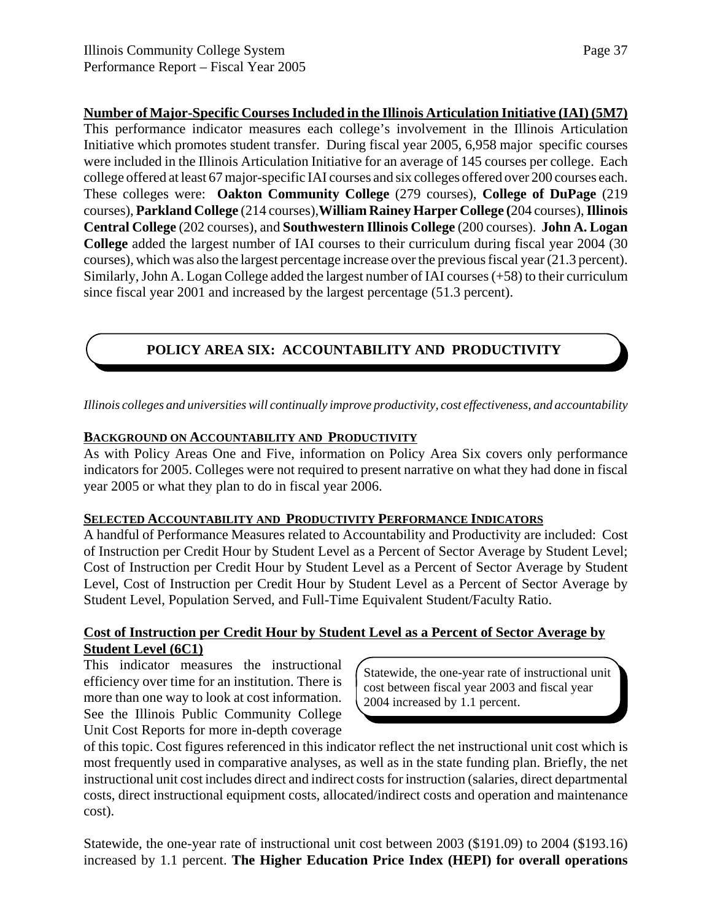**Number of Major-Specific Courses Included in the Illinois Articulation Initiative (IAI) (5M7)**

This performance indicator measures each college's involvement in the Illinois Articulation Initiative which promotes student transfer. During fiscal year 2005, 6,958 major specific courses were included in the Illinois Articulation Initiative for an average of 145 courses per college. Each college offered at least 67 major-specific IAI courses and six colleges offered over 200 courses each. These colleges were: **Oakton Community College** (279 courses), **College of DuPage** (219 courses), **Parkland College** (214 courses), **William Rainey Harper College (**204 courses), **Illinois Central College** (202 courses), and **Southwestern Illinois College** (200 courses). **John A. Logan College** added the largest number of IAI courses to their curriculum during fiscal year 2004 (30 courses), which was also the largest percentage increase over the previous fiscal year (21.3 percent). Similarly, John A. Logan College added the largest number of IAI courses (+58) to their curriculum since fiscal year 2001 and increased by the largest percentage (51.3 percent).

## POLICY AREA SIX: ACCOUNTABILITY AND PRODUCTIVITY

*Illinois colleges and universities will continually improve productivity, cost effectiveness, and accountability*

**BACKGROUND ON ACCOUNTABILITY AND PRODUCTIVITY**

As with Policy Areas One and Five, information on Policy Area Six covers only performance indicators for 2005. Colleges were not required to present narrative on what they had done in fiscal year 2005 or what they plan to do in fiscal year 2006.

**SELECTED ACCOUNTABILITY AND PRODUCTIVITY PERFORMANCE INDICATORS**

A handful of Performance Measures related to Accountability and Productivity are included: Cost of Instruction per Credit Hour by Student Level as a Percent of Sector Average by Student Level; Cost of Instruction per Credit Hour by Student Level as a Percent of Sector Average by Student Level, Cost of Instruction per Credit Hour by Student Level as a Percent of Sector Average by Student Level, Population Served, and Full-Time Equivalent Student/Faculty Ratio.

**Cost of Instruction per Credit Hour by Student Level as a Percent of Sector Average by Student Level (6C1)**

> Statewide, the one-year rate of instructional unit cost between fiscal year 2003 and fiscal year 2004 increased by 1.1 percent.

This indicator measures the instructional efficiency over time for an institution. There is more than one way to look at cost information. See the Illinois Public Community College Unit Cost Reports for more in-depth coverage of this topic. Cost figures referenced in this indicator reflect the net instructional unit cost which is most frequently used in comparative analyses, as well as in the state funding plan. Briefly, the net instructional unit cost includes direct and indirect costs for instruction (salaries, direct departmental costs, direct instructional equipment costs, allocated/indirect costs and operation and maintenance cost).

Statewide, the one-year rate of instructional unit cost between 2003 ($191.09) to 2004 ($193.16) increased by 1.1 percent. **The Higher Education Price Index (HEPI) for overall operations**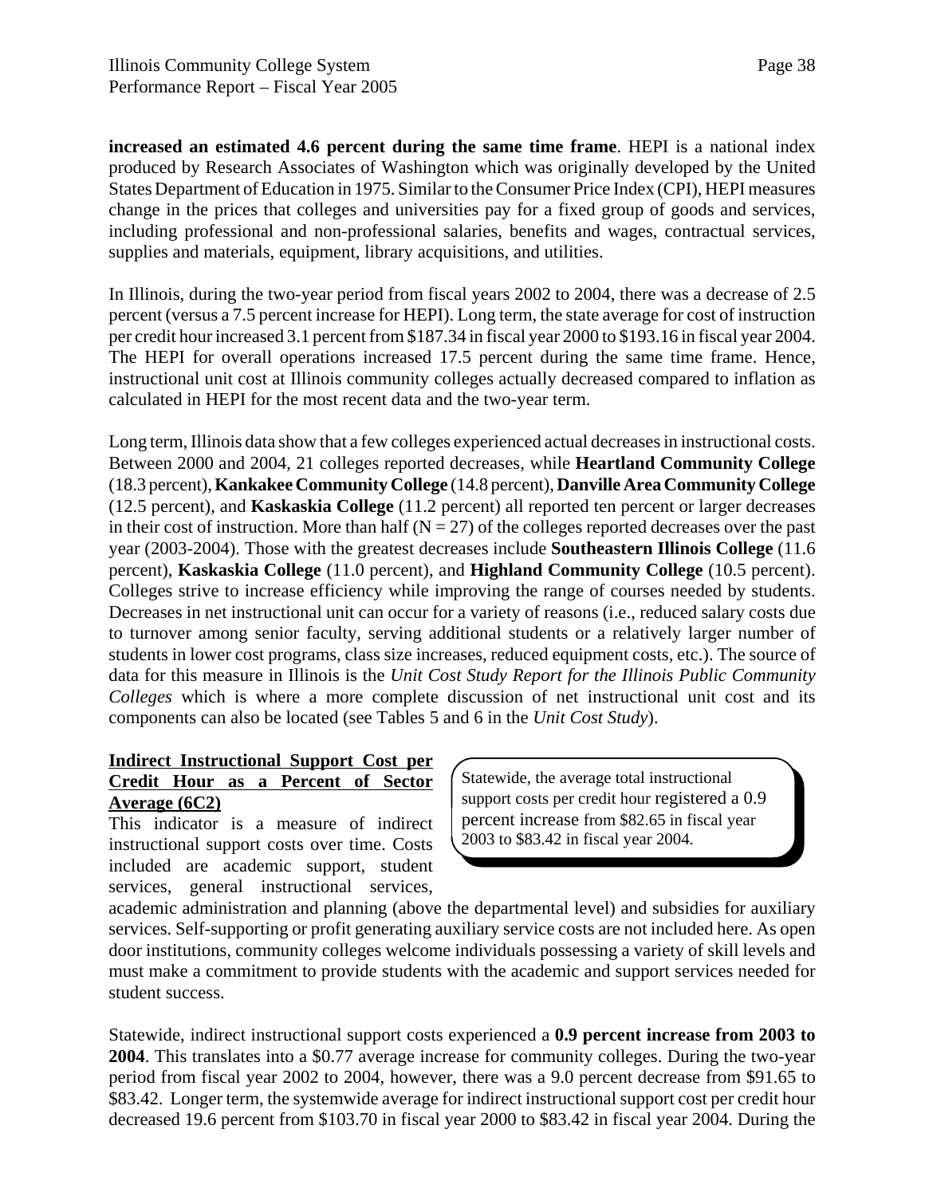**increased an estimated 4.6 percent during the same time frame**. HEPI is a national index produced by Research Associates of Washington which was originally developed by the United States Department of Education in 1975. Similar to the Consumer Price Index (CPI), HEPI measures change in the prices that colleges and universities pay for a fixed group of goods and services, including professional and non-professional salaries, benefits and wages, contractual services, supplies and materials, equipment, library acquisitions, and utilities.

In Illinois, during the two-year period from fiscal years 2002 to 2004, there was a decrease of 2.5 percent (versus a 7.5 percent increase for HEPI). Long term, the state average for cost of instruction per credit hour increased 3.1 percent from $187.34 in fiscal year 2000 to $193.16 in fiscal year 2004. The HEPI for overall operations increased 17.5 percent during the same time frame. Hence, instructional unit cost at Illinois community colleges actually decreased compared to inflation as calculated in HEPI for the most recent data and the two-year term.

Long term, Illinois data show that a few colleges experienced actual decreases in instructional costs. Between 2000 and 2004, 21 colleges reported decreases, while **Heartland Community College** (18.3 percent), **Kankakee Community College** (14.8 percent), **Danville Area Community College** (12.5 percent), and **Kaskaskia College** (11.2 percent) all reported ten percent or larger decreases in their cost of instruction. More than half (N = 27) of the colleges reported decreases over the past year (2003-2004). Those with the greatest decreases include **Southeastern Illinois College** (11.6 percent), **Kaskaskia College** (11.0 percent), and **Highland Community College** (10.5 percent). Colleges strive to increase efficiency while improving the range of courses needed by students. Decreases in net instructional unit can occur for a variety of reasons (i.e., reduced salary costs due to turnover among senior faculty, serving additional students or a relatively larger number of students in lower cost programs, class size increases, reduced equipment costs, etc.). The source of data for this measure in Illinois is the *Unit Cost Study Report for the Illinois Public Community Colleges* which is where a more complete discussion of net instructional unit cost and its components can also be located (see Tables 5 and 6 in the *Unit Cost Study*).

**Indirect Instructional Support Cost per Credit Hour as a Percent of Sector Average (6C2)**

> Statewide, the average total instructional support costs per credit hour registered a 0.9 percent increase from $82.65 in fiscal year 2003 to $83.42 in fiscal year 2004.

This indicator is a measure of indirect instructional support costs over time. Costs included are academic support, student services, general instructional services, academic administration and planning (above the departmental level) and subsidies for auxiliary services. Self-supporting or profit generating auxiliary service costs are not included here. As open door institutions, community colleges welcome individuals possessing a variety of skill levels and must make a commitment to provide students with the academic and support services needed for student success.

Statewide, indirect instructional support costs experienced a **0.9 percent increase from 2003 to 2004**. This translates into a $0.77 average increase for community colleges. During the two-year period from fiscal year 2002 to 2004, however, there was a 9.0 percent decrease from $91.65 to $83.42. Longer term, the systemwide average for indirect instructional support cost per credit hour decreased 19.6 percent from $103.70 in fiscal year 2000 to $83.42 in fiscal year 2004. During the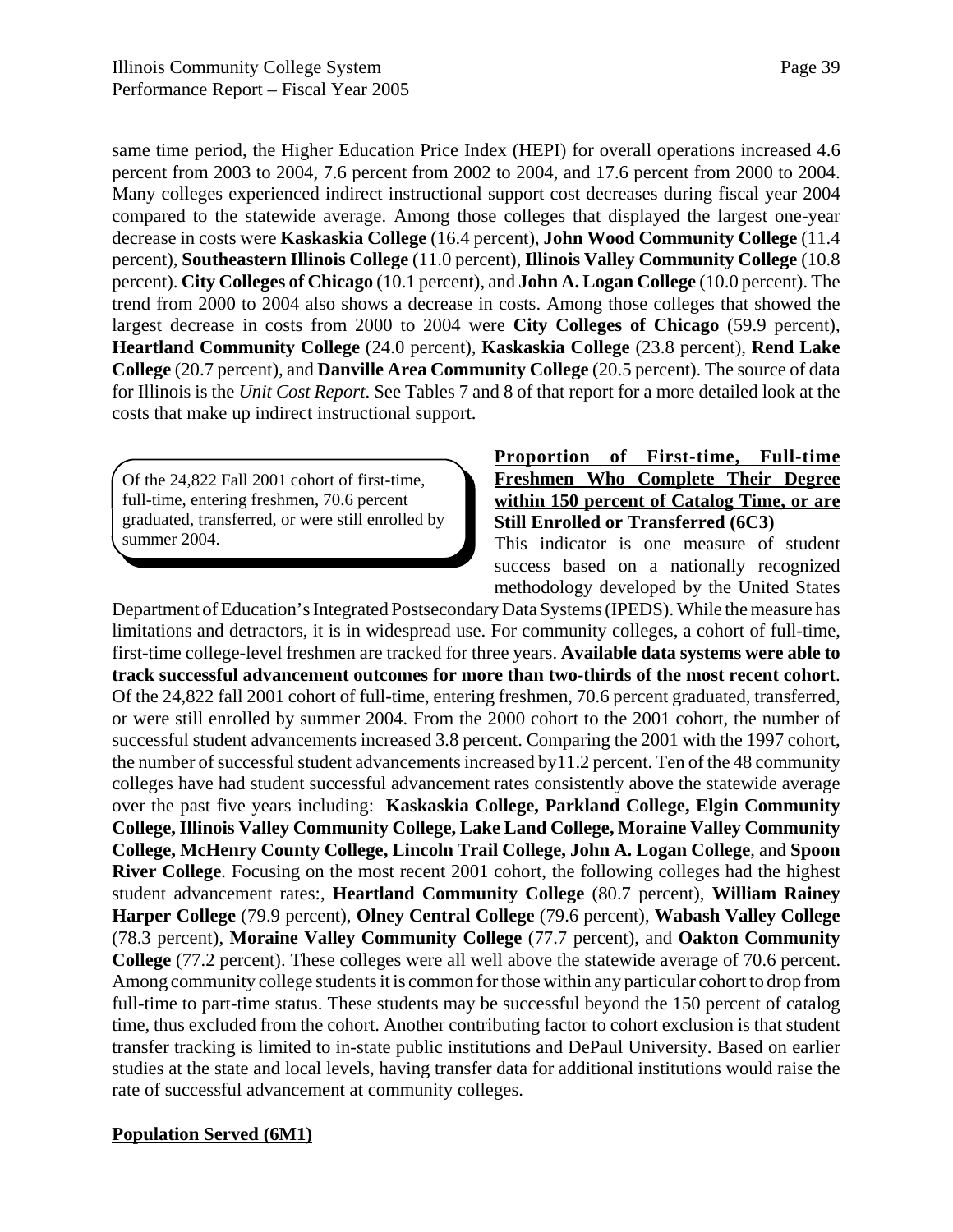same time period, the Higher Education Price Index (HEPI) for overall operations increased 4.6 percent from 2003 to 2004, 7.6 percent from 2002 to 2004, and 17.6 percent from 2000 to 2004. Many colleges experienced indirect instructional support cost decreases during fiscal year 2004 compared to the statewide average. Among those colleges that displayed the largest one-year decrease in costs were **Kaskaskia College** (16.4 percent), **John Wood Community College** (11.4 percent), **Southeastern Illinois College** (11.0 percent), **Illinois Valley Community College** (10.8 percent). **City Colleges of Chicago** (10.1 percent), and **John A. Logan College** (10.0 percent). The trend from 2000 to 2004 also shows a decrease in costs. Among those colleges that showed the largest decrease in costs from 2000 to 2004 were **City Colleges of Chicago** (59.9 percent), **Heartland Community College** (24.0 percent), **Kaskaskia College** (23.8 percent), **Rend Lake College** (20.7 percent), and **Danville Area Community College** (20.5 percent). The source of data for Illinois is the *Unit Cost Report*. See Tables 7 and 8 of that report for a more detailed look at the costs that make up indirect instructional support.

> Of the 24,822 Fall 2001 cohort of first-time, full-time, entering freshmen, 70.6 percent graduated, transferred, or were still enrolled by summer 2004.

**Proportion of First-time, Full-time Freshmen Who Complete Their Degree within 150 percent of Catalog Time, or are Still Enrolled or Transferred (6C3)**

This indicator is one measure of student success based on a nationally recognized methodology developed by the United States Department of Education's Integrated Postsecondary Data Systems (IPEDS). While the measure has limitations and detractors, it is in widespread use. For community colleges, a cohort of full-time, first-time college-level freshmen are tracked for three years. **Available data systems were able to track successful advancement outcomes for more than two-thirds of the most recent cohort**. Of the 24,822 fall 2001 cohort of full-time, entering freshmen, 70.6 percent graduated, transferred, or were still enrolled by summer 2004. From the 2000 cohort to the 2001 cohort, the number of successful student advancements increased 3.8 percent. Comparing the 2001 with the 1997 cohort, the number of successful student advancements increased by11.2 percent. Ten of the 48 community colleges have had student successful advancement rates consistently above the statewide average over the past five years including: **Kaskaskia College, Parkland College, Elgin Community College, Illinois Valley Community College, Lake Land College, Moraine Valley Community College, McHenry County College, Lincoln Trail College, John A. Logan College**, and **Spoon River College**. Focusing on the most recent 2001 cohort, the following colleges had the highest student advancement rates:, **Heartland Community College** (80.7 percent), **William Rainey Harper College** (79.9 percent), **Olney Central College** (79.6 percent), **Wabash Valley College** (78.3 percent), **Moraine Valley Community College** (77.7 percent), and **Oakton Community College** (77.2 percent). These colleges were all well above the statewide average of 70.6 percent. Among community college students it is common for those within any particular cohort to drop from full-time to part-time status. These students may be successful beyond the 150 percent of catalog time, thus excluded from the cohort. Another contributing factor to cohort exclusion is that student transfer tracking is limited to in-state public institutions and DePaul University. Based on earlier studies at the state and local levels, having transfer data for additional institutions would raise the rate of successful advancement at community colleges.

**Population Served (6M1)**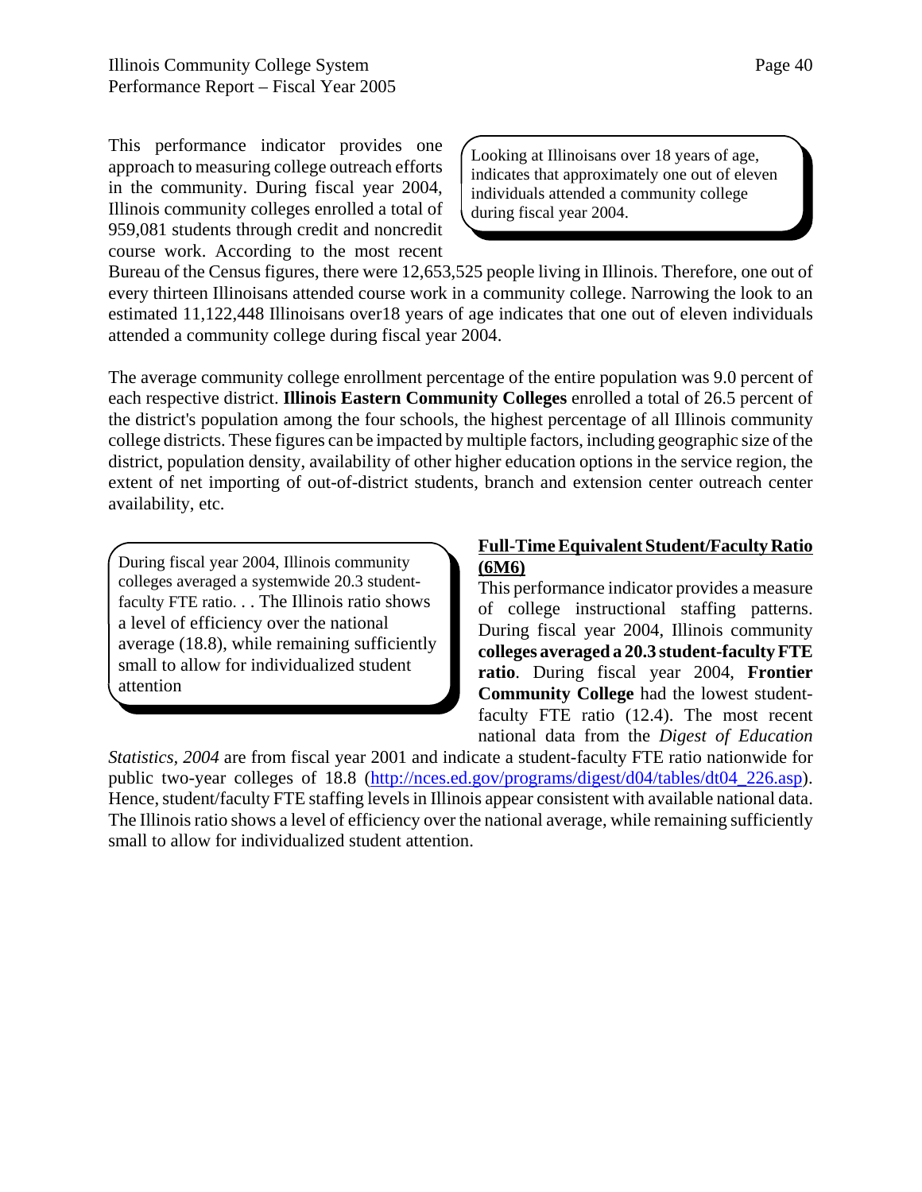This performance indicator provides one approach to measuring college outreach efforts in the community. During fiscal year 2004, Illinois community colleges enrolled a total of 959,081 students through credit and noncredit course work. According to the most recent Bureau of the Census figures, there were 12,653,525 people living in Illinois. Therefore, one out of every thirteen Illinoisans attended course work in a community college. Narrowing the look to an estimated 11,122,448 Illinoisans over18 years of age indicates that one out of eleven individuals attended a community college during fiscal year 2004.

> Looking at Illinoisans over 18 years of age, indicates that approximately one out of eleven individuals attended a community college during fiscal year 2004.

The average community college enrollment percentage of the entire population was 9.0 percent of each respective district. **Illinois Eastern Community Colleges** enrolled a total of 26.5 percent of the district's population among the four schools, the highest percentage of all Illinois community college districts. These figures can be impacted by multiple factors, including geographic size of the district, population density, availability of other higher education options in the service region, the extent of net importing of out-of-district students, branch and extension center outreach center availability, etc.

## Full-Time Equivalent Student/Faculty Ratio (6M6)

> During fiscal year 2004, Illinois community colleges averaged a systemwide 20.3 student-faculty FTE ratio. . . The Illinois ratio shows a level of efficiency over the national average (18.8), while remaining sufficiently small to allow for individualized student attention

This performance indicator provides a measure of college instructional staffing patterns. During fiscal year 2004, Illinois community **colleges averaged a 20.3 student-faculty FTE ratio**. During fiscal year 2004, **Frontier Community College** had the lowest student-faculty FTE ratio (12.4). The most recent national data from the *Digest of Education Statistics, 2004* are from fiscal year 2001 and indicate a student-faculty FTE ratio nationwide for public two-year colleges of 18.8 (http://nces.ed.gov/programs/digest/d04/tables/dt04_226.asp). Hence, student/faculty FTE staffing levels in Illinois appear consistent with available national data. The Illinois ratio shows a level of efficiency over the national average, while remaining sufficiently small to allow for individualized student attention.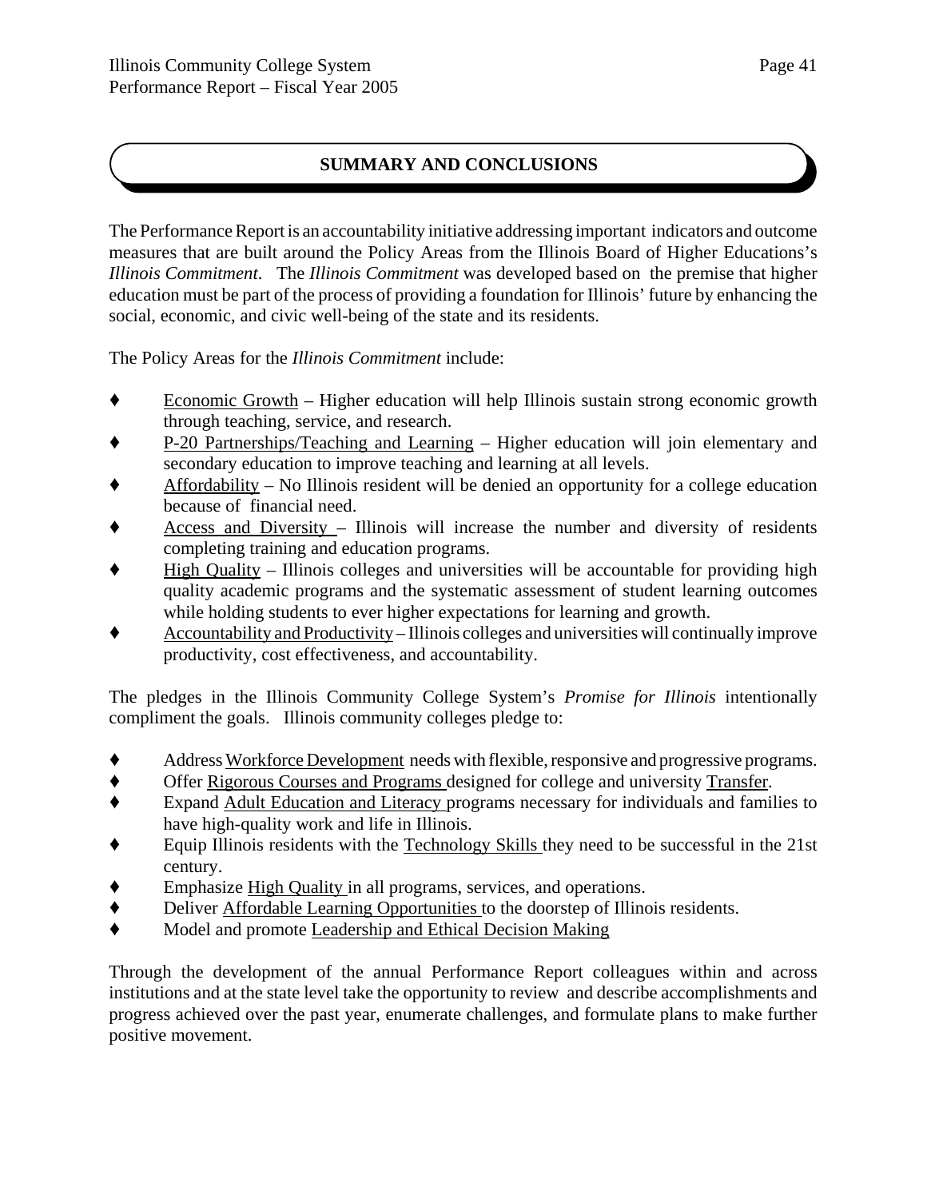## SUMMARY AND CONCLUSIONS

The Performance Report is an accountability initiative addressing important indicators and outcome measures that are built around the Policy Areas from the Illinois Board of Higher Educations's *Illinois Commitment*. The *Illinois Commitment* was developed based on the premise that higher education must be part of the process of providing a foundation for Illinois' future by enhancing the social, economic, and civic well-being of the state and its residents.

The Policy Areas for the *Illinois Commitment* include:

- Economic Growth – Higher education will help Illinois sustain strong economic growth through teaching, service, and research.
- P-20 Partnerships/Teaching and Learning – Higher education will join elementary and secondary education to improve teaching and learning at all levels.
- Affordability – No Illinois resident will be denied an opportunity for a college education because of financial need.
- Access and Diversity – Illinois will increase the number and diversity of residents completing training and education programs.
- High Quality – Illinois colleges and universities will be accountable for providing high quality academic programs and the systematic assessment of student learning outcomes while holding students to ever higher expectations for learning and growth.
- Accountability and Productivity – Illinois colleges and universities will continually improve productivity, cost effectiveness, and accountability.

The pledges in the Illinois Community College System's *Promise for Illinois* intentionally compliment the goals. Illinois community colleges pledge to:

- Address Workforce Development needs with flexible, responsive and progressive programs.
- Offer Rigorous Courses and Programs designed for college and university Transfer.
- Expand Adult Education and Literacy programs necessary for individuals and families to have high-quality work and life in Illinois.
- Equip Illinois residents with the Technology Skills they need to be successful in the 21st century.
- Emphasize High Quality in all programs, services, and operations.
- Deliver Affordable Learning Opportunities to the doorstep of Illinois residents.
- Model and promote Leadership and Ethical Decision Making

Through the development of the annual Performance Report colleagues within and across institutions and at the state level take the opportunity to review and describe accomplishments and progress achieved over the past year, enumerate challenges, and formulate plans to make further positive movement.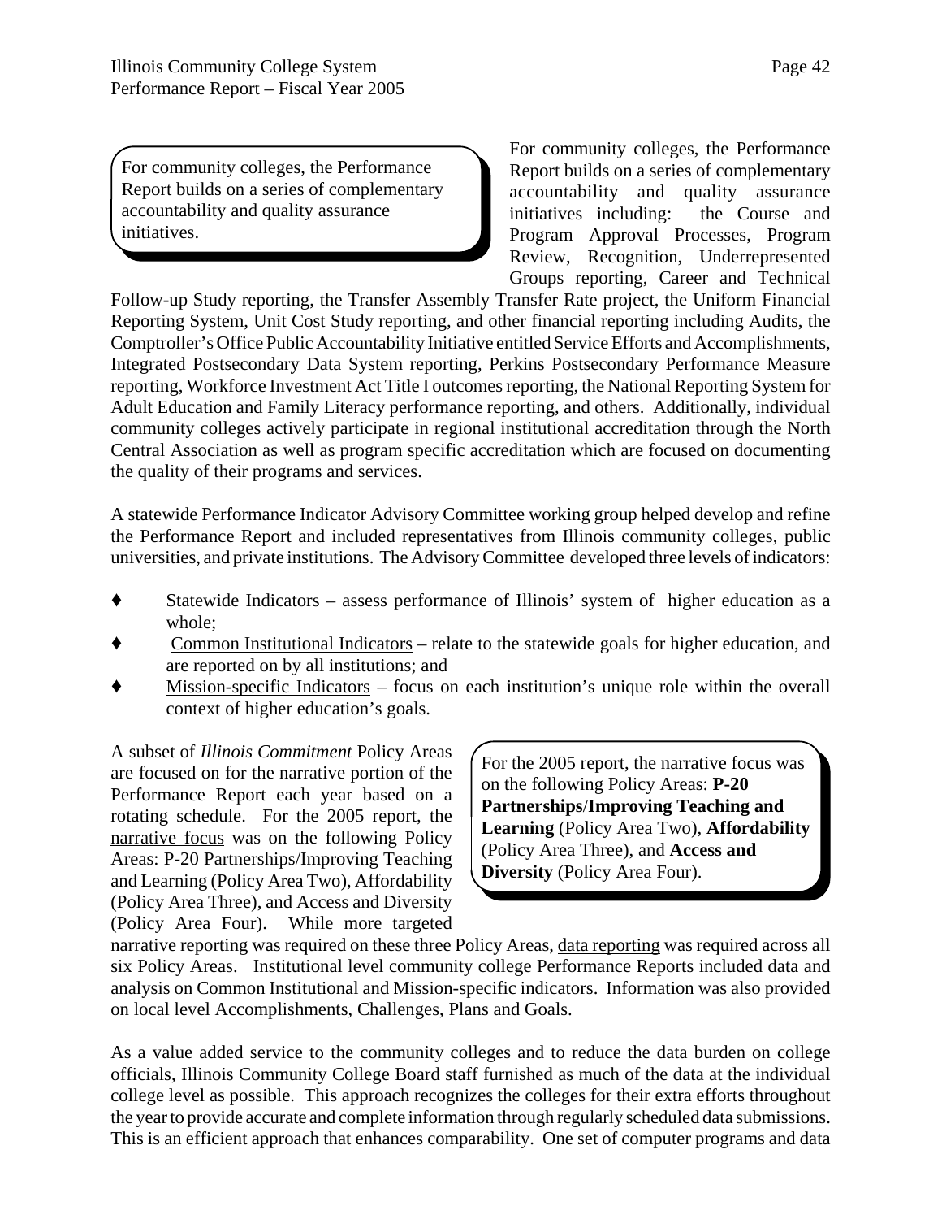For community colleges, the Performance Report builds on a series of complementary accountability and quality assurance initiatives.

For community colleges, the Performance Report builds on a series of complementary accountability and quality assurance initiatives including: the Course and Program Approval Processes, Program Review, Recognition, Underrepresented Groups reporting, Career and Technical Follow-up Study reporting, the Transfer Assembly Transfer Rate project, the Uniform Financial Reporting System, Unit Cost Study reporting, and other financial reporting including Audits, the Comptroller's Office Public Accountability Initiative entitled Service Efforts and Accomplishments, Integrated Postsecondary Data System reporting, Perkins Postsecondary Performance Measure reporting, Workforce Investment Act Title I outcomes reporting, the National Reporting System for Adult Education and Family Literacy performance reporting, and others. Additionally, individual community colleges actively participate in regional institutional accreditation through the North Central Association as well as program specific accreditation which are focused on documenting the quality of their programs and services.

A statewide Performance Indicator Advisory Committee working group helped develop and refine the Performance Report and included representatives from Illinois community colleges, public universities, and private institutions. The Advisory Committee developed three levels of indicators:

- Statewide Indicators – assess performance of Illinois' system of higher education as a whole;
- Common Institutional Indicators – relate to the statewide goals for higher education, and are reported on by all institutions; and
- Mission-specific Indicators – focus on each institution's unique role within the overall context of higher education's goals.

For the 2005 report, the narrative focus was on the following Policy Areas: **P-20 Partnerships/Improving Teaching and Learning** (Policy Area Two), **Affordability** (Policy Area Three), and **Access and Diversity** (Policy Area Four).

A subset of *Illinois Commitment* Policy Areas are focused on for the narrative portion of the Performance Report each year based on a rotating schedule. For the 2005 report, the narrative focus was on the following Policy Areas: P-20 Partnerships/Improving Teaching and Learning (Policy Area Two), Affordability (Policy Area Three), and Access and Diversity (Policy Area Four). While more targeted narrative reporting was required on these three Policy Areas, data reporting was required across all six Policy Areas. Institutional level community college Performance Reports included data and analysis on Common Institutional and Mission-specific indicators. Information was also provided on local level Accomplishments, Challenges, Plans and Goals.

As a value added service to the community colleges and to reduce the data burden on college officials, Illinois Community College Board staff furnished as much of the data at the individual college level as possible. This approach recognizes the colleges for their extra efforts throughout the year to provide accurate and complete information through regularly scheduled data submissions. This is an efficient approach that enhances comparability. One set of computer programs and data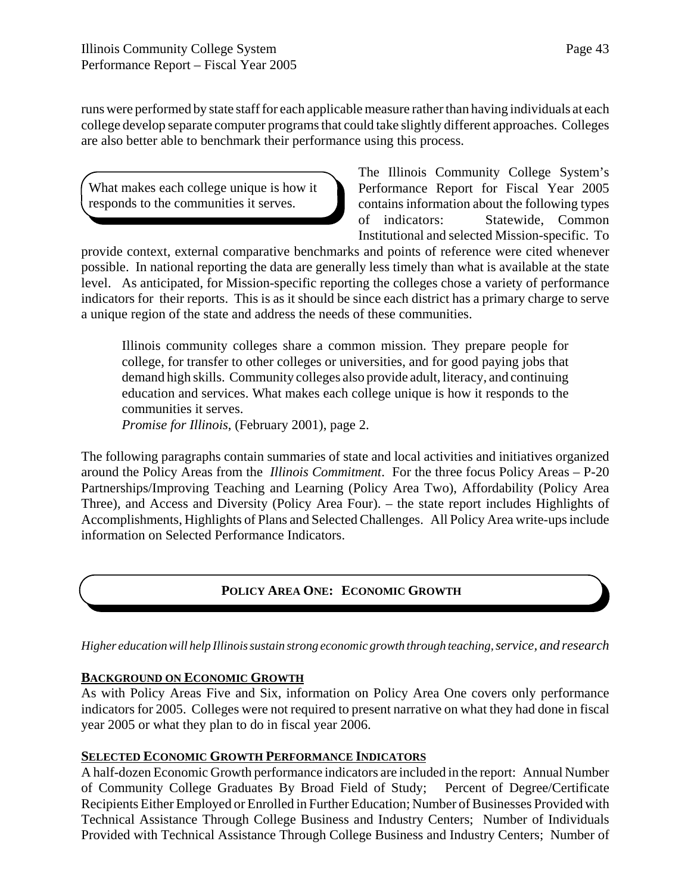runs were performed by state staff for each applicable measure rather than having individuals at each college develop separate computer programs that could take slightly different approaches. Colleges are also better able to benchmark their performance using this process.

> What makes each college unique is how it responds to the communities it serves.

The Illinois Community College System's Performance Report for Fiscal Year 2005 contains information about the following types of indicators: Statewide, Common Institutional and selected Mission-specific. To provide context, external comparative benchmarks and points of reference were cited whenever possible. In national reporting the data are generally less timely than what is available at the state level. As anticipated, for Mission-specific reporting the colleges chose a variety of performance indicators for their reports. This is as it should be since each district has a primary charge to serve a unique region of the state and address the needs of these communities.

> Illinois community colleges share a common mission. They prepare people for college, for transfer to other colleges or universities, and for good paying jobs that demand high skills. Community colleges also provide adult, literacy, and continuing education and services. What makes each college unique is how it responds to the communities it serves.
> *Promise for Illinois*, (February 2001), page 2.

The following paragraphs contain summaries of state and local activities and initiatives organized around the Policy Areas from the *Illinois Commitment*. For the three focus Policy Areas – P-20 Partnerships/Improving Teaching and Learning (Policy Area Two), Affordability (Policy Area Three), and Access and Diversity (Policy Area Four). – the state report includes Highlights of Accomplishments, Highlights of Plans and Selected Challenges. All Policy Area write-ups include information on Selected Performance Indicators.

## POLICY AREA ONE: ECONOMIC GROWTH

*Higher education will help Illinois sustain strong economic growth through teaching, service, and research*

### BACKGROUND ON ECONOMIC GROWTH

As with Policy Areas Five and Six, information on Policy Area One covers only performance indicators for 2005. Colleges were not required to present narrative on what they had done in fiscal year 2005 or what they plan to do in fiscal year 2006.

### SELECTED ECONOMIC GROWTH PERFORMANCE INDICATORS

A half-dozen Economic Growth performance indicators are included in the report: Annual Number of Community College Graduates By Broad Field of Study; Percent of Degree/Certificate Recipients Either Employed or Enrolled in Further Education; Number of Businesses Provided with Technical Assistance Through College Business and Industry Centers; Number of Individuals Provided with Technical Assistance Through College Business and Industry Centers; Number of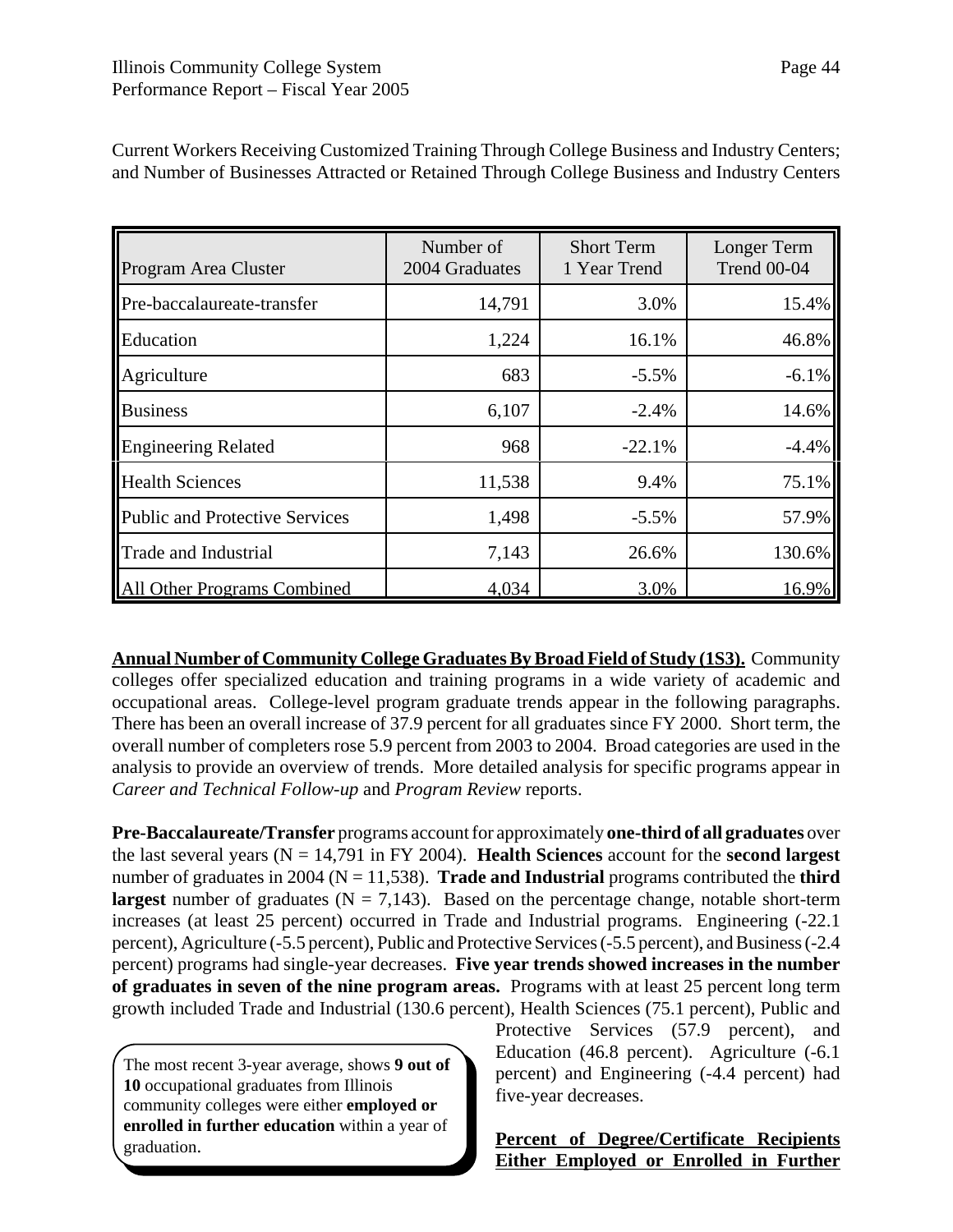Current Workers Receiving Customized Training Through College Business and Industry Centers; and Number of Businesses Attracted or Retained Through College Business and Industry Centers

| Program Area Cluster | Number of 2004 Graduates | Short Term 1 Year Trend | Longer Term Trend 00-04 |
|---|---|---|---|
| Pre-baccalaureate-transfer | 14,791 | 3.0% | 15.4% |
| Education | 1,224 | 16.1% | 46.8% |
| Agriculture | 683 | -5.5% | -6.1% |
| Business | 6,107 | -2.4% | 14.6% |
| Engineering Related | 968 | -22.1% | -4.4% |
| Health Sciences | 11,538 | 9.4% | 75.1% |
| Public and Protective Services | 1,498 | -5.5% | 57.9% |
| Trade and Industrial | 7,143 | 26.6% | 130.6% |
| All Other Programs Combined | 4,034 | 3.0% | 16.9% |

**Annual Number of Community College Graduates By Broad Field of Study (1S3).** Community colleges offer specialized education and training programs in a wide variety of academic and occupational areas. College-level program graduate trends appear in the following paragraphs. There has been an overall increase of 37.9 percent for all graduates since FY 2000. Short term, the overall number of completers rose 5.9 percent from 2003 to 2004. Broad categories are used in the analysis to provide an overview of trends. More detailed analysis for specific programs appear in *Career and Technical Follow-up* and *Program Review* reports.

**Pre-Baccalaureate/Transfer** programs account for approximately **one-third of all graduates** over the last several years (N = 14,791 in FY 2004). **Health Sciences** account for the **second largest** number of graduates in 2004 (N = 11,538). **Trade and Industrial** programs contributed the **third largest** number of graduates (N = 7,143). Based on the percentage change, notable short-term increases (at least 25 percent) occurred in Trade and Industrial programs. Engineering (-22.1 percent), Agriculture (-5.5 percent), Public and Protective Services (-5.5 percent), and Business (-2.4 percent) programs had single-year decreases. **Five year trends showed increases in the number of graduates in seven of the nine program areas.** Programs with at least 25 percent long term growth included Trade and Industrial (130.6 percent), Health Sciences (75.1 percent), Public and Protective Services (57.9 percent), and Education (46.8 percent). Agriculture (-6.1 percent) and Engineering (-4.4 percent) had five-year decreases.

> The most recent 3-year average, shows **9 out of 10** occupational graduates from Illinois community colleges were either **employed or enrolled in further education** within a year of graduation.

**Percent of Degree/Certificate Recipients Either Employed or Enrolled in Further**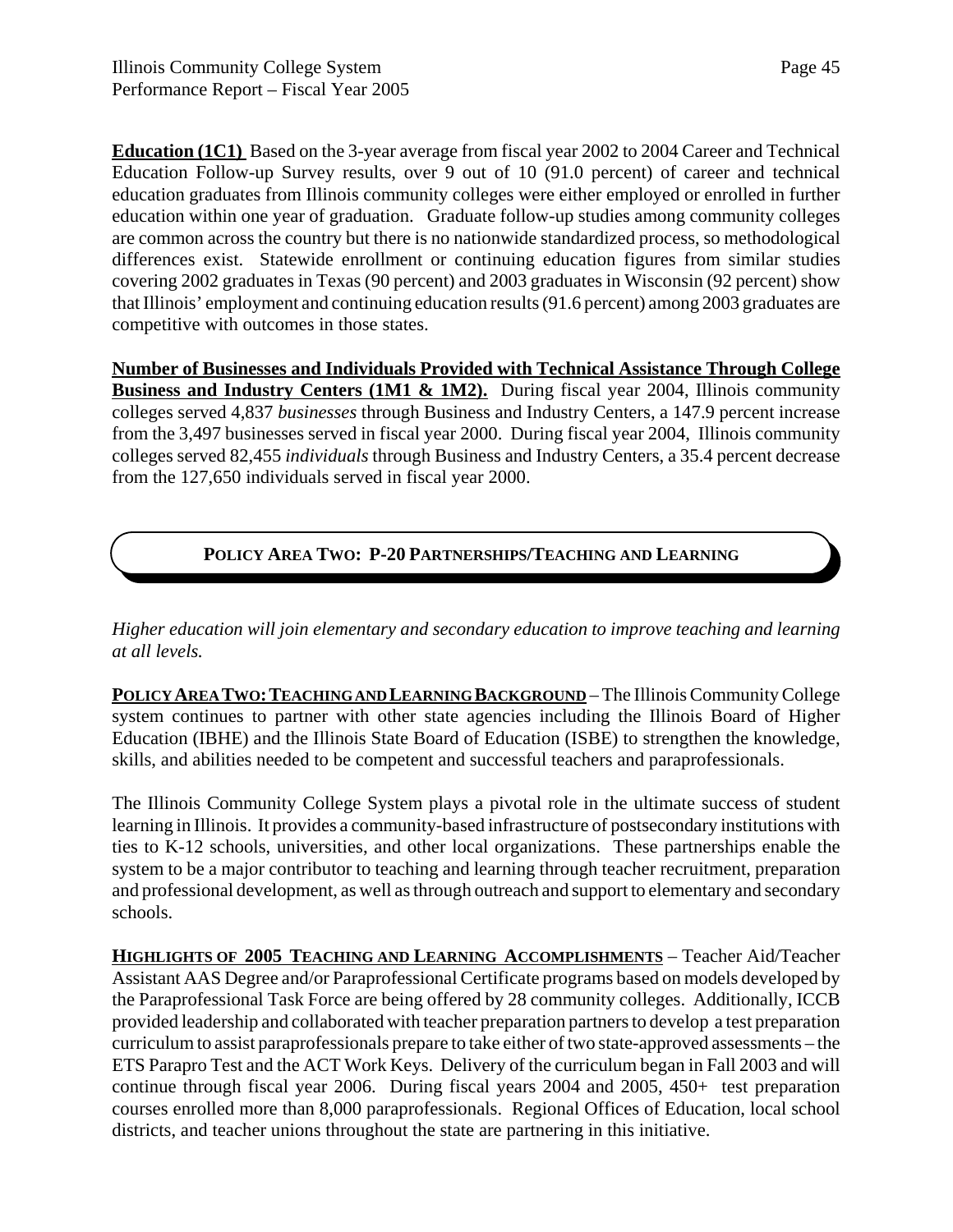**Education (1C1)** Based on the 3-year average from fiscal year 2002 to 2004 Career and Technical Education Follow-up Survey results, over 9 out of 10 (91.0 percent) of career and technical education graduates from Illinois community colleges were either employed or enrolled in further education within one year of graduation. Graduate follow-up studies among community colleges are common across the country but there is no nationwide standardized process, so methodological differences exist. Statewide enrollment or continuing education figures from similar studies covering 2002 graduates in Texas (90 percent) and 2003 graduates in Wisconsin (92 percent) show that Illinois' employment and continuing education results (91.6 percent) among 2003 graduates are competitive with outcomes in those states.

**Number of Businesses and Individuals Provided with Technical Assistance Through College Business and Industry Centers (1M1 & 1M2).** During fiscal year 2004, Illinois community colleges served 4,837 *businesses* through Business and Industry Centers, a 147.9 percent increase from the 3,497 businesses served in fiscal year 2000. During fiscal year 2004, Illinois community colleges served 82,455 *individuals* through Business and Industry Centers, a 35.4 percent decrease from the 127,650 individuals served in fiscal year 2000.

## POLICY AREA TWO: P-20 PARTNERSHIPS/TEACHING AND LEARNING

*Higher education will join elementary and secondary education to improve teaching and learning at all levels.*

**POLICY AREA TWO: TEACHING AND LEARNING BACKGROUND** – The Illinois Community College system continues to partner with other state agencies including the Illinois Board of Higher Education (IBHE) and the Illinois State Board of Education (ISBE) to strengthen the knowledge, skills, and abilities needed to be competent and successful teachers and paraprofessionals.

The Illinois Community College System plays a pivotal role in the ultimate success of student learning in Illinois. It provides a community-based infrastructure of postsecondary institutions with ties to K-12 schools, universities, and other local organizations. These partnerships enable the system to be a major contributor to teaching and learning through teacher recruitment, preparation and professional development, as well as through outreach and support to elementary and secondary schools.

**HIGHLIGHTS OF 2005 TEACHING AND LEARNING ACCOMPLISHMENTS** – Teacher Aid/Teacher Assistant AAS Degree and/or Paraprofessional Certificate programs based on models developed by the Paraprofessional Task Force are being offered by 28 community colleges. Additionally, ICCB provided leadership and collaborated with teacher preparation partners to develop a test preparation curriculum to assist paraprofessionals prepare to take either of two state-approved assessments – the ETS Parapro Test and the ACT Work Keys. Delivery of the curriculum began in Fall 2003 and will continue through fiscal year 2006. During fiscal years 2004 and 2005, 450+ test preparation courses enrolled more than 8,000 paraprofessionals. Regional Offices of Education, local school districts, and teacher unions throughout the state are partnering in this initiative.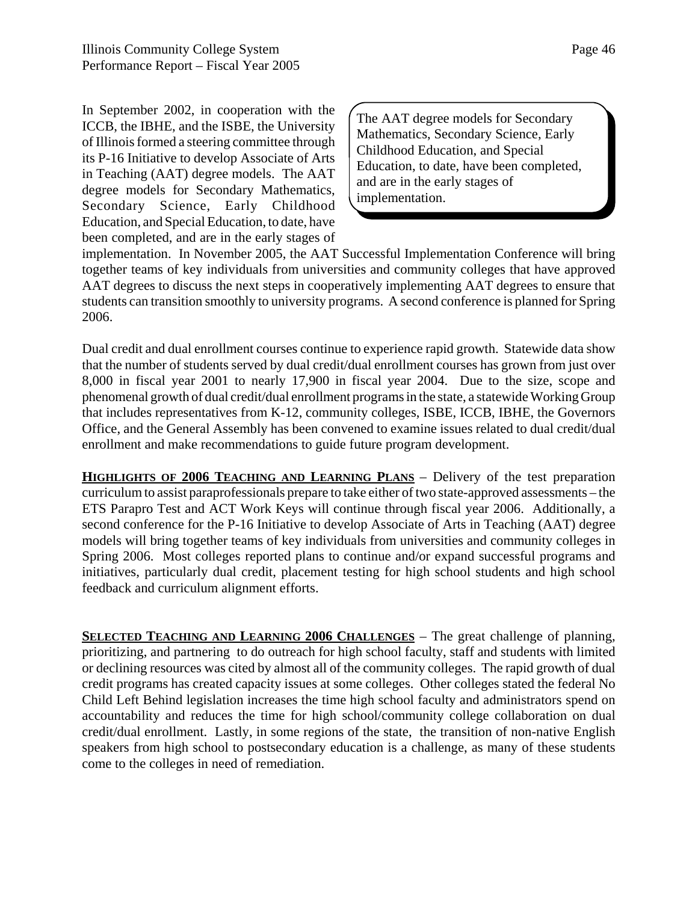In September 2002, in cooperation with the ICCB, the IBHE, and the ISBE, the University of Illinois formed a steering committee through its P-16 Initiative to develop Associate of Arts in Teaching (AAT) degree models. The AAT degree models for Secondary Mathematics, Secondary Science, Early Childhood Education, and Special Education, to date, have been completed, and are in the early stages of implementation. In November 2005, the AAT Successful Implementation Conference will bring together teams of key individuals from universities and community colleges that have approved AAT degrees to discuss the next steps in cooperatively implementing AAT degrees to ensure that students can transition smoothly to university programs. A second conference is planned for Spring 2006.

> The AAT degree models for Secondary Mathematics, Secondary Science, Early Childhood Education, and Special Education, to date, have been completed, and are in the early stages of implementation.

Dual credit and dual enrollment courses continue to experience rapid growth. Statewide data show that the number of students served by dual credit/dual enrollment courses has grown from just over 8,000 in fiscal year 2001 to nearly 17,900 in fiscal year 2004. Due to the size, scope and phenomenal growth of dual credit/dual enrollment programs in the state, a statewide Working Group that includes representatives from K-12, community colleges, ISBE, ICCB, IBHE, the Governors Office, and the General Assembly has been convened to examine issues related to dual credit/dual enrollment and make recommendations to guide future program development.

**HIGHLIGHTS OF 2006 TEACHING AND LEARNING PLANS** – Delivery of the test preparation curriculum to assist paraprofessionals prepare to take either of two state-approved assessments – the ETS Parapro Test and ACT Work Keys will continue through fiscal year 2006. Additionally, a second conference for the P-16 Initiative to develop Associate of Arts in Teaching (AAT) degree models will bring together teams of key individuals from universities and community colleges in Spring 2006. Most colleges reported plans to continue and/or expand successful programs and initiatives, particularly dual credit, placement testing for high school students and high school feedback and curriculum alignment efforts.

**SELECTED TEACHING AND LEARNING 2006 CHALLENGES** – The great challenge of planning, prioritizing, and partnering to do outreach for high school faculty, staff and students with limited or declining resources was cited by almost all of the community colleges. The rapid growth of dual credit programs has created capacity issues at some colleges. Other colleges stated the federal No Child Left Behind legislation increases the time high school faculty and administrators spend on accountability and reduces the time for high school/community college collaboration on dual credit/dual enrollment. Lastly, in some regions of the state, the transition of non-native English speakers from high school to postsecondary education is a challenge, as many of these students come to the colleges in need of remediation.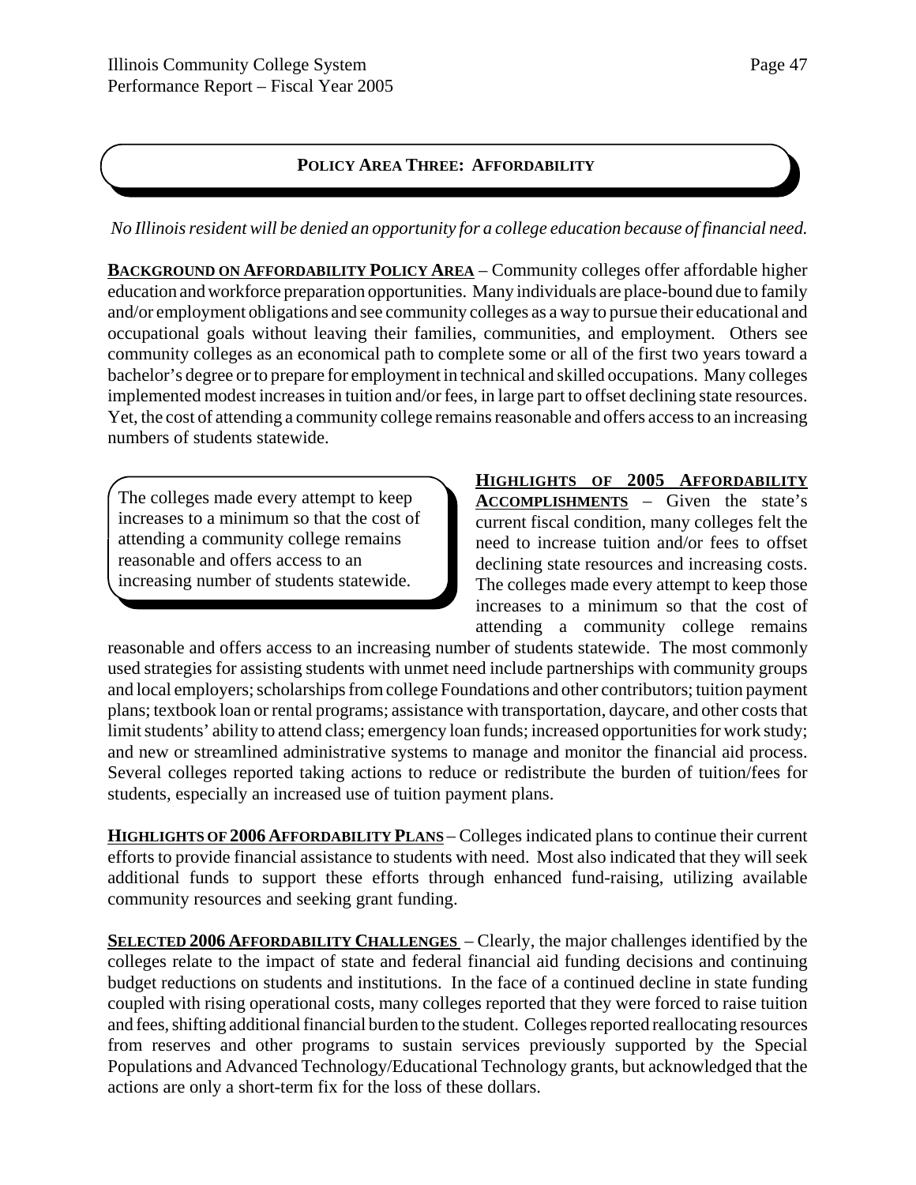## POLICY AREA THREE: AFFORDABILITY

*No Illinois resident will be denied an opportunity for a college education because of financial need.*

**BACKGROUND ON AFFORDABILITY POLICY AREA** – Community colleges offer affordable higher education and workforce preparation opportunities. Many individuals are place-bound due to family and/or employment obligations and see community colleges as a way to pursue their educational and occupational goals without leaving their families, communities, and employment. Others see community colleges as an economical path to complete some or all of the first two years toward a bachelor's degree or to prepare for employment in technical and skilled occupations. Many colleges implemented modest increases in tuition and/or fees, in large part to offset declining state resources. Yet, the cost of attending a community college remains reasonable and offers access to an increasing numbers of students statewide.

> The colleges made every attempt to keep increases to a minimum so that the cost of attending a community college remains reasonable and offers access to an increasing number of students statewide.

**HIGHLIGHTS OF 2005 AFFORDABILITY ACCOMPLISHMENTS** – Given the state's current fiscal condition, many colleges felt the need to increase tuition and/or fees to offset declining state resources and increasing costs. The colleges made every attempt to keep those increases to a minimum so that the cost of attending a community college remains reasonable and offers access to an increasing number of students statewide. The most commonly used strategies for assisting students with unmet need include partnerships with community groups and local employers; scholarships from college Foundations and other contributors; tuition payment plans; textbook loan or rental programs; assistance with transportation, daycare, and other costs that limit students' ability to attend class; emergency loan funds; increased opportunities for work study; and new or streamlined administrative systems to manage and monitor the financial aid process. Several colleges reported taking actions to reduce or redistribute the burden of tuition/fees for students, especially an increased use of tuition payment plans.

**HIGHLIGHTS OF 2006 AFFORDABILITY PLANS** – Colleges indicated plans to continue their current efforts to provide financial assistance to students with need. Most also indicated that they will seek additional funds to support these efforts through enhanced fund-raising, utilizing available community resources and seeking grant funding.

**SELECTED 2006 AFFORDABILITY CHALLENGES** – Clearly, the major challenges identified by the colleges relate to the impact of state and federal financial aid funding decisions and continuing budget reductions on students and institutions. In the face of a continued decline in state funding coupled with rising operational costs, many colleges reported that they were forced to raise tuition and fees, shifting additional financial burden to the student. Colleges reported reallocating resources from reserves and other programs to sustain services previously supported by the Special Populations and Advanced Technology/Educational Technology grants, but acknowledged that the actions are only a short-term fix for the loss of these dollars.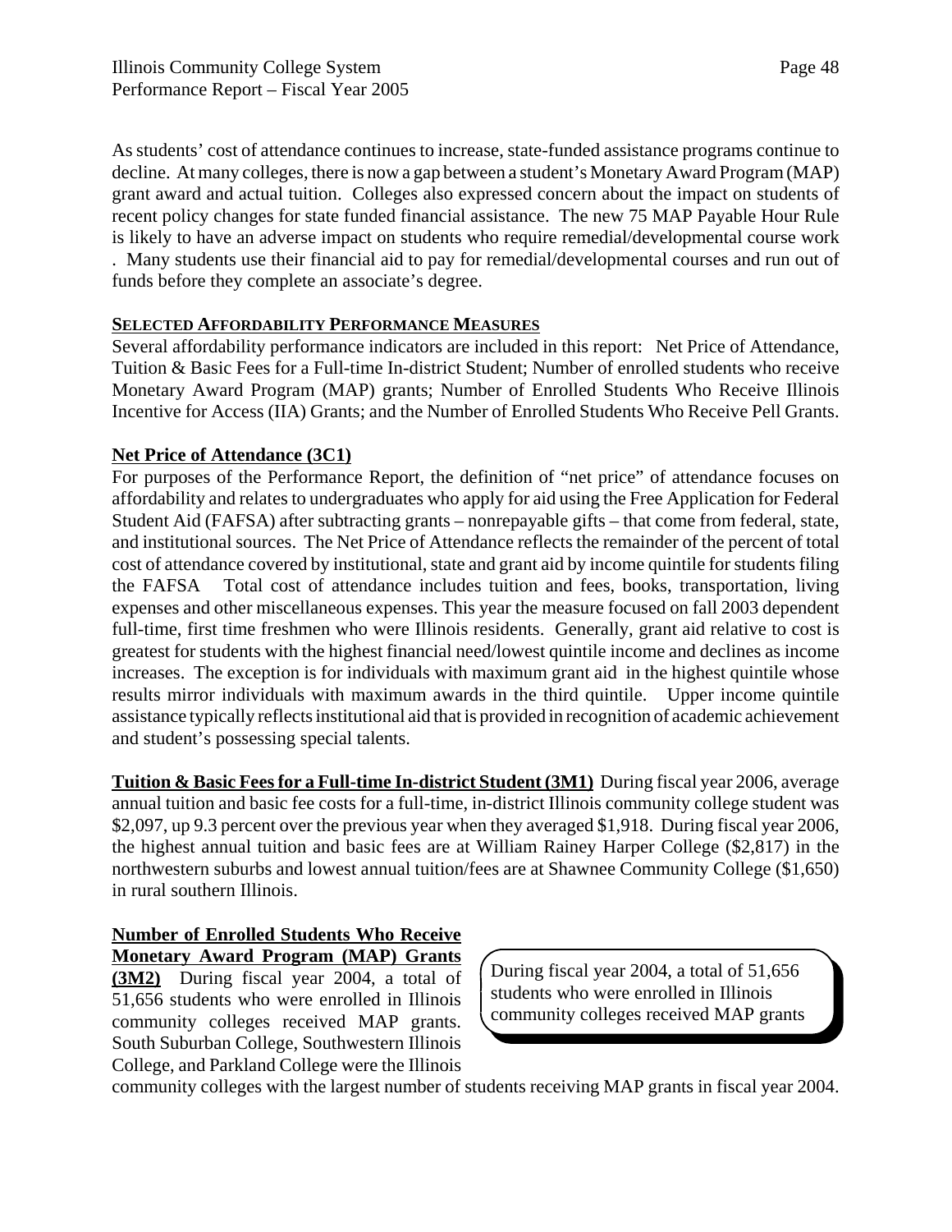As students' cost of attendance continues to increase, state-funded assistance programs continue to decline. At many colleges, there is now a gap between a student's Monetary Award Program (MAP) grant award and actual tuition. Colleges also expressed concern about the impact on students of recent policy changes for state funded financial assistance. The new 75 MAP Payable Hour Rule is likely to have an adverse impact on students who require remedial/developmental course work . Many students use their financial aid to pay for remedial/developmental courses and run out of funds before they complete an associate's degree.

**SELECTED AFFORDABILITY PERFORMANCE MEASURES**

Several affordability performance indicators are included in this report: Net Price of Attendance, Tuition & Basic Fees for a Full-time In-district Student; Number of enrolled students who receive Monetary Award Program (MAP) grants; Number of Enrolled Students Who Receive Illinois Incentive for Access (IIA) Grants; and the Number of Enrolled Students Who Receive Pell Grants.

**Net Price of Attendance (3C1)**

For purposes of the Performance Report, the definition of "net price" of attendance focuses on affordability and relates to undergraduates who apply for aid using the Free Application for Federal Student Aid (FAFSA) after subtracting grants – nonrepayable gifts – that come from federal, state, and institutional sources. The Net Price of Attendance reflects the remainder of the percent of total cost of attendance covered by institutional, state and grant aid by income quintile for students filing the FAFSA Total cost of attendance includes tuition and fees, books, transportation, living expenses and other miscellaneous expenses. This year the measure focused on fall 2003 dependent full-time, first time freshmen who were Illinois residents. Generally, grant aid relative to cost is greatest for students with the highest financial need/lowest quintile income and declines as income increases. The exception is for individuals with maximum grant aid in the highest quintile whose results mirror individuals with maximum awards in the third quintile. Upper income quintile assistance typically reflects institutional aid that is provided in recognition of academic achievement and student's possessing special talents.

**Tuition & Basic Fees for a Full-time In-district Student (3M1)** During fiscal year 2006, average annual tuition and basic fee costs for a full-time, in-district Illinois community college student was \$2,097, up 9.3 percent over the previous year when they averaged \$1,918. During fiscal year 2006, the highest annual tuition and basic fees are at William Rainey Harper College (\$2,817) in the northwestern suburbs and lowest annual tuition/fees are at Shawnee Community College (\$1,650) in rural southern Illinois.

**Number of Enrolled Students Who Receive Monetary Award Program (MAP) Grants (3M2)** During fiscal year 2004, a total of 51,656 students who were enrolled in Illinois community colleges received MAP grants. South Suburban College, Southwestern Illinois College, and Parkland College were the Illinois community colleges with the largest number of students receiving MAP grants in fiscal year 2004.

> During fiscal year 2004, a total of 51,656 students who were enrolled in Illinois community colleges received MAP grants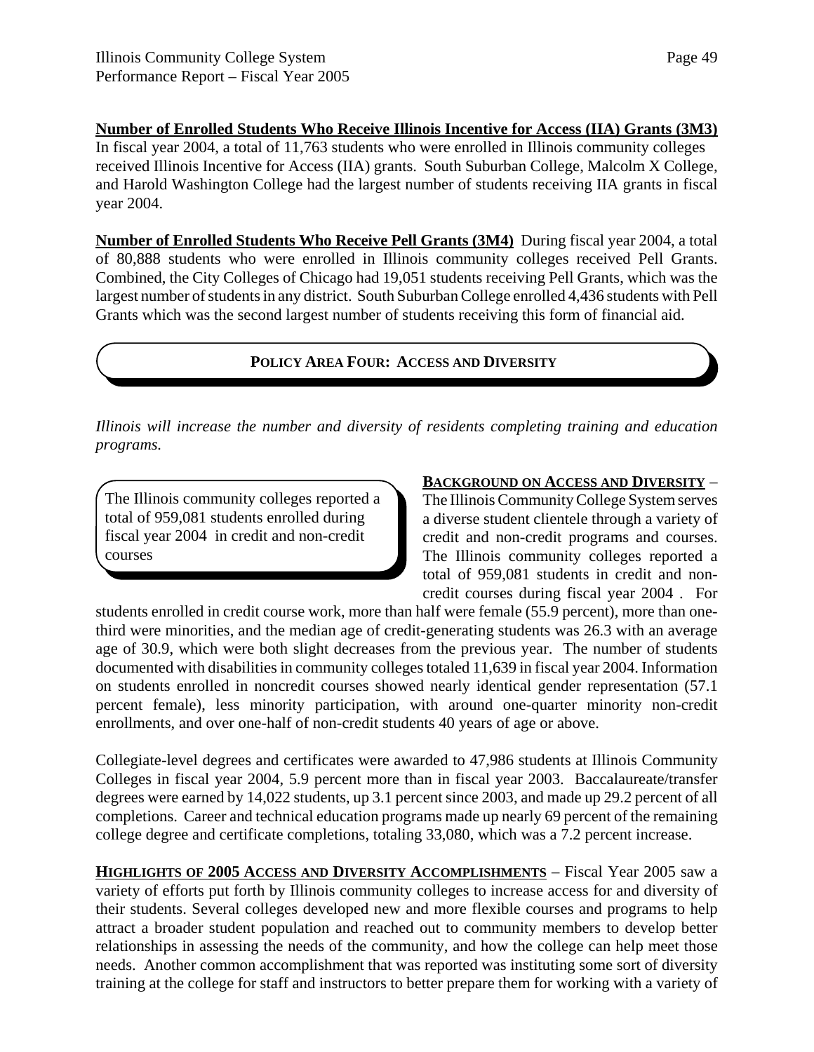**Number of Enrolled Students Who Receive Illinois Incentive for Access (IIA) Grants (3M3)**
In fiscal year 2004, a total of 11,763 students who were enrolled in Illinois community colleges received Illinois Incentive for Access (IIA) grants. South Suburban College, Malcolm X College, and Harold Washington College had the largest number of students receiving IIA grants in fiscal year 2004.

**Number of Enrolled Students Who Receive Pell Grants (3M4)** During fiscal year 2004, a total of 80,888 students who were enrolled in Illinois community colleges received Pell Grants. Combined, the City Colleges of Chicago had 19,051 students receiving Pell Grants, which was the largest number of students in any district. South Suburban College enrolled 4,436 students with Pell Grants which was the second largest number of students receiving this form of financial aid.

## POLICY AREA FOUR: ACCESS AND DIVERSITY

*Illinois will increase the number and diversity of residents completing training and education programs.*

> The Illinois community colleges reported a total of 959,081 students enrolled during fiscal year 2004 in credit and non-credit courses

**BACKGROUND ON ACCESS AND DIVERSITY** – The Illinois Community College System serves a diverse student clientele through a variety of credit and non-credit programs and courses. The Illinois community colleges reported a total of 959,081 students in credit and non-credit courses during fiscal year 2004 . For students enrolled in credit course work, more than half were female (55.9 percent), more than one-third were minorities, and the median age of credit-generating students was 26.3 with an average age of 30.9, which were both slight decreases from the previous year. The number of students documented with disabilities in community colleges totaled 11,639 in fiscal year 2004. Information on students enrolled in noncredit courses showed nearly identical gender representation (57.1 percent female), less minority participation, with around one-quarter minority non-credit enrollments, and over one-half of non-credit students 40 years of age or above.

Collegiate-level degrees and certificates were awarded to 47,986 students at Illinois Community Colleges in fiscal year 2004, 5.9 percent more than in fiscal year 2003. Baccalaureate/transfer degrees were earned by 14,022 students, up 3.1 percent since 2003, and made up 29.2 percent of all completions. Career and technical education programs made up nearly 69 percent of the remaining college degree and certificate completions, totaling 33,080, which was a 7.2 percent increase.

**HIGHLIGHTS OF 2005 ACCESS AND DIVERSITY ACCOMPLISHMENTS** – Fiscal Year 2005 saw a variety of efforts put forth by Illinois community colleges to increase access for and diversity of their students. Several colleges developed new and more flexible courses and programs to help attract a broader student population and reached out to community members to develop better relationships in assessing the needs of the community, and how the college can help meet those needs. Another common accomplishment that was reported was instituting some sort of diversity training at the college for staff and instructors to better prepare them for working with a variety of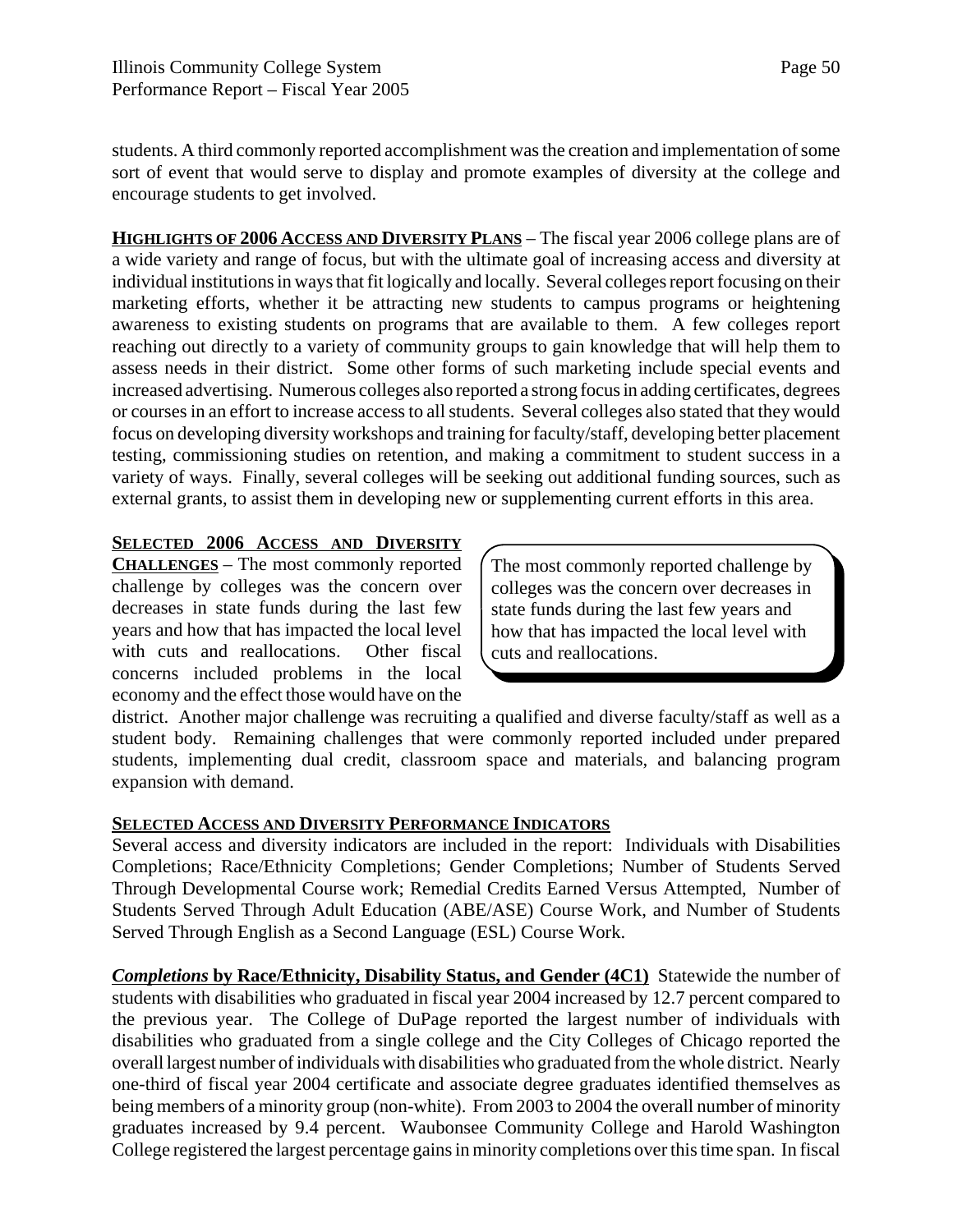students. A third commonly reported accomplishment was the creation and implementation of some sort of event that would serve to display and promote examples of diversity at the college and encourage students to get involved.

**HIGHLIGHTS OF 2006 ACCESS AND DIVERSITY PLANS** – The fiscal year 2006 college plans are of a wide variety and range of focus, but with the ultimate goal of increasing access and diversity at individual institutions in ways that fit logically and locally. Several colleges report focusing on their marketing efforts, whether it be attracting new students to campus programs or heightening awareness to existing students on programs that are available to them. A few colleges report reaching out directly to a variety of community groups to gain knowledge that will help them to assess needs in their district. Some other forms of such marketing include special events and increased advertising. Numerous colleges also reported a strong focus in adding certificates, degrees or courses in an effort to increase access to all students. Several colleges also stated that they would focus on developing diversity workshops and training for faculty/staff, developing better placement testing, commissioning studies on retention, and making a commitment to student success in a variety of ways. Finally, several colleges will be seeking out additional funding sources, such as external grants, to assist them in developing new or supplementing current efforts in this area.

**SELECTED 2006 ACCESS AND DIVERSITY CHALLENGES** – The most commonly reported challenge by colleges was the concern over decreases in state funds during the last few years and how that has impacted the local level with cuts and reallocations. Other fiscal concerns included problems in the local economy and the effect those would have on the district. Another major challenge was recruiting a qualified and diverse faculty/staff as well as a student body. Remaining challenges that were commonly reported included under prepared students, implementing dual credit, classroom space and materials, and balancing program expansion with demand.

> The most commonly reported challenge by colleges was the concern over decreases in state funds during the last few years and how that has impacted the local level with cuts and reallocations.

**SELECTED ACCESS AND DIVERSITY PERFORMANCE INDICATORS**

Several access and diversity indicators are included in the report: Individuals with Disabilities Completions; Race/Ethnicity Completions; Gender Completions; Number of Students Served Through Developmental Course work; Remedial Credits Earned Versus Attempted, Number of Students Served Through Adult Education (ABE/ASE) Course Work, and Number of Students Served Through English as a Second Language (ESL) Course Work.

***Completions* by Race/Ethnicity, Disability Status, and Gender (4C1)** Statewide the number of students with disabilities who graduated in fiscal year 2004 increased by 12.7 percent compared to the previous year. The College of DuPage reported the largest number of individuals with disabilities who graduated from a single college and the City Colleges of Chicago reported the overall largest number of individuals with disabilities who graduated from the whole district. Nearly one-third of fiscal year 2004 certificate and associate degree graduates identified themselves as being members of a minority group (non-white). From 2003 to 2004 the overall number of minority graduates increased by 9.4 percent. Waubonsee Community College and Harold Washington College registered the largest percentage gains in minority completions over this time span. In fiscal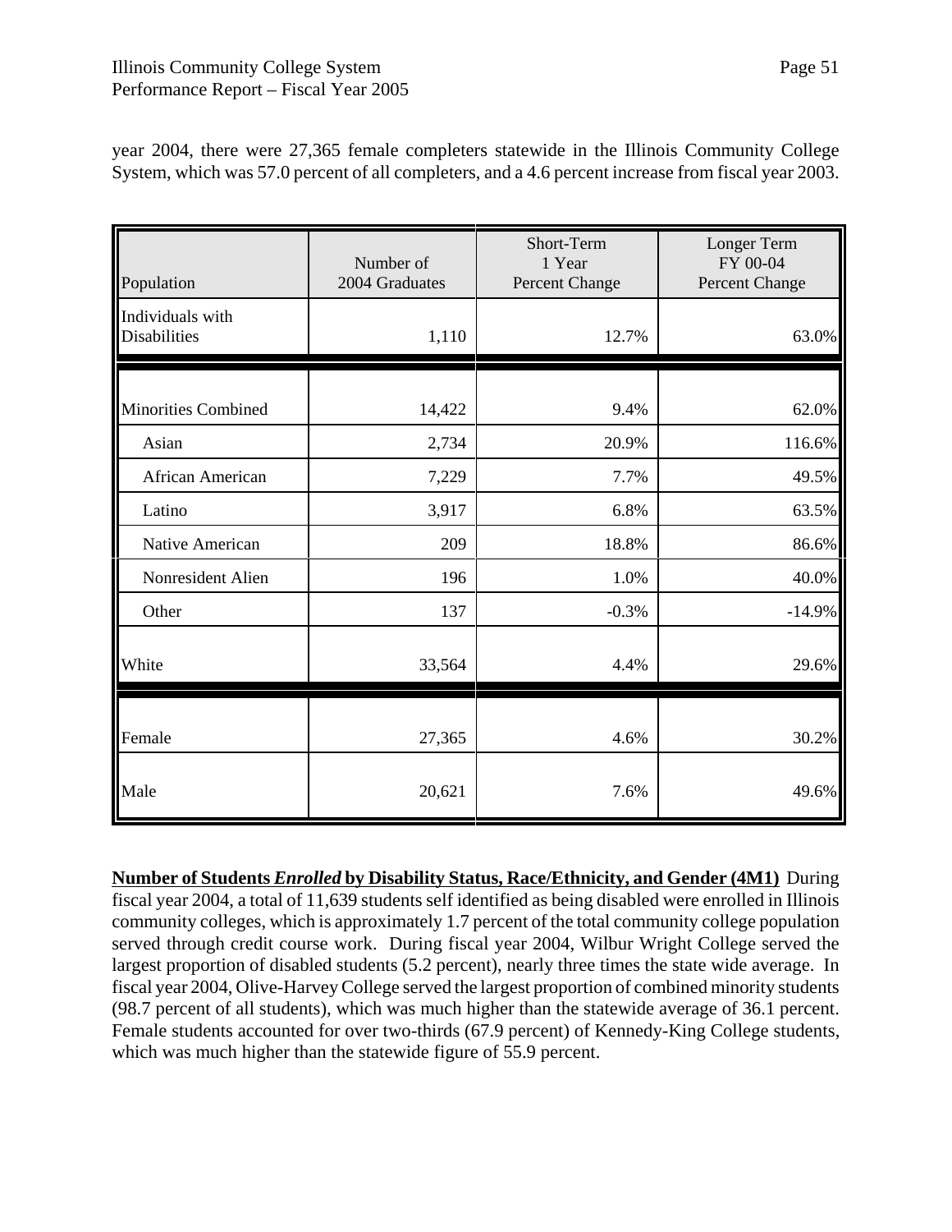year 2004, there were 27,365 female completers statewide in the Illinois Community College System, which was 57.0 percent of all completers, and a 4.6 percent increase from fiscal year 2003.

| Population | Number of 2004 Graduates | Short-Term 1 Year Percent Change | Longer Term FY 00-04 Percent Change |
|---|---|---|---|
| Individuals with Disabilities | 1,110 | 12.7% | 63.0% |
| Minorities Combined | 14,422 | 9.4% | 62.0% |
| Asian | 2,734 | 20.9% | 116.6% |
| African American | 7,229 | 7.7% | 49.5% |
| Latino | 3,917 | 6.8% | 63.5% |
| Native American | 209 | 18.8% | 86.6% |
| Nonresident Alien | 196 | 1.0% | 40.0% |
| Other | 137 | -0.3% | -14.9% |
| White | 33,564 | 4.4% | 29.6% |
| Female | 27,365 | 4.6% | 30.2% |
| Male | 20,621 | 7.6% | 49.6% |

**Number of Students *Enrolled* by Disability Status, Race/Ethnicity, and Gender (4M1)** During fiscal year 2004, a total of 11,639 students self identified as being disabled were enrolled in Illinois community colleges, which is approximately 1.7 percent of the total community college population served through credit course work. During fiscal year 2004, Wilbur Wright College served the largest proportion of disabled students (5.2 percent), nearly three times the state wide average. In fiscal year 2004, Olive-Harvey College served the largest proportion of combined minority students (98.7 percent of all students), which was much higher than the statewide average of 36.1 percent. Female students accounted for over two-thirds (67.9 percent) of Kennedy-King College students, which was much higher than the statewide figure of 55.9 percent.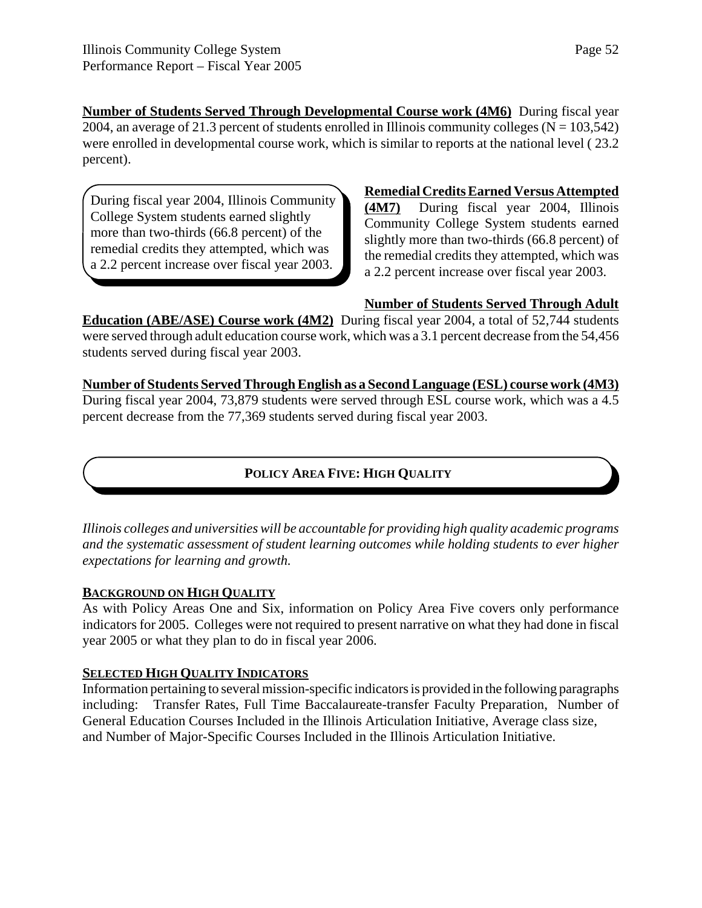**Number of Students Served Through Developmental Course work (4M6)** During fiscal year 2004, an average of 21.3 percent of students enrolled in Illinois community colleges (N = 103,542) were enrolled in developmental course work, which is similar to reports at the national level ( 23.2 percent).

> During fiscal year 2004, Illinois Community College System students earned slightly more than two-thirds (66.8 percent) of the remedial credits they attempted, which was a 2.2 percent increase over fiscal year 2003.

**Remedial Credits Earned Versus Attempted (4M7)** During fiscal year 2004, Illinois Community College System students earned slightly more than two-thirds (66.8 percent) of the remedial credits they attempted, which was a 2.2 percent increase over fiscal year 2003.

**Number of Students Served Through Adult Education (ABE/ASE) Course work (4M2)** During fiscal year 2004, a total of 52,744 students were served through adult education course work, which was a 3.1 percent decrease from the 54,456 students served during fiscal year 2003.

**Number of Students Served Through English as a Second Language (ESL) course work (4M3)** During fiscal year 2004, 73,879 students were served through ESL course work, which was a 4.5 percent decrease from the 77,369 students served during fiscal year 2003.

## POLICY AREA FIVE: HIGH QUALITY

*Illinois colleges and universities will be accountable for providing high quality academic programs and the systematic assessment of student learning outcomes while holding students to ever higher expectations for learning and growth.*

### BACKGROUND ON HIGH QUALITY

As with Policy Areas One and Six, information on Policy Area Five covers only performance indicators for 2005. Colleges were not required to present narrative on what they had done in fiscal year 2005 or what they plan to do in fiscal year 2006.

### SELECTED HIGH QUALITY INDICATORS

Information pertaining to several mission-specific indicators is provided in the following paragraphs including: Transfer Rates, Full Time Baccalaureate-transfer Faculty Preparation, Number of General Education Courses Included in the Illinois Articulation Initiative, Average class size, and Number of Major-Specific Courses Included in the Illinois Articulation Initiative.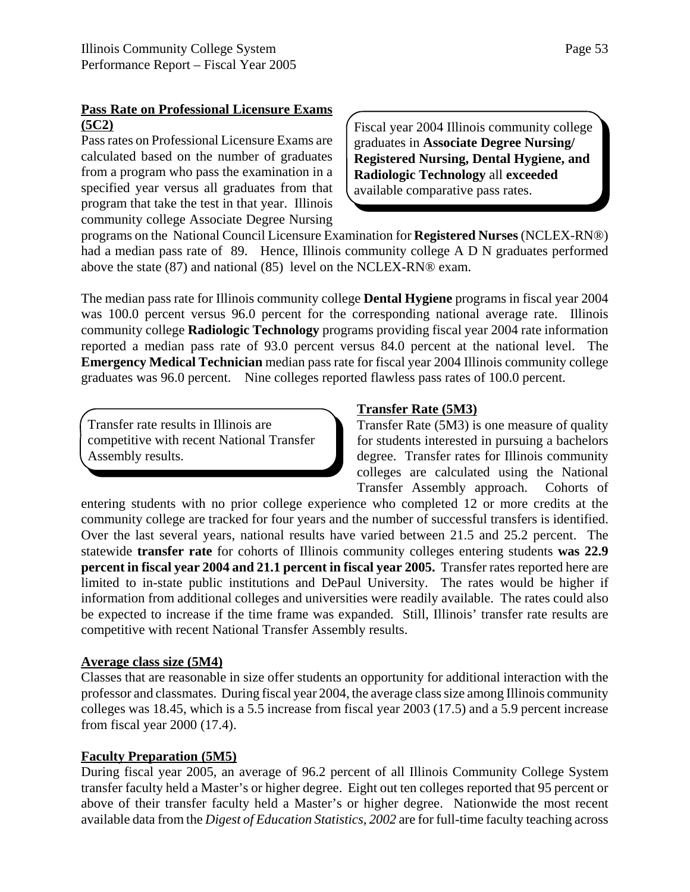**Pass Rate on Professional Licensure Exams (5C2)**

Fiscal year 2004 Illinois community college graduates in **Associate Degree Nursing/ Registered Nursing, Dental Hygiene, and Radiologic Technology** all **exceeded** available comparative pass rates.

Pass rates on Professional Licensure Exams are calculated based on the number of graduates from a program who pass the examination in a specified year versus all graduates from that program that take the test in that year. Illinois community college Associate Degree Nursing programs on the National Council Licensure Examination for **Registered Nurses** (NCLEX-RN®) had a median pass rate of 89. Hence, Illinois community college A D N graduates performed above the state (87) and national (85) level on the NCLEX-RN® exam.

The median pass rate for Illinois community college **Dental Hygiene** programs in fiscal year 2004 was 100.0 percent versus 96.0 percent for the corresponding national average rate. Illinois community college **Radiologic Technology** programs providing fiscal year 2004 rate information reported a median pass rate of 93.0 percent versus 84.0 percent at the national level. The **Emergency Medical Technician** median pass rate for fiscal year 2004 Illinois community college graduates was 96.0 percent. Nine colleges reported flawless pass rates of 100.0 percent.

Transfer rate results in Illinois are competitive with recent National Transfer Assembly results.

**Transfer Rate (5M3)**

Transfer Rate (5M3) is one measure of quality for students interested in pursuing a bachelors degree. Transfer rates for Illinois community colleges are calculated using the National Transfer Assembly approach. Cohorts of entering students with no prior college experience who completed 12 or more credits at the community college are tracked for four years and the number of successful transfers is identified. Over the last several years, national results have varied between 21.5 and 25.2 percent. The statewide **transfer rate** for cohorts of Illinois community colleges entering students **was 22.9 percent in fiscal year 2004 and 21.1 percent in fiscal year 2005.** Transfer rates reported here are limited to in-state public institutions and DePaul University. The rates would be higher if information from additional colleges and universities were readily available. The rates could also be expected to increase if the time frame was expanded. Still, Illinois' transfer rate results are competitive with recent National Transfer Assembly results.

**Average class size (5M4)**

Classes that are reasonable in size offer students an opportunity for additional interaction with the professor and classmates. During fiscal year 2004, the average class size among Illinois community colleges was 18.45, which is a 5.5 increase from fiscal year 2003 (17.5) and a 5.9 percent increase from fiscal year 2000 (17.4).

**Faculty Preparation (5M5)**

During fiscal year 2005, an average of 96.2 percent of all Illinois Community College System transfer faculty held a Master's or higher degree. Eight out ten colleges reported that 95 percent or above of their transfer faculty held a Master's or higher degree. Nationwide the most recent available data from the *Digest of Education Statistics, 2002* are for full-time faculty teaching across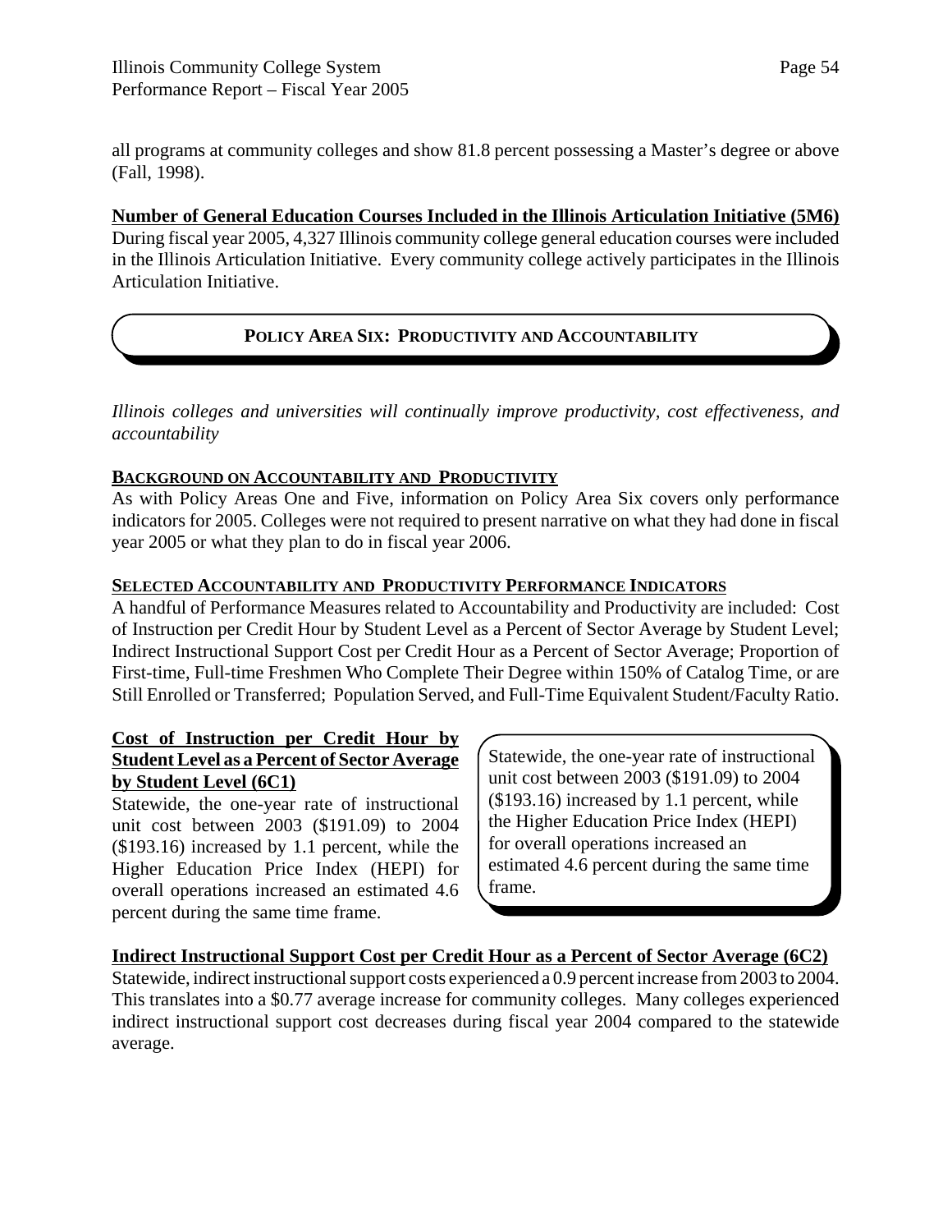all programs at community colleges and show 81.8 percent possessing a Master's degree or above (Fall, 1998).

**Number of General Education Courses Included in the Illinois Articulation Initiative (5M6)**
During fiscal year 2005, 4,327 Illinois community college general education courses were included in the Illinois Articulation Initiative. Every community college actively participates in the Illinois Articulation Initiative.

## POLICY AREA SIX: PRODUCTIVITY AND ACCOUNTABILITY

*Illinois colleges and universities will continually improve productivity, cost effectiveness, and accountability*

**BACKGROUND ON ACCOUNTABILITY AND PRODUCTIVITY**
As with Policy Areas One and Five, information on Policy Area Six covers only performance indicators for 2005. Colleges were not required to present narrative on what they had done in fiscal year 2005 or what they plan to do in fiscal year 2006.

**SELECTED ACCOUNTABILITY AND PRODUCTIVITY PERFORMANCE INDICATORS**
A handful of Performance Measures related to Accountability and Productivity are included: Cost of Instruction per Credit Hour by Student Level as a Percent of Sector Average by Student Level; Indirect Instructional Support Cost per Credit Hour as a Percent of Sector Average; Proportion of First-time, Full-time Freshmen Who Complete Their Degree within 150% of Catalog Time, or are Still Enrolled or Transferred; Population Served, and Full-Time Equivalent Student/Faculty Ratio.

**Cost of Instruction per Credit Hour by Student Level as a Percent of Sector Average by Student Level (6C1)**
Statewide, the one-year rate of instructional unit cost between 2003 ($191.09) to 2004 ($193.16) increased by 1.1 percent, while the Higher Education Price Index (HEPI) for overall operations increased an estimated 4.6 percent during the same time frame.

> Statewide, the one-year rate of instructional unit cost between 2003 ($191.09) to 2004 ($193.16) increased by 1.1 percent, while the Higher Education Price Index (HEPI) for overall operations increased an estimated 4.6 percent during the same time frame.

**Indirect Instructional Support Cost per Credit Hour as a Percent of Sector Average (6C2)**
Statewide, indirect instructional support costs experienced a 0.9 percent increase from 2003 to 2004. This translates into a $0.77 average increase for community colleges. Many colleges experienced indirect instructional support cost decreases during fiscal year 2004 compared to the statewide average.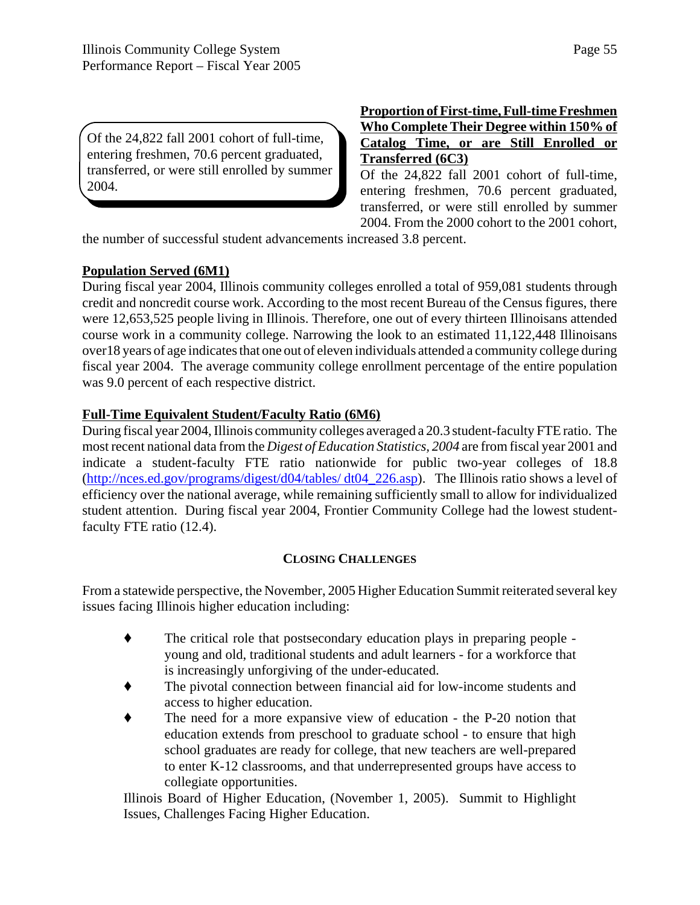> Of the 24,822 fall 2001 cohort of full-time, entering freshmen, 70.6 percent graduated, transferred, or were still enrolled by summer 2004.

**Proportion of First-time, Full-time Freshmen Who Complete Their Degree within 150% of Catalog Time, or are Still Enrolled or Transferred (6C3)**

Of the 24,822 fall 2001 cohort of full-time, entering freshmen, 70.6 percent graduated, transferred, or were still enrolled by summer 2004. From the 2000 cohort to the 2001 cohort, the number of successful student advancements increased 3.8 percent.

**Population Served (6M1)**

During fiscal year 2004, Illinois community colleges enrolled a total of 959,081 students through credit and noncredit course work. According to the most recent Bureau of the Census figures, there were 12,653,525 people living in Illinois. Therefore, one out of every thirteen Illinoisans attended course work in a community college. Narrowing the look to an estimated 11,122,448 Illinoisans over18 years of age indicates that one out of eleven individuals attended a community college during fiscal year 2004. The average community college enrollment percentage of the entire population was 9.0 percent of each respective district.

**Full-Time Equivalent Student/Faculty Ratio (6M6)**

During fiscal year 2004, Illinois community colleges averaged a 20.3 student-faculty FTE ratio. The most recent national data from the *Digest of Education Statistics, 2004* are from fiscal year 2001 and indicate a student-faculty FTE ratio nationwide for public two-year colleges of 18.8 (http://nces.ed.gov/programs/digest/d04/tables/ dt04_226.asp). The Illinois ratio shows a level of efficiency over the national average, while remaining sufficiently small to allow for individualized student attention. During fiscal year 2004, Frontier Community College had the lowest student-faculty FTE ratio (12.4).

## Closing Challenges

From a statewide perspective, the November, 2005 Higher Education Summit reiterated several key issues facing Illinois higher education including:

- The critical role that postsecondary education plays in preparing people - young and old, traditional students and adult learners - for a workforce that is increasingly unforgiving of the under-educated.
- The pivotal connection between financial aid for low-income students and access to higher education.
- The need for a more expansive view of education - the P-20 notion that education extends from preschool to graduate school - to ensure that high school graduates are ready for college, that new teachers are well-prepared to enter K-12 classrooms, and that underrepresented groups have access to collegiate opportunities.

Illinois Board of Higher Education, (November 1, 2005). Summit to Highlight Issues, Challenges Facing Higher Education.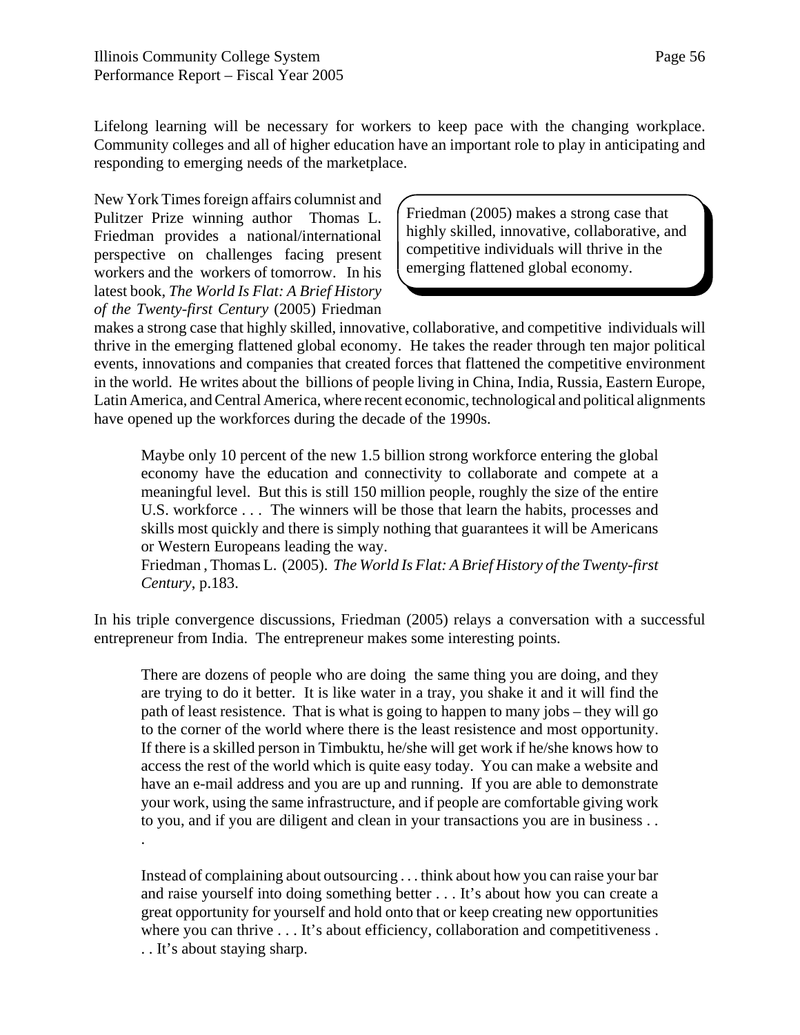Lifelong learning will be necessary for workers to keep pace with the changing workplace. Community colleges and all of higher education have an important role to play in anticipating and responding to emerging needs of the marketplace.

New York Times foreign affairs columnist and Pulitzer Prize winning author Thomas L. Friedman provides a national/international perspective on challenges facing present workers and the workers of tomorrow. In his latest book, *The World Is Flat: A Brief History of the Twenty-first Century* (2005) Friedman makes a strong case that highly skilled, innovative, collaborative, and competitive individuals will thrive in the emerging flattened global economy. He takes the reader through ten major political events, innovations and companies that created forces that flattened the competitive environment in the world. He writes about the billions of people living in China, India, Russia, Eastern Europe, Latin America, and Central America, where recent economic, technological and political alignments have opened up the workforces during the decade of the 1990s.

> Friedman (2005) makes a strong case that highly skilled, innovative, collaborative, and competitive individuals will thrive in the emerging flattened global economy.

> Maybe only 10 percent of the new 1.5 billion strong workforce entering the global economy have the education and connectivity to collaborate and compete at a meaningful level. But this is still 150 million people, roughly the size of the entire U.S. workforce . . . The winners will be those that learn the habits, processes and skills most quickly and there is simply nothing that guarantees it will be Americans or Western Europeans leading the way.
> Friedman , Thomas L. (2005). *The World Is Flat: A Brief History of the Twenty-first Century*, p.183.

In his triple convergence discussions, Friedman (2005) relays a conversation with a successful entrepreneur from India. The entrepreneur makes some interesting points.

> There are dozens of people who are doing the same thing you are doing, and they are trying to do it better. It is like water in a tray, you shake it and it will find the path of least resistence. That is what is going to happen to many jobs – they will go to the corner of the world where there is the least resistence and most opportunity. If there is a skilled person in Timbuktu, he/she will get work if he/she knows how to access the rest of the world which is quite easy today. You can make a website and have an e-mail address and you are up and running. If you are able to demonstrate your work, using the same infrastructure, and if people are comfortable giving work to you, and if you are diligent and clean in your transactions you are in business . . .
>
> Instead of complaining about outsourcing . . . think about how you can raise your bar and raise yourself into doing something better . . . It's about how you can create a great opportunity for yourself and hold onto that or keep creating new opportunities where you can thrive . . . It's about efficiency, collaboration and competitiveness . . . It's about staying sharp.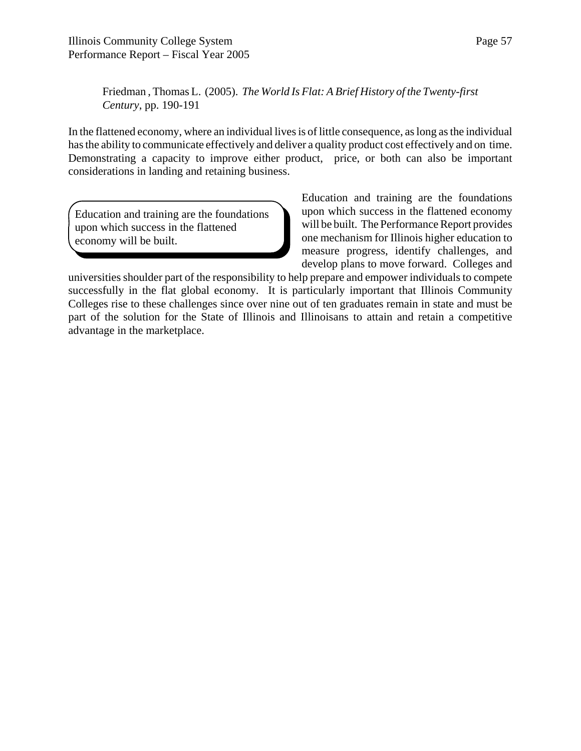Friedman , Thomas L. (2005). *The World Is Flat: A Brief History of the Twenty-first Century*, pp. 190-191

In the flattened economy, where an individual lives is of little consequence, as long as the individual has the ability to communicate effectively and deliver a quality product cost effectively and on time. Demonstrating a capacity to improve either product, price, or both can also be important considerations in landing and retaining business.

> Education and training are the foundations upon which success in the flattened economy will be built.

Education and training are the foundations upon which success in the flattened economy will be built. The Performance Report provides one mechanism for Illinois higher education to measure progress, identify challenges, and develop plans to move forward. Colleges and universities shoulder part of the responsibility to help prepare and empower individuals to compete successfully in the flat global economy. It is particularly important that Illinois Community Colleges rise to these challenges since over nine out of ten graduates remain in state and must be part of the solution for the State of Illinois and Illinoisans to attain and retain a competitive advantage in the marketplace.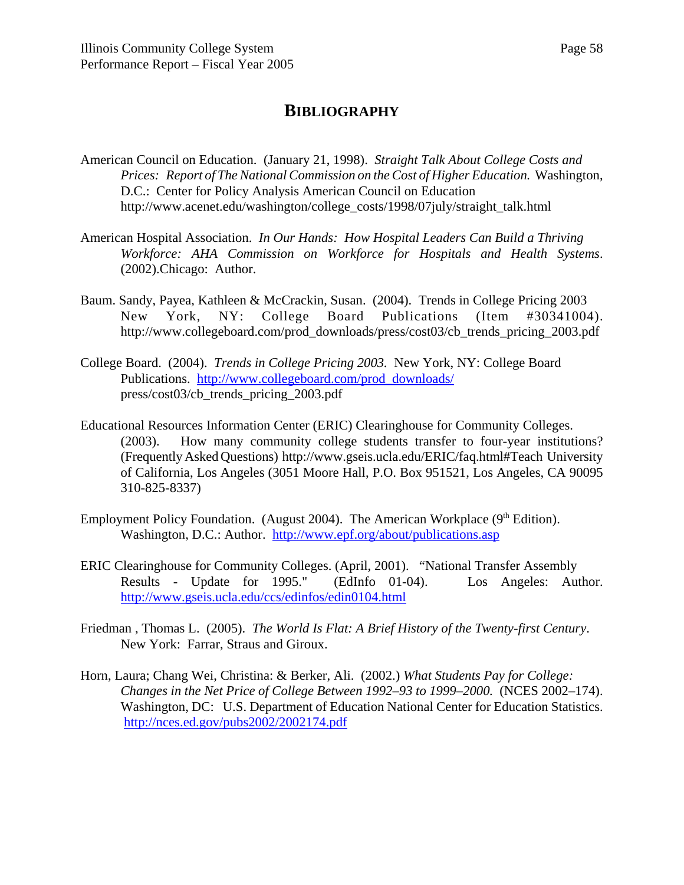# BIBLIOGRAPHY

American Council on Education. (January 21, 1998). *Straight Talk About College Costs and Prices: Report of The National Commission on the Cost of Higher Education.* Washington, D.C.: Center for Policy Analysis American Council on Education http://www.acenet.edu/washington/college_costs/1998/07july/straight_talk.html

American Hospital Association. *In Our Hands: How Hospital Leaders Can Build a Thriving Workforce: AHA Commission on Workforce for Hospitals and Health Systems*. (2002).Chicago: Author.

Baum. Sandy, Payea, Kathleen & McCrackin, Susan. (2004). Trends in College Pricing 2003 New York, NY: College Board Publications (Item #30341004). http://www.collegeboard.com/prod_downloads/press/cost03/cb_trends_pricing_2003.pdf

College Board. (2004). *Trends in College Pricing 2003.* New York, NY: College Board Publications. http://www.collegeboard.com/prod_downloads/press/cost03/cb_trends_pricing_2003.pdf

Educational Resources Information Center (ERIC) Clearinghouse for Community Colleges. (2003). How many community college students transfer to four-year institutions? (Frequently Asked Questions) http://www.gseis.ucla.edu/ERIC/faq.html#Teach University of California, Los Angeles (3051 Moore Hall, P.O. Box 951521, Los Angeles, CA 90095 310-825-8337)

Employment Policy Foundation. (August 2004). The American Workplace (9th Edition). Washington, D.C.: Author. http://www.epf.org/about/publications.asp

ERIC Clearinghouse for Community Colleges. (April, 2001). "National Transfer Assembly Results - Update for 1995." (EdInfo 01-04). Los Angeles: Author. http://www.gseis.ucla.edu/ccs/edinfos/edin0104.html

Friedman , Thomas L. (2005). *The World Is Flat: A Brief History of the Twenty-first Century*. New York: Farrar, Straus and Giroux.

Horn, Laura; Chang Wei, Christina: & Berker, Ali. (2002.) *What Students Pay for College: Changes in the Net Price of College Between 1992–93 to 1999–2000.* (NCES 2002–174). Washington, DC: U.S. Department of Education National Center for Education Statistics. http://nces.ed.gov/pubs2002/2002174.pdf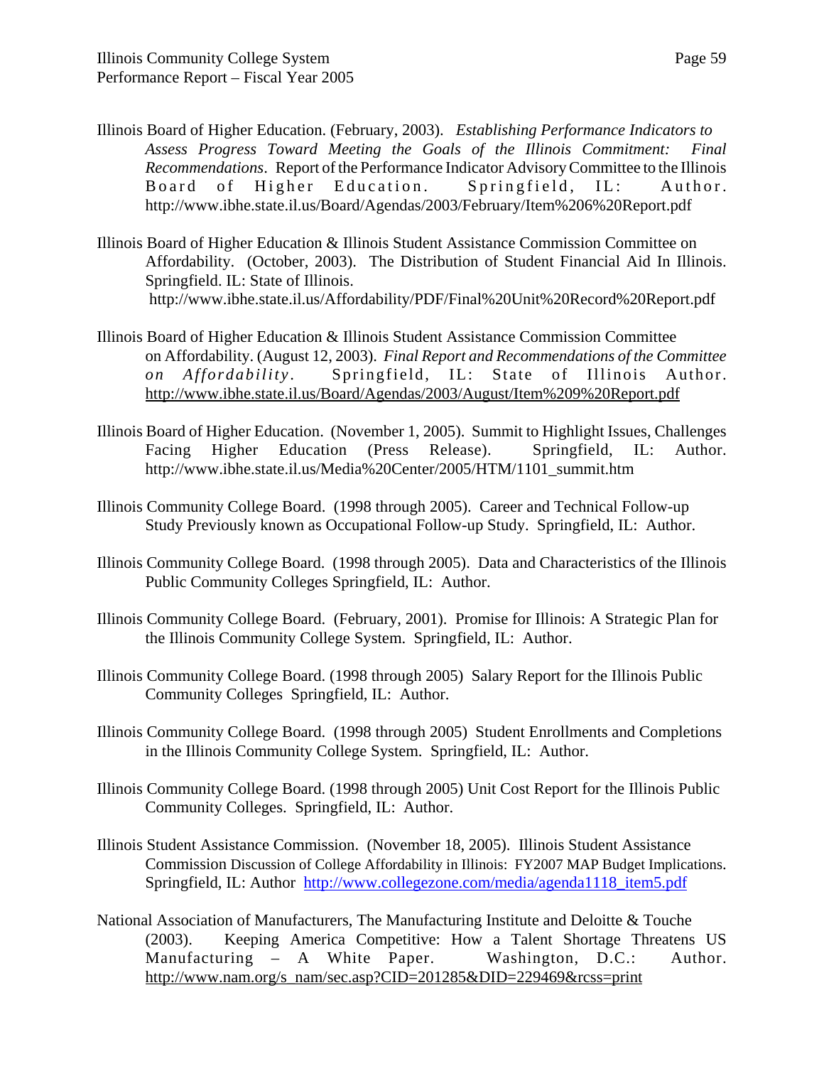Illinois Board of Higher Education. (February, 2003). *Establishing Performance Indicators to Assess Progress Toward Meeting the Goals of the Illinois Commitment: Final Recommendations*. Report of the Performance Indicator Advisory Committee to the Illinois Board of Higher Education. Springfield, IL: Author. http://www.ibhe.state.il.us/Board/Agendas/2003/February/Item%206%20Report.pdf

Illinois Board of Higher Education & Illinois Student Assistance Commission Committee on Affordability. (October, 2003). The Distribution of Student Financial Aid In Illinois. Springfield. IL: State of Illinois. http://www.ibhe.state.il.us/Affordability/PDF/Final%20Unit%20Record%20Report.pdf

Illinois Board of Higher Education & Illinois Student Assistance Commission Committee on Affordability. (August 12, 2003). *Final Report and Recommendations of the Committee on Affordability*. Springfield, IL: State of Illinois Author. http://www.ibhe.state.il.us/Board/Agendas/2003/August/Item%209%20Report.pdf

Illinois Board of Higher Education. (November 1, 2005). Summit to Highlight Issues, Challenges Facing Higher Education (Press Release). Springfield, IL: Author. http://www.ibhe.state.il.us/Media%20Center/2005/HTM/1101_summit.htm

Illinois Community College Board. (1998 through 2005). Career and Technical Follow-up Study Previously known as Occupational Follow-up Study. Springfield, IL: Author.

Illinois Community College Board. (1998 through 2005). Data and Characteristics of the Illinois Public Community Colleges Springfield, IL: Author.

Illinois Community College Board. (February, 2001). Promise for Illinois: A Strategic Plan for the Illinois Community College System. Springfield, IL: Author.

Illinois Community College Board. (1998 through 2005) Salary Report for the Illinois Public Community Colleges Springfield, IL: Author.

Illinois Community College Board. (1998 through 2005) Student Enrollments and Completions in the Illinois Community College System. Springfield, IL: Author.

Illinois Community College Board. (1998 through 2005) Unit Cost Report for the Illinois Public Community Colleges. Springfield, IL: Author.

Illinois Student Assistance Commission. (November 18, 2005). Illinois Student Assistance Commission Discussion of College Affordability in Illinois: FY2007 MAP Budget Implications. Springfield, IL: Author http://www.collegezone.com/media/agenda1118_item5.pdf

National Association of Manufacturers, The Manufacturing Institute and Deloitte & Touche (2003). Keeping America Competitive: How a Talent Shortage Threatens US Manufacturing – A White Paper. Washington, D.C.: Author. http://www.nam.org/s_nam/sec.asp?CID=201285&DID=229469&rcss=print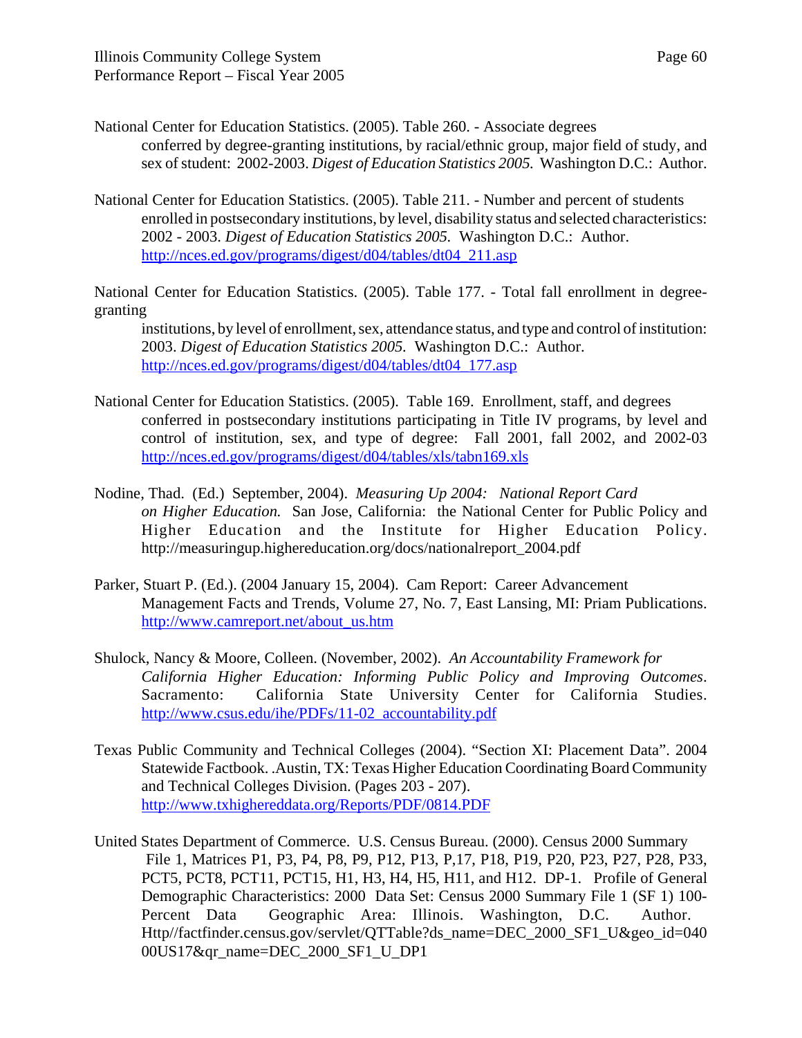National Center for Education Statistics. (2005). Table 260. - Associate degrees conferred by degree-granting institutions, by racial/ethnic group, major field of study, and sex of student: 2002-2003. *Digest of Education Statistics 2005.* Washington D.C.: Author.

National Center for Education Statistics. (2005). Table 211. - Number and percent of students enrolled in postsecondary institutions, by level, disability status and selected characteristics: 2002 - 2003. *Digest of Education Statistics 2005.* Washington D.C.: Author. http://nces.ed.gov/programs/digest/d04/tables/dt04_211.asp

National Center for Education Statistics. (2005). Table 177. - Total fall enrollment in degree-granting institutions, by level of enrollment, sex, attendance status, and type and control of institution: 2003. *Digest of Education Statistics 2005.* Washington D.C.: Author. http://nces.ed.gov/programs/digest/d04/tables/dt04_177.asp

National Center for Education Statistics. (2005). Table 169. Enrollment, staff, and degrees conferred in postsecondary institutions participating in Title IV programs, by level and control of institution, sex, and type of degree: Fall 2001, fall 2002, and 2002-03 http://nces.ed.gov/programs/digest/d04/tables/xls/tabn169.xls

Nodine, Thad. (Ed.) September, 2004). *Measuring Up 2004: National Report Card on Higher Education.* San Jose, California: the National Center for Public Policy and Higher Education and the Institute for Higher Education Policy. http://measuringup.highereducation.org/docs/nationalreport_2004.pdf

Parker, Stuart P. (Ed.). (2004 January 15, 2004). Cam Report: Career Advancement Management Facts and Trends, Volume 27, No. 7, East Lansing, MI: Priam Publications. http://www.camreport.net/about_us.htm

Shulock, Nancy & Moore, Colleen. (November, 2002). *An Accountability Framework for California Higher Education: Informing Public Policy and Improving Outcomes*. Sacramento: California State University Center for California Studies. http://www.csus.edu/ihe/PDFs/11-02_accountability.pdf

Texas Public Community and Technical Colleges (2004). "Section XI: Placement Data". 2004 Statewide Factbook. .Austin, TX: Texas Higher Education Coordinating Board Community and Technical Colleges Division. (Pages 203 - 207). http://www.txhighereddata.org/Reports/PDF/0814.PDF

United States Department of Commerce. U.S. Census Bureau. (2000). Census 2000 Summary File 1, Matrices P1, P3, P4, P8, P9, P12, P13, P,17, P18, P19, P20, P23, P27, P28, P33, PCT5, PCT8, PCT11, PCT15, H1, H3, H4, H5, H11, and H12. DP-1. Profile of General Demographic Characteristics: 2000 Data Set: Census 2000 Summary File 1 (SF 1) 100-Percent Data Geographic Area: Illinois. Washington, D.C. Author. Http//factfinder.census.gov/servlet/QTTable?ds_name=DEC_2000_SF1_U&geo_id=04000US17&qr_name=DEC_2000_SF1_U_DP1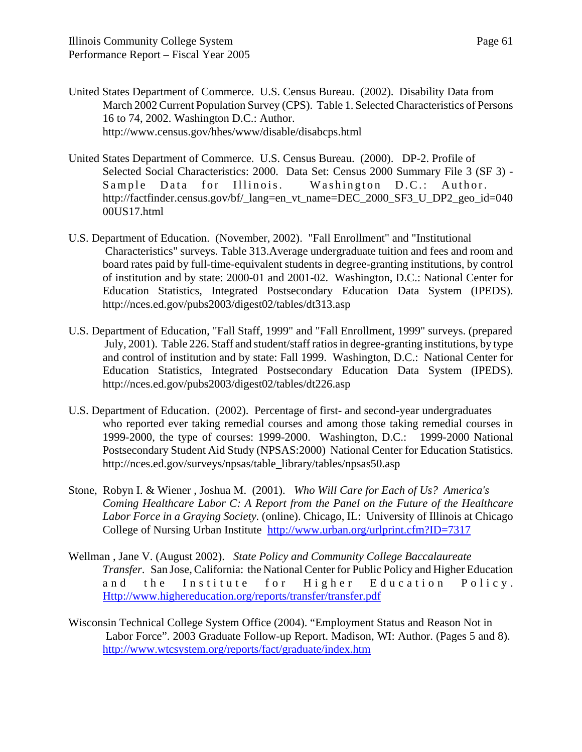United States Department of Commerce. U.S. Census Bureau. (2002). Disability Data from March 2002 Current Population Survey (CPS). Table 1. Selected Characteristics of Persons 16 to 74, 2002. Washington D.C.: Author. http://www.census.gov/hhes/www/disable/disabcps.html

United States Department of Commerce. U.S. Census Bureau. (2000). DP-2. Profile of Selected Social Characteristics: 2000. Data Set: Census 2000 Summary File 3 (SF 3) - Sample Data for Illinois. Washington D.C.: Author. http://factfinder.census.gov/bf/_lang=en_vt_name=DEC_2000_SF3_U_DP2_geo_id=04000US17.html

U.S. Department of Education. (November, 2002). "Fall Enrollment" and "Institutional Characteristics" surveys. Table 313.Average undergraduate tuition and fees and room and board rates paid by full-time-equivalent students in degree-granting institutions, by control of institution and by state: 2000-01 and 2001-02. Washington, D.C.: National Center for Education Statistics, Integrated Postsecondary Education Data System (IPEDS). http://nces.ed.gov/pubs2003/digest02/tables/dt313.asp

U.S. Department of Education, "Fall Staff, 1999" and "Fall Enrollment, 1999" surveys. (prepared July, 2001). Table 226. Staff and student/staff ratios in degree-granting institutions, by type and control of institution and by state: Fall 1999. Washington, D.C.: National Center for Education Statistics, Integrated Postsecondary Education Data System (IPEDS). http://nces.ed.gov/pubs2003/digest02/tables/dt226.asp

U.S. Department of Education. (2002). Percentage of first- and second-year undergraduates who reported ever taking remedial courses and among those taking remedial courses in 1999-2000, the type of courses: 1999-2000. Washington, D.C.: 1999-2000 National Postsecondary Student Aid Study (NPSAS:2000) National Center for Education Statistics. http://nces.ed.gov/surveys/npsas/table_library/tables/npsas50.asp

Stone, Robyn I. & Wiener , Joshua M. (2001). *Who Will Care for Each of Us? America's Coming Healthcare Labor C: A Report from the Panel on the Future of the Healthcare Labor Force in a Graying Society*. (online). Chicago, IL: University of Illinois at Chicago College of Nursing Urban Institute http://www.urban.org/urlprint.cfm?ID=7317

Wellman , Jane V. (August 2002). *State Policy and Community College Baccalaureate Transfer*. San Jose, California: the National Center for Public Policy and Higher Education and the Institute for Higher Education Policy. Http://www.highereducation.org/reports/transfer/transfer.pdf

Wisconsin Technical College System Office (2004). "Employment Status and Reason Not in Labor Force". 2003 Graduate Follow-up Report. Madison, WI: Author. (Pages 5 and 8). http://www.wtcsystem.org/reports/fact/graduate/index.htm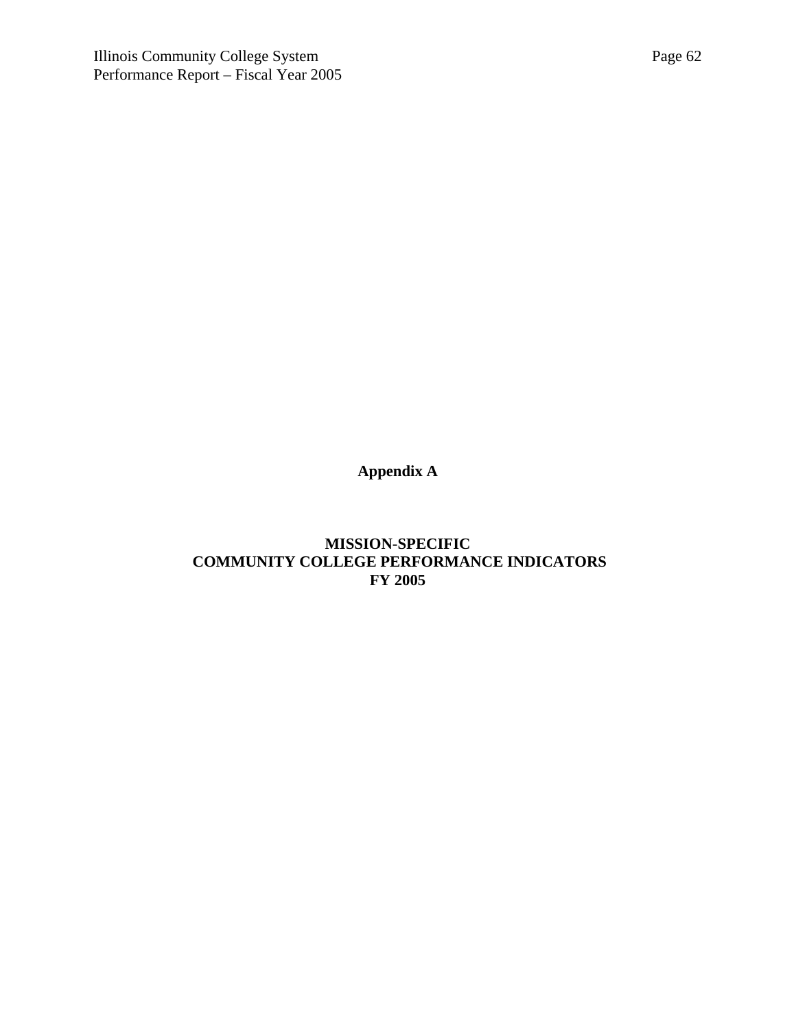# Appendix A

## MISSION-SPECIFIC
## COMMUNITY COLLEGE PERFORMANCE INDICATORS
## FY 2005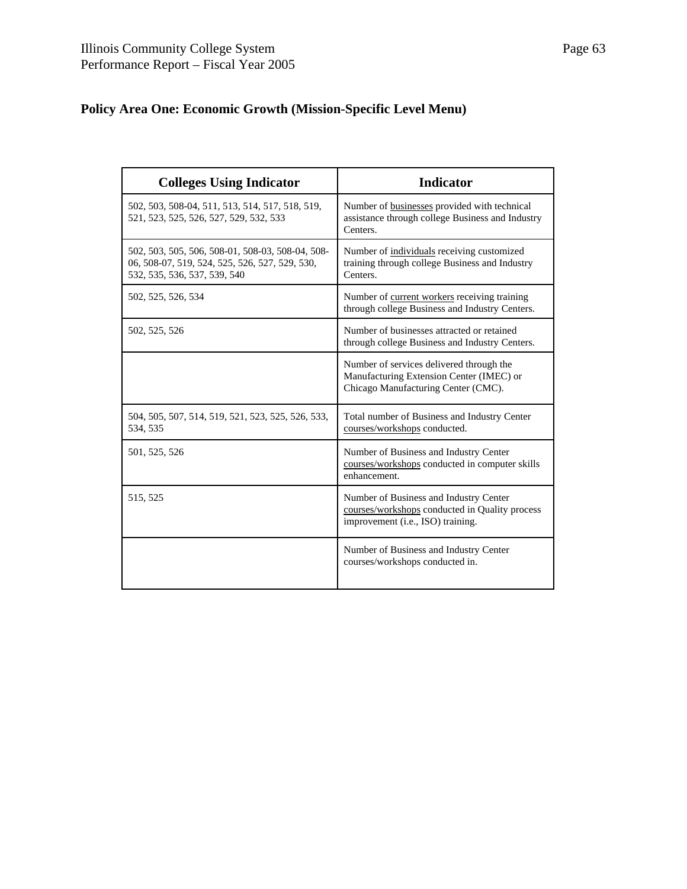## Policy Area One: Economic Growth (Mission-Specific Level Menu)

| Colleges Using Indicator | Indicator |
|---|---|
| 502, 503, 508-04, 511, 513, 514, 517, 518, 519, 521, 523, 525, 526, 527, 529, 532, 533 | Number of businesses provided with technical assistance through college Business and Industry Centers. |
| 502, 503, 505, 506, 508-01, 508-03, 508-04, 508-06, 508-07, 519, 524, 525, 526, 527, 529, 530, 532, 535, 536, 537, 539, 540 | Number of individuals receiving customized training through college Business and Industry Centers. |
| 502, 525, 526, 534 | Number of current workers receiving training through college Business and Industry Centers. |
| 502, 525, 526 | Number of businesses attracted or retained through college Business and Industry Centers. |
| | Number of services delivered through the Manufacturing Extension Center (IMEC) or Chicago Manufacturing Center (CMC). |
| 504, 505, 507, 514, 519, 521, 523, 525, 526, 533, 534, 535 | Total number of Business and Industry Center courses/workshops conducted. |
| 501, 525, 526 | Number of Business and Industry Center courses/workshops conducted in computer skills enhancement. |
| 515, 525 | Number of Business and Industry Center courses/workshops conducted in Quality process improvement (i.e., ISO) training. |
| | Number of Business and Industry Center courses/workshops conducted in. |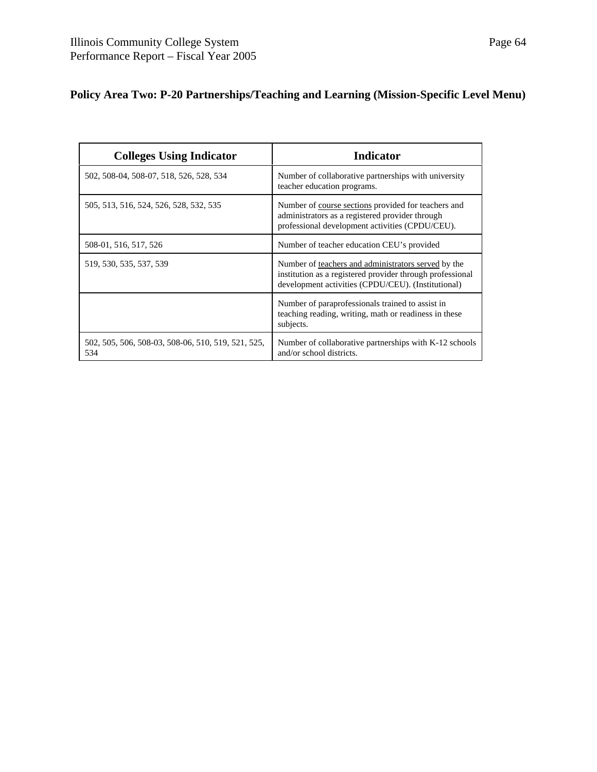## Policy Area Two: P-20 Partnerships/Teaching and Learning (Mission-Specific Level Menu)

| Colleges Using Indicator | Indicator |
|---|---|
| 502, 508-04, 508-07, 518, 526, 528, 534 | Number of collaborative partnerships with university teacher education programs. |
| 505, 513, 516, 524, 526, 528, 532, 535 | Number of course sections provided for teachers and administrators as a registered provider through professional development activities (CPDU/CEU). |
| 508-01, 516, 517, 526 | Number of teacher education CEU's provided |
| 519, 530, 535, 537, 539 | Number of teachers and administrators served by the institution as a registered provider through professional development activities (CPDU/CEU). (Institutional) |
| | Number of paraprofessionals trained to assist in teaching reading, writing, math or readiness in these subjects. |
| 502, 505, 506, 508-03, 508-06, 510, 519, 521, 525, 534 | Number of collaborative partnerships with K-12 schools and/or school districts. |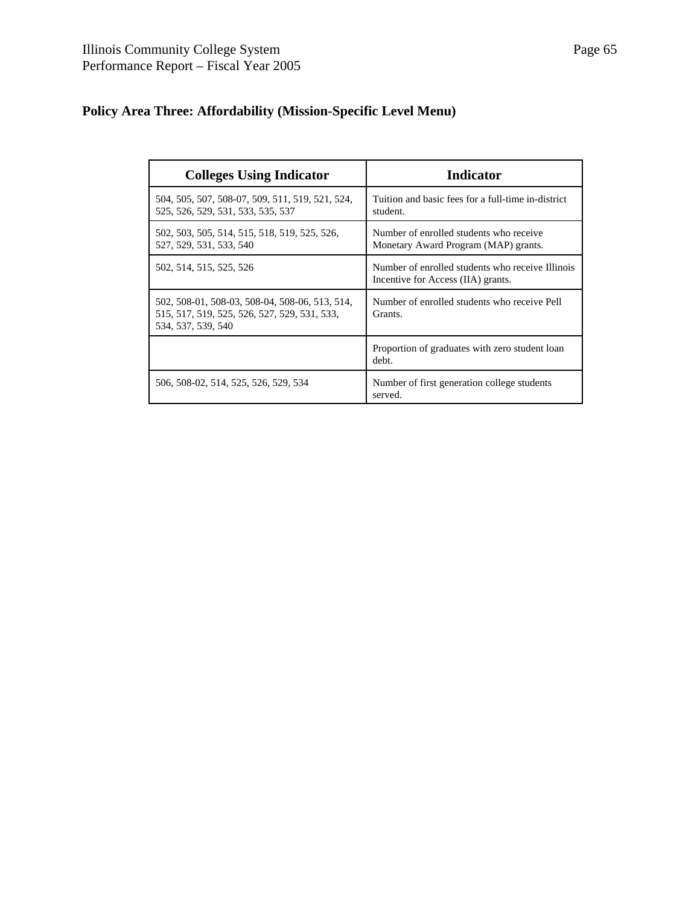## Policy Area Three: Affordability (Mission-Specific Level Menu)

| Colleges Using Indicator | Indicator |
|---|---|
| 504, 505, 507, 508-07, 509, 511, 519, 521, 524, 525, 526, 529, 531, 533, 535, 537 | Tuition and basic fees for a full-time in-district student. |
| 502, 503, 505, 514, 515, 518, 519, 525, 526, 527, 529, 531, 533, 540 | Number of enrolled students who receive Monetary Award Program (MAP) grants. |
| 502, 514, 515, 525, 526 | Number of enrolled students who receive Illinois Incentive for Access (IIA) grants. |
| 502, 508-01, 508-03, 508-04, 508-06, 513, 514, 515, 517, 519, 525, 526, 527, 529, 531, 533, 534, 537, 539, 540 | Number of enrolled students who receive Pell Grants. |
| | Proportion of graduates with zero student loan debt. |
| 506, 508-02, 514, 525, 526, 529, 534 | Number of first generation college students served. |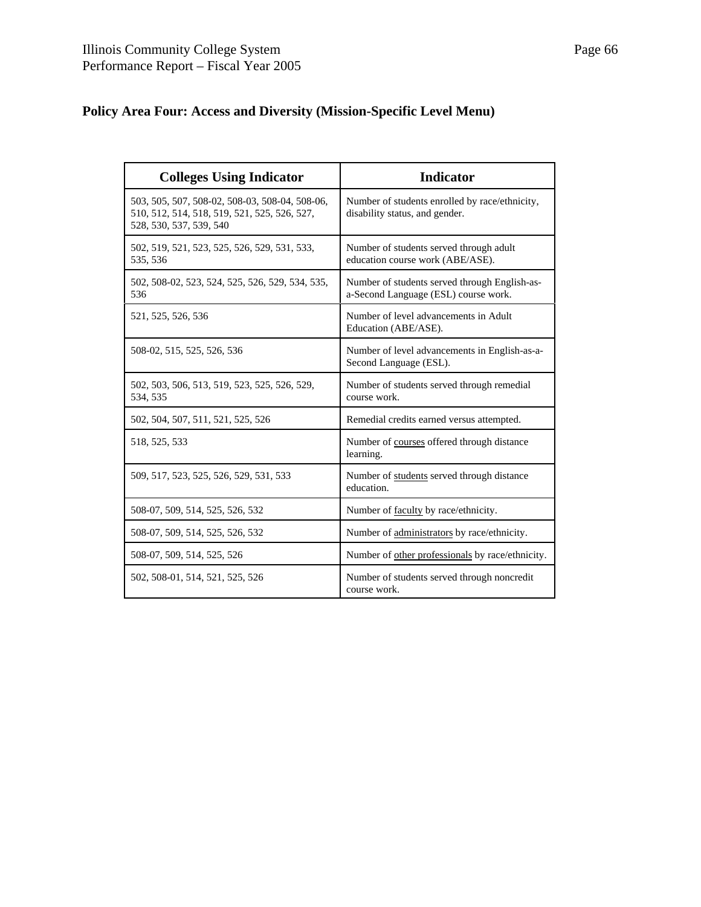## Policy Area Four: Access and Diversity (Mission-Specific Level Menu)

| Colleges Using Indicator | Indicator |
|---|---|
| 503, 505, 507, 508-02, 508-03, 508-04, 508-06, 510, 512, 514, 518, 519, 521, 525, 526, 527, 528, 530, 537, 539, 540 | Number of students enrolled by race/ethnicity, disability status, and gender. |
| 502, 519, 521, 523, 525, 526, 529, 531, 533, 535, 536 | Number of students served through adult education course work (ABE/ASE). |
| 502, 508-02, 523, 524, 525, 526, 529, 534, 535, 536 | Number of students served through English-as-a-Second Language (ESL) course work. |
| 521, 525, 526, 536 | Number of level advancements in Adult Education (ABE/ASE). |
| 508-02, 515, 525, 526, 536 | Number of level advancements in English-as-a-Second Language (ESL). |
| 502, 503, 506, 513, 519, 523, 525, 526, 529, 534, 535 | Number of students served through remedial course work. |
| 502, 504, 507, 511, 521, 525, 526 | Remedial credits earned versus attempted. |
| 518, 525, 533 | Number of courses offered through distance learning. |
| 509, 517, 523, 525, 526, 529, 531, 533 | Number of students served through distance education. |
| 508-07, 509, 514, 525, 526, 532 | Number of faculty by race/ethnicity. |
| 508-07, 509, 514, 525, 526, 532 | Number of administrators by race/ethnicity. |
| 508-07, 509, 514, 525, 526 | Number of other professionals by race/ethnicity. |
| 502, 508-01, 514, 521, 525, 526 | Number of students served through noncredit course work. |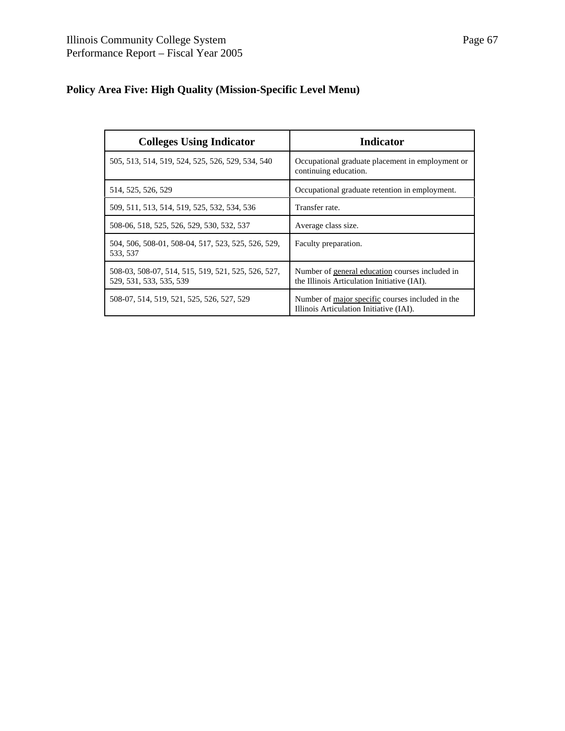## Policy Area Five: High Quality (Mission-Specific Level Menu)

| Colleges Using Indicator | Indicator |
|---|---|
| 505, 513, 514, 519, 524, 525, 526, 529, 534, 540 | Occupational graduate placement in employment or continuing education. |
| 514, 525, 526, 529 | Occupational graduate retention in employment. |
| 509, 511, 513, 514, 519, 525, 532, 534, 536 | Transfer rate. |
| 508-06, 518, 525, 526, 529, 530, 532, 537 | Average class size. |
| 504, 506, 508-01, 508-04, 517, 523, 525, 526, 529, 533, 537 | Faculty preparation. |
| 508-03, 508-07, 514, 515, 519, 521, 525, 526, 527, 529, 531, 533, 535, 539 | Number of general education courses included in the Illinois Articulation Initiative (IAI). |
| 508-07, 514, 519, 521, 525, 526, 527, 529 | Number of major specific courses included in the Illinois Articulation Initiative (IAI). |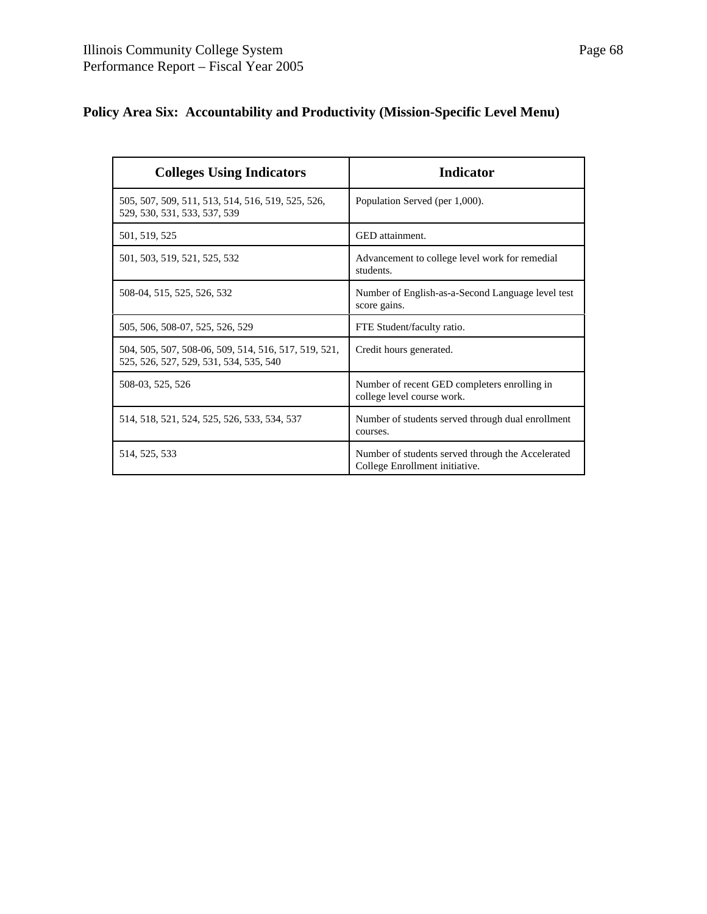## Policy Area Six: Accountability and Productivity (Mission-Specific Level Menu)

| Colleges Using Indicators | Indicator |
|---|---|
| 505, 507, 509, 511, 513, 514, 516, 519, 525, 526, 529, 530, 531, 533, 537, 539 | Population Served (per 1,000). |
| 501, 519, 525 | GED attainment. |
| 501, 503, 519, 521, 525, 532 | Advancement to college level work for remedial students. |
| 508-04, 515, 525, 526, 532 | Number of English-as-a-Second Language level test score gains. |
| 505, 506, 508-07, 525, 526, 529 | FTE Student/faculty ratio. |
| 504, 505, 507, 508-06, 509, 514, 516, 517, 519, 521, 525, 526, 527, 529, 531, 534, 535, 540 | Credit hours generated. |
| 508-03, 525, 526 | Number of recent GED completers enrolling in college level course work. |
| 514, 518, 521, 524, 525, 526, 533, 534, 537 | Number of students served through dual enrollment courses. |
| 514, 525, 533 | Number of students served through the Accelerated College Enrollment initiative. |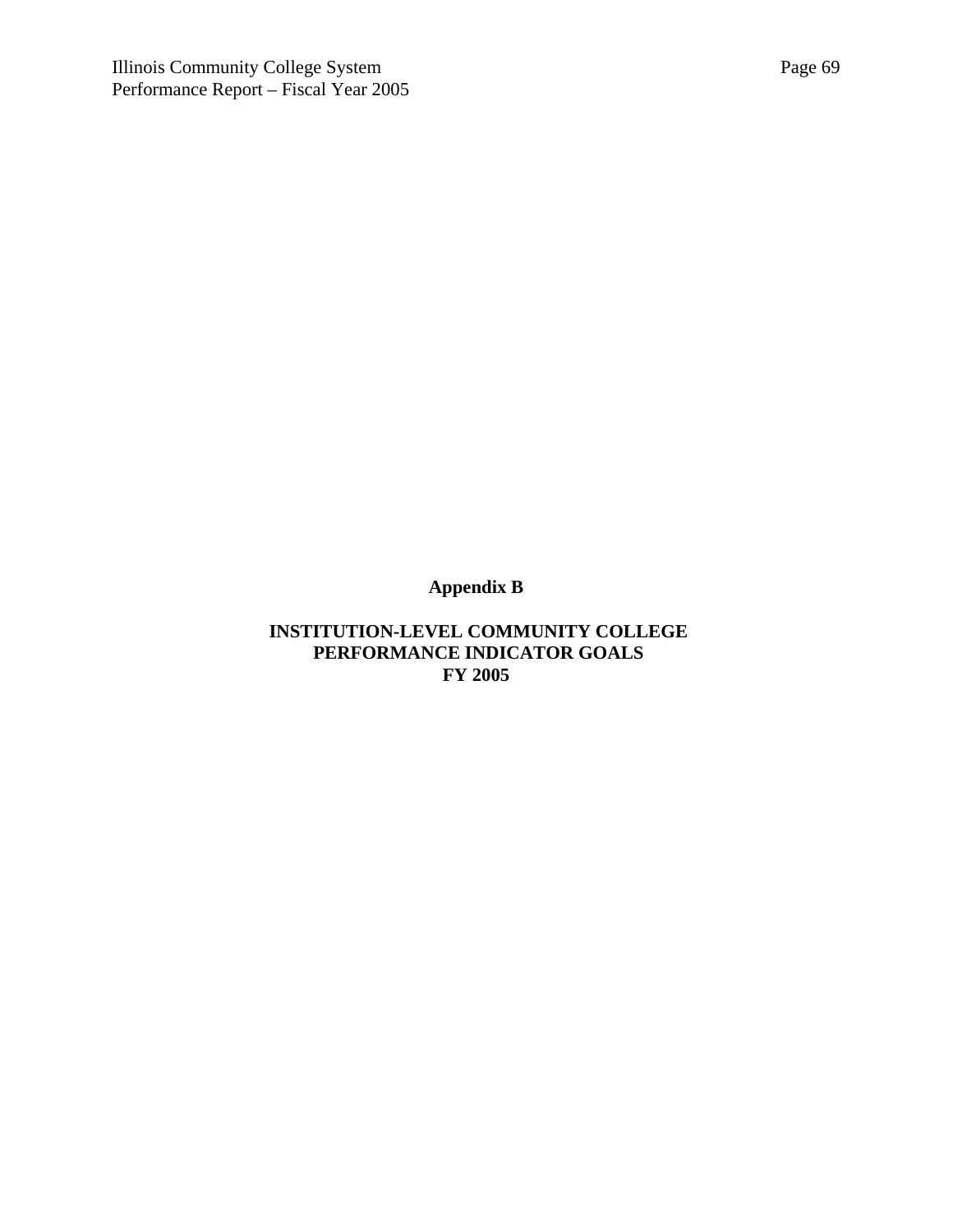# Appendix B

## INSTITUTION-LEVEL COMMUNITY COLLEGE PERFORMANCE INDICATOR GOALS FY 2005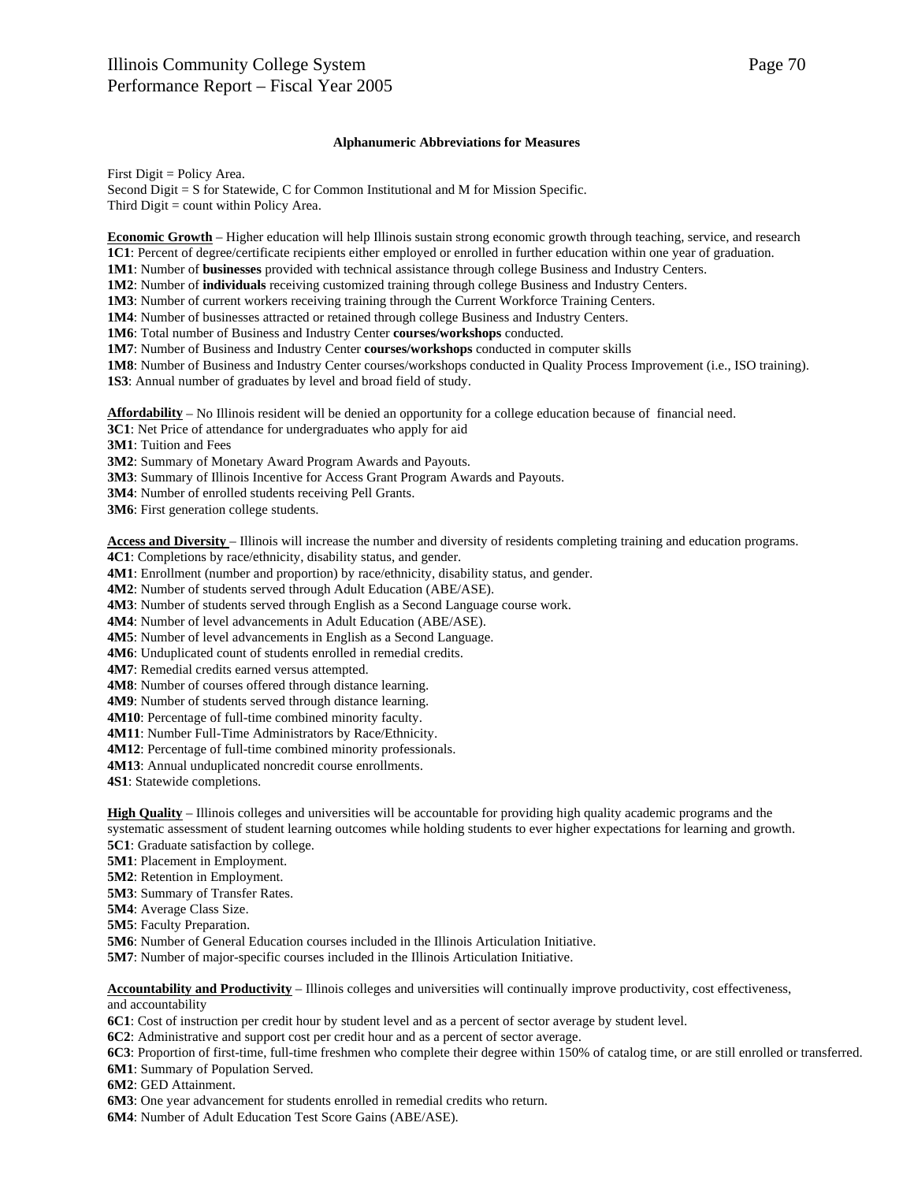### Alphanumeric Abbreviations for Measures

First Digit = Policy Area.
Second Digit = S for Statewide, C for Common Institutional and M for Mission Specific.
Third Digit = count within Policy Area.

**Economic Growth** – Higher education will help Illinois sustain strong economic growth through teaching, service, and research
**1C1**: Percent of degree/certificate recipients either employed or enrolled in further education within one year of graduation.
**1M1**: Number of **businesses** provided with technical assistance through college Business and Industry Centers.
**1M2**: Number of **individuals** receiving customized training through college Business and Industry Centers.
**1M3**: Number of current workers receiving training through the Current Workforce Training Centers.
**1M4**: Number of businesses attracted or retained through college Business and Industry Centers.
**1M6**: Total number of Business and Industry Center **courses/workshops** conducted.
**1M7**: Number of Business and Industry Center **courses/workshops** conducted in computer skills
**1M8**: Number of Business and Industry Center courses/workshops conducted in Quality Process Improvement (i.e., ISO training).
**1S3**: Annual number of graduates by level and broad field of study.

**Affordability** – No Illinois resident will be denied an opportunity for a college education because of financial need.
**3C1**: Net Price of attendance for undergraduates who apply for aid
**3M1**: Tuition and Fees
**3M2**: Summary of Monetary Award Program Awards and Payouts.
**3M3**: Summary of Illinois Incentive for Access Grant Program Awards and Payouts.
**3M4**: Number of enrolled students receiving Pell Grants.
**3M6**: First generation college students.

**Access and Diversity** – Illinois will increase the number and diversity of residents completing training and education programs.
**4C1**: Completions by race/ethnicity, disability status, and gender.
**4M1**: Enrollment (number and proportion) by race/ethnicity, disability status, and gender.
**4M2**: Number of students served through Adult Education (ABE/ASE).
**4M3**: Number of students served through English as a Second Language course work.
**4M4**: Number of level advancements in Adult Education (ABE/ASE).
**4M5**: Number of level advancements in English as a Second Language.
**4M6**: Unduplicated count of students enrolled in remedial credits.
**4M7**: Remedial credits earned versus attempted.
**4M8**: Number of courses offered through distance learning.
**4M9**: Number of students served through distance learning.
**4M10**: Percentage of full-time combined minority faculty.
**4M11**: Number Full-Time Administrators by Race/Ethnicity.
**4M12**: Percentage of full-time combined minority professionals.
**4M13**: Annual unduplicated noncredit course enrollments.
**4S1**: Statewide completions.

**High Quality** – Illinois colleges and universities will be accountable for providing high quality academic programs and the systematic assessment of student learning outcomes while holding students to ever higher expectations for learning and growth.
**5C1**: Graduate satisfaction by college.
**5M1**: Placement in Employment.
**5M2**: Retention in Employment.
**5M3**: Summary of Transfer Rates.
**5M4**: Average Class Size.
**5M5**: Faculty Preparation.
**5M6**: Number of General Education courses included in the Illinois Articulation Initiative.
**5M7**: Number of major-specific courses included in the Illinois Articulation Initiative.

**Accountability and Productivity** – Illinois colleges and universities will continually improve productivity, cost effectiveness, and accountability
**6C1**: Cost of instruction per credit hour by student level and as a percent of sector average by student level.
**6C2**: Administrative and support cost per credit hour and as a percent of sector average.
**6C3**: Proportion of first-time, full-time freshmen who complete their degree within 150% of catalog time, or are still enrolled or transferred.
**6M1**: Summary of Population Served.
**6M2**: GED Attainment.
**6M3**: One year advancement for students enrolled in remedial credits who return.
**6M4**: Number of Adult Education Test Score Gains (ABE/ASE).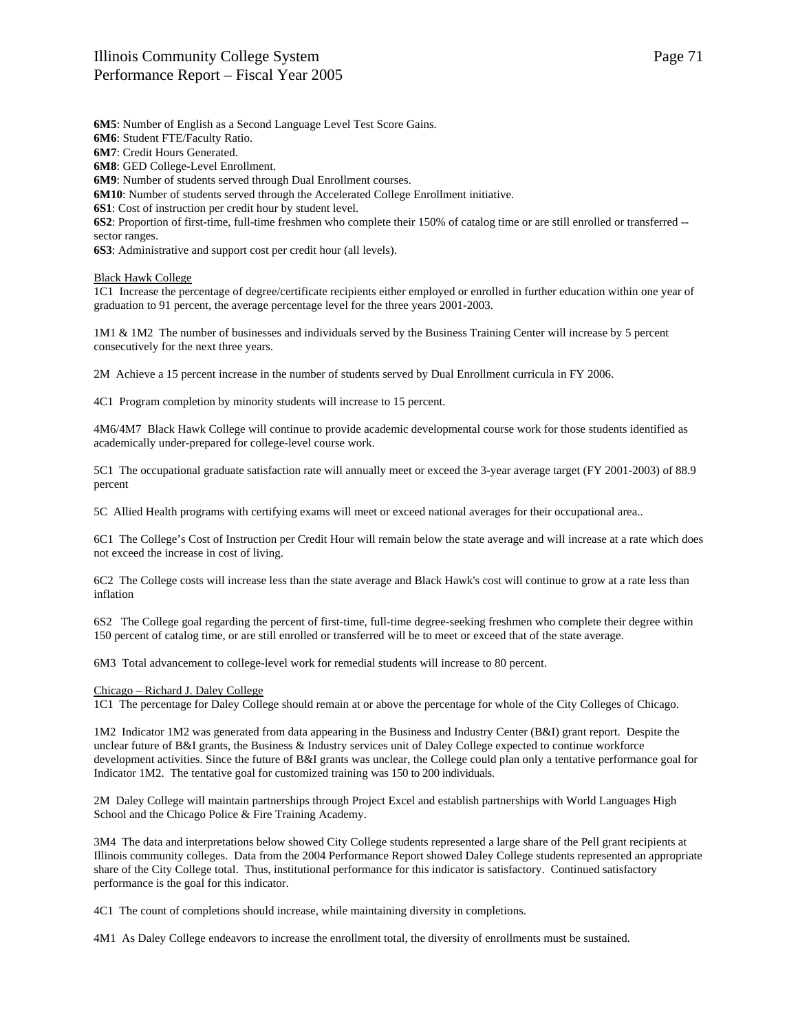**6M5**: Number of English as a Second Language Level Test Score Gains.
**6M6**: Student FTE/Faculty Ratio.
**6M7**: Credit Hours Generated.
**6M8**: GED College-Level Enrollment.
**6M9**: Number of students served through Dual Enrollment courses.
**6M10**: Number of students served through the Accelerated College Enrollment initiative.
**6S1**: Cost of instruction per credit hour by student level.
**6S2**: Proportion of first-time, full-time freshmen who complete their 150% of catalog time or are still enrolled or transferred -- sector ranges.
**6S3**: Administrative and support cost per credit hour (all levels).

Black Hawk College

1C1 Increase the percentage of degree/certificate recipients either employed or enrolled in further education within one year of graduation to 91 percent, the average percentage level for the three years 2001-2003.

1M1 & 1M2 The number of businesses and individuals served by the Business Training Center will increase by 5 percent consecutively for the next three years.

2M Achieve a 15 percent increase in the number of students served by Dual Enrollment curricula in FY 2006.

4C1 Program completion by minority students will increase to 15 percent.

4M6/4M7 Black Hawk College will continue to provide academic developmental course work for those students identified as academically under-prepared for college-level course work.

5C1 The occupational graduate satisfaction rate will annually meet or exceed the 3-year average target (FY 2001-2003) of 88.9 percent

5C Allied Health programs with certifying exams will meet or exceed national averages for their occupational area..

6C1 The College's Cost of Instruction per Credit Hour will remain below the state average and will increase at a rate which does not exceed the increase in cost of living.

6C2 The College costs will increase less than the state average and Black Hawk's cost will continue to grow at a rate less than inflation

6S2 The College goal regarding the percent of first-time, full-time degree-seeking freshmen who complete their degree within 150 percent of catalog time, or are still enrolled or transferred will be to meet or exceed that of the state average.

6M3 Total advancement to college-level work for remedial students will increase to 80 percent.

Chicago – Richard J. Daley College

1C1 The percentage for Daley College should remain at or above the percentage for whole of the City Colleges of Chicago.

1M2 Indicator 1M2 was generated from data appearing in the Business and Industry Center (B&I) grant report. Despite the unclear future of B&I grants, the Business & Industry services unit of Daley College expected to continue workforce development activities. Since the future of B&I grants was unclear, the College could plan only a tentative performance goal for Indicator 1M2. The tentative goal for customized training was 150 to 200 individuals.

2M Daley College will maintain partnerships through Project Excel and establish partnerships with World Languages High School and the Chicago Police & Fire Training Academy.

3M4 The data and interpretations below showed City College students represented a large share of the Pell grant recipients at Illinois community colleges. Data from the 2004 Performance Report showed Daley College students represented an appropriate share of the City College total. Thus, institutional performance for this indicator is satisfactory. Continued satisfactory performance is the goal for this indicator.

4C1 The count of completions should increase, while maintaining diversity in completions.

4M1 As Daley College endeavors to increase the enrollment total, the diversity of enrollments must be sustained.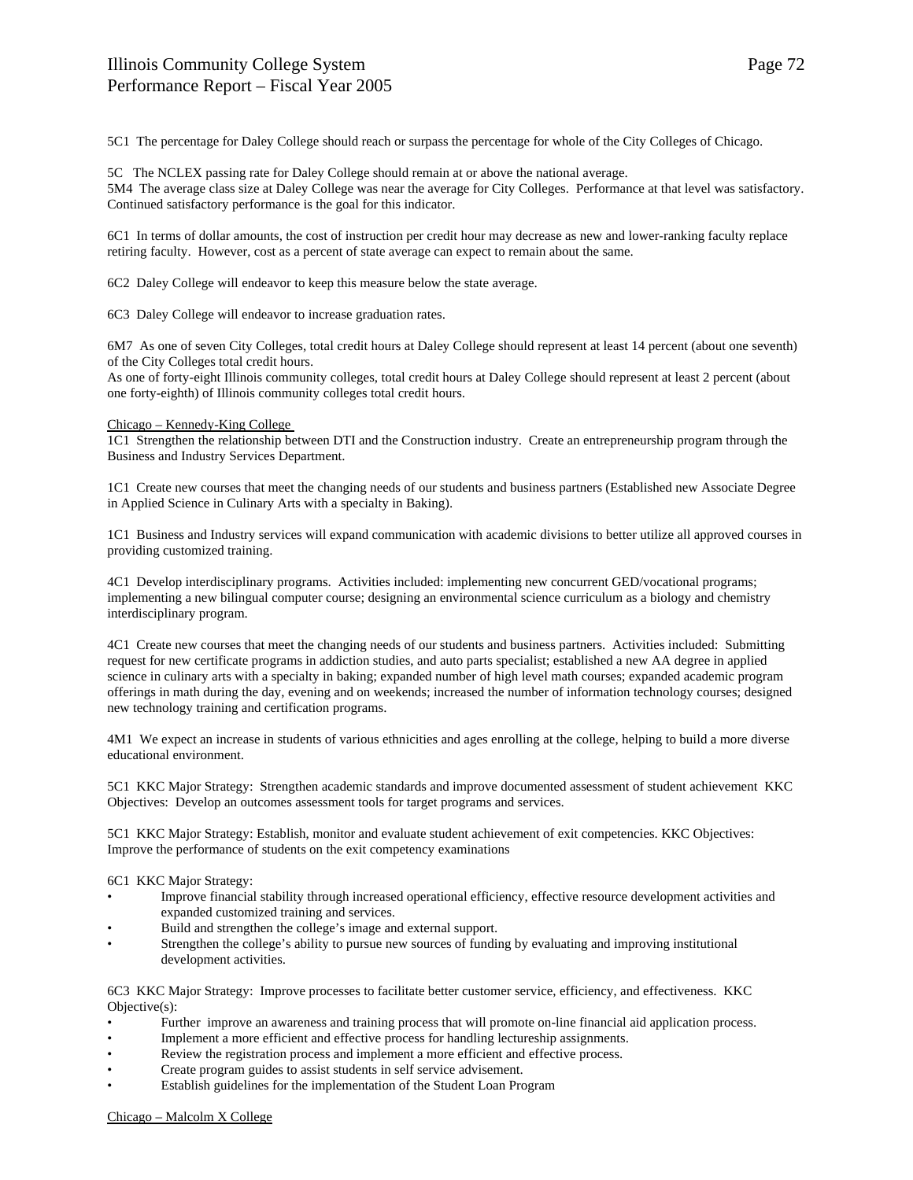5C1 The percentage for Daley College should reach or surpass the percentage for whole of the City Colleges of Chicago.

5C The NCLEX passing rate for Daley College should remain at or above the national average.
5M4 The average class size at Daley College was near the average for City Colleges. Performance at that level was satisfactory. Continued satisfactory performance is the goal for this indicator.

6C1 In terms of dollar amounts, the cost of instruction per credit hour may decrease as new and lower-ranking faculty replace retiring faculty. However, cost as a percent of state average can expect to remain about the same.

6C2 Daley College will endeavor to keep this measure below the state average.

6C3 Daley College will endeavor to increase graduation rates.

6M7 As one of seven City Colleges, total credit hours at Daley College should represent at least 14 percent (about one seventh) of the City Colleges total credit hours.
As one of forty-eight Illinois community colleges, total credit hours at Daley College should represent at least 2 percent (about one forty-eighth) of Illinois community colleges total credit hours.

Chicago – Kennedy-King College
1C1 Strengthen the relationship between DTI and the Construction industry. Create an entrepreneurship program through the Business and Industry Services Department.

1C1 Create new courses that meet the changing needs of our students and business partners (Established new Associate Degree in Applied Science in Culinary Arts with a specialty in Baking).

1C1 Business and Industry services will expand communication with academic divisions to better utilize all approved courses in providing customized training.

4C1 Develop interdisciplinary programs. Activities included: implementing new concurrent GED/vocational programs; implementing a new bilingual computer course; designing an environmental science curriculum as a biology and chemistry interdisciplinary program.

4C1 Create new courses that meet the changing needs of our students and business partners. Activities included: Submitting request for new certificate programs in addiction studies, and auto parts specialist; established a new AA degree in applied science in culinary arts with a specialty in baking; expanded number of high level math courses; expanded academic program offerings in math during the day, evening and on weekends; increased the number of information technology courses; designed new technology training and certification programs.

4M1 We expect an increase in students of various ethnicities and ages enrolling at the college, helping to build a more diverse educational environment.

5C1 KKC Major Strategy: Strengthen academic standards and improve documented assessment of student achievement KKC Objectives: Develop an outcomes assessment tools for target programs and services.

5C1 KKC Major Strategy: Establish, monitor and evaluate student achievement of exit competencies. KKC Objectives: Improve the performance of students on the exit competency examinations

6C1 KKC Major Strategy:

- Improve financial stability through increased operational efficiency, effective resource development activities and expanded customized training and services.
- Build and strengthen the college's image and external support.
- Strengthen the college's ability to pursue new sources of funding by evaluating and improving institutional development activities.

6C3 KKC Major Strategy: Improve processes to facilitate better customer service, efficiency, and effectiveness. KKC Objective(s):

- Further improve an awareness and training process that will promote on-line financial aid application process.
- Implement a more efficient and effective process for handling lectureship assignments.
- Review the registration process and implement a more efficient and effective process.
- Create program guides to assist students in self service advisement.
- Establish guidelines for the implementation of the Student Loan Program

Chicago – Malcolm X College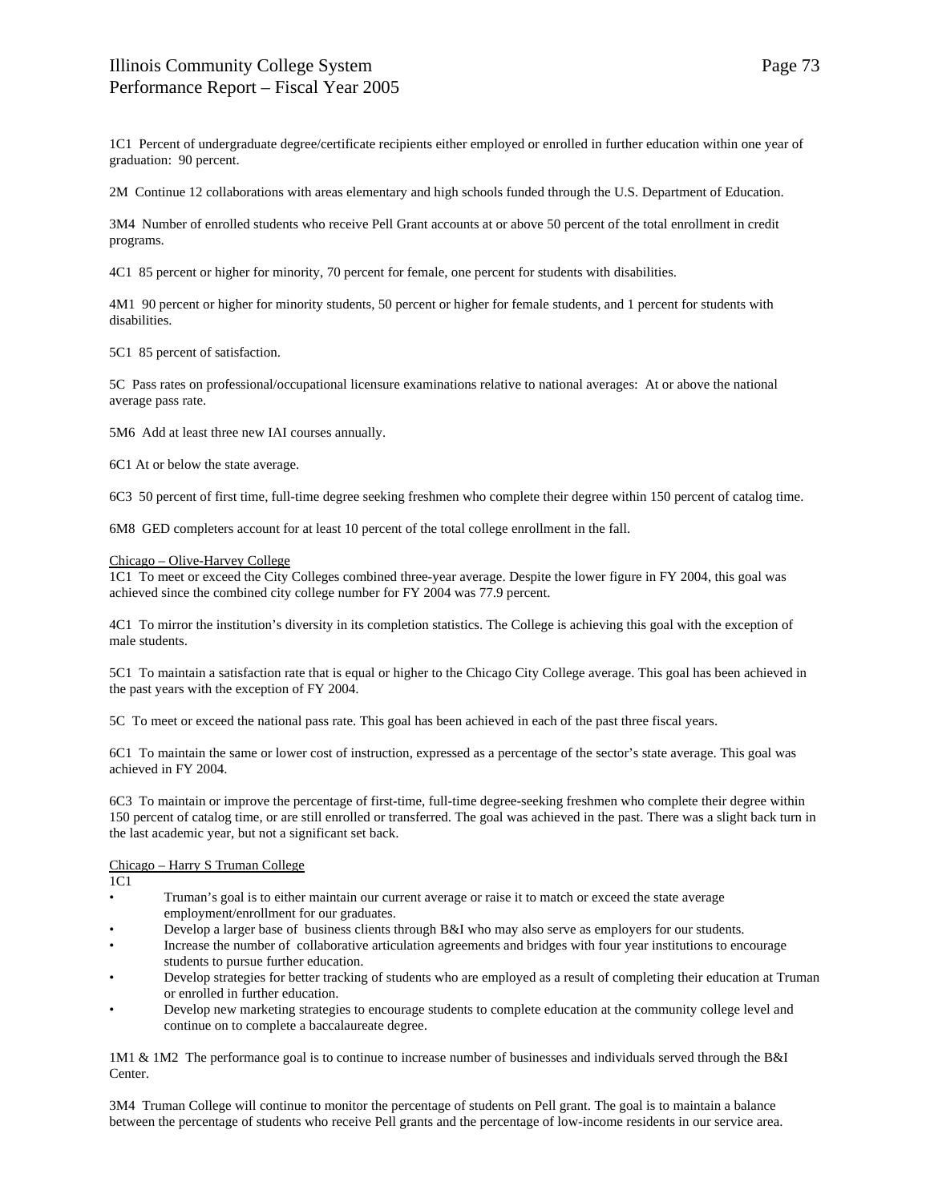1C1 Percent of undergraduate degree/certificate recipients either employed or enrolled in further education within one year of graduation: 90 percent.

2M Continue 12 collaborations with areas elementary and high schools funded through the U.S. Department of Education.

3M4 Number of enrolled students who receive Pell Grant accounts at or above 50 percent of the total enrollment in credit programs.

4C1 85 percent or higher for minority, 70 percent for female, one percent for students with disabilities.

4M1 90 percent or higher for minority students, 50 percent or higher for female students, and 1 percent for students with disabilities.

5C1 85 percent of satisfaction.

5C Pass rates on professional/occupational licensure examinations relative to national averages: At or above the national average pass rate.

5M6 Add at least three new IAI courses annually.

6C1 At or below the state average.

6C3 50 percent of first time, full-time degree seeking freshmen who complete their degree within 150 percent of catalog time.

6M8 GED completers account for at least 10 percent of the total college enrollment in the fall.

Chicago – Olive-Harvey College

1C1 To meet or exceed the City Colleges combined three-year average. Despite the lower figure in FY 2004, this goal was achieved since the combined city college number for FY 2004 was 77.9 percent.

4C1 To mirror the institution's diversity in its completion statistics. The College is achieving this goal with the exception of male students.

5C1 To maintain a satisfaction rate that is equal or higher to the Chicago City College average. This goal has been achieved in the past years with the exception of FY 2004.

5C To meet or exceed the national pass rate. This goal has been achieved in each of the past three fiscal years.

6C1 To maintain the same or lower cost of instruction, expressed as a percentage of the sector's state average. This goal was achieved in FY 2004.

6C3 To maintain or improve the percentage of first-time, full-time degree-seeking freshmen who complete their degree within 150 percent of catalog time, or are still enrolled or transferred. The goal was achieved in the past. There was a slight back turn in the last academic year, but not a significant set back.

Chicago – Harry S Truman College

1C1

- Truman's goal is to either maintain our current average or raise it to match or exceed the state average employment/enrollment for our graduates.
- Develop a larger base of business clients through B&I who may also serve as employers for our students.
- Increase the number of collaborative articulation agreements and bridges with four year institutions to encourage students to pursue further education.
- Develop strategies for better tracking of students who are employed as a result of completing their education at Truman or enrolled in further education.
- Develop new marketing strategies to encourage students to complete education at the community college level and continue on to complete a baccalaureate degree.

1M1 & 1M2 The performance goal is to continue to increase number of businesses and individuals served through the B&I Center.

3M4 Truman College will continue to monitor the percentage of students on Pell grant. The goal is to maintain a balance between the percentage of students who receive Pell grants and the percentage of low-income residents in our service area.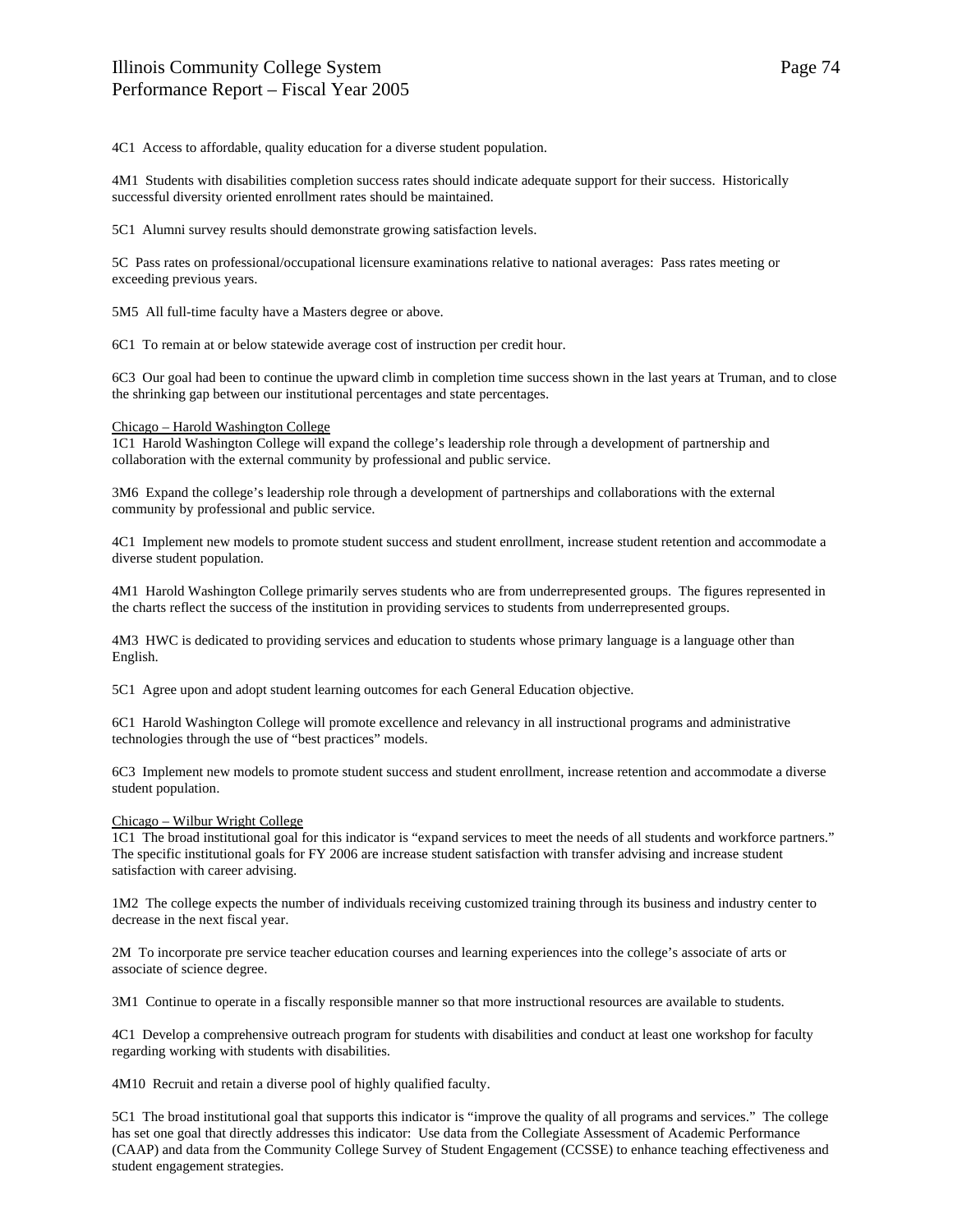4C1 Access to affordable, quality education for a diverse student population.

4M1 Students with disabilities completion success rates should indicate adequate support for their success. Historically successful diversity oriented enrollment rates should be maintained.

5C1 Alumni survey results should demonstrate growing satisfaction levels.

5C Pass rates on professional/occupational licensure examinations relative to national averages: Pass rates meeting or exceeding previous years.

5M5 All full-time faculty have a Masters degree or above.

6C1 To remain at or below statewide average cost of instruction per credit hour.

6C3 Our goal had been to continue the upward climb in completion time success shown in the last years at Truman, and to close the shrinking gap between our institutional percentages and state percentages.

Chicago – Harold Washington College

1C1 Harold Washington College will expand the college's leadership role through a development of partnership and collaboration with the external community by professional and public service.

3M6 Expand the college's leadership role through a development of partnerships and collaborations with the external community by professional and public service.

4C1 Implement new models to promote student success and student enrollment, increase student retention and accommodate a diverse student population.

4M1 Harold Washington College primarily serves students who are from underrepresented groups. The figures represented in the charts reflect the success of the institution in providing services to students from underrepresented groups.

4M3 HWC is dedicated to providing services and education to students whose primary language is a language other than English.

5C1 Agree upon and adopt student learning outcomes for each General Education objective.

6C1 Harold Washington College will promote excellence and relevancy in all instructional programs and administrative technologies through the use of "best practices" models.

6C3 Implement new models to promote student success and student enrollment, increase retention and accommodate a diverse student population.

Chicago – Wilbur Wright College

1C1 The broad institutional goal for this indicator is "expand services to meet the needs of all students and workforce partners." The specific institutional goals for FY 2006 are increase student satisfaction with transfer advising and increase student satisfaction with career advising.

1M2 The college expects the number of individuals receiving customized training through its business and industry center to decrease in the next fiscal year.

2M To incorporate pre service teacher education courses and learning experiences into the college's associate of arts or associate of science degree.

3M1 Continue to operate in a fiscally responsible manner so that more instructional resources are available to students.

4C1 Develop a comprehensive outreach program for students with disabilities and conduct at least one workshop for faculty regarding working with students with disabilities.

4M10 Recruit and retain a diverse pool of highly qualified faculty.

5C1 The broad institutional goal that supports this indicator is "improve the quality of all programs and services." The college has set one goal that directly addresses this indicator: Use data from the Collegiate Assessment of Academic Performance (CAAP) and data from the Community College Survey of Student Engagement (CCSSE) to enhance teaching effectiveness and student engagement strategies.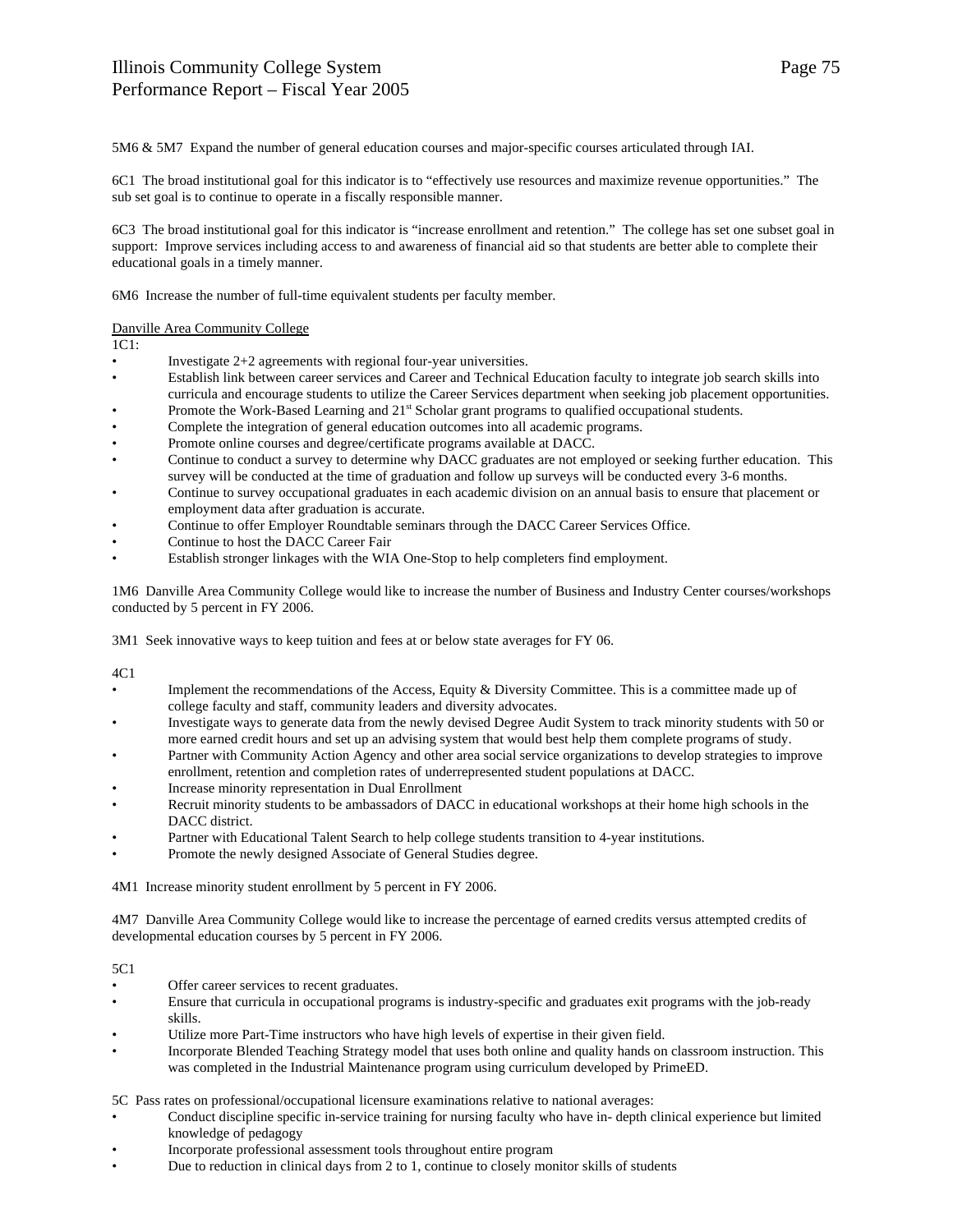5M6 & 5M7 Expand the number of general education courses and major-specific courses articulated through IAI.

6C1 The broad institutional goal for this indicator is to "effectively use resources and maximize revenue opportunities." The sub set goal is to continue to operate in a fiscally responsible manner.

6C3 The broad institutional goal for this indicator is "increase enrollment and retention." The college has set one subset goal in support: Improve services including access to and awareness of financial aid so that students are better able to complete their educational goals in a timely manner.

6M6 Increase the number of full-time equivalent students per faculty member.

Danville Area Community College

1C1:

- Investigate 2+2 agreements with regional four-year universities.
- Establish link between career services and Career and Technical Education faculty to integrate job search skills into curricula and encourage students to utilize the Career Services department when seeking job placement opportunities.
- Promote the Work-Based Learning and 21st Scholar grant programs to qualified occupational students.
- Complete the integration of general education outcomes into all academic programs.
- Promote online courses and degree/certificate programs available at DACC.
- Continue to conduct a survey to determine why DACC graduates are not employed or seeking further education. This survey will be conducted at the time of graduation and follow up surveys will be conducted every 3-6 months.
- Continue to survey occupational graduates in each academic division on an annual basis to ensure that placement or employment data after graduation is accurate.
- Continue to offer Employer Roundtable seminars through the DACC Career Services Office.
- Continue to host the DACC Career Fair
- Establish stronger linkages with the WIA One-Stop to help completers find employment.

1M6 Danville Area Community College would like to increase the number of Business and Industry Center courses/workshops conducted by 5 percent in FY 2006.

3M1 Seek innovative ways to keep tuition and fees at or below state averages for FY 06.

4C1

- Implement the recommendations of the Access, Equity & Diversity Committee. This is a committee made up of college faculty and staff, community leaders and diversity advocates.
- Investigate ways to generate data from the newly devised Degree Audit System to track minority students with 50 or more earned credit hours and set up an advising system that would best help them complete programs of study.
- Partner with Community Action Agency and other area social service organizations to develop strategies to improve enrollment, retention and completion rates of underrepresented student populations at DACC.
- Increase minority representation in Dual Enrollment
- Recruit minority students to be ambassadors of DACC in educational workshops at their home high schools in the DACC district.
- Partner with Educational Talent Search to help college students transition to 4-year institutions.
- Promote the newly designed Associate of General Studies degree.

4M1 Increase minority student enrollment by 5 percent in FY 2006.

4M7 Danville Area Community College would like to increase the percentage of earned credits versus attempted credits of developmental education courses by 5 percent in FY 2006.

5C1

- Offer career services to recent graduates.
- Ensure that curricula in occupational programs is industry-specific and graduates exit programs with the job-ready skills.
- Utilize more Part-Time instructors who have high levels of expertise in their given field.
- Incorporate Blended Teaching Strategy model that uses both online and quality hands on classroom instruction. This was completed in the Industrial Maintenance program using curriculum developed by PrimeED.

5C Pass rates on professional/occupational licensure examinations relative to national averages:

- Conduct discipline specific in-service training for nursing faculty who have in- depth clinical experience but limited knowledge of pedagogy
- Incorporate professional assessment tools throughout entire program
- Due to reduction in clinical days from 2 to 1, continue to closely monitor skills of students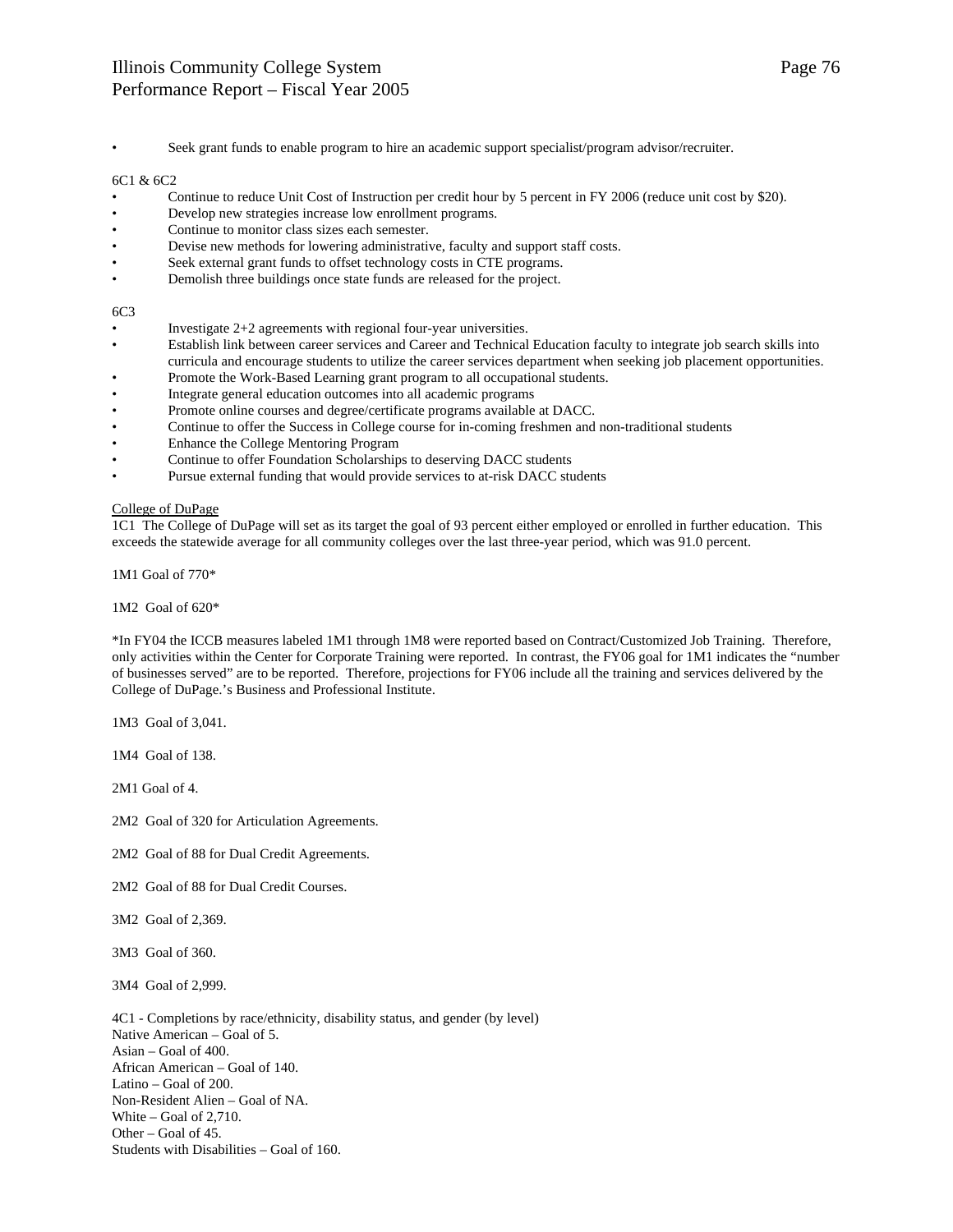- Seek grant funds to enable program to hire an academic support specialist/program advisor/recruiter.

6C1 & 6C2

- Continue to reduce Unit Cost of Instruction per credit hour by 5 percent in FY 2006 (reduce unit cost by $20).
- Develop new strategies increase low enrollment programs.
- Continue to monitor class sizes each semester.
- Devise new methods for lowering administrative, faculty and support staff costs.
- Seek external grant funds to offset technology costs in CTE programs.
- Demolish three buildings once state funds are released for the project.

6C3

- Investigate 2+2 agreements with regional four-year universities.
- Establish link between career services and Career and Technical Education faculty to integrate job search skills into curricula and encourage students to utilize the career services department when seeking job placement opportunities.
- Promote the Work-Based Learning grant program to all occupational students.
- Integrate general education outcomes into all academic programs
- Promote online courses and degree/certificate programs available at DACC.
- Continue to offer the Success in College course for in-coming freshmen and non-traditional students
- Enhance the College Mentoring Program
- Continue to offer Foundation Scholarships to deserving DACC students
- Pursue external funding that would provide services to at-risk DACC students

<u>College of DuPage</u>

1C1 The College of DuPage will set as its target the goal of 93 percent either employed or enrolled in further education. This exceeds the statewide average for all community colleges over the last three-year period, which was 91.0 percent.

1M1 Goal of 770*

1M2 Goal of 620*

*In FY04 the ICCB measures labeled 1M1 through 1M8 were reported based on Contract/Customized Job Training. Therefore, only activities within the Center for Corporate Training were reported. In contrast, the FY06 goal for 1M1 indicates the "number of businesses served" are to be reported. Therefore, projections for FY06 include all the training and services delivered by the College of DuPage.'s Business and Professional Institute.

1M3 Goal of 3,041.

1M4 Goal of 138.

2M1 Goal of 4.

2M2 Goal of 320 for Articulation Agreements.

2M2 Goal of 88 for Dual Credit Agreements.

2M2 Goal of 88 for Dual Credit Courses.

3M2 Goal of 2,369.

3M3 Goal of 360.

3M4 Goal of 2,999.

4C1 - Completions by race/ethnicity, disability status, and gender (by level)
Native American – Goal of 5.
Asian – Goal of 400.
African American – Goal of 140.
Latino – Goal of 200.
Non-Resident Alien – Goal of NA.
White – Goal of 2,710.
Other – Goal of 45.
Students with Disabilities – Goal of 160.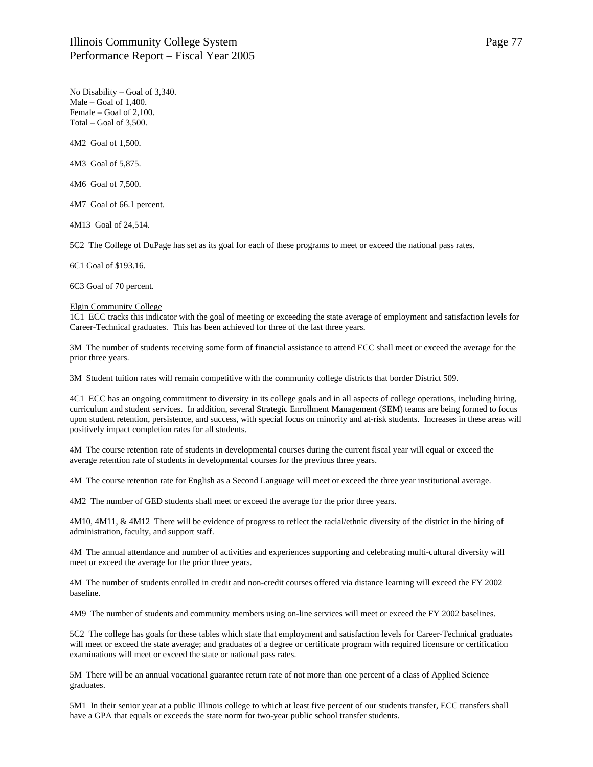No Disability – Goal of 3,340.
Male – Goal of 1,400.
Female – Goal of 2,100.
Total – Goal of 3,500.

4M2  Goal of 1,500.

4M3  Goal of 5,875.

4M6  Goal of 7,500.

4M7  Goal of 66.1 percent.

4M13  Goal of 24,514.

5C2  The College of DuPage has set as its goal for each of these programs to meet or exceed the national pass rates.

6C1 Goal of $193.16.

6C3 Goal of 70 percent.

<u>Elgin Community College</u>
1C1  ECC tracks this indicator with the goal of meeting or exceeding the state average of employment and satisfaction levels for Career-Technical graduates.  This has been achieved for three of the last three years.

3M  The number of students receiving some form of financial assistance to attend ECC shall meet or exceed the average for the prior three years.

3M  Student tuition rates will remain competitive with the community college districts that border District 509.

4C1  ECC has an ongoing commitment to diversity in its college goals and in all aspects of college operations, including hiring, curriculum and student services.  In addition, several Strategic Enrollment Management (SEM) teams are being formed to focus upon student retention, persistence, and success, with special focus on minority and at-risk students.  Increases in these areas will positively impact completion rates for all students.

4M  The course retention rate of students in developmental courses during the current fiscal year will equal or exceed the average retention rate of students in developmental courses for the previous three years.

4M  The course retention rate for English as a Second Language will meet or exceed the three year institutional average.

4M2  The number of GED students shall meet or exceed the average for the prior three years.

4M10, 4M11, & 4M12  There will be evidence of progress to reflect the racial/ethnic diversity of the district in the hiring of administration, faculty, and support staff.

4M  The annual attendance and number of activities and experiences supporting and celebrating multi-cultural diversity will meet or exceed the average for the prior three years.

4M  The number of students enrolled in credit and non-credit courses offered via distance learning will exceed the FY 2002 baseline.

4M9  The number of students and community members using on-line services will meet or exceed the FY 2002 baselines.

5C2  The college has goals for these tables which state that employment and satisfaction levels for Career-Technical graduates will meet or exceed the state average; and graduates of a degree or certificate program with required licensure or certification examinations will meet or exceed the state or national pass rates.

5M  There will be an annual vocational guarantee return rate of not more than one percent of a class of Applied Science graduates.

5M1  In their senior year at a public Illinois college to which at least five percent of our students transfer, ECC transfers shall have a GPA that equals or exceeds the state norm for two-year public school transfer students.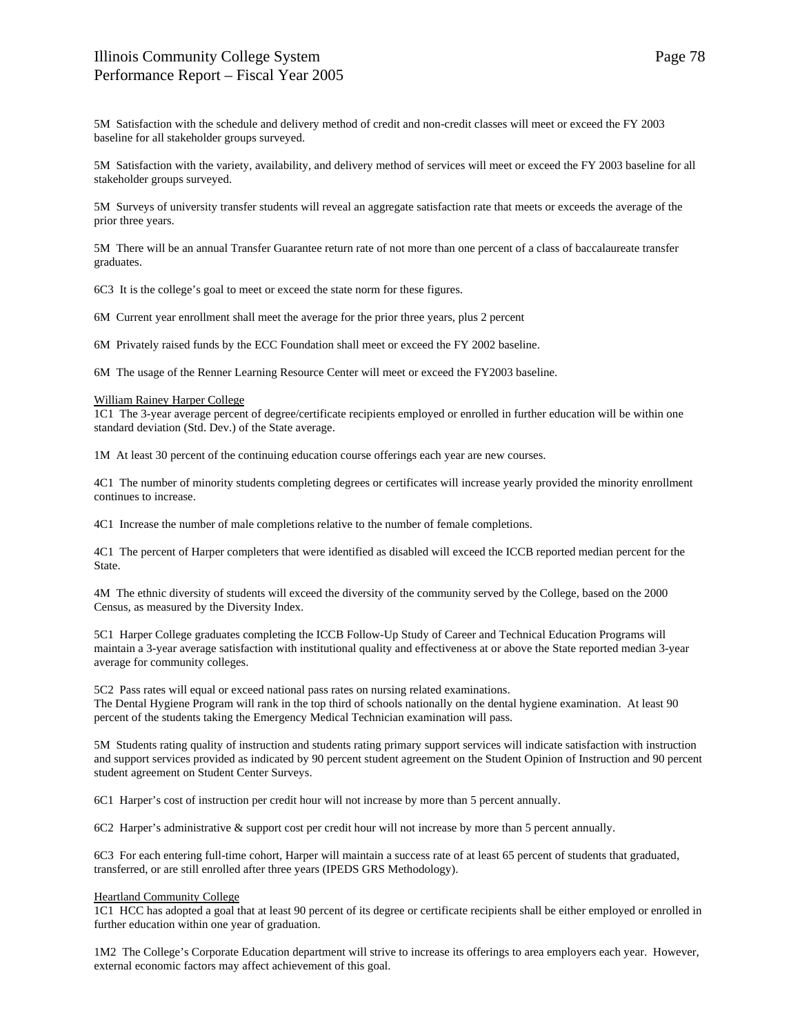5M Satisfaction with the schedule and delivery method of credit and non-credit classes will meet or exceed the FY 2003 baseline for all stakeholder groups surveyed.

5M Satisfaction with the variety, availability, and delivery method of services will meet or exceed the FY 2003 baseline for all stakeholder groups surveyed.

5M Surveys of university transfer students will reveal an aggregate satisfaction rate that meets or exceeds the average of the prior three years.

5M There will be an annual Transfer Guarantee return rate of not more than one percent of a class of baccalaureate transfer graduates.

6C3 It is the college's goal to meet or exceed the state norm for these figures.

6M Current year enrollment shall meet the average for the prior three years, plus 2 percent

6M Privately raised funds by the ECC Foundation shall meet or exceed the FY 2002 baseline.

6M The usage of the Renner Learning Resource Center will meet or exceed the FY2003 baseline.

William Rainey Harper College

1C1 The 3-year average percent of degree/certificate recipients employed or enrolled in further education will be within one standard deviation (Std. Dev.) of the State average.

1M At least 30 percent of the continuing education course offerings each year are new courses.

4C1 The number of minority students completing degrees or certificates will increase yearly provided the minority enrollment continues to increase.

4C1 Increase the number of male completions relative to the number of female completions.

4C1 The percent of Harper completers that were identified as disabled will exceed the ICCB reported median percent for the State.

4M The ethnic diversity of students will exceed the diversity of the community served by the College, based on the 2000 Census, as measured by the Diversity Index.

5C1 Harper College graduates completing the ICCB Follow-Up Study of Career and Technical Education Programs will maintain a 3-year average satisfaction with institutional quality and effectiveness at or above the State reported median 3-year average for community colleges.

5C2 Pass rates will equal or exceed national pass rates on nursing related examinations.
The Dental Hygiene Program will rank in the top third of schools nationally on the dental hygiene examination. At least 90 percent of the students taking the Emergency Medical Technician examination will pass.

5M Students rating quality of instruction and students rating primary support services will indicate satisfaction with instruction and support services provided as indicated by 90 percent student agreement on the Student Opinion of Instruction and 90 percent student agreement on Student Center Surveys.

6C1 Harper's cost of instruction per credit hour will not increase by more than 5 percent annually.

6C2 Harper's administrative & support cost per credit hour will not increase by more than 5 percent annually.

6C3 For each entering full-time cohort, Harper will maintain a success rate of at least 65 percent of students that graduated, transferred, or are still enrolled after three years (IPEDS GRS Methodology).

Heartland Community College

1C1 HCC has adopted a goal that at least 90 percent of its degree or certificate recipients shall be either employed or enrolled in further education within one year of graduation.

1M2 The College's Corporate Education department will strive to increase its offerings to area employers each year. However, external economic factors may affect achievement of this goal.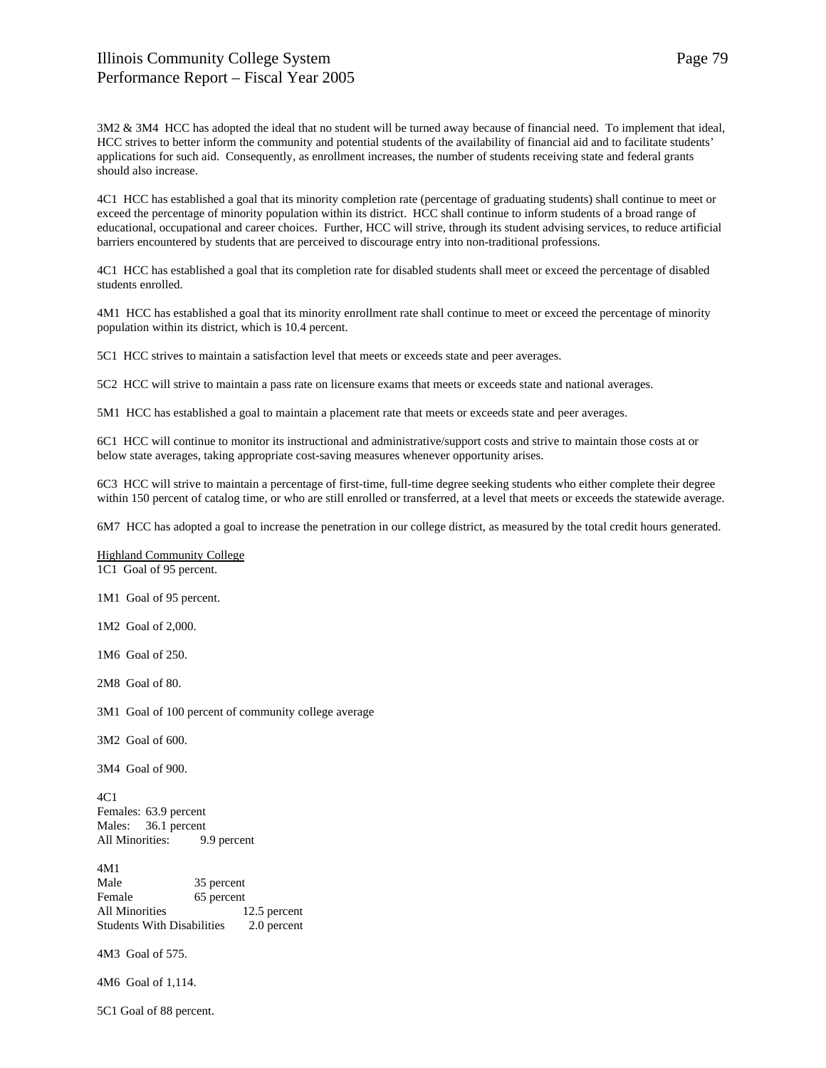3M2 & 3M4 HCC has adopted the ideal that no student will be turned away because of financial need. To implement that ideal, HCC strives to better inform the community and potential students of the availability of financial aid and to facilitate students' applications for such aid. Consequently, as enrollment increases, the number of students receiving state and federal grants should also increase.

4C1 HCC has established a goal that its minority completion rate (percentage of graduating students) shall continue to meet or exceed the percentage of minority population within its district. HCC shall continue to inform students of a broad range of educational, occupational and career choices. Further, HCC will strive, through its student advising services, to reduce artificial barriers encountered by students that are perceived to discourage entry into non-traditional professions.

4C1 HCC has established a goal that its completion rate for disabled students shall meet or exceed the percentage of disabled students enrolled.

4M1 HCC has established a goal that its minority enrollment rate shall continue to meet or exceed the percentage of minority population within its district, which is 10.4 percent.

5C1 HCC strives to maintain a satisfaction level that meets or exceeds state and peer averages.

5C2 HCC will strive to maintain a pass rate on licensure exams that meets or exceeds state and national averages.

5M1 HCC has established a goal to maintain a placement rate that meets or exceeds state and peer averages.

6C1 HCC will continue to monitor its instructional and administrative/support costs and strive to maintain those costs at or below state averages, taking appropriate cost-saving measures whenever opportunity arises.

6C3 HCC will strive to maintain a percentage of first-time, full-time degree seeking students who either complete their degree within 150 percent of catalog time, or who are still enrolled or transferred, at a level that meets or exceeds the statewide average.

6M7 HCC has adopted a goal to increase the penetration in our college district, as measured by the total credit hours generated.

Highland Community College

1C1 Goal of 95 percent.

1M1 Goal of 95 percent.

1M2 Goal of 2,000.

1M6 Goal of 250.

2M8 Goal of 80.

3M1 Goal of 100 percent of community college average

3M2 Goal of 600.

3M4 Goal of 900.

4C1
Females: 63.9 percent
Males: 36.1 percent
All Minorities: 9.9 percent

4M1
Male 35 percent
Female 65 percent
All Minorities 12.5 percent
Students With Disabilities 2.0 percent

4M3 Goal of 575.

4M6 Goal of 1,114.

5C1 Goal of 88 percent.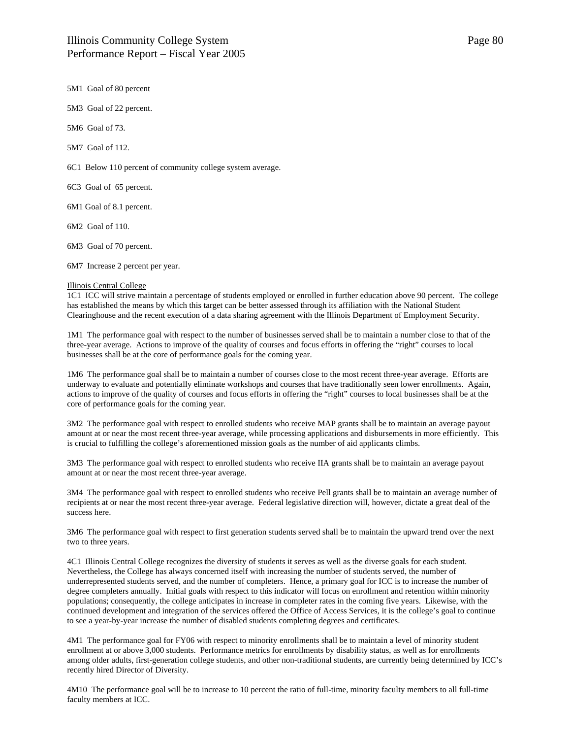5M1  Goal of 80 percent

5M3  Goal of 22 percent.

5M6  Goal of 73.

5M7  Goal of 112.

6C1  Below 110 percent of community college system average.

6C3  Goal of  65 percent.

6M1 Goal of 8.1 percent.

6M2  Goal of 110.

6M3  Goal of 70 percent.

6M7  Increase 2 percent per year.

<u>Illinois Central College</u>

1C1  ICC will strive maintain a percentage of students employed or enrolled in further education above 90 percent.  The college has established the means by which this target can be better assessed through its affiliation with the National Student Clearinghouse and the recent execution of a data sharing agreement with the Illinois Department of Employment Security.

1M1  The performance goal with respect to the number of businesses served shall be to maintain a number close to that of the three-year average.  Actions to improve of the quality of courses and focus efforts in offering the "right" courses to local businesses shall be at the core of performance goals for the coming year.

1M6  The performance goal shall be to maintain a number of courses close to the most recent three-year average.  Efforts are underway to evaluate and potentially eliminate workshops and courses that have traditionally seen lower enrollments.  Again, actions to improve of the quality of courses and focus efforts in offering the "right" courses to local businesses shall be at the core of performance goals for the coming year.

3M2  The performance goal with respect to enrolled students who receive MAP grants shall be to maintain an average payout amount at or near the most recent three-year average, while processing applications and disbursements in more efficiently.  This is crucial to fulfilling the college's aforementioned mission goals as the number of aid applicants climbs.

3M3  The performance goal with respect to enrolled students who receive IIA grants shall be to maintain an average payout amount at or near the most recent three-year average.

3M4  The performance goal with respect to enrolled students who receive Pell grants shall be to maintain an average number of recipients at or near the most recent three-year average.  Federal legislative direction will, however, dictate a great deal of the success here.

3M6  The performance goal with respect to first generation students served shall be to maintain the upward trend over the next two to three years.

4C1  Illinois Central College recognizes the diversity of students it serves as well as the diverse goals for each student.  Nevertheless, the College has always concerned itself with increasing the number of students served, the number of underrepresented students served, and the number of completers.  Hence, a primary goal for ICC is to increase the number of degree completers annually.  Initial goals with respect to this indicator will focus on enrollment and retention within minority populations; consequently, the college anticipates in increase in completer rates in the coming five years.  Likewise, with the continued development and integration of the services offered the Office of Access Services, it is the college's goal to continue to see a year-by-year increase the number of disabled students completing degrees and certificates.

4M1  The performance goal for FY06 with respect to minority enrollments shall be to maintain a level of minority student enrollment at or above 3,000 students.  Performance metrics for enrollments by disability status, as well as for enrollments among older adults, first-generation college students, and other non-traditional students, are currently being determined by ICC's recently hired Director of Diversity.

4M10  The performance goal will be to increase to 10 percent the ratio of full-time, minority faculty members to all full-time faculty members at ICC.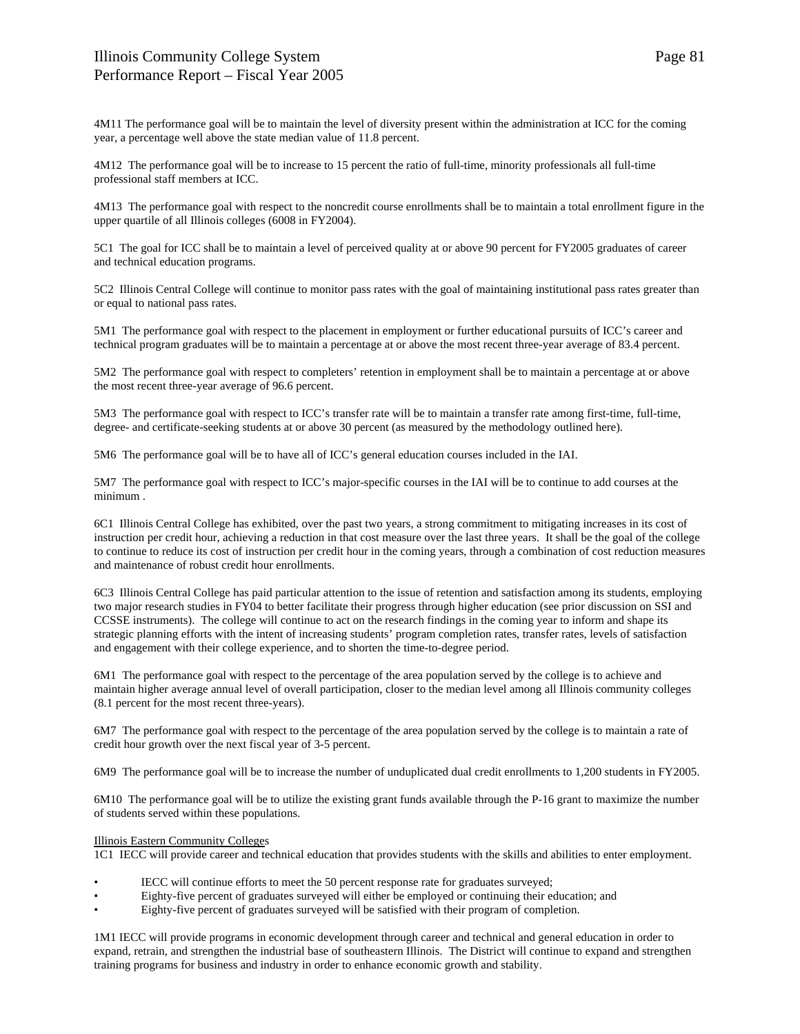4M11 The performance goal will be to maintain the level of diversity present within the administration at ICC for the coming year, a percentage well above the state median value of 11.8 percent.

4M12 The performance goal will be to increase to 15 percent the ratio of full-time, minority professionals all full-time professional staff members at ICC.

4M13 The performance goal with respect to the noncredit course enrollments shall be to maintain a total enrollment figure in the upper quartile of all Illinois colleges (6008 in FY2004).

5C1 The goal for ICC shall be to maintain a level of perceived quality at or above 90 percent for FY2005 graduates of career and technical education programs.

5C2 Illinois Central College will continue to monitor pass rates with the goal of maintaining institutional pass rates greater than or equal to national pass rates.

5M1 The performance goal with respect to the placement in employment or further educational pursuits of ICC's career and technical program graduates will be to maintain a percentage at or above the most recent three-year average of 83.4 percent.

5M2 The performance goal with respect to completers' retention in employment shall be to maintain a percentage at or above the most recent three-year average of 96.6 percent.

5M3 The performance goal with respect to ICC's transfer rate will be to maintain a transfer rate among first-time, full-time, degree- and certificate-seeking students at or above 30 percent (as measured by the methodology outlined here).

5M6 The performance goal will be to have all of ICC's general education courses included in the IAI.

5M7 The performance goal with respect to ICC's major-specific courses in the IAI will be to continue to add courses at the minimum .

6C1 Illinois Central College has exhibited, over the past two years, a strong commitment to mitigating increases in its cost of instruction per credit hour, achieving a reduction in that cost measure over the last three years. It shall be the goal of the college to continue to reduce its cost of instruction per credit hour in the coming years, through a combination of cost reduction measures and maintenance of robust credit hour enrollments.

6C3 Illinois Central College has paid particular attention to the issue of retention and satisfaction among its students, employing two major research studies in FY04 to better facilitate their progress through higher education (see prior discussion on SSI and CCSSE instruments). The college will continue to act on the research findings in the coming year to inform and shape its strategic planning efforts with the intent of increasing students' program completion rates, transfer rates, levels of satisfaction and engagement with their college experience, and to shorten the time-to-degree period.

6M1 The performance goal with respect to the percentage of the area population served by the college is to achieve and maintain higher average annual level of overall participation, closer to the median level among all Illinois community colleges (8.1 percent for the most recent three-years).

6M7 The performance goal with respect to the percentage of the area population served by the college is to maintain a rate of credit hour growth over the next fiscal year of 3-5 percent.

6M9 The performance goal will be to increase the number of unduplicated dual credit enrollments to 1,200 students in FY2005.

6M10 The performance goal will be to utilize the existing grant funds available through the P-16 grant to maximize the number of students served within these populations.

Illinois Eastern Community Colleges

1C1 IECC will provide career and technical education that provides students with the skills and abilities to enter employment.

- IECC will continue efforts to meet the 50 percent response rate for graduates surveyed;
- Eighty-five percent of graduates surveyed will either be employed or continuing their education; and
- Eighty-five percent of graduates surveyed will be satisfied with their program of completion.

1M1 IECC will provide programs in economic development through career and technical and general education in order to expand, retrain, and strengthen the industrial base of southeastern Illinois. The District will continue to expand and strengthen training programs for business and industry in order to enhance economic growth and stability.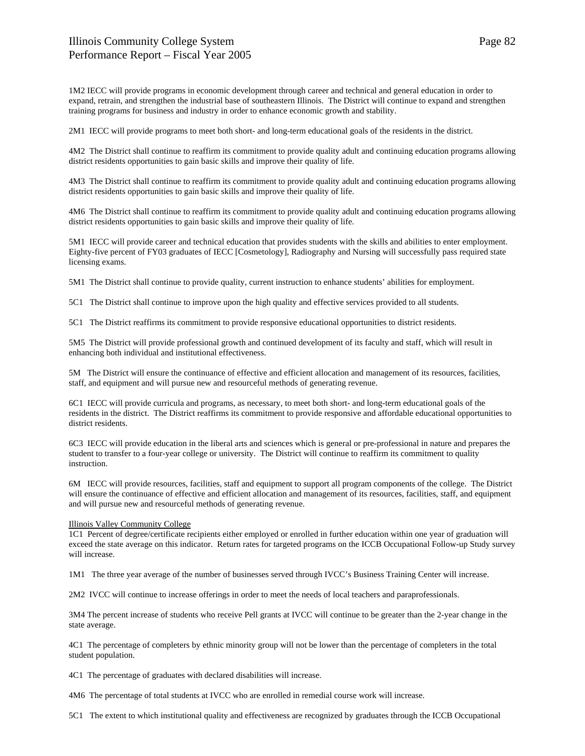1M2 IECC will provide programs in economic development through career and technical and general education in order to expand, retrain, and strengthen the industrial base of southeastern Illinois. The District will continue to expand and strengthen training programs for business and industry in order to enhance economic growth and stability.

2M1 IECC will provide programs to meet both short- and long-term educational goals of the residents in the district.

4M2 The District shall continue to reaffirm its commitment to provide quality adult and continuing education programs allowing district residents opportunities to gain basic skills and improve their quality of life.

4M3 The District shall continue to reaffirm its commitment to provide quality adult and continuing education programs allowing district residents opportunities to gain basic skills and improve their quality of life.

4M6 The District shall continue to reaffirm its commitment to provide quality adult and continuing education programs allowing district residents opportunities to gain basic skills and improve their quality of life.

5M1 IECC will provide career and technical education that provides students with the skills and abilities to enter employment. Eighty-five percent of FY03 graduates of IECC [Cosmetology], Radiography and Nursing will successfully pass required state licensing exams.

5M1 The District shall continue to provide quality, current instruction to enhance students' abilities for employment.

5C1 The District shall continue to improve upon the high quality and effective services provided to all students.

5C1 The District reaffirms its commitment to provide responsive educational opportunities to district residents.

5M5 The District will provide professional growth and continued development of its faculty and staff, which will result in enhancing both individual and institutional effectiveness.

5M The District will ensure the continuance of effective and efficient allocation and management of its resources, facilities, staff, and equipment and will pursue new and resourceful methods of generating revenue.

6C1 IECC will provide curricula and programs, as necessary, to meet both short- and long-term educational goals of the residents in the district. The District reaffirms its commitment to provide responsive and affordable educational opportunities to district residents.

6C3 IECC will provide education in the liberal arts and sciences which is general or pre-professional in nature and prepares the student to transfer to a four-year college or university. The District will continue to reaffirm its commitment to quality instruction.

6M IECC will provide resources, facilities, staff and equipment to support all program components of the college. The District will ensure the continuance of effective and efficient allocation and management of its resources, facilities, staff, and equipment and will pursue new and resourceful methods of generating revenue.

Illinois Valley Community College

1C1 Percent of degree/certificate recipients either employed or enrolled in further education within one year of graduation will exceed the state average on this indicator. Return rates for targeted programs on the ICCB Occupational Follow-up Study survey will increase.

1M1 The three year average of the number of businesses served through IVCC's Business Training Center will increase.

2M2 IVCC will continue to increase offerings in order to meet the needs of local teachers and paraprofessionals.

3M4 The percent increase of students who receive Pell grants at IVCC will continue to be greater than the 2-year change in the state average.

4C1 The percentage of completers by ethnic minority group will not be lower than the percentage of completers in the total student population.

4C1 The percentage of graduates with declared disabilities will increase.

4M6 The percentage of total students at IVCC who are enrolled in remedial course work will increase.

5C1 The extent to which institutional quality and effectiveness are recognized by graduates through the ICCB Occupational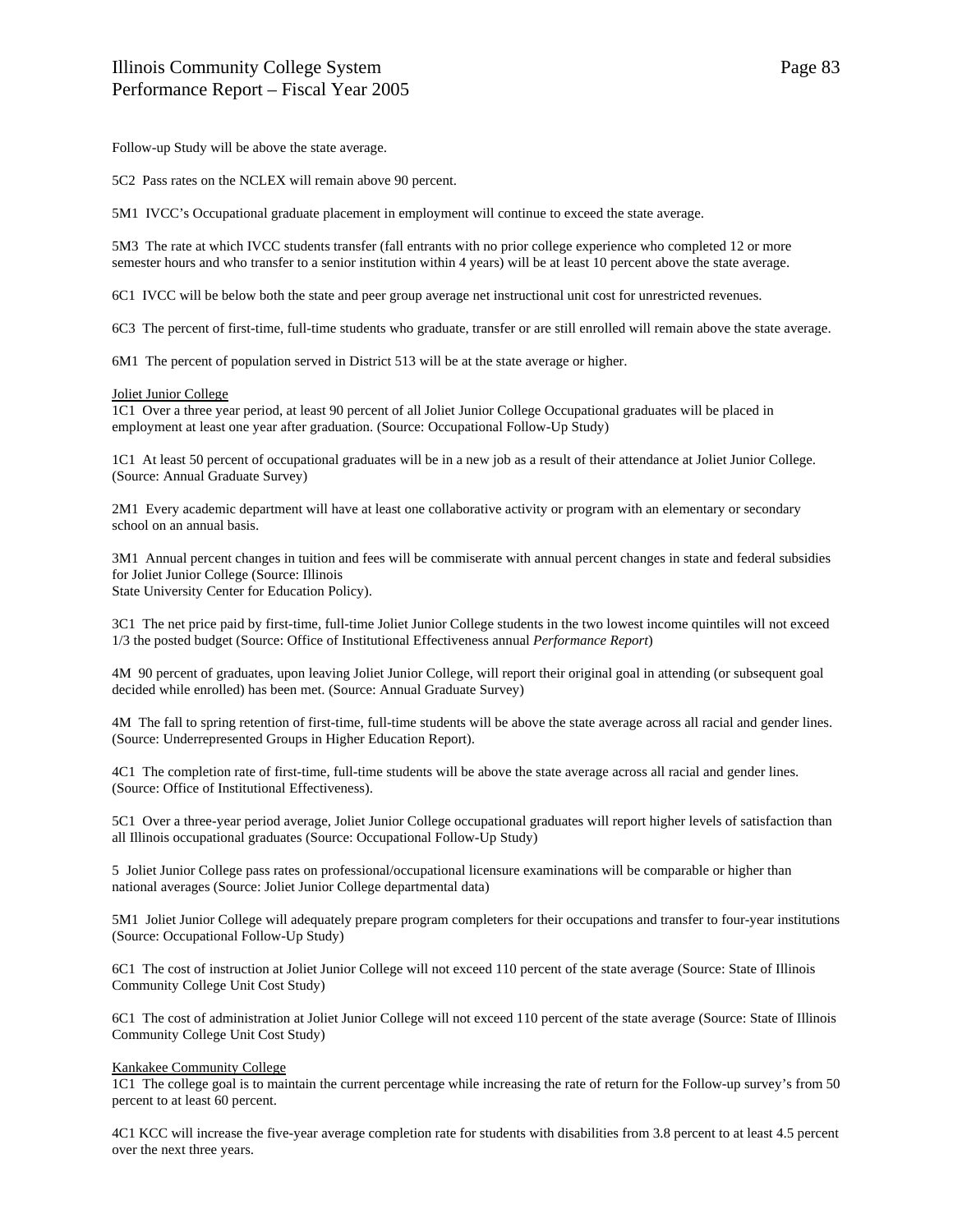Follow-up Study will be above the state average.

5C2  Pass rates on the NCLEX will remain above 90 percent.

5M1  IVCC's Occupational graduate placement in employment will continue to exceed the state average.

5M3  The rate at which IVCC students transfer (fall entrants with no prior college experience who completed 12 or more semester hours and who transfer to a senior institution within 4 years) will be at least 10 percent above the state average.

6C1  IVCC will be below both the state and peer group average net instructional unit cost for unrestricted revenues.

6C3  The percent of first-time, full-time students who graduate, transfer or are still enrolled will remain above the state average.

6M1  The percent of population served in District 513 will be at the state average or higher.

<u>Joliet Junior College</u>
1C1  Over a three year period, at least 90 percent of all Joliet Junior College Occupational graduates will be placed in employment at least one year after graduation. (Source: Occupational Follow-Up Study)

1C1  At least 50 percent of occupational graduates will be in a new job as a result of their attendance at Joliet Junior College. (Source: Annual Graduate Survey)

2M1  Every academic department will have at least one collaborative activity or program with an elementary or secondary school on an annual basis.

3M1  Annual percent changes in tuition and fees will be commiserate with annual percent changes in state and federal subsidies for Joliet Junior College (Source: Illinois
State University Center for Education Policy).

3C1  The net price paid by first-time, full-time Joliet Junior College students in the two lowest income quintiles will not exceed 1/3 the posted budget (Source: Office of Institutional Effectiveness annual *Performance Report*)

4M  90 percent of graduates, upon leaving Joliet Junior College, will report their original goal in attending (or subsequent goal decided while enrolled) has been met. (Source: Annual Graduate Survey)

4M  The fall to spring retention of first-time, full-time students will be above the state average across all racial and gender lines. (Source: Underrepresented Groups in Higher Education Report).

4C1  The completion rate of first-time, full-time students will be above the state average across all racial and gender lines. (Source: Office of Institutional Effectiveness).

5C1  Over a three-year period average, Joliet Junior College occupational graduates will report higher levels of satisfaction than all Illinois occupational graduates (Source: Occupational Follow-Up Study)

5  Joliet Junior College pass rates on professional/occupational licensure examinations will be comparable or higher than national averages (Source: Joliet Junior College departmental data)

5M1  Joliet Junior College will adequately prepare program completers for their occupations and transfer to four-year institutions (Source: Occupational Follow-Up Study)

6C1  The cost of instruction at Joliet Junior College will not exceed 110 percent of the state average (Source: State of Illinois Community College Unit Cost Study)

6C1  The cost of administration at Joliet Junior College will not exceed 110 percent of the state average (Source: State of Illinois Community College Unit Cost Study)

<u>Kankakee Community College</u>
1C1  The college goal is to maintain the current percentage while increasing the rate of return for the Follow-up survey's from 50 percent to at least 60 percent.

4C1 KCC will increase the five-year average completion rate for students with disabilities from 3.8 percent to at least 4.5 percent over the next three years.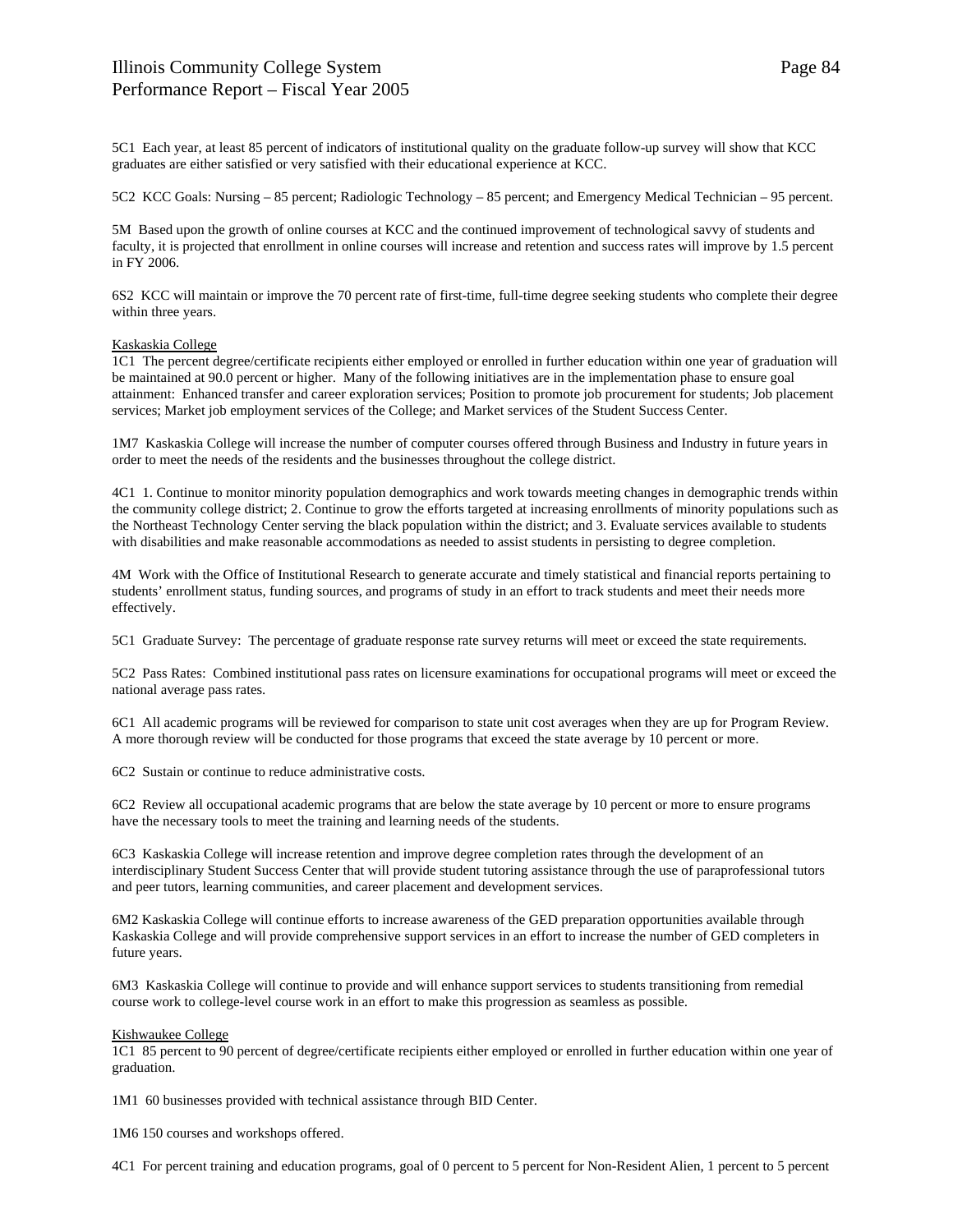5C1  Each year, at least 85 percent of indicators of institutional quality on the graduate follow-up survey will show that KCC graduates are either satisfied or very satisfied with their educational experience at KCC.

5C2  KCC Goals: Nursing – 85 percent; Radiologic Technology – 85 percent; and Emergency Medical Technician – 95 percent.

5M  Based upon the growth of online courses at KCC and the continued improvement of technological savvy of students and faculty, it is projected that enrollment in online courses will increase and retention and success rates will improve by 1.5 percent in FY 2006.

6S2  KCC will maintain or improve the 70 percent rate of first-time, full-time degree seeking students who complete their degree within three years.

Kaskaskia College

1C1  The percent degree/certificate recipients either employed or enrolled in further education within one year of graduation will be maintained at 90.0 percent or higher.  Many of the following initiatives are in the implementation phase to ensure goal attainment:  Enhanced transfer and career exploration services; Position to promote job procurement for students; Job placement services; Market job employment services of the College; and Market services of the Student Success Center.

1M7  Kaskaskia College will increase the number of computer courses offered through Business and Industry in future years in order to meet the needs of the residents and the businesses throughout the college district.

4C1  1. Continue to monitor minority population demographics and work towards meeting changes in demographic trends within the community college district; 2. Continue to grow the efforts targeted at increasing enrollments of minority populations such as the Northeast Technology Center serving the black population within the district; and 3. Evaluate services available to students with disabilities and make reasonable accommodations as needed to assist students in persisting to degree completion.

4M  Work with the Office of Institutional Research to generate accurate and timely statistical and financial reports pertaining to students' enrollment status, funding sources, and programs of study in an effort to track students and meet their needs more effectively.

5C1  Graduate Survey:  The percentage of graduate response rate survey returns will meet or exceed the state requirements.

5C2  Pass Rates:  Combined institutional pass rates on licensure examinations for occupational programs will meet or exceed the national average pass rates.

6C1  All academic programs will be reviewed for comparison to state unit cost averages when they are up for Program Review.  A more thorough review will be conducted for those programs that exceed the state average by 10 percent or more.

6C2  Sustain or continue to reduce administrative costs.

6C2  Review all occupational academic programs that are below the state average by 10 percent or more to ensure programs have the necessary tools to meet the training and learning needs of the students.

6C3  Kaskaskia College will increase retention and improve degree completion rates through the development of an interdisciplinary Student Success Center that will provide student tutoring assistance through the use of paraprofessional tutors and peer tutors, learning communities, and career placement and development services.

6M2 Kaskaskia College will continue efforts to increase awareness of the GED preparation opportunities available through Kaskaskia College and will provide comprehensive support services in an effort to increase the number of GED completers in future years.

6M3  Kaskaskia College will continue to provide and will enhance support services to students transitioning from remedial course work to college-level course work in an effort to make this progression as seamless as possible.

Kishwaukee College

1C1  85 percent to 90 percent of degree/certificate recipients either employed or enrolled in further education within one year of graduation.

1M1  60 businesses provided with technical assistance through BID Center.

1M6 150 courses and workshops offered.

4C1  For percent training and education programs, goal of 0 percent to 5 percent for Non-Resident Alien, 1 percent to 5 percent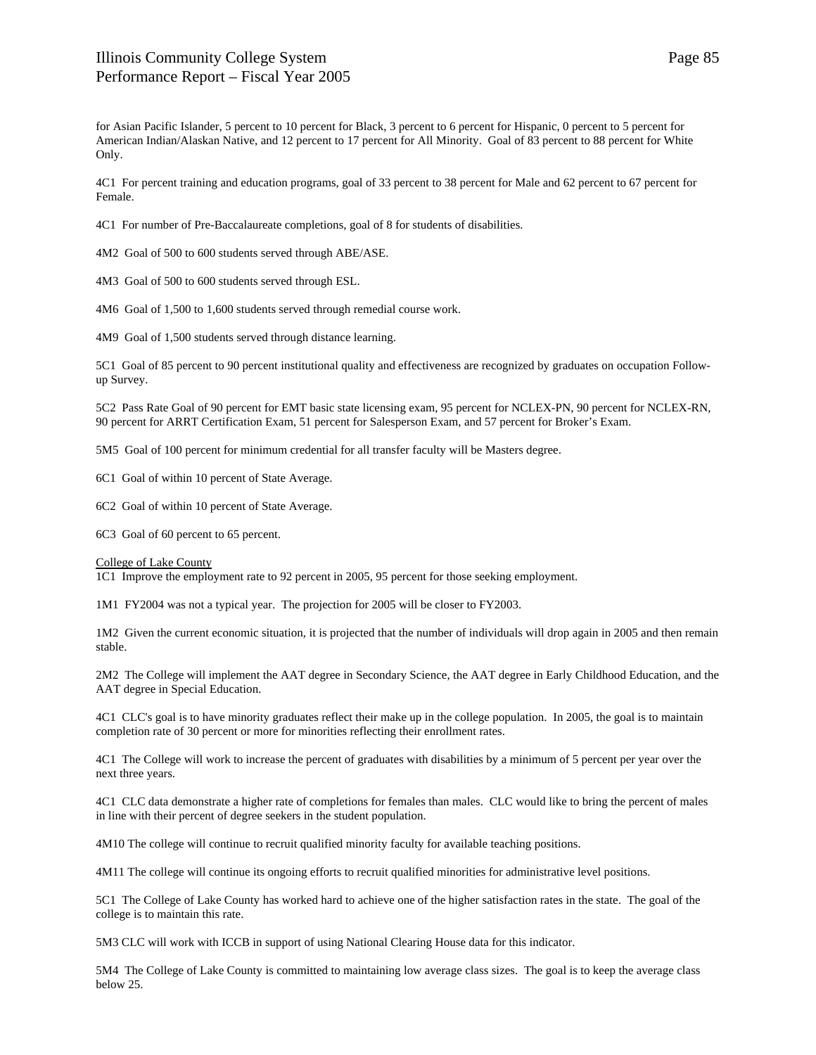for Asian Pacific Islander, 5 percent to 10 percent for Black, 3 percent to 6 percent for Hispanic, 0 percent to 5 percent for American Indian/Alaskan Native, and 12 percent to 17 percent for All Minority. Goal of 83 percent to 88 percent for White Only.

4C1 For percent training and education programs, goal of 33 percent to 38 percent for Male and 62 percent to 67 percent for Female.

4C1 For number of Pre-Baccalaureate completions, goal of 8 for students of disabilities.

4M2 Goal of 500 to 600 students served through ABE/ASE.

4M3 Goal of 500 to 600 students served through ESL.

4M6 Goal of 1,500 to 1,600 students served through remedial course work.

4M9 Goal of 1,500 students served through distance learning.

5C1 Goal of 85 percent to 90 percent institutional quality and effectiveness are recognized by graduates on occupation Follow-up Survey.

5C2 Pass Rate Goal of 90 percent for EMT basic state licensing exam, 95 percent for NCLEX-PN, 90 percent for NCLEX-RN, 90 percent for ARRT Certification Exam, 51 percent for Salesperson Exam, and 57 percent for Broker's Exam.

5M5 Goal of 100 percent for minimum credential for all transfer faculty will be Masters degree.

6C1 Goal of within 10 percent of State Average.

6C2 Goal of within 10 percent of State Average.

6C3 Goal of 60 percent to 65 percent.

College of Lake County

1C1 Improve the employment rate to 92 percent in 2005, 95 percent for those seeking employment.

1M1 FY2004 was not a typical year. The projection for 2005 will be closer to FY2003.

1M2 Given the current economic situation, it is projected that the number of individuals will drop again in 2005 and then remain stable.

2M2 The College will implement the AAT degree in Secondary Science, the AAT degree in Early Childhood Education, and the AAT degree in Special Education.

4C1 CLC's goal is to have minority graduates reflect their make up in the college population. In 2005, the goal is to maintain completion rate of 30 percent or more for minorities reflecting their enrollment rates.

4C1 The College will work to increase the percent of graduates with disabilities by a minimum of 5 percent per year over the next three years.

4C1 CLC data demonstrate a higher rate of completions for females than males. CLC would like to bring the percent of males in line with their percent of degree seekers in the student population.

4M10 The college will continue to recruit qualified minority faculty for available teaching positions.

4M11 The college will continue its ongoing efforts to recruit qualified minorities for administrative level positions.

5C1 The College of Lake County has worked hard to achieve one of the higher satisfaction rates in the state. The goal of the college is to maintain this rate.

5M3 CLC will work with ICCB in support of using National Clearing House data for this indicator.

5M4 The College of Lake County is committed to maintaining low average class sizes. The goal is to keep the average class below 25.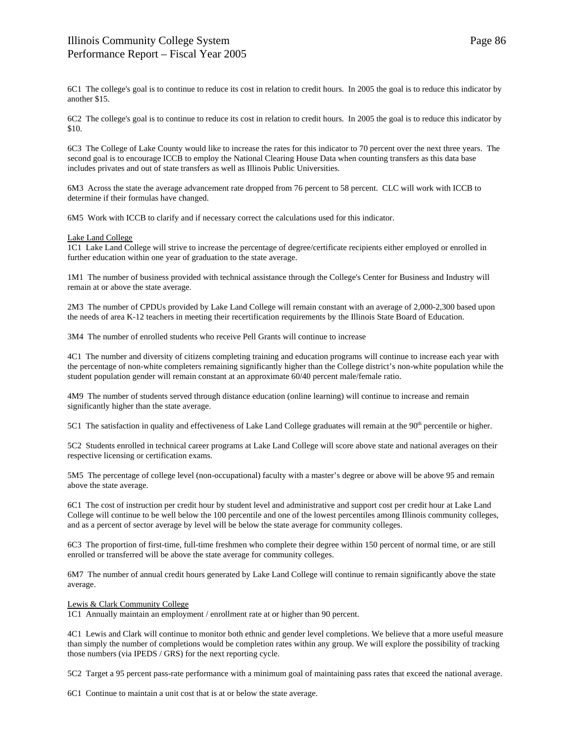6C1 The college's goal is to continue to reduce its cost in relation to credit hours. In 2005 the goal is to reduce this indicator by another $15.

6C2 The college's goal is to continue to reduce its cost in relation to credit hours. In 2005 the goal is to reduce this indicator by $10.

6C3 The College of Lake County would like to increase the rates for this indicator to 70 percent over the next three years. The second goal is to encourage ICCB to employ the National Clearing House Data when counting transfers as this data base includes privates and out of state transfers as well as Illinois Public Universities.

6M3 Across the state the average advancement rate dropped from 76 percent to 58 percent. CLC will work with ICCB to determine if their formulas have changed.

6M5 Work with ICCB to clarify and if necessary correct the calculations used for this indicator.

Lake Land College

1C1 Lake Land College will strive to increase the percentage of degree/certificate recipients either employed or enrolled in further education within one year of graduation to the state average.

1M1 The number of business provided with technical assistance through the College's Center for Business and Industry will remain at or above the state average.

2M3 The number of CPDUs provided by Lake Land College will remain constant with an average of 2,000-2,300 based upon the needs of area K-12 teachers in meeting their recertification requirements by the Illinois State Board of Education.

3M4 The number of enrolled students who receive Pell Grants will continue to increase

4C1 The number and diversity of citizens completing training and education programs will continue to increase each year with the percentage of non-white completers remaining significantly higher than the College district's non-white population while the student population gender will remain constant at an approximate 60/40 percent male/female ratio.

4M9 The number of students served through distance education (online learning) will continue to increase and remain significantly higher than the state average.

5C1 The satisfaction in quality and effectiveness of Lake Land College graduates will remain at the 90th percentile or higher.

5C2 Students enrolled in technical career programs at Lake Land College will score above state and national averages on their respective licensing or certification exams.

5M5 The percentage of college level (non-occupational) faculty with a master's degree or above will be above 95 and remain above the state average.

6C1 The cost of instruction per credit hour by student level and administrative and support cost per credit hour at Lake Land College will continue to be well below the 100 percentile and one of the lowest percentiles among Illinois community colleges, and as a percent of sector average by level will be below the state average for community colleges.

6C3 The proportion of first-time, full-time freshmen who complete their degree within 150 percent of normal time, or are still enrolled or transferred will be above the state average for community colleges.

6M7 The number of annual credit hours generated by Lake Land College will continue to remain significantly above the state average.

Lewis & Clark Community College

1C1 Annually maintain an employment / enrollment rate at or higher than 90 percent.

4C1 Lewis and Clark will continue to monitor both ethnic and gender level completions. We believe that a more useful measure than simply the number of completions would be completion rates within any group. We will explore the possibility of tracking those numbers (via IPEDS / GRS) for the next reporting cycle.

5C2 Target a 95 percent pass-rate performance with a minimum goal of maintaining pass rates that exceed the national average.

6C1 Continue to maintain a unit cost that is at or below the state average.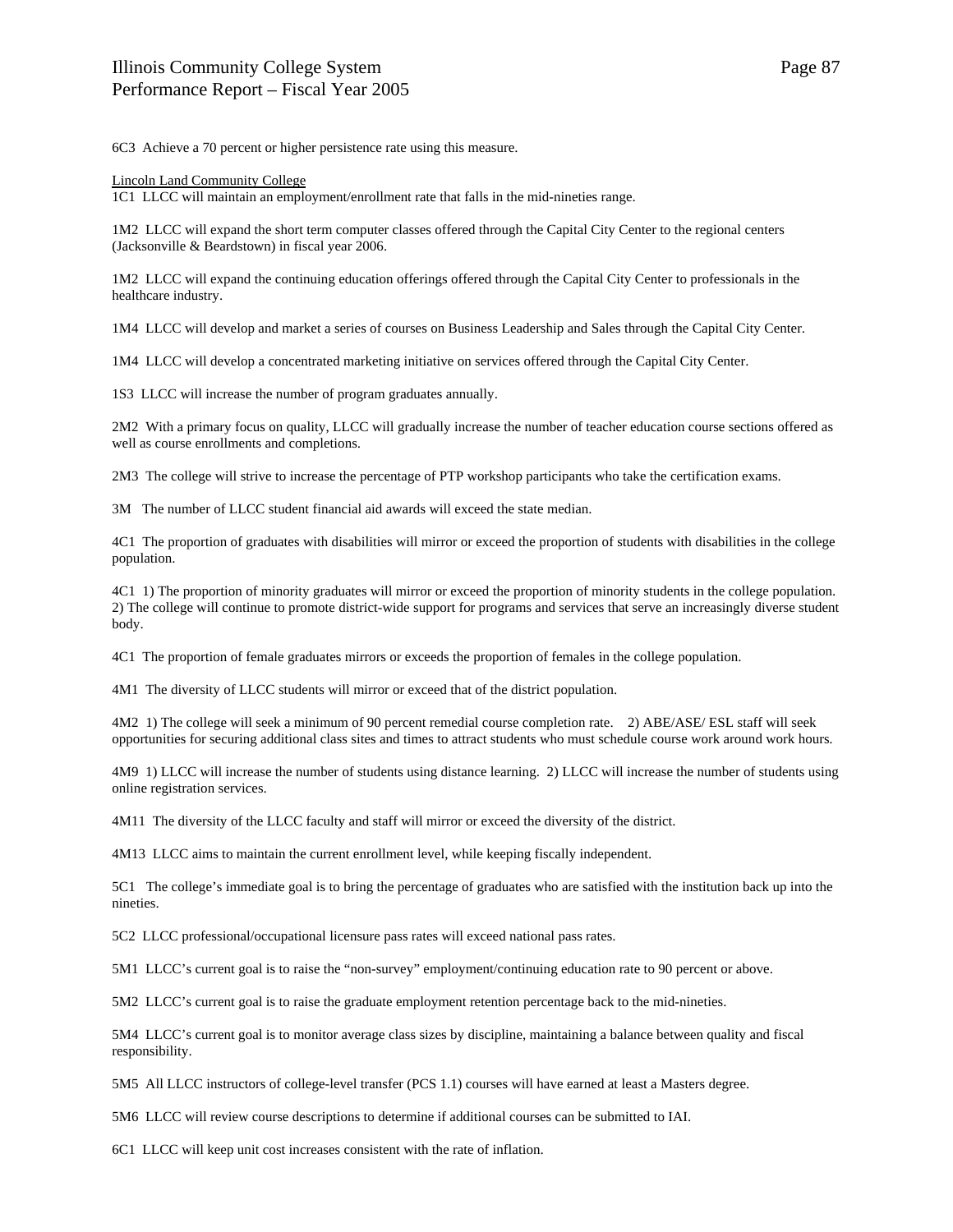6C3 Achieve a 70 percent or higher persistence rate using this measure.

Lincoln Land Community College

1C1 LLCC will maintain an employment/enrollment rate that falls in the mid-nineties range.

1M2 LLCC will expand the short term computer classes offered through the Capital City Center to the regional centers (Jacksonville & Beardstown) in fiscal year 2006.

1M2 LLCC will expand the continuing education offerings offered through the Capital City Center to professionals in the healthcare industry.

1M4 LLCC will develop and market a series of courses on Business Leadership and Sales through the Capital City Center.

1M4 LLCC will develop a concentrated marketing initiative on services offered through the Capital City Center.

1S3 LLCC will increase the number of program graduates annually.

2M2 With a primary focus on quality, LLCC will gradually increase the number of teacher education course sections offered as well as course enrollments and completions.

2M3 The college will strive to increase the percentage of PTP workshop participants who take the certification exams.

3M The number of LLCC student financial aid awards will exceed the state median.

4C1 The proportion of graduates with disabilities will mirror or exceed the proportion of students with disabilities in the college population.

4C1 1) The proportion of minority graduates will mirror or exceed the proportion of minority students in the college population. 2) The college will continue to promote district-wide support for programs and services that serve an increasingly diverse student body.

4C1 The proportion of female graduates mirrors or exceeds the proportion of females in the college population.

4M1 The diversity of LLCC students will mirror or exceed that of the district population.

4M2 1) The college will seek a minimum of 90 percent remedial course completion rate. 2) ABE/ASE/ ESL staff will seek opportunities for securing additional class sites and times to attract students who must schedule course work around work hours.

4M9 1) LLCC will increase the number of students using distance learning. 2) LLCC will increase the number of students using online registration services.

4M11 The diversity of the LLCC faculty and staff will mirror or exceed the diversity of the district.

4M13 LLCC aims to maintain the current enrollment level, while keeping fiscally independent.

5C1 The college's immediate goal is to bring the percentage of graduates who are satisfied with the institution back up into the nineties.

5C2 LLCC professional/occupational licensure pass rates will exceed national pass rates.

5M1 LLCC's current goal is to raise the "non-survey" employment/continuing education rate to 90 percent or above.

5M2 LLCC's current goal is to raise the graduate employment retention percentage back to the mid-nineties.

5M4 LLCC's current goal is to monitor average class sizes by discipline, maintaining a balance between quality and fiscal responsibility.

5M5 All LLCC instructors of college-level transfer (PCS 1.1) courses will have earned at least a Masters degree.

5M6 LLCC will review course descriptions to determine if additional courses can be submitted to IAI.

6C1 LLCC will keep unit cost increases consistent with the rate of inflation.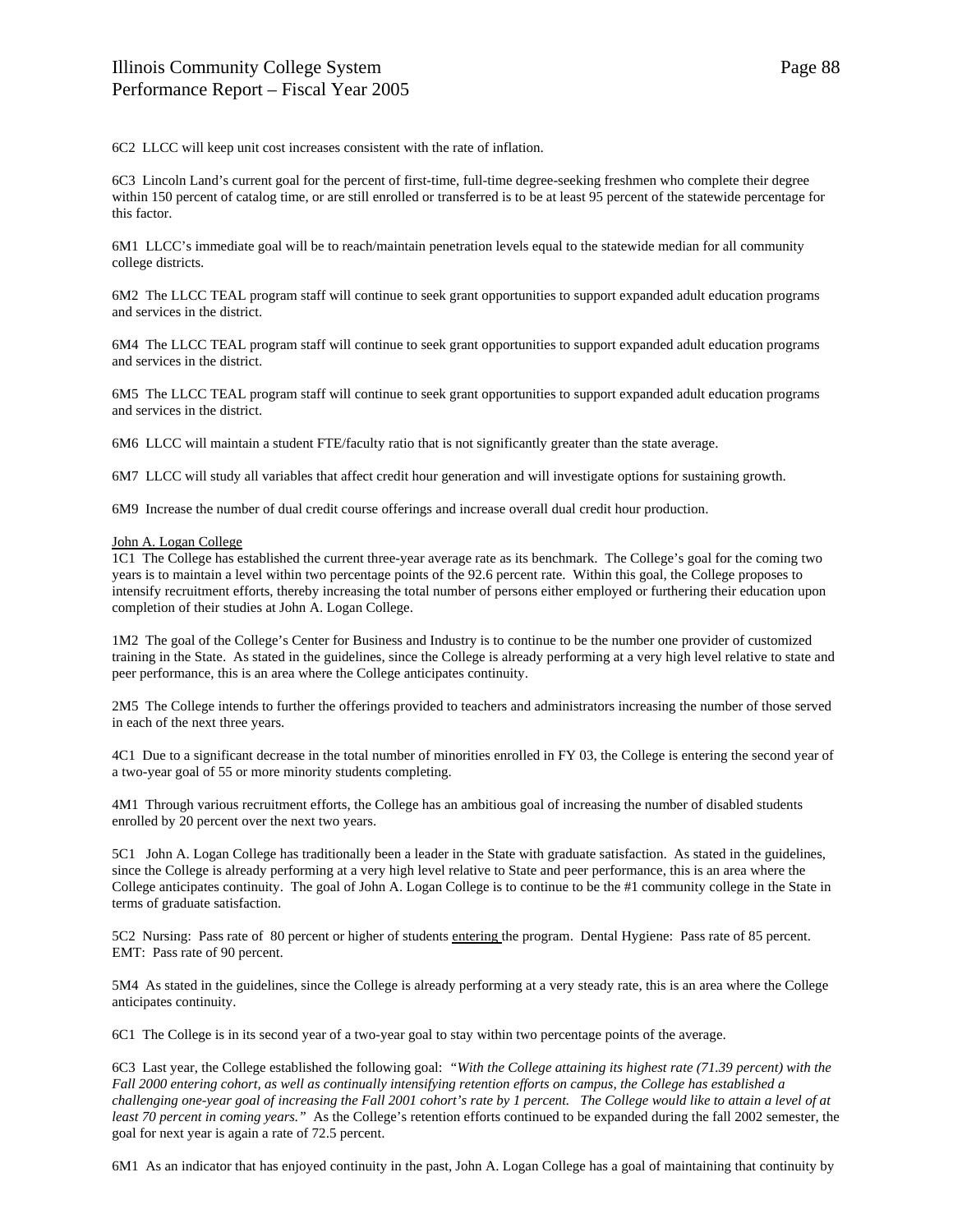6C2  LLCC will keep unit cost increases consistent with the rate of inflation.

6C3  Lincoln Land's current goal for the percent of first-time, full-time degree-seeking freshmen who complete their degree within 150 percent of catalog time, or are still enrolled or transferred is to be at least 95 percent of the statewide percentage for this factor.

6M1  LLCC's immediate goal will be to reach/maintain penetration levels equal to the statewide median for all community college districts.

6M2  The LLCC TEAL program staff will continue to seek grant opportunities to support expanded adult education programs and services in the district.

6M4  The LLCC TEAL program staff will continue to seek grant opportunities to support expanded adult education programs and services in the district.

6M5  The LLCC TEAL program staff will continue to seek grant opportunities to support expanded adult education programs and services in the district.

6M6  LLCC will maintain a student FTE/faculty ratio that is not significantly greater than the state average.

6M7  LLCC will study all variables that affect credit hour generation and will investigate options for sustaining growth.

6M9  Increase the number of dual credit course offerings and increase overall dual credit hour production.

<u>John A. Logan College</u>

1C1  The College has established the current three-year average rate as its benchmark.  The College's goal for the coming two years is to maintain a level within two percentage points of the 92.6 percent rate.  Within this goal, the College proposes to intensify recruitment efforts, thereby increasing the total number of persons either employed or furthering their education upon completion of their studies at John A. Logan College.

1M2  The goal of the College's Center for Business and Industry is to continue to be the number one provider of customized training in the State.  As stated in the guidelines, since the College is already performing at a very high level relative to state and peer performance, this is an area where the College anticipates continuity.

2M5  The College intends to further the offerings provided to teachers and administrators increasing the number of those served in each of the next three years.

4C1  Due to a significant decrease in the total number of minorities enrolled in FY 03, the College is entering the second year of a two-year goal of 55 or more minority students completing.

4M1  Through various recruitment efforts, the College has an ambitious goal of increasing the number of disabled students enrolled by 20 percent over the next two years.

5C1  John A. Logan College has traditionally been a leader in the State with graduate satisfaction.  As stated in the guidelines, since the College is already performing at a very high level relative to State and peer performance, this is an area where the College anticipates continuity.  The goal of John A. Logan College is to continue to be the #1 community college in the State in terms of graduate satisfaction.

5C2  Nursing:  Pass rate of 80 percent or higher of students <u>entering</u> the program.  Dental Hygiene:  Pass rate of 85 percent.  EMT:  Pass rate of 90 percent.

5M4  As stated in the guidelines, since the College is already performing at a very steady rate, this is an area where the College anticipates continuity.

6C1  The College is in its second year of a two-year goal to stay within two percentage points of the average.

6C3  Last year, the College established the following goal:  *"With the College attaining its highest rate (71.39 percent) with the Fall 2000 entering cohort, as well as continually intensifying retention efforts on campus, the College has established a challenging one-year goal of increasing the Fall 2001 cohort's rate by 1 percent.  The College would like to attain a level of at least 70 percent in coming years."*  As the College's retention efforts continued to be expanded during the fall 2002 semester, the goal for next year is again a rate of 72.5 percent.

6M1  As an indicator that has enjoyed continuity in the past, John A. Logan College has a goal of maintaining that continuity by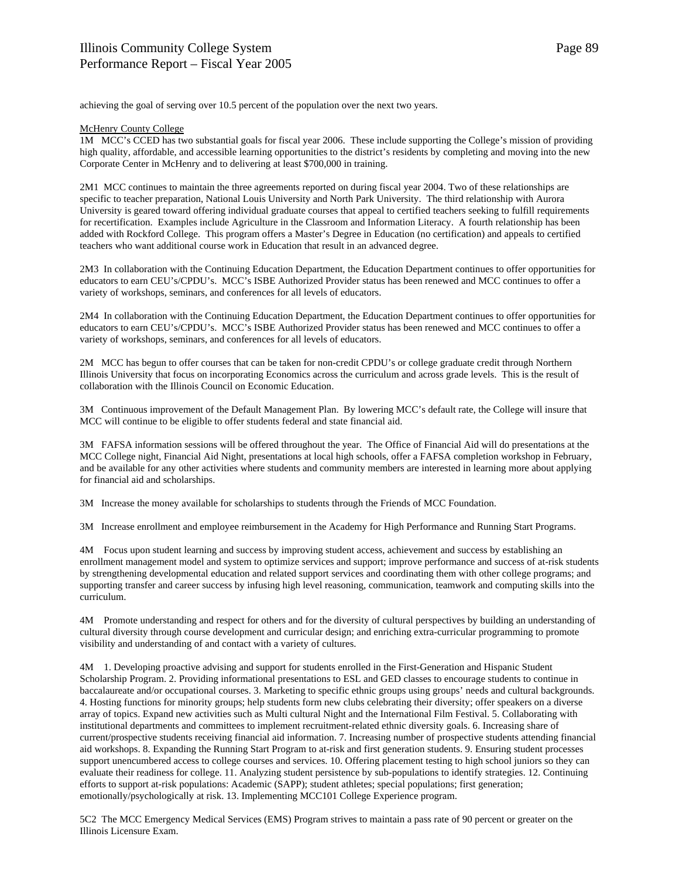achieving the goal of serving over 10.5 percent of the population over the next two years.

McHenry County College

1M MCC's CCED has two substantial goals for fiscal year 2006. These include supporting the College's mission of providing high quality, affordable, and accessible learning opportunities to the district's residents by completing and moving into the new Corporate Center in McHenry and to delivering at least $700,000 in training.

2M1 MCC continues to maintain the three agreements reported on during fiscal year 2004. Two of these relationships are specific to teacher preparation, National Louis University and North Park University. The third relationship with Aurora University is geared toward offering individual graduate courses that appeal to certified teachers seeking to fulfill requirements for recertification. Examples include Agriculture in the Classroom and Information Literacy. A fourth relationship has been added with Rockford College. This program offers a Master's Degree in Education (no certification) and appeals to certified teachers who want additional course work in Education that result in an advanced degree.

2M3 In collaboration with the Continuing Education Department, the Education Department continues to offer opportunities for educators to earn CEU's/CPDU's. MCC's ISBE Authorized Provider status has been renewed and MCC continues to offer a variety of workshops, seminars, and conferences for all levels of educators.

2M4 In collaboration with the Continuing Education Department, the Education Department continues to offer opportunities for educators to earn CEU's/CPDU's. MCC's ISBE Authorized Provider status has been renewed and MCC continues to offer a variety of workshops, seminars, and conferences for all levels of educators.

2M MCC has begun to offer courses that can be taken for non-credit CPDU's or college graduate credit through Northern Illinois University that focus on incorporating Economics across the curriculum and across grade levels. This is the result of collaboration with the Illinois Council on Economic Education.

3M Continuous improvement of the Default Management Plan. By lowering MCC's default rate, the College will insure that MCC will continue to be eligible to offer students federal and state financial aid.

3M FAFSA information sessions will be offered throughout the year. The Office of Financial Aid will do presentations at the MCC College night, Financial Aid Night, presentations at local high schools, offer a FAFSA completion workshop in February, and be available for any other activities where students and community members are interested in learning more about applying for financial aid and scholarships.

3M Increase the money available for scholarships to students through the Friends of MCC Foundation.

3M Increase enrollment and employee reimbursement in the Academy for High Performance and Running Start Programs.

4M Focus upon student learning and success by improving student access, achievement and success by establishing an enrollment management model and system to optimize services and support; improve performance and success of at-risk students by strengthening developmental education and related support services and coordinating them with other college programs; and supporting transfer and career success by infusing high level reasoning, communication, teamwork and computing skills into the curriculum.

4M Promote understanding and respect for others and for the diversity of cultural perspectives by building an understanding of cultural diversity through course development and curricular design; and enriching extra-curricular programming to promote visibility and understanding of and contact with a variety of cultures.

4M 1. Developing proactive advising and support for students enrolled in the First-Generation and Hispanic Student Scholarship Program. 2. Providing informational presentations to ESL and GED classes to encourage students to continue in baccalaureate and/or occupational courses. 3. Marketing to specific ethnic groups using groups' needs and cultural backgrounds. 4. Hosting functions for minority groups; help students form new clubs celebrating their diversity; offer speakers on a diverse array of topics. Expand new activities such as Multi cultural Night and the International Film Festival. 5. Collaborating with institutional departments and committees to implement recruitment-related ethnic diversity goals. 6. Increasing share of current/prospective students receiving financial aid information. 7. Increasing number of prospective students attending financial aid workshops. 8. Expanding the Running Start Program to at-risk and first generation students. 9. Ensuring student processes support unencumbered access to college courses and services. 10. Offering placement testing to high school juniors so they can evaluate their readiness for college. 11. Analyzing student persistence by sub-populations to identify strategies. 12. Continuing efforts to support at-risk populations: Academic (SAPP); student athletes; special populations; first generation; emotionally/psychologically at risk. 13. Implementing MCC101 College Experience program.

5C2 The MCC Emergency Medical Services (EMS) Program strives to maintain a pass rate of 90 percent or greater on the Illinois Licensure Exam.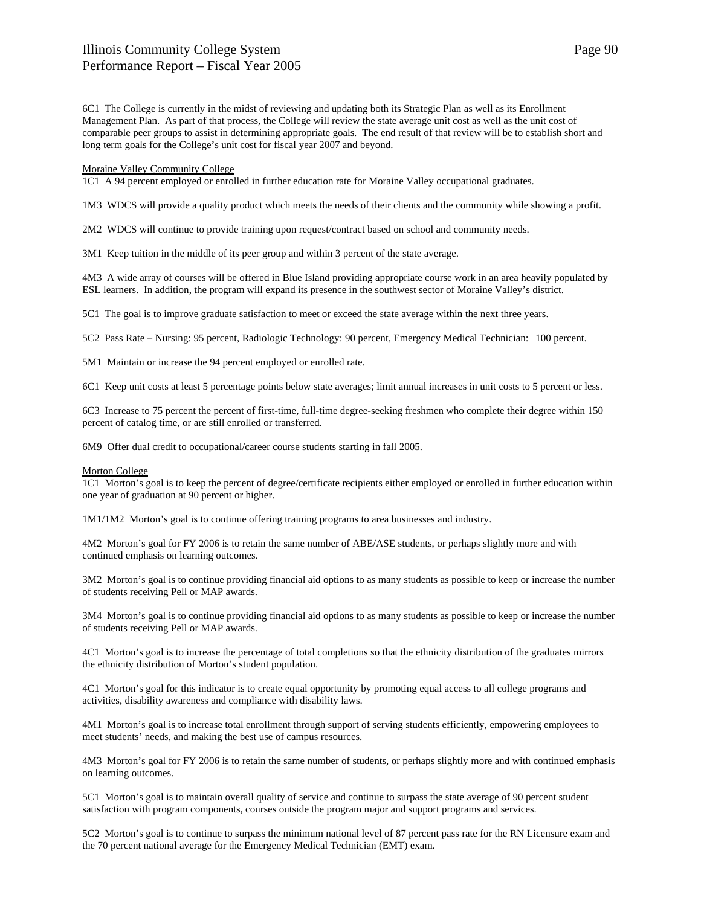6C1 The College is currently in the midst of reviewing and updating both its Strategic Plan as well as its Enrollment Management Plan. As part of that process, the College will review the state average unit cost as well as the unit cost of comparable peer groups to assist in determining appropriate goals. The end result of that review will be to establish short and long term goals for the College's unit cost for fiscal year 2007 and beyond.

Moraine Valley Community College

1C1 A 94 percent employed or enrolled in further education rate for Moraine Valley occupational graduates.

1M3 WDCS will provide a quality product which meets the needs of their clients and the community while showing a profit.

2M2 WDCS will continue to provide training upon request/contract based on school and community needs.

3M1 Keep tuition in the middle of its peer group and within 3 percent of the state average.

4M3 A wide array of courses will be offered in Blue Island providing appropriate course work in an area heavily populated by ESL learners. In addition, the program will expand its presence in the southwest sector of Moraine Valley's district.

5C1 The goal is to improve graduate satisfaction to meet or exceed the state average within the next three years.

5C2 Pass Rate – Nursing: 95 percent, Radiologic Technology: 90 percent, Emergency Medical Technician: 100 percent.

5M1 Maintain or increase the 94 percent employed or enrolled rate.

6C1 Keep unit costs at least 5 percentage points below state averages; limit annual increases in unit costs to 5 percent or less.

6C3 Increase to 75 percent the percent of first-time, full-time degree-seeking freshmen who complete their degree within 150 percent of catalog time, or are still enrolled or transferred.

6M9 Offer dual credit to occupational/career course students starting in fall 2005.

Morton College

1C1 Morton's goal is to keep the percent of degree/certificate recipients either employed or enrolled in further education within one year of graduation at 90 percent or higher.

1M1/1M2 Morton's goal is to continue offering training programs to area businesses and industry.

4M2 Morton's goal for FY 2006 is to retain the same number of ABE/ASE students, or perhaps slightly more and with continued emphasis on learning outcomes.

3M2 Morton's goal is to continue providing financial aid options to as many students as possible to keep or increase the number of students receiving Pell or MAP awards.

3M4 Morton's goal is to continue providing financial aid options to as many students as possible to keep or increase the number of students receiving Pell or MAP awards.

4C1 Morton's goal is to increase the percentage of total completions so that the ethnicity distribution of the graduates mirrors the ethnicity distribution of Morton's student population.

4C1 Morton's goal for this indicator is to create equal opportunity by promoting equal access to all college programs and activities, disability awareness and compliance with disability laws.

4M1 Morton's goal is to increase total enrollment through support of serving students efficiently, empowering employees to meet students' needs, and making the best use of campus resources.

4M3 Morton's goal for FY 2006 is to retain the same number of students, or perhaps slightly more and with continued emphasis on learning outcomes.

5C1 Morton's goal is to maintain overall quality of service and continue to surpass the state average of 90 percent student satisfaction with program components, courses outside the program major and support programs and services.

5C2 Morton's goal is to continue to surpass the minimum national level of 87 percent pass rate for the RN Licensure exam and the 70 percent national average for the Emergency Medical Technician (EMT) exam.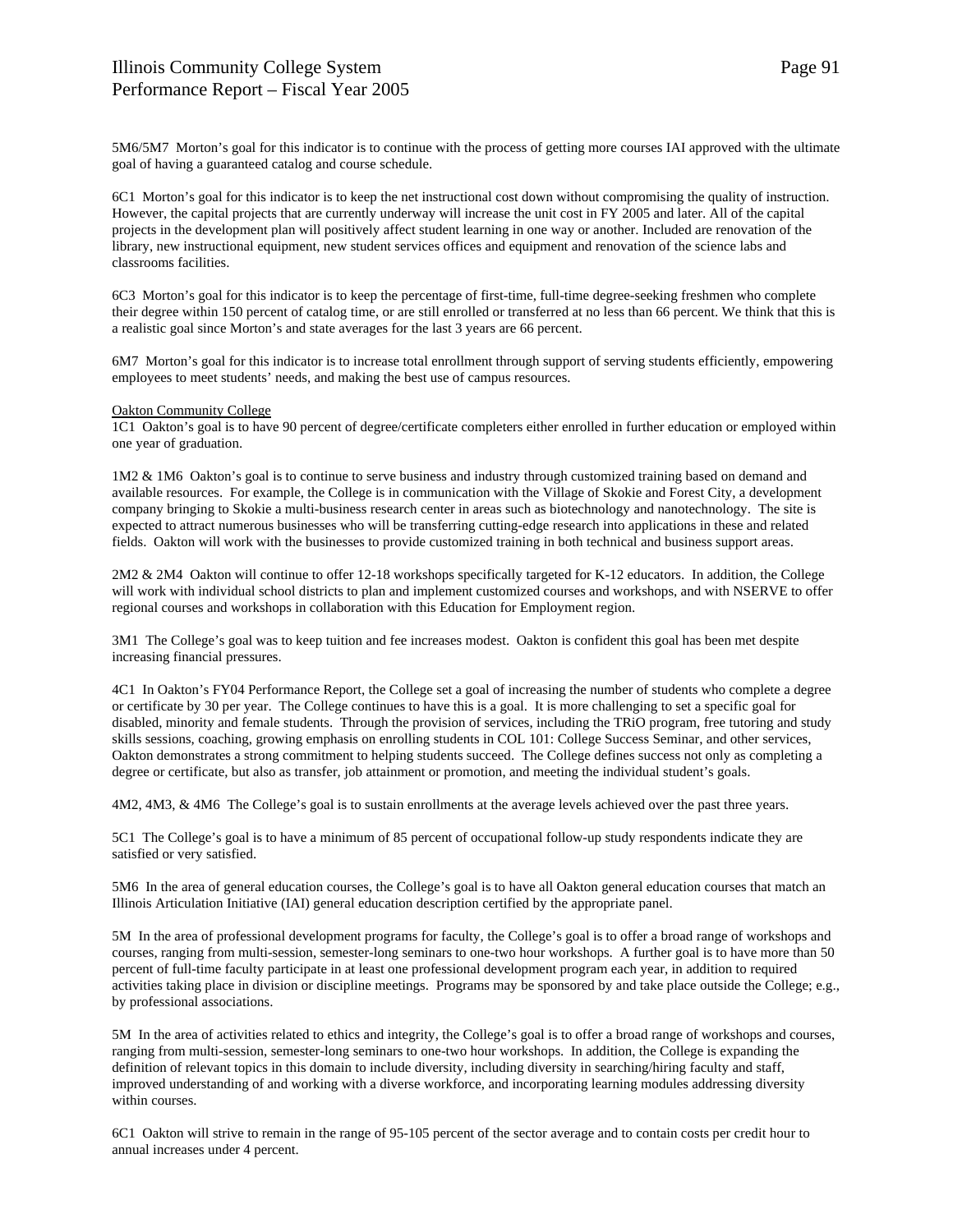5M6/5M7 Morton's goal for this indicator is to continue with the process of getting more courses IAI approved with the ultimate goal of having a guaranteed catalog and course schedule.

6C1 Morton's goal for this indicator is to keep the net instructional cost down without compromising the quality of instruction. However, the capital projects that are currently underway will increase the unit cost in FY 2005 and later. All of the capital projects in the development plan will positively affect student learning in one way or another. Included are renovation of the library, new instructional equipment, new student services offices and equipment and renovation of the science labs and classrooms facilities.

6C3 Morton's goal for this indicator is to keep the percentage of first-time, full-time degree-seeking freshmen who complete their degree within 150 percent of catalog time, or are still enrolled or transferred at no less than 66 percent. We think that this is a realistic goal since Morton's and state averages for the last 3 years are 66 percent.

6M7 Morton's goal for this indicator is to increase total enrollment through support of serving students efficiently, empowering employees to meet students' needs, and making the best use of campus resources.

Oakton Community College

1C1 Oakton's goal is to have 90 percent of degree/certificate completers either enrolled in further education or employed within one year of graduation.

1M2 & 1M6 Oakton's goal is to continue to serve business and industry through customized training based on demand and available resources. For example, the College is in communication with the Village of Skokie and Forest City, a development company bringing to Skokie a multi-business research center in areas such as biotechnology and nanotechnology. The site is expected to attract numerous businesses who will be transferring cutting-edge research into applications in these and related fields. Oakton will work with the businesses to provide customized training in both technical and business support areas.

2M2 & 2M4 Oakton will continue to offer 12-18 workshops specifically targeted for K-12 educators. In addition, the College will work with individual school districts to plan and implement customized courses and workshops, and with NSERVE to offer regional courses and workshops in collaboration with this Education for Employment region.

3M1 The College's goal was to keep tuition and fee increases modest. Oakton is confident this goal has been met despite increasing financial pressures.

4C1 In Oakton's FY04 Performance Report, the College set a goal of increasing the number of students who complete a degree or certificate by 30 per year. The College continues to have this is a goal. It is more challenging to set a specific goal for disabled, minority and female students. Through the provision of services, including the TRiO program, free tutoring and study skills sessions, coaching, growing emphasis on enrolling students in COL 101: College Success Seminar, and other services, Oakton demonstrates a strong commitment to helping students succeed. The College defines success not only as completing a degree or certificate, but also as transfer, job attainment or promotion, and meeting the individual student's goals.

4M2, 4M3, & 4M6 The College's goal is to sustain enrollments at the average levels achieved over the past three years.

5C1 The College's goal is to have a minimum of 85 percent of occupational follow-up study respondents indicate they are satisfied or very satisfied.

5M6 In the area of general education courses, the College's goal is to have all Oakton general education courses that match an Illinois Articulation Initiative (IAI) general education description certified by the appropriate panel.

5M In the area of professional development programs for faculty, the College's goal is to offer a broad range of workshops and courses, ranging from multi-session, semester-long seminars to one-two hour workshops. A further goal is to have more than 50 percent of full-time faculty participate in at least one professional development program each year, in addition to required activities taking place in division or discipline meetings. Programs may be sponsored by and take place outside the College; e.g., by professional associations.

5M In the area of activities related to ethics and integrity, the College's goal is to offer a broad range of workshops and courses, ranging from multi-session, semester-long seminars to one-two hour workshops. In addition, the College is expanding the definition of relevant topics in this domain to include diversity, including diversity in searching/hiring faculty and staff, improved understanding of and working with a diverse workforce, and incorporating learning modules addressing diversity within courses.

6C1 Oakton will strive to remain in the range of 95-105 percent of the sector average and to contain costs per credit hour to annual increases under 4 percent.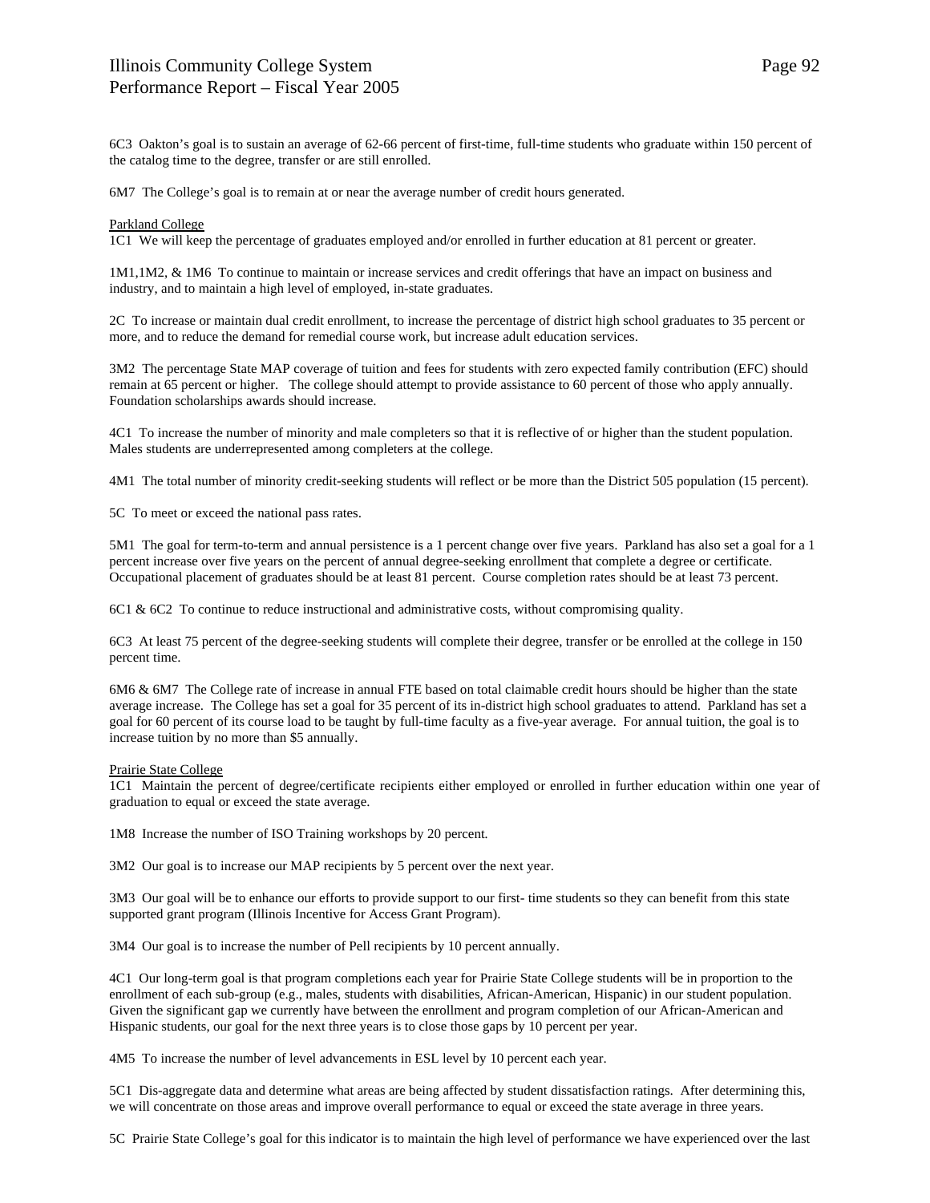6C3 Oakton's goal is to sustain an average of 62-66 percent of first-time, full-time students who graduate within 150 percent of the catalog time to the degree, transfer or are still enrolled.

6M7 The College's goal is to remain at or near the average number of credit hours generated.

<u>Parkland College</u>
1C1 We will keep the percentage of graduates employed and/or enrolled in further education at 81 percent or greater.

1M1,1M2, & 1M6 To continue to maintain or increase services and credit offerings that have an impact on business and industry, and to maintain a high level of employed, in-state graduates.

2C To increase or maintain dual credit enrollment, to increase the percentage of district high school graduates to 35 percent or more, and to reduce the demand for remedial course work, but increase adult education services.

3M2 The percentage State MAP coverage of tuition and fees for students with zero expected family contribution (EFC) should remain at 65 percent or higher. The college should attempt to provide assistance to 60 percent of those who apply annually. Foundation scholarships awards should increase.

4C1 To increase the number of minority and male completers so that it is reflective of or higher than the student population. Males students are underrepresented among completers at the college.

4M1 The total number of minority credit-seeking students will reflect or be more than the District 505 population (15 percent).

5C To meet or exceed the national pass rates.

5M1 The goal for term-to-term and annual persistence is a 1 percent change over five years. Parkland has also set a goal for a 1 percent increase over five years on the percent of annual degree-seeking enrollment that complete a degree or certificate. Occupational placement of graduates should be at least 81 percent. Course completion rates should be at least 73 percent.

6C1 & 6C2 To continue to reduce instructional and administrative costs, without compromising quality.

6C3 At least 75 percent of the degree-seeking students will complete their degree, transfer or be enrolled at the college in 150 percent time.

6M6 & 6M7 The College rate of increase in annual FTE based on total claimable credit hours should be higher than the state average increase. The College has set a goal for 35 percent of its in-district high school graduates to attend. Parkland has set a goal for 60 percent of its course load to be taught by full-time faculty as a five-year average. For annual tuition, the goal is to increase tuition by no more than $5 annually.

<u>Prairie State College</u>
1C1 Maintain the percent of degree/certificate recipients either employed or enrolled in further education within one year of graduation to equal or exceed the state average.

1M8 Increase the number of ISO Training workshops by 20 percent.

3M2 Our goal is to increase our MAP recipients by 5 percent over the next year.

3M3 Our goal will be to enhance our efforts to provide support to our first- time students so they can benefit from this state supported grant program (Illinois Incentive for Access Grant Program).

3M4 Our goal is to increase the number of Pell recipients by 10 percent annually.

4C1 Our long-term goal is that program completions each year for Prairie State College students will be in proportion to the enrollment of each sub-group (e.g., males, students with disabilities, African-American, Hispanic) in our student population. Given the significant gap we currently have between the enrollment and program completion of our African-American and Hispanic students, our goal for the next three years is to close those gaps by 10 percent per year.

4M5 To increase the number of level advancements in ESL level by 10 percent each year.

5C1 Dis-aggregate data and determine what areas are being affected by student dissatisfaction ratings. After determining this, we will concentrate on those areas and improve overall performance to equal or exceed the state average in three years.

5C Prairie State College's goal for this indicator is to maintain the high level of performance we have experienced over the last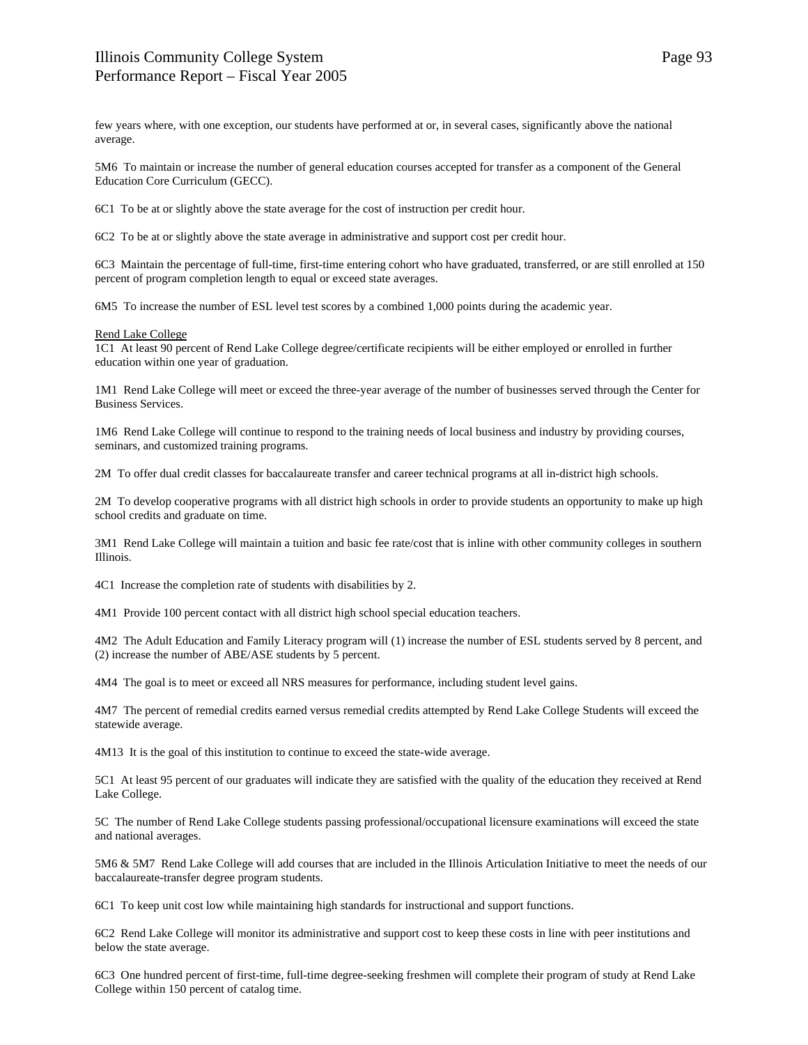few years where, with one exception, our students have performed at or, in several cases, significantly above the national average.

5M6 To maintain or increase the number of general education courses accepted for transfer as a component of the General Education Core Curriculum (GECC).

6C1 To be at or slightly above the state average for the cost of instruction per credit hour.

6C2 To be at or slightly above the state average in administrative and support cost per credit hour.

6C3 Maintain the percentage of full-time, first-time entering cohort who have graduated, transferred, or are still enrolled at 150 percent of program completion length to equal or exceed state averages.

6M5 To increase the number of ESL level test scores by a combined 1,000 points during the academic year.

Rend Lake College

1C1 At least 90 percent of Rend Lake College degree/certificate recipients will be either employed or enrolled in further education within one year of graduation.

1M1 Rend Lake College will meet or exceed the three-year average of the number of businesses served through the Center for Business Services.

1M6 Rend Lake College will continue to respond to the training needs of local business and industry by providing courses, seminars, and customized training programs.

2M To offer dual credit classes for baccalaureate transfer and career technical programs at all in-district high schools.

2M To develop cooperative programs with all district high schools in order to provide students an opportunity to make up high school credits and graduate on time.

3M1 Rend Lake College will maintain a tuition and basic fee rate/cost that is inline with other community colleges in southern Illinois.

4C1 Increase the completion rate of students with disabilities by 2.

4M1 Provide 100 percent contact with all district high school special education teachers.

4M2 The Adult Education and Family Literacy program will (1) increase the number of ESL students served by 8 percent, and (2) increase the number of ABE/ASE students by 5 percent.

4M4 The goal is to meet or exceed all NRS measures for performance, including student level gains.

4M7 The percent of remedial credits earned versus remedial credits attempted by Rend Lake College Students will exceed the statewide average.

4M13 It is the goal of this institution to continue to exceed the state-wide average.

5C1 At least 95 percent of our graduates will indicate they are satisfied with the quality of the education they received at Rend Lake College.

5C The number of Rend Lake College students passing professional/occupational licensure examinations will exceed the state and national averages.

5M6 & 5M7 Rend Lake College will add courses that are included in the Illinois Articulation Initiative to meet the needs of our baccalaureate-transfer degree program students.

6C1 To keep unit cost low while maintaining high standards for instructional and support functions.

6C2 Rend Lake College will monitor its administrative and support cost to keep these costs in line with peer institutions and below the state average.

6C3 One hundred percent of first-time, full-time degree-seeking freshmen will complete their program of study at Rend Lake College within 150 percent of catalog time.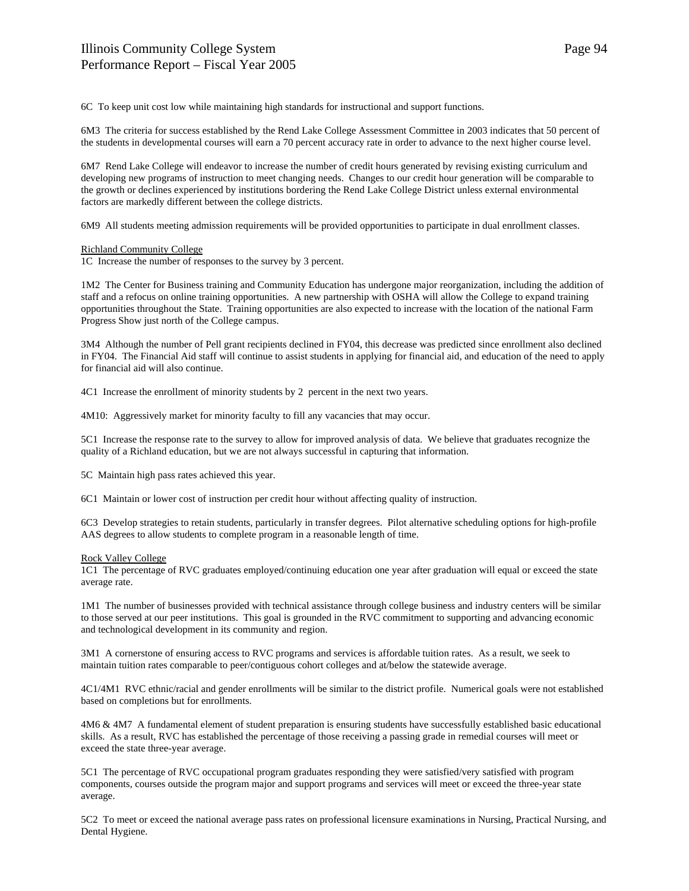6C  To keep unit cost low while maintaining high standards for instructional and support functions.

6M3  The criteria for success established by the Rend Lake College Assessment Committee in 2003 indicates that 50 percent of the students in developmental courses will earn a 70 percent accuracy rate in order to advance to the next higher course level.

6M7  Rend Lake College will endeavor to increase the number of credit hours generated by revising existing curriculum and developing new programs of instruction to meet changing needs.  Changes to our credit hour generation will be comparable to the growth or declines experienced by institutions bordering the Rend Lake College District unless external environmental factors are markedly different between the college districts.

6M9  All students meeting admission requirements will be provided opportunities to participate in dual enrollment classes.

<u>Richland Community College</u>
1C  Increase the number of responses to the survey by 3 percent.

1M2  The Center for Business training and Community Education has undergone major reorganization, including the addition of staff and a refocus on online training opportunities.  A new partnership with OSHA will allow the College to expand training opportunities throughout the State.  Training opportunities are also expected to increase with the location of the national Farm Progress Show just north of the College campus.

3M4  Although the number of Pell grant recipients declined in FY04, this decrease was predicted since enrollment also declined in FY04.  The Financial Aid staff will continue to assist students in applying for financial aid, and education of the need to apply for financial aid will also continue.

4C1  Increase the enrollment of minority students by 2  percent in the next two years.

4M10:  Aggressively market for minority faculty to fill any vacancies that may occur.

5C1  Increase the response rate to the survey to allow for improved analysis of data.  We believe that graduates recognize the quality of a Richland education, but we are not always successful in capturing that information.

5C  Maintain high pass rates achieved this year.

6C1  Maintain or lower cost of instruction per credit hour without affecting quality of instruction.

6C3  Develop strategies to retain students, particularly in transfer degrees.  Pilot alternative scheduling options for high-profile AAS degrees to allow students to complete program in a reasonable length of time.

<u>Rock Valley College</u>
1C1  The percentage of RVC graduates employed/continuing education one year after graduation will equal or exceed the state average rate.

1M1  The number of businesses provided with technical assistance through college business and industry centers will be similar to those served at our peer institutions.  This goal is grounded in the RVC commitment to supporting and advancing economic and technological development in its community and region.

3M1  A cornerstone of ensuring access to RVC programs and services is affordable tuition rates.  As a result, we seek to maintain tuition rates comparable to peer/contiguous cohort colleges and at/below the statewide average.

4C1/4M1  RVC ethnic/racial and gender enrollments will be similar to the district profile.  Numerical goals were not established based on completions but for enrollments.

4M6 & 4M7  A fundamental element of student preparation is ensuring students have successfully established basic educational skills.  As a result, RVC has established the percentage of those receiving a passing grade in remedial courses will meet or exceed the state three-year average.

5C1  The percentage of RVC occupational program graduates responding they were satisfied/very satisfied with program components, courses outside the program major and support programs and services will meet or exceed the three-year state average.

5C2  To meet or exceed the national average pass rates on professional licensure examinations in Nursing, Practical Nursing, and Dental Hygiene.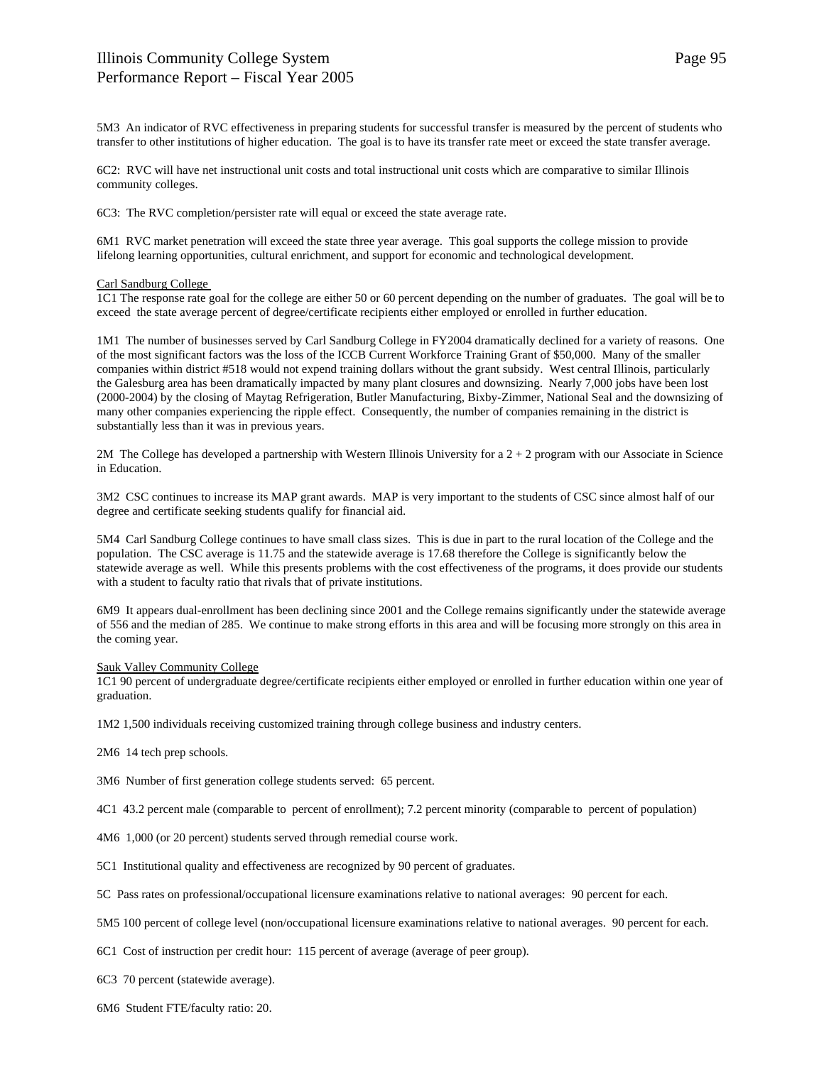5M3 An indicator of RVC effectiveness in preparing students for successful transfer is measured by the percent of students who transfer to other institutions of higher education. The goal is to have its transfer rate meet or exceed the state transfer average.

6C2: RVC will have net instructional unit costs and total instructional unit costs which are comparative to similar Illinois community colleges.

6C3: The RVC completion/persister rate will equal or exceed the state average rate.

6M1 RVC market penetration will exceed the state three year average. This goal supports the college mission to provide lifelong learning opportunities, cultural enrichment, and support for economic and technological development.

<u>Carl Sandburg College</u>

1C1 The response rate goal for the college are either 50 or 60 percent depending on the number of graduates. The goal will be to exceed the state average percent of degree/certificate recipients either employed or enrolled in further education.

1M1 The number of businesses served by Carl Sandburg College in FY2004 dramatically declined for a variety of reasons. One of the most significant factors was the loss of the ICCB Current Workforce Training Grant of $50,000. Many of the smaller companies within district #518 would not expend training dollars without the grant subsidy. West central Illinois, particularly the Galesburg area has been dramatically impacted by many plant closures and downsizing. Nearly 7,000 jobs have been lost (2000-2004) by the closing of Maytag Refrigeration, Butler Manufacturing, Bixby-Zimmer, National Seal and the downsizing of many other companies experiencing the ripple effect. Consequently, the number of companies remaining in the district is substantially less than it was in previous years.

2M The College has developed a partnership with Western Illinois University for a 2 + 2 program with our Associate in Science in Education.

3M2 CSC continues to increase its MAP grant awards. MAP is very important to the students of CSC since almost half of our degree and certificate seeking students qualify for financial aid.

5M4 Carl Sandburg College continues to have small class sizes. This is due in part to the rural location of the College and the population. The CSC average is 11.75 and the statewide average is 17.68 therefore the College is significantly below the statewide average as well. While this presents problems with the cost effectiveness of the programs, it does provide our students with a student to faculty ratio that rivals that of private institutions.

6M9 It appears dual-enrollment has been declining since 2001 and the College remains significantly under the statewide average of 556 and the median of 285. We continue to make strong efforts in this area and will be focusing more strongly on this area in the coming year.

<u>Sauk Valley Community College</u>

1C1 90 percent of undergraduate degree/certificate recipients either employed or enrolled in further education within one year of graduation.

1M2 1,500 individuals receiving customized training through college business and industry centers.

2M6 14 tech prep schools.

3M6 Number of first generation college students served: 65 percent.

4C1 43.2 percent male (comparable to percent of enrollment); 7.2 percent minority (comparable to percent of population)

4M6 1,000 (or 20 percent) students served through remedial course work.

5C1 Institutional quality and effectiveness are recognized by 90 percent of graduates.

5C Pass rates on professional/occupational licensure examinations relative to national averages: 90 percent for each.

5M5 100 percent of college level (non/occupational licensure examinations relative to national averages. 90 percent for each.

6C1 Cost of instruction per credit hour: 115 percent of average (average of peer group).

6C3 70 percent (statewide average).

6M6 Student FTE/faculty ratio: 20.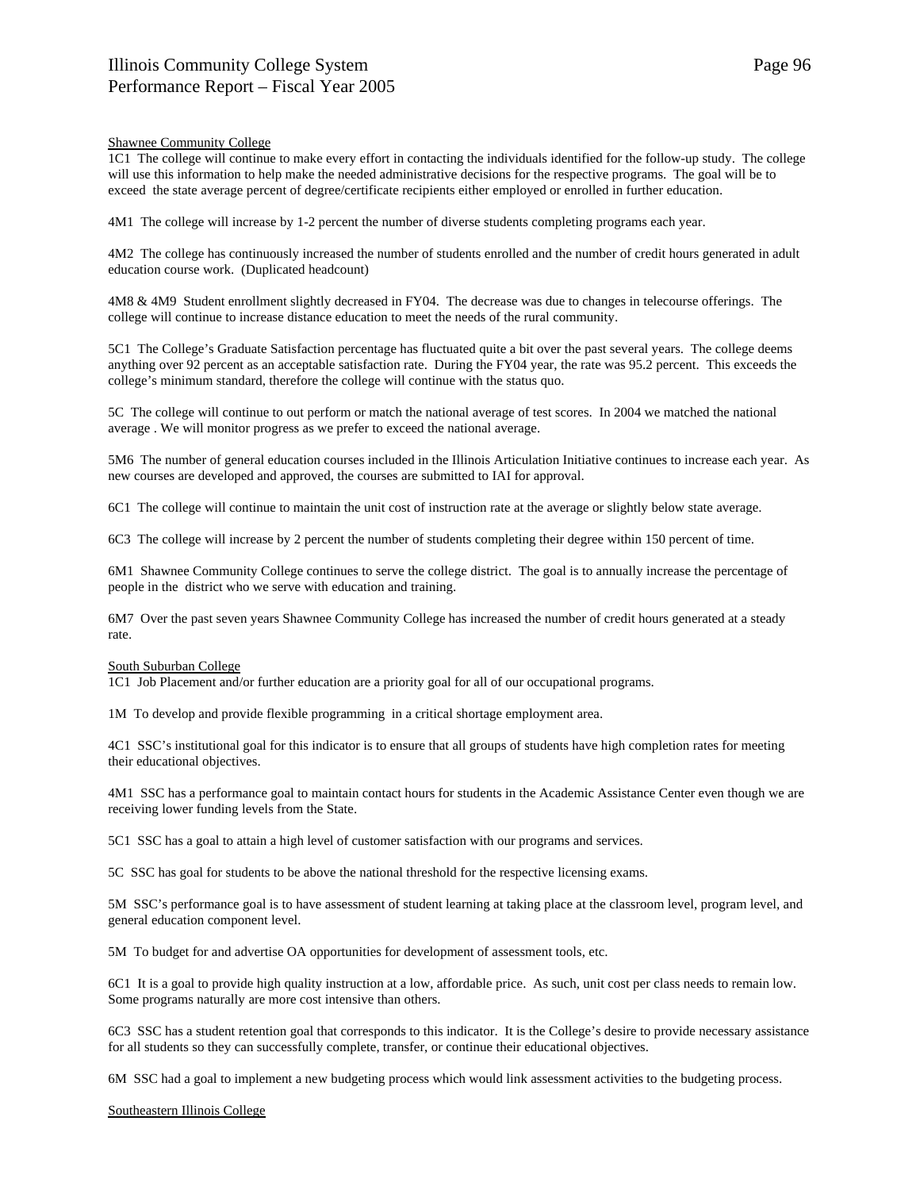Shawnee Community College

1C1 The college will continue to make every effort in contacting the individuals identified for the follow-up study. The college will use this information to help make the needed administrative decisions for the respective programs. The goal will be to exceed the state average percent of degree/certificate recipients either employed or enrolled in further education.

4M1 The college will increase by 1-2 percent the number of diverse students completing programs each year.

4M2 The college has continuously increased the number of students enrolled and the number of credit hours generated in adult education course work. (Duplicated headcount)

4M8 & 4M9 Student enrollment slightly decreased in FY04. The decrease was due to changes in telecourse offerings. The college will continue to increase distance education to meet the needs of the rural community.

5C1 The College's Graduate Satisfaction percentage has fluctuated quite a bit over the past several years. The college deems anything over 92 percent as an acceptable satisfaction rate. During the FY04 year, the rate was 95.2 percent. This exceeds the college's minimum standard, therefore the college will continue with the status quo.

5C The college will continue to out perform or match the national average of test scores. In 2004 we matched the national average . We will monitor progress as we prefer to exceed the national average.

5M6 The number of general education courses included in the Illinois Articulation Initiative continues to increase each year. As new courses are developed and approved, the courses are submitted to IAI for approval.

6C1 The college will continue to maintain the unit cost of instruction rate at the average or slightly below state average.

6C3 The college will increase by 2 percent the number of students completing their degree within 150 percent of time.

6M1 Shawnee Community College continues to serve the college district. The goal is to annually increase the percentage of people in the district who we serve with education and training.

6M7 Over the past seven years Shawnee Community College has increased the number of credit hours generated at a steady rate.

South Suburban College

1C1 Job Placement and/or further education are a priority goal for all of our occupational programs.

1M To develop and provide flexible programming in a critical shortage employment area.

4C1 SSC's institutional goal for this indicator is to ensure that all groups of students have high completion rates for meeting their educational objectives.

4M1 SSC has a performance goal to maintain contact hours for students in the Academic Assistance Center even though we are receiving lower funding levels from the State.

5C1 SSC has a goal to attain a high level of customer satisfaction with our programs and services.

5C SSC has goal for students to be above the national threshold for the respective licensing exams.

5M SSC's performance goal is to have assessment of student learning at taking place at the classroom level, program level, and general education component level.

5M To budget for and advertise OA opportunities for development of assessment tools, etc.

6C1 It is a goal to provide high quality instruction at a low, affordable price. As such, unit cost per class needs to remain low. Some programs naturally are more cost intensive than others.

6C3 SSC has a student retention goal that corresponds to this indicator. It is the College's desire to provide necessary assistance for all students so they can successfully complete, transfer, or continue their educational objectives.

6M SSC had a goal to implement a new budgeting process which would link assessment activities to the budgeting process.

Southeastern Illinois College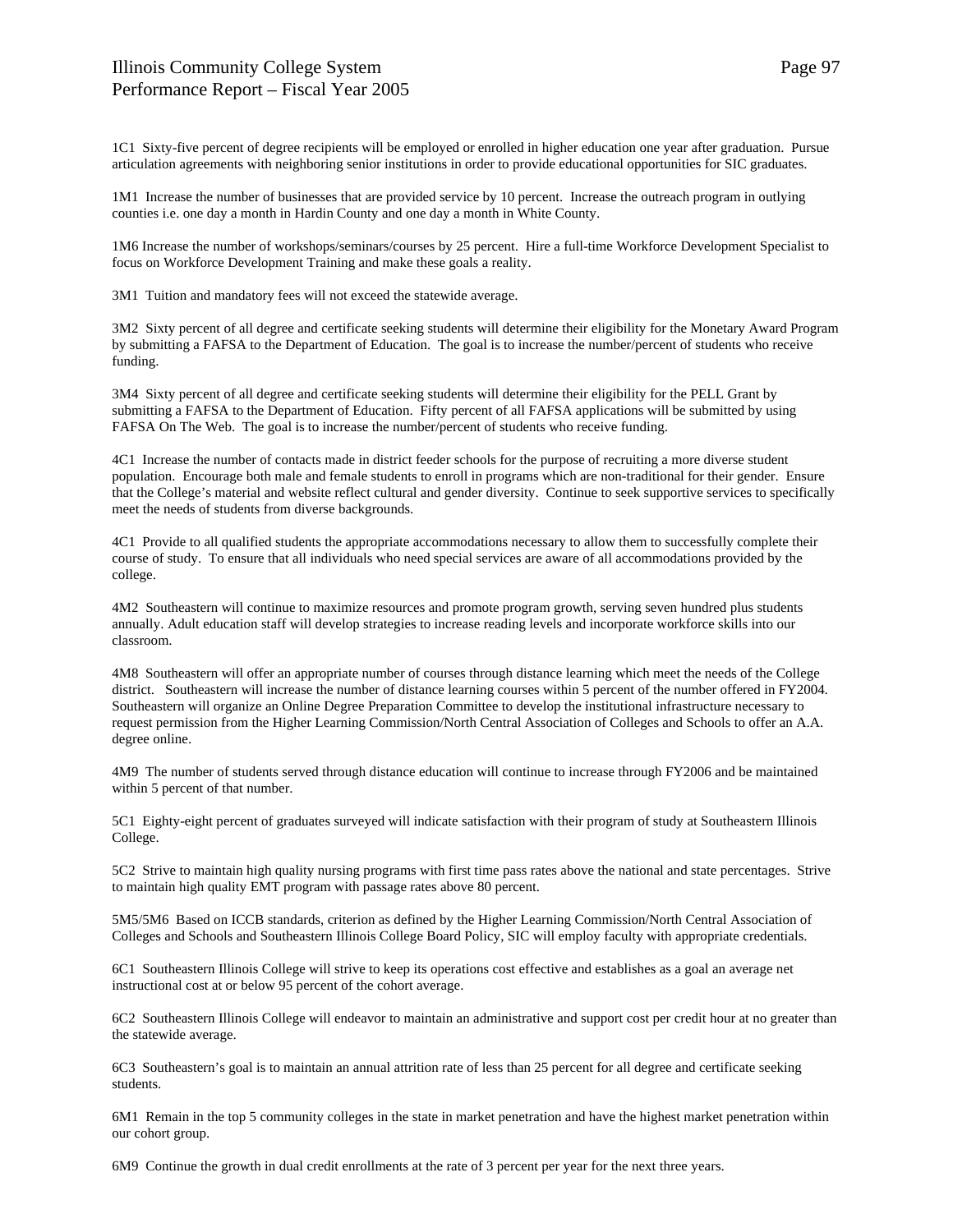1C1 Sixty-five percent of degree recipients will be employed or enrolled in higher education one year after graduation. Pursue articulation agreements with neighboring senior institutions in order to provide educational opportunities for SIC graduates.

1M1 Increase the number of businesses that are provided service by 10 percent. Increase the outreach program in outlying counties i.e. one day a month in Hardin County and one day a month in White County.

1M6 Increase the number of workshops/seminars/courses by 25 percent. Hire a full-time Workforce Development Specialist to focus on Workforce Development Training and make these goals a reality.

3M1 Tuition and mandatory fees will not exceed the statewide average.

3M2 Sixty percent of all degree and certificate seeking students will determine their eligibility for the Monetary Award Program by submitting a FAFSA to the Department of Education. The goal is to increase the number/percent of students who receive funding.

3M4 Sixty percent of all degree and certificate seeking students will determine their eligibility for the PELL Grant by submitting a FAFSA to the Department of Education. Fifty percent of all FAFSA applications will be submitted by using FAFSA On The Web. The goal is to increase the number/percent of students who receive funding.

4C1 Increase the number of contacts made in district feeder schools for the purpose of recruiting a more diverse student population. Encourage both male and female students to enroll in programs which are non-traditional for their gender. Ensure that the College's material and website reflect cultural and gender diversity. Continue to seek supportive services to specifically meet the needs of students from diverse backgrounds.

4C1 Provide to all qualified students the appropriate accommodations necessary to allow them to successfully complete their course of study. To ensure that all individuals who need special services are aware of all accommodations provided by the college.

4M2 Southeastern will continue to maximize resources and promote program growth, serving seven hundred plus students annually. Adult education staff will develop strategies to increase reading levels and incorporate workforce skills into our classroom.

4M8 Southeastern will offer an appropriate number of courses through distance learning which meet the needs of the College district. Southeastern will increase the number of distance learning courses within 5 percent of the number offered in FY2004. Southeastern will organize an Online Degree Preparation Committee to develop the institutional infrastructure necessary to request permission from the Higher Learning Commission/North Central Association of Colleges and Schools to offer an A.A. degree online.

4M9 The number of students served through distance education will continue to increase through FY2006 and be maintained within 5 percent of that number.

5C1 Eighty-eight percent of graduates surveyed will indicate satisfaction with their program of study at Southeastern Illinois College.

5C2 Strive to maintain high quality nursing programs with first time pass rates above the national and state percentages. Strive to maintain high quality EMT program with passage rates above 80 percent.

5M5/5M6 Based on ICCB standards, criterion as defined by the Higher Learning Commission/North Central Association of Colleges and Schools and Southeastern Illinois College Board Policy, SIC will employ faculty with appropriate credentials.

6C1 Southeastern Illinois College will strive to keep its operations cost effective and establishes as a goal an average net instructional cost at or below 95 percent of the cohort average.

6C2 Southeastern Illinois College will endeavor to maintain an administrative and support cost per credit hour at no greater than the statewide average.

6C3 Southeastern's goal is to maintain an annual attrition rate of less than 25 percent for all degree and certificate seeking students.

6M1 Remain in the top 5 community colleges in the state in market penetration and have the highest market penetration within our cohort group.

6M9 Continue the growth in dual credit enrollments at the rate of 3 percent per year for the next three years.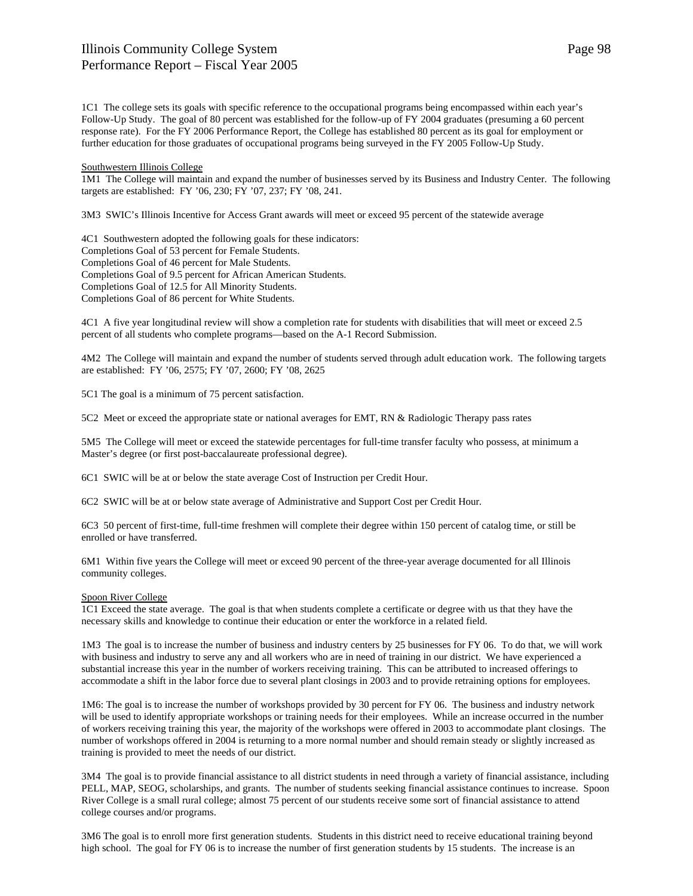1C1 The college sets its goals with specific reference to the occupational programs being encompassed within each year's Follow-Up Study. The goal of 80 percent was established for the follow-up of FY 2004 graduates (presuming a 60 percent response rate). For the FY 2006 Performance Report, the College has established 80 percent as its goal for employment or further education for those graduates of occupational programs being surveyed in the FY 2005 Follow-Up Study.

Southwestern Illinois College

1M1 The College will maintain and expand the number of businesses served by its Business and Industry Center. The following targets are established: FY '06, 230; FY '07, 237; FY '08, 241.

3M3 SWIC's Illinois Incentive for Access Grant awards will meet or exceed 95 percent of the statewide average

4C1 Southwestern adopted the following goals for these indicators:
Completions Goal of 53 percent for Female Students.
Completions Goal of 46 percent for Male Students.
Completions Goal of 9.5 percent for African American Students.
Completions Goal of 12.5 for All Minority Students.
Completions Goal of 86 percent for White Students.

4C1 A five year longitudinal review will show a completion rate for students with disabilities that will meet or exceed 2.5 percent of all students who complete programs—based on the A-1 Record Submission.

4M2 The College will maintain and expand the number of students served through adult education work. The following targets are established: FY '06, 2575; FY '07, 2600; FY '08, 2625

5C1 The goal is a minimum of 75 percent satisfaction.

5C2 Meet or exceed the appropriate state or national averages for EMT, RN & Radiologic Therapy pass rates

5M5 The College will meet or exceed the statewide percentages for full-time transfer faculty who possess, at minimum a Master's degree (or first post-baccalaureate professional degree).

6C1 SWIC will be at or below the state average Cost of Instruction per Credit Hour.

6C2 SWIC will be at or below state average of Administrative and Support Cost per Credit Hour.

6C3 50 percent of first-time, full-time freshmen will complete their degree within 150 percent of catalog time, or still be enrolled or have transferred.

6M1 Within five years the College will meet or exceed 90 percent of the three-year average documented for all Illinois community colleges.

Spoon River College

1C1 Exceed the state average. The goal is that when students complete a certificate or degree with us that they have the necessary skills and knowledge to continue their education or enter the workforce in a related field.

1M3 The goal is to increase the number of business and industry centers by 25 businesses for FY 06. To do that, we will work with business and industry to serve any and all workers who are in need of training in our district. We have experienced a substantial increase this year in the number of workers receiving training. This can be attributed to increased offerings to accommodate a shift in the labor force due to several plant closings in 2003 and to provide retraining options for employees.

1M6: The goal is to increase the number of workshops provided by 30 percent for FY 06. The business and industry network will be used to identify appropriate workshops or training needs for their employees. While an increase occurred in the number of workers receiving training this year, the majority of the workshops were offered in 2003 to accommodate plant closings. The number of workshops offered in 2004 is returning to a more normal number and should remain steady or slightly increased as training is provided to meet the needs of our district.

3M4 The goal is to provide financial assistance to all district students in need through a variety of financial assistance, including PELL, MAP, SEOG, scholarships, and grants. The number of students seeking financial assistance continues to increase. Spoon River College is a small rural college; almost 75 percent of our students receive some sort of financial assistance to attend college courses and/or programs.

3M6 The goal is to enroll more first generation students. Students in this district need to receive educational training beyond high school. The goal for FY 06 is to increase the number of first generation students by 15 students. The increase is an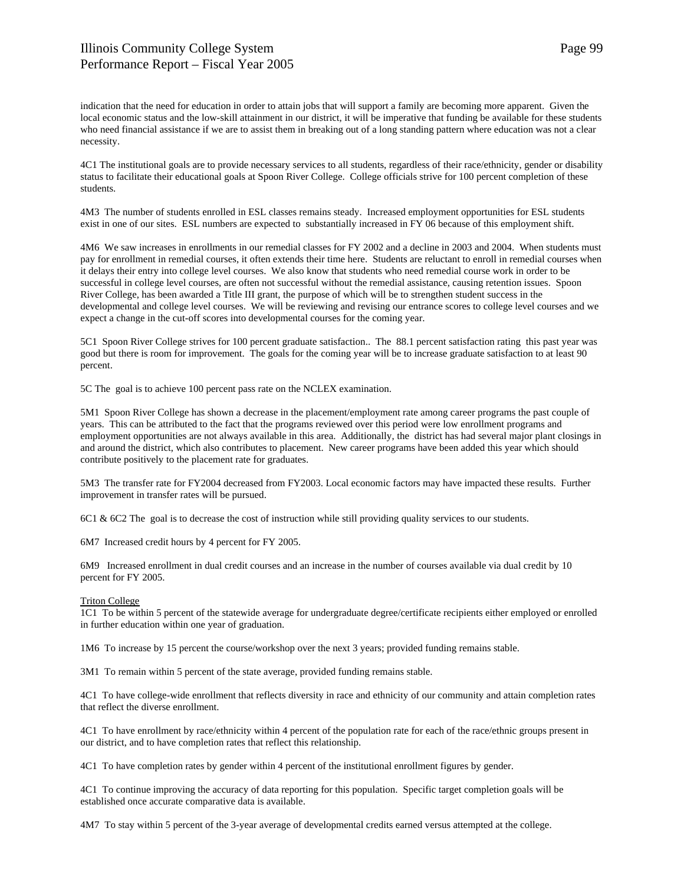indication that the need for education in order to attain jobs that will support a family are becoming more apparent. Given the local economic status and the low-skill attainment in our district, it will be imperative that funding be available for these students who need financial assistance if we are to assist them in breaking out of a long standing pattern where education was not a clear necessity.

4C1 The institutional goals are to provide necessary services to all students, regardless of their race/ethnicity, gender or disability status to facilitate their educational goals at Spoon River College. College officials strive for 100 percent completion of these students.

4M3 The number of students enrolled in ESL classes remains steady. Increased employment opportunities for ESL students exist in one of our sites. ESL numbers are expected to substantially increased in FY 06 because of this employment shift.

4M6 We saw increases in enrollments in our remedial classes for FY 2002 and a decline in 2003 and 2004. When students must pay for enrollment in remedial courses, it often extends their time here. Students are reluctant to enroll in remedial courses when it delays their entry into college level courses. We also know that students who need remedial course work in order to be successful in college level courses, are often not successful without the remedial assistance, causing retention issues. Spoon River College, has been awarded a Title III grant, the purpose of which will be to strengthen student success in the developmental and college level courses. We will be reviewing and revising our entrance scores to college level courses and we expect a change in the cut-off scores into developmental courses for the coming year.

5C1 Spoon River College strives for 100 percent graduate satisfaction.. The 88.1 percent satisfaction rating this past year was good but there is room for improvement. The goals for the coming year will be to increase graduate satisfaction to at least 90 percent.

5C The goal is to achieve 100 percent pass rate on the NCLEX examination.

5M1 Spoon River College has shown a decrease in the placement/employment rate among career programs the past couple of years. This can be attributed to the fact that the programs reviewed over this period were low enrollment programs and employment opportunities are not always available in this area. Additionally, the district has had several major plant closings in and around the district, which also contributes to placement. New career programs have been added this year which should contribute positively to the placement rate for graduates.

5M3 The transfer rate for FY2004 decreased from FY2003. Local economic factors may have impacted these results. Further improvement in transfer rates will be pursued.

6C1 & 6C2 The goal is to decrease the cost of instruction while still providing quality services to our students.

6M7 Increased credit hours by 4 percent for FY 2005.

6M9 Increased enrollment in dual credit courses and an increase in the number of courses available via dual credit by 10 percent for FY 2005.

Triton College

1C1 To be within 5 percent of the statewide average for undergraduate degree/certificate recipients either employed or enrolled in further education within one year of graduation.

1M6 To increase by 15 percent the course/workshop over the next 3 years; provided funding remains stable.

3M1 To remain within 5 percent of the state average, provided funding remains stable.

4C1 To have college-wide enrollment that reflects diversity in race and ethnicity of our community and attain completion rates that reflect the diverse enrollment.

4C1 To have enrollment by race/ethnicity within 4 percent of the population rate for each of the race/ethnic groups present in our district, and to have completion rates that reflect this relationship.

4C1 To have completion rates by gender within 4 percent of the institutional enrollment figures by gender.

4C1 To continue improving the accuracy of data reporting for this population. Specific target completion goals will be established once accurate comparative data is available.

4M7 To stay within 5 percent of the 3-year average of developmental credits earned versus attempted at the college.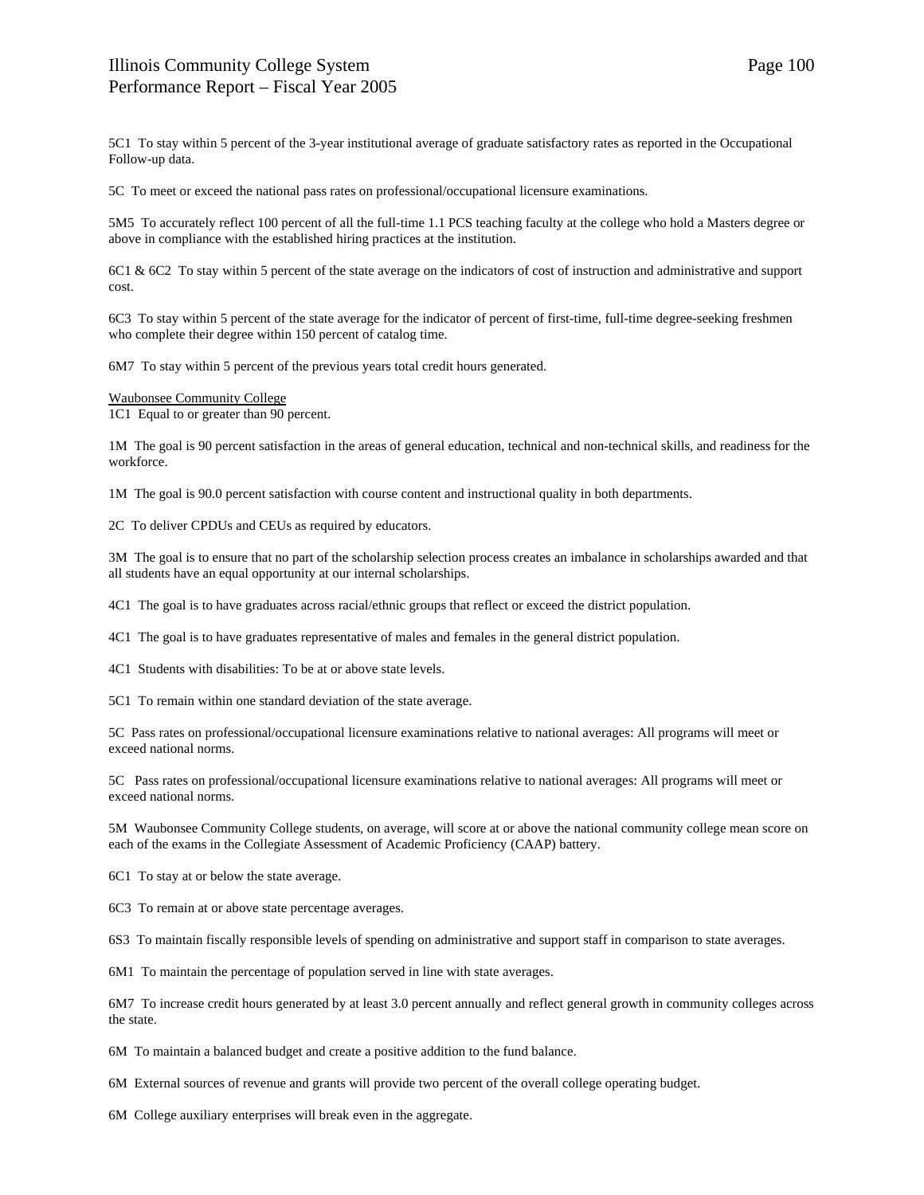5C1 To stay within 5 percent of the 3-year institutional average of graduate satisfactory rates as reported in the Occupational Follow-up data.

5C To meet or exceed the national pass rates on professional/occupational licensure examinations.

5M5 To accurately reflect 100 percent of all the full-time 1.1 PCS teaching faculty at the college who hold a Masters degree or above in compliance with the established hiring practices at the institution.

6C1 & 6C2 To stay within 5 percent of the state average on the indicators of cost of instruction and administrative and support cost.

6C3 To stay within 5 percent of the state average for the indicator of percent of first-time, full-time degree-seeking freshmen who complete their degree within 150 percent of catalog time.

6M7 To stay within 5 percent of the previous years total credit hours generated.

<u>Waubonsee Community College</u>
1C1 Equal to or greater than 90 percent.

1M The goal is 90 percent satisfaction in the areas of general education, technical and non-technical skills, and readiness for the workforce.

1M The goal is 90.0 percent satisfaction with course content and instructional quality in both departments.

2C To deliver CPDUs and CEUs as required by educators.

3M The goal is to ensure that no part of the scholarship selection process creates an imbalance in scholarships awarded and that all students have an equal opportunity at our internal scholarships.

4C1 The goal is to have graduates across racial/ethnic groups that reflect or exceed the district population.

4C1 The goal is to have graduates representative of males and females in the general district population.

4C1 Students with disabilities: To be at or above state levels.

5C1 To remain within one standard deviation of the state average.

5C Pass rates on professional/occupational licensure examinations relative to national averages: All programs will meet or exceed national norms.

5C Pass rates on professional/occupational licensure examinations relative to national averages: All programs will meet or exceed national norms.

5M Waubonsee Community College students, on average, will score at or above the national community college mean score on each of the exams in the Collegiate Assessment of Academic Proficiency (CAAP) battery.

6C1 To stay at or below the state average.

6C3 To remain at or above state percentage averages.

6S3 To maintain fiscally responsible levels of spending on administrative and support staff in comparison to state averages.

6M1 To maintain the percentage of population served in line with state averages.

6M7 To increase credit hours generated by at least 3.0 percent annually and reflect general growth in community colleges across the state.

6M To maintain a balanced budget and create a positive addition to the fund balance.

6M External sources of revenue and grants will provide two percent of the overall college operating budget.

6M College auxiliary enterprises will break even in the aggregate.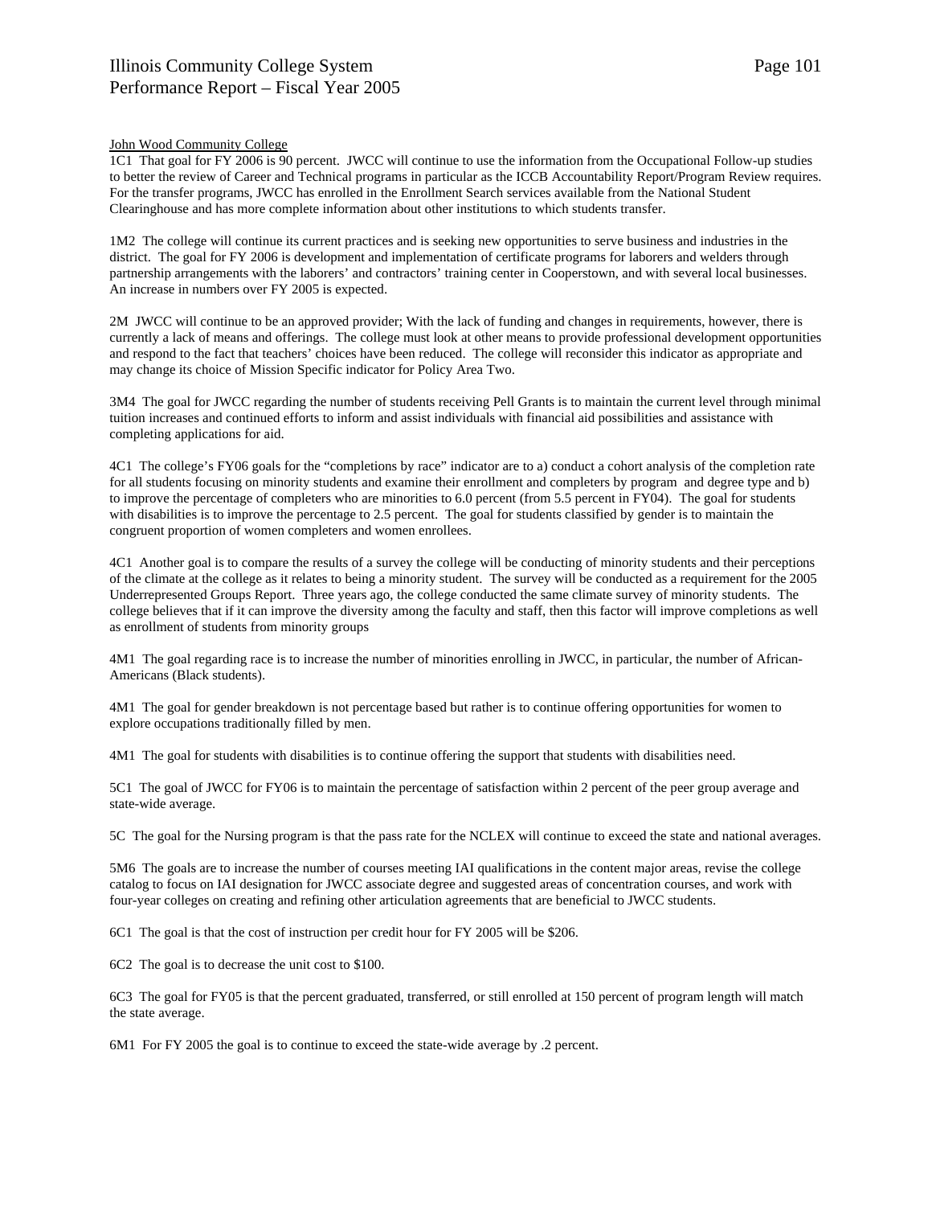John Wood Community College

1C1 That goal for FY 2006 is 90 percent. JWCC will continue to use the information from the Occupational Follow-up studies to better the review of Career and Technical programs in particular as the ICCB Accountability Report/Program Review requires. For the transfer programs, JWCC has enrolled in the Enrollment Search services available from the National Student Clearinghouse and has more complete information about other institutions to which students transfer.

1M2 The college will continue its current practices and is seeking new opportunities to serve business and industries in the district. The goal for FY 2006 is development and implementation of certificate programs for laborers and welders through partnership arrangements with the laborers' and contractors' training center in Cooperstown, and with several local businesses. An increase in numbers over FY 2005 is expected.

2M JWCC will continue to be an approved provider; With the lack of funding and changes in requirements, however, there is currently a lack of means and offerings. The college must look at other means to provide professional development opportunities and respond to the fact that teachers' choices have been reduced. The college will reconsider this indicator as appropriate and may change its choice of Mission Specific indicator for Policy Area Two.

3M4 The goal for JWCC regarding the number of students receiving Pell Grants is to maintain the current level through minimal tuition increases and continued efforts to inform and assist individuals with financial aid possibilities and assistance with completing applications for aid.

4C1 The college's FY06 goals for the "completions by race" indicator are to a) conduct a cohort analysis of the completion rate for all students focusing on minority students and examine their enrollment and completers by program and degree type and b) to improve the percentage of completers who are minorities to 6.0 percent (from 5.5 percent in FY04). The goal for students with disabilities is to improve the percentage to 2.5 percent. The goal for students classified by gender is to maintain the congruent proportion of women completers and women enrollees.

4C1 Another goal is to compare the results of a survey the college will be conducting of minority students and their perceptions of the climate at the college as it relates to being a minority student. The survey will be conducted as a requirement for the 2005 Underrepresented Groups Report. Three years ago, the college conducted the same climate survey of minority students. The college believes that if it can improve the diversity among the faculty and staff, then this factor will improve completions as well as enrollment of students from minority groups

4M1 The goal regarding race is to increase the number of minorities enrolling in JWCC, in particular, the number of African-Americans (Black students).

4M1 The goal for gender breakdown is not percentage based but rather is to continue offering opportunities for women to explore occupations traditionally filled by men.

4M1 The goal for students with disabilities is to continue offering the support that students with disabilities need.

5C1 The goal of JWCC for FY06 is to maintain the percentage of satisfaction within 2 percent of the peer group average and state-wide average.

5C The goal for the Nursing program is that the pass rate for the NCLEX will continue to exceed the state and national averages.

5M6 The goals are to increase the number of courses meeting IAI qualifications in the content major areas, revise the college catalog to focus on IAI designation for JWCC associate degree and suggested areas of concentration courses, and work with four-year colleges on creating and refining other articulation agreements that are beneficial to JWCC students.

6C1 The goal is that the cost of instruction per credit hour for FY 2005 will be $206.

6C2 The goal is to decrease the unit cost to $100.

6C3 The goal for FY05 is that the percent graduated, transferred, or still enrolled at 150 percent of program length will match the state average.

6M1 For FY 2005 the goal is to continue to exceed the state-wide average by .2 percent.